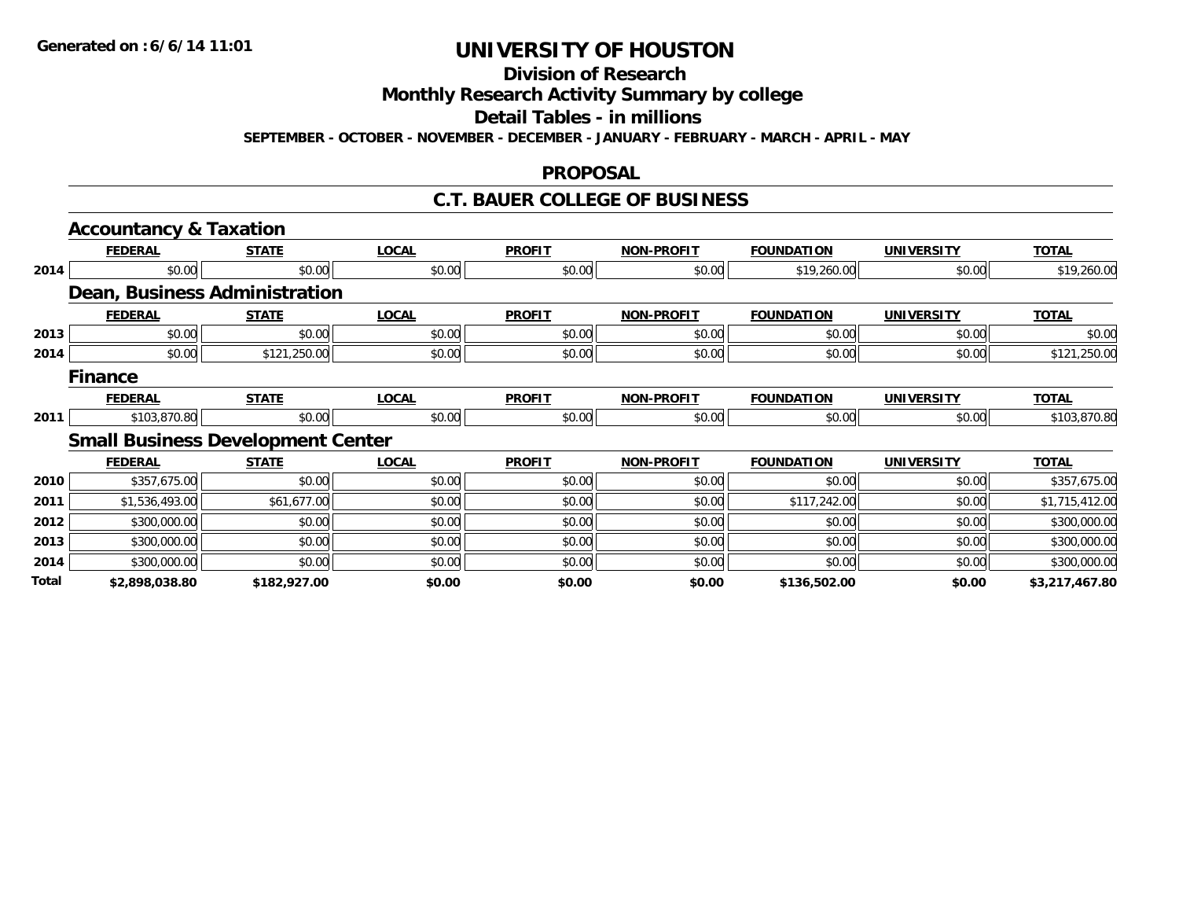# UNIVERSITY OF HOUSTON

## Division of Research

## Monthly Research Activity Summary by college

## Detail Tables - in millions

**SEPTEMBER - OCTOBER - NOVEMBER - DECEMBER - JANUARY - FEBRUARY - MARCH - APRIL - MAY**

Generated on : 6/6/14 11:01

## PROPOSAL

## C.T. BAUER COLLEGE OF BUSINESS

### Accountancy & Taxation

| | FEDERAL | STATE | LOCAL | PROFIT | NON-PROFIT | FOUNDATION | UNIVERSITY | TOTAL |
|---|---|---|---|---|---|---|---|---|
| 2014 | $0.00 | $0.00 | $0.00 | $0.00 | $0.00 | $19,260.00 | $0.00 | $19,260.00 |

### Dean, Business Administration

| | FEDERAL | STATE | LOCAL | PROFIT | NON-PROFIT | FOUNDATION | UNIVERSITY | TOTAL |
|---|---|---|---|---|---|---|---|---|
| 2013 | $0.00 | $0.00 | $0.00 | $0.00 | $0.00 | $0.00 | $0.00 | $0.00 |
| 2014 | $0.00 | $121,250.00 | $0.00 | $0.00 | $0.00 | $0.00 | $0.00 | $121,250.00 |

### Finance

| | FEDERAL | STATE | LOCAL | PROFIT | NON-PROFIT | FOUNDATION | UNIVERSITY | TOTAL |
|---|---|---|---|---|---|---|---|---|
| 2011 | $103,870.80 | $0.00 | $0.00 | $0.00 | $0.00 | $0.00 | $0.00 | $103,870.80 |

### Small Business Development Center

| | FEDERAL | STATE | LOCAL | PROFIT | NON-PROFIT | FOUNDATION | UNIVERSITY | TOTAL |
|---|---|---|---|---|---|---|---|---|
| 2010 | $357,675.00 | $0.00 | $0.00 | $0.00 | $0.00 | $0.00 | $0.00 | $357,675.00 |
| 2011 | $1,536,493.00 | $61,677.00 | $0.00 | $0.00 | $0.00 | $117,242.00 | $0.00 | $1,715,412.00 |
| 2012 | $300,000.00 | $0.00 | $0.00 | $0.00 | $0.00 | $0.00 | $0.00 | $300,000.00 |
| 2013 | $300,000.00 | $0.00 | $0.00 | $0.00 | $0.00 | $0.00 | $0.00 | $300,000.00 |
| 2014 | $300,000.00 | $0.00 | $0.00 | $0.00 | $0.00 | $0.00 | $0.00 | $300,000.00 |
| **Total** | **$2,898,038.80** | **$182,927.00** | **$0.00** | **$0.00** | **$0.00** | **$136,502.00** | **$0.00** | **$3,217,467.80** |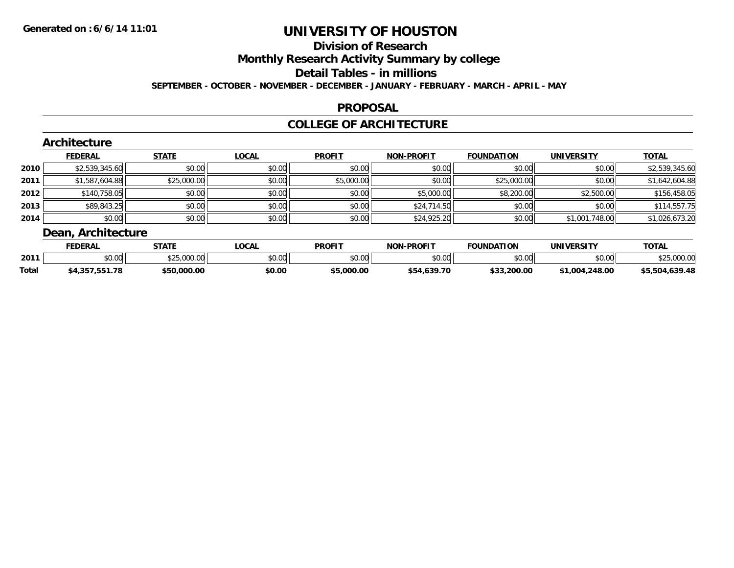Generated on :6/6/14 11:01

# UNIVERSITY OF HOUSTON

## Division of Research

## Monthly Research Activity Summary by college

## Detail Tables - in millions

**SEPTEMBER - OCTOBER - NOVEMBER - DECEMBER - JANUARY - FEBRUARY - MARCH - APRIL - MAY**

## PROPOSAL

## COLLEGE OF ARCHITECTURE

### Architecture

| | FEDERAL | STATE | LOCAL | PROFIT | NON-PROFIT | FOUNDATION | UNIVERSITY | TOTAL |
|---|---|---|---|---|---|---|---|---|
| 2010 | $2,539,345.60 | $0.00 | $0.00 | $0.00 | $0.00 | $0.00 | $0.00 | $2,539,345.60 |
| 2011 | $1,587,604.88 | $25,000.00 | $0.00 | $5,000.00 | $0.00 | $25,000.00 | $0.00 | $1,642,604.88 |
| 2012 | $140,758.05 | $0.00 | $0.00 | $0.00 | $5,000.00 | $8,200.00 | $2,500.00 | $156,458.05 |
| 2013 | $89,843.25 | $0.00 | $0.00 | $0.00 | $24,714.50 | $0.00 | $0.00 | $114,557.75 |
| 2014 | $0.00 | $0.00 | $0.00 | $0.00 | $24,925.20 | $0.00 | $1,001,748.00 | $1,026,673.20 |

### Dean, Architecture

| | FEDERAL | STATE | LOCAL | PROFIT | NON-PROFIT | FOUNDATION | UNIVERSITY | TOTAL |
|---|---|---|---|---|---|---|---|---|
| 2011 | $0.00 | $25,000.00 | $0.00 | $0.00 | $0.00 | $0.00 | $0.00 | $25,000.00 |
| **Total** | **$4,357,551.78** | **$50,000.00** | **$0.00** | **$5,000.00** | **$54,639.70** | **$33,200.00** | **$1,004,248.00** | **$5,504,639.48** |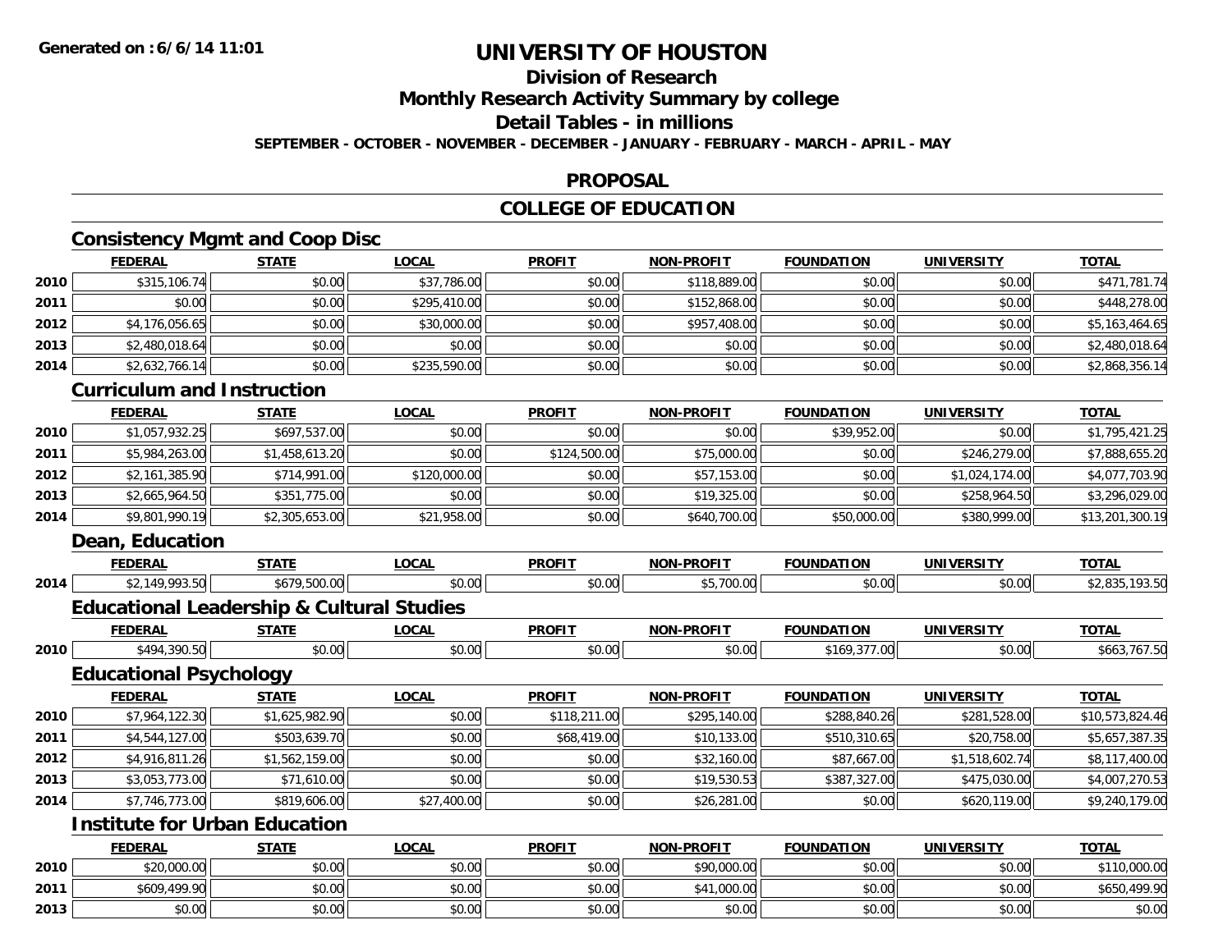**Generated on :6/6/14 11:01**

# UNIVERSITY OF HOUSTON

## Division of Research

## Monthly Research Activity Summary by college

## Detail Tables - in millions

**SEPTEMBER - OCTOBER - NOVEMBER - DECEMBER - JANUARY - FEBRUARY - MARCH - APRIL - MAY**

## PROPOSAL

## COLLEGE OF EDUCATION

### Consistency Mgmt and Coop Disc

| | FEDERAL | STATE | LOCAL | PROFIT | NON-PROFIT | FOUNDATION | UNIVERSITY | TOTAL |
|---|---|---|---|---|---|---|---|---|
| 2010 | $315,106.74 | $0.00 | $37,786.00 | $0.00 | $118,889.00 | $0.00 | $0.00 | $471,781.74 |
| 2011 | $0.00 | $0.00 | $295,410.00 | $0.00 | $152,868.00 | $0.00 | $0.00 | $448,278.00 |
| 2012 | $4,176,056.65 | $0.00 | $30,000.00 | $0.00 | $957,408.00 | $0.00 | $0.00 | $5,163,464.65 |
| 2013 | $2,480,018.64 | $0.00 | $0.00 | $0.00 | $0.00 | $0.00 | $0.00 | $2,480,018.64 |
| 2014 | $2,632,766.14 | $0.00 | $235,590.00 | $0.00 | $0.00 | $0.00 | $0.00 | $2,868,356.14 |

### Curriculum and Instruction

| | FEDERAL | STATE | LOCAL | PROFIT | NON-PROFIT | FOUNDATION | UNIVERSITY | TOTAL |
|---|---|---|---|---|---|---|---|---|
| 2010 | $1,057,932.25 | $697,537.00 | $0.00 | $0.00 | $0.00 | $39,952.00 | $0.00 | $1,795,421.25 |
| 2011 | $5,984,263.00 | $1,458,613.20 | $0.00 | $124,500.00 | $75,000.00 | $0.00 | $246,279.00 | $7,888,655.20 |
| 2012 | $2,161,385.90 | $714,991.00 | $120,000.00 | $0.00 | $57,153.00 | $0.00 | $1,024,174.00 | $4,077,703.90 |
| 2013 | $2,665,964.50 | $351,775.00 | $0.00 | $0.00 | $19,325.00 | $0.00 | $258,964.50 | $3,296,029.00 |
| 2014 | $9,801,990.19 | $2,305,653.00 | $21,958.00 | $0.00 | $640,700.00 | $50,000.00 | $380,999.00 | $13,201,300.19 |

### Dean, Education

| | FEDERAL | STATE | LOCAL | PROFIT | NON-PROFIT | FOUNDATION | UNIVERSITY | TOTAL |
|---|---|---|---|---|---|---|---|---|
| 2014 | $2,149,993.50 | $679,500.00 | $0.00 | $0.00 | $5,700.00 | $0.00 | $0.00 | $2,835,193.50 |

### Educational Leadership & Cultural Studies

| | FEDERAL | STATE | LOCAL | PROFIT | NON-PROFIT | FOUNDATION | UNIVERSITY | TOTAL |
|---|---|---|---|---|---|---|---|---|
| 2010 | $494,390.50 | $0.00 | $0.00 | $0.00 | $0.00 | $169,377.00 | $0.00 | $663,767.50 |

### Educational Psychology

| | FEDERAL | STATE | LOCAL | PROFIT | NON-PROFIT | FOUNDATION | UNIVERSITY | TOTAL |
|---|---|---|---|---|---|---|---|---|
| 2010 | $7,964,122.30 | $1,625,982.90 | $0.00 | $118,211.00 | $295,140.00 | $288,840.26 | $281,528.00 | $10,573,824.46 |
| 2011 | $4,544,127.00 | $503,639.70 | $0.00 | $68,419.00 | $10,133.00 | $510,310.65 | $20,758.00 | $5,657,387.35 |
| 2012 | $4,916,811.26 | $1,562,159.00 | $0.00 | $0.00 | $32,160.00 | $87,667.00 | $1,518,602.74 | $8,117,400.00 |
| 2013 | $3,053,773.00 | $71,610.00 | $0.00 | $0.00 | $19,530.53 | $387,327.00 | $475,030.00 | $4,007,270.53 |
| 2014 | $7,746,773.00 | $819,606.00 | $27,400.00 | $0.00 | $26,281.00 | $0.00 | $620,119.00 | $9,240,179.00 |

### Institute for Urban Education

| | FEDERAL | STATE | LOCAL | PROFIT | NON-PROFIT | FOUNDATION | UNIVERSITY | TOTAL |
|---|---|---|---|---|---|---|---|---|
| 2010 | $20,000.00 | $0.00 | $0.00 | $0.00 | $90,000.00 | $0.00 | $0.00 | $110,000.00 |
| 2011 | $609,499.90 | $0.00 | $0.00 | $0.00 | $41,000.00 | $0.00 | $0.00 | $650,499.90 |
| 2013 | $0.00 | $0.00 | $0.00 | $0.00 | $0.00 | $0.00 | $0.00 | $0.00 |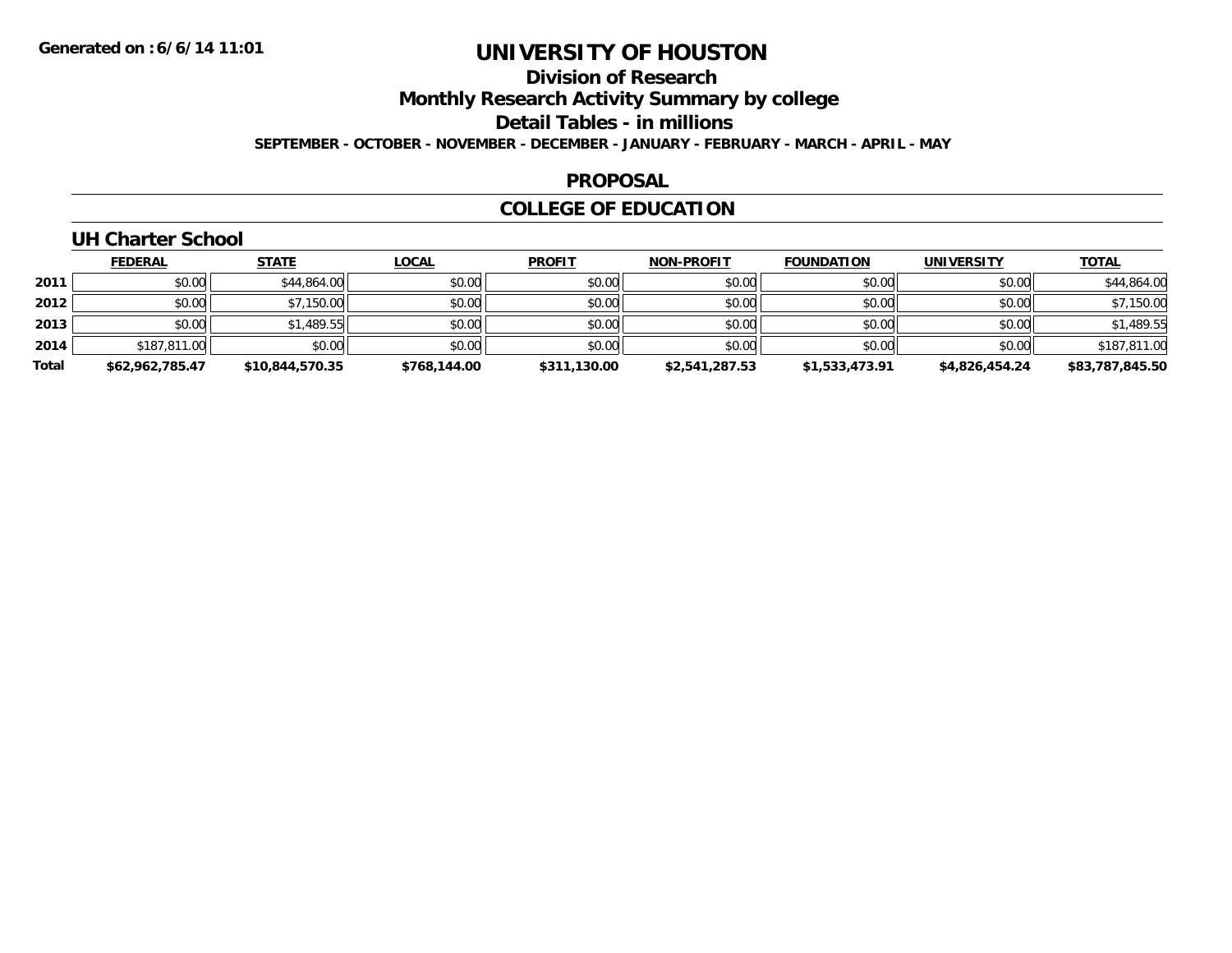# UNIVERSITY OF HOUSTON

## Division of Research

## Monthly Research Activity Summary by college

## Detail Tables - in millions

**SEPTEMBER - OCTOBER - NOVEMBER - DECEMBER - JANUARY - FEBRUARY - MARCH - APRIL - MAY**

## PROPOSAL

## COLLEGE OF EDUCATION

### UH Charter School

| | FEDERAL | STATE | LOCAL | PROFIT | NON-PROFIT | FOUNDATION | UNIVERSITY | TOTAL |
|---|---|---|---|---|---|---|---|---|
| 2011 | $0.00 | $44,864.00 | $0.00 | $0.00 | $0.00 | $0.00 | $0.00 | $44,864.00 |
| 2012 | $0.00 | $7,150.00 | $0.00 | $0.00 | $0.00 | $0.00 | $0.00 | $7,150.00 |
| 2013 | $0.00 | $1,489.55 | $0.00 | $0.00 | $0.00 | $0.00 | $0.00 | $1,489.55 |
| 2014 | $187,811.00 | $0.00 | $0.00 | $0.00 | $0.00 | $0.00 | $0.00 | $187,811.00 |
| **Total** | **$62,962,785.47** | **$10,844,570.35** | **$768,144.00** | **$311,130.00** | **$2,541,287.53** | **$1,533,473.91** | **$4,826,454.24** | **$83,787,845.50** |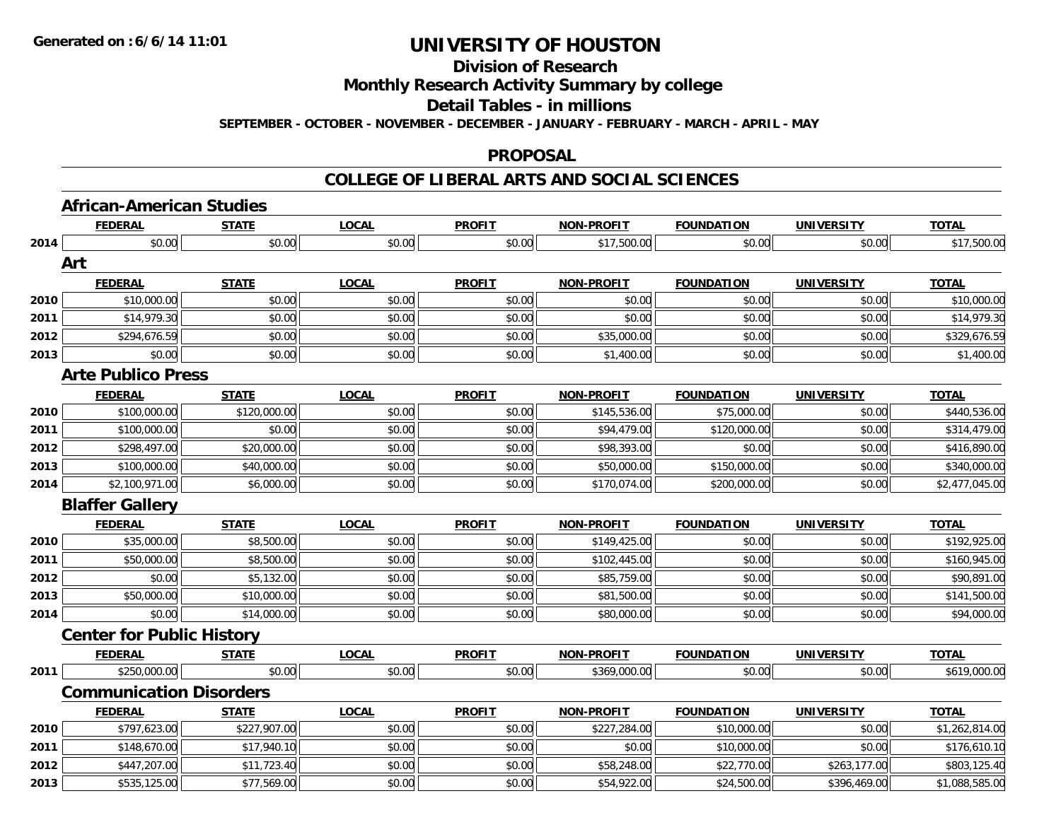**Generated on :6/6/14 11:01**

# UNIVERSITY OF HOUSTON

## Division of Research

## Monthly Research Activity Summary by college

## Detail Tables - in millions

**SEPTEMBER - OCTOBER - NOVEMBER - DECEMBER - JANUARY - FEBRUARY - MARCH - APRIL - MAY**

## PROPOSAL

## COLLEGE OF LIBERAL ARTS AND SOCIAL SCIENCES

### African-American Studies

| | FEDERAL | STATE | LOCAL | PROFIT | NON-PROFIT | FOUNDATION | UNIVERSITY | TOTAL |
|---|---|---|---|---|---|---|---|---|
| 2014 | $0.00 | $0.00 | $0.00 | $0.00 | $17,500.00 | $0.00 | $0.00 | $17,500.00 |

### Art

| | FEDERAL | STATE | LOCAL | PROFIT | NON-PROFIT | FOUNDATION | UNIVERSITY | TOTAL |
|---|---|---|---|---|---|---|---|---|
| 2010 | $10,000.00 | $0.00 | $0.00 | $0.00 | $0.00 | $0.00 | $0.00 | $10,000.00 |
| 2011 | $14,979.30 | $0.00 | $0.00 | $0.00 | $0.00 | $0.00 | $0.00 | $14,979.30 |
| 2012 | $294,676.59 | $0.00 | $0.00 | $0.00 | $35,000.00 | $0.00 | $0.00 | $329,676.59 |
| 2013 | $0.00 | $0.00 | $0.00 | $0.00 | $1,400.00 | $0.00 | $0.00 | $1,400.00 |

### Arte Publico Press

| | FEDERAL | STATE | LOCAL | PROFIT | NON-PROFIT | FOUNDATION | UNIVERSITY | TOTAL |
|---|---|---|---|---|---|---|---|---|
| 2010 | $100,000.00 | $120,000.00 | $0.00 | $0.00 | $145,536.00 | $75,000.00 | $0.00 | $440,536.00 |
| 2011 | $100,000.00 | $0.00 | $0.00 | $0.00 | $94,479.00 | $120,000.00 | $0.00 | $314,479.00 |
| 2012 | $298,497.00 | $20,000.00 | $0.00 | $0.00 | $98,393.00 | $0.00 | $0.00 | $416,890.00 |
| 2013 | $100,000.00 | $40,000.00 | $0.00 | $0.00 | $50,000.00 | $150,000.00 | $0.00 | $340,000.00 |
| 2014 | $2,100,971.00 | $6,000.00 | $0.00 | $0.00 | $170,074.00 | $200,000.00 | $0.00 | $2,477,045.00 |

### Blaffer Gallery

| | FEDERAL | STATE | LOCAL | PROFIT | NON-PROFIT | FOUNDATION | UNIVERSITY | TOTAL |
|---|---|---|---|---|---|---|---|---|
| 2010 | $35,000.00 | $8,500.00 | $0.00 | $0.00 | $149,425.00 | $0.00 | $0.00 | $192,925.00 |
| 2011 | $50,000.00 | $8,500.00 | $0.00 | $0.00 | $102,445.00 | $0.00 | $0.00 | $160,945.00 |
| 2012 | $0.00 | $5,132.00 | $0.00 | $0.00 | $85,759.00 | $0.00 | $0.00 | $90,891.00 |
| 2013 | $50,000.00 | $10,000.00 | $0.00 | $0.00 | $81,500.00 | $0.00 | $0.00 | $141,500.00 |
| 2014 | $0.00 | $14,000.00 | $0.00 | $0.00 | $80,000.00 | $0.00 | $0.00 | $94,000.00 |

### Center for Public History

| | FEDERAL | STATE | LOCAL | PROFIT | NON-PROFIT | FOUNDATION | UNIVERSITY | TOTAL |
|---|---|---|---|---|---|---|---|---|
| 2011 | $250,000.00 | $0.00 | $0.00 | $0.00 | $369,000.00 | $0.00 | $0.00 | $619,000.00 |

### Communication Disorders

| | FEDERAL | STATE | LOCAL | PROFIT | NON-PROFIT | FOUNDATION | UNIVERSITY | TOTAL |
|---|---|---|---|---|---|---|---|---|
| 2010 | $797,623.00 | $227,907.00 | $0.00 | $0.00 | $227,284.00 | $10,000.00 | $0.00 | $1,262,814.00 |
| 2011 | $148,670.00 | $17,940.10 | $0.00 | $0.00 | $0.00 | $10,000.00 | $0.00 | $176,610.10 |
| 2012 | $447,207.00 | $11,723.40 | $0.00 | $0.00 | $58,248.00 | $22,770.00 | $263,177.00 | $803,125.40 |
| 2013 | $535,125.00 | $77,569.00 | $0.00 | $0.00 | $54,922.00 | $24,500.00 | $396,469.00 | $1,088,585.00 |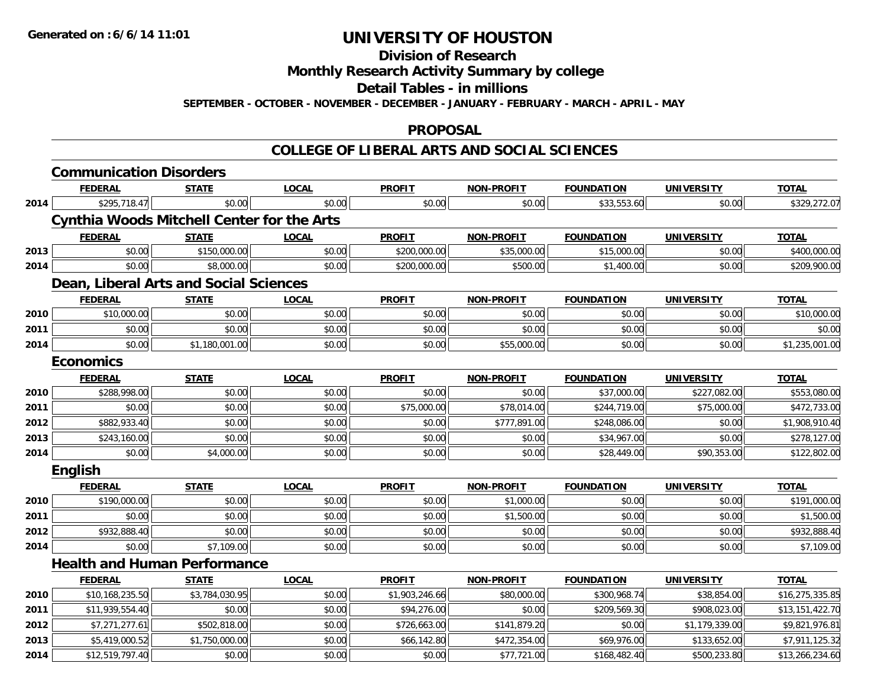Generated on :6/6/14 11:01

# UNIVERSITY OF HOUSTON

## Division of Research

## Monthly Research Activity Summary by college

## Detail Tables - in millions

SEPTEMBER - OCTOBER - NOVEMBER - DECEMBER - JANUARY - FEBRUARY - MARCH - APRIL - MAY

## PROPOSAL

## COLLEGE OF LIBERAL ARTS AND SOCIAL SCIENCES

### Communication Disorders

| | FEDERAL | STATE | LOCAL | PROFIT | NON-PROFIT | FOUNDATION | UNIVERSITY | TOTAL |
|---|---|---|---|---|---|---|---|---|
| 2014 | $295,718.47 | $0.00 | $0.00 | $0.00 | $0.00 | $33,553.60 | $0.00 | $329,272.07 |

### Cynthia Woods Mitchell Center for the Arts

| | FEDERAL | STATE | LOCAL | PROFIT | NON-PROFIT | FOUNDATION | UNIVERSITY | TOTAL |
|---|---|---|---|---|---|---|---|---|
| 2013 | $0.00 | $150,000.00 | $0.00 | $200,000.00 | $35,000.00 | $15,000.00 | $0.00 | $400,000.00 |
| 2014 | $0.00 | $8,000.00 | $0.00 | $200,000.00 | $500.00 | $1,400.00 | $0.00 | $209,900.00 |

### Dean, Liberal Arts and Social Sciences

| | FEDERAL | STATE | LOCAL | PROFIT | NON-PROFIT | FOUNDATION | UNIVERSITY | TOTAL |
|---|---|---|---|---|---|---|---|---|
| 2010 | $10,000.00 | $0.00 | $0.00 | $0.00 | $0.00 | $0.00 | $0.00 | $10,000.00 |
| 2011 | $0.00 | $0.00 | $0.00 | $0.00 | $0.00 | $0.00 | $0.00 | $0.00 |
| 2014 | $0.00 | $1,180,001.00 | $0.00 | $0.00 | $55,000.00 | $0.00 | $0.00 | $1,235,001.00 |

### Economics

| | FEDERAL | STATE | LOCAL | PROFIT | NON-PROFIT | FOUNDATION | UNIVERSITY | TOTAL |
|---|---|---|---|---|---|---|---|---|
| 2010 | $288,998.00 | $0.00 | $0.00 | $0.00 | $0.00 | $37,000.00 | $227,082.00 | $553,080.00 |
| 2011 | $0.00 | $0.00 | $0.00 | $75,000.00 | $78,014.00 | $244,719.00 | $75,000.00 | $472,733.00 |
| 2012 | $882,933.40 | $0.00 | $0.00 | $0.00 | $777,891.00 | $248,086.00 | $0.00 | $1,908,910.40 |
| 2013 | $243,160.00 | $0.00 | $0.00 | $0.00 | $0.00 | $34,967.00 | $0.00 | $278,127.00 |
| 2014 | $0.00 | $4,000.00 | $0.00 | $0.00 | $0.00 | $28,449.00 | $90,353.00 | $122,802.00 |

### English

| | FEDERAL | STATE | LOCAL | PROFIT | NON-PROFIT | FOUNDATION | UNIVERSITY | TOTAL |
|---|---|---|---|---|---|---|---|---|
| 2010 | $190,000.00 | $0.00 | $0.00 | $0.00 | $1,000.00 | $0.00 | $0.00 | $191,000.00 |
| 2011 | $0.00 | $0.00 | $0.00 | $0.00 | $1,500.00 | $0.00 | $0.00 | $1,500.00 |
| 2012 | $932,888.40 | $0.00 | $0.00 | $0.00 | $0.00 | $0.00 | $0.00 | $932,888.40 |
| 2014 | $0.00 | $7,109.00 | $0.00 | $0.00 | $0.00 | $0.00 | $0.00 | $7,109.00 |

### Health and Human Performance

| | FEDERAL | STATE | LOCAL | PROFIT | NON-PROFIT | FOUNDATION | UNIVERSITY | TOTAL |
|---|---|---|---|---|---|---|---|---|
| 2010 | $10,168,235.50 | $3,784,030.95 | $0.00 | $1,903,246.66 | $80,000.00 | $300,968.74 | $38,854.00 | $16,275,335.85 |
| 2011 | $11,939,554.40 | $0.00 | $0.00 | $94,276.00 | $0.00 | $209,569.30 | $908,023.00 | $13,151,422.70 |
| 2012 | $7,271,277.61 | $502,818.00 | $0.00 | $726,663.00 | $141,879.20 | $0.00 | $1,179,339.00 | $9,821,976.81 |
| 2013 | $5,419,000.52 | $1,750,000.00 | $0.00 | $66,142.80 | $472,354.00 | $69,976.00 | $133,652.00 | $7,911,125.32 |
| 2014 | $12,519,797.40 | $0.00 | $0.00 | $0.00 | $77,721.00 | $168,482.40 | $500,233.80 | $13,266,234.60 |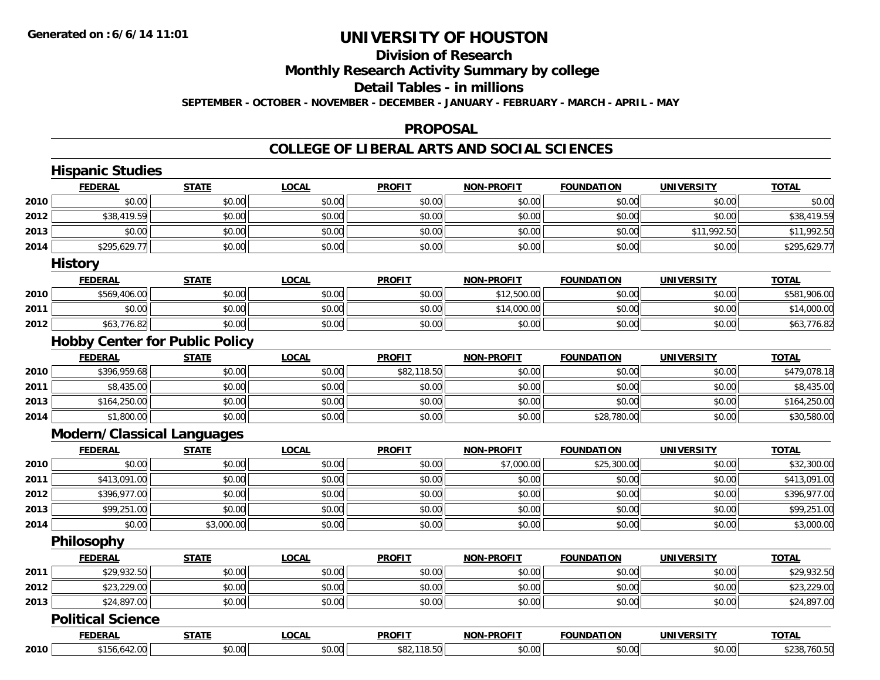# UNIVERSITY OF HOUSTON

## Division of Research

## Monthly Research Activity Summary by college

## Detail Tables - in millions

**SEPTEMBER - OCTOBER - NOVEMBER - DECEMBER - JANUARY - FEBRUARY - MARCH - APRIL - MAY**

## PROPOSAL

## COLLEGE OF LIBERAL ARTS AND SOCIAL SCIENCES

### Hispanic Studies

| | FEDERAL | STATE | LOCAL | PROFIT | NON-PROFIT | FOUNDATION | UNIVERSITY | TOTAL |
|---|---|---|---|---|---|---|---|---|
| 2010 | $0.00 | $0.00 | $0.00 | $0.00 | $0.00 | $0.00 | $0.00 | $0.00 |
| 2012 | $38,419.59 | $0.00 | $0.00 | $0.00 | $0.00 | $0.00 | $0.00 | $38,419.59 |
| 2013 | $0.00 | $0.00 | $0.00 | $0.00 | $0.00 | $0.00 | $11,992.50 | $11,992.50 |
| 2014 | $295,629.77 | $0.00 | $0.00 | $0.00 | $0.00 | $0.00 | $0.00 | $295,629.77 |

### History

| | FEDERAL | STATE | LOCAL | PROFIT | NON-PROFIT | FOUNDATION | UNIVERSITY | TOTAL |
|---|---|---|---|---|---|---|---|---|
| 2010 | $569,406.00 | $0.00 | $0.00 | $0.00 | $12,500.00 | $0.00 | $0.00 | $581,906.00 |
| 2011 | $0.00 | $0.00 | $0.00 | $0.00 | $14,000.00 | $0.00 | $0.00 | $14,000.00 |
| 2012 | $63,776.82 | $0.00 | $0.00 | $0.00 | $0.00 | $0.00 | $0.00 | $63,776.82 |

### Hobby Center for Public Policy

| | FEDERAL | STATE | LOCAL | PROFIT | NON-PROFIT | FOUNDATION | UNIVERSITY | TOTAL |
|---|---|---|---|---|---|---|---|---|
| 2010 | $396,959.68 | $0.00 | $0.00 | $82,118.50 | $0.00 | $0.00 | $0.00 | $479,078.18 |
| 2011 | $8,435.00 | $0.00 | $0.00 | $0.00 | $0.00 | $0.00 | $0.00 | $8,435.00 |
| 2013 | $164,250.00 | $0.00 | $0.00 | $0.00 | $0.00 | $0.00 | $0.00 | $164,250.00 |
| 2014 | $1,800.00 | $0.00 | $0.00 | $0.00 | $0.00 | $28,780.00 | $0.00 | $30,580.00 |

### Modern/Classical Languages

| | FEDERAL | STATE | LOCAL | PROFIT | NON-PROFIT | FOUNDATION | UNIVERSITY | TOTAL |
|---|---|---|---|---|---|---|---|---|
| 2010 | $0.00 | $0.00 | $0.00 | $0.00 | $7,000.00 | $25,300.00 | $0.00 | $32,300.00 |
| 2011 | $413,091.00 | $0.00 | $0.00 | $0.00 | $0.00 | $0.00 | $0.00 | $413,091.00 |
| 2012 | $396,977.00 | $0.00 | $0.00 | $0.00 | $0.00 | $0.00 | $0.00 | $396,977.00 |
| 2013 | $99,251.00 | $0.00 | $0.00 | $0.00 | $0.00 | $0.00 | $0.00 | $99,251.00 |
| 2014 | $0.00 | $3,000.00 | $0.00 | $0.00 | $0.00 | $0.00 | $0.00 | $3,000.00 |

### Philosophy

| | FEDERAL | STATE | LOCAL | PROFIT | NON-PROFIT | FOUNDATION | UNIVERSITY | TOTAL |
|---|---|---|---|---|---|---|---|---|
| 2011 | $29,932.50 | $0.00 | $0.00 | $0.00 | $0.00 | $0.00 | $0.00 | $29,932.50 |
| 2012 | $23,229.00 | $0.00 | $0.00 | $0.00 | $0.00 | $0.00 | $0.00 | $23,229.00 |
| 2013 | $24,897.00 | $0.00 | $0.00 | $0.00 | $0.00 | $0.00 | $0.00 | $24,897.00 |

### Political Science

| | FEDERAL | STATE | LOCAL | PROFIT | NON-PROFIT | FOUNDATION | UNIVERSITY | TOTAL |
|---|---|---|---|---|---|---|---|---|
| 2010 | $156,642.00 | $0.00 | $0.00 | $82,118.50 | $0.00 | $0.00 | $0.00 | $238,760.50 |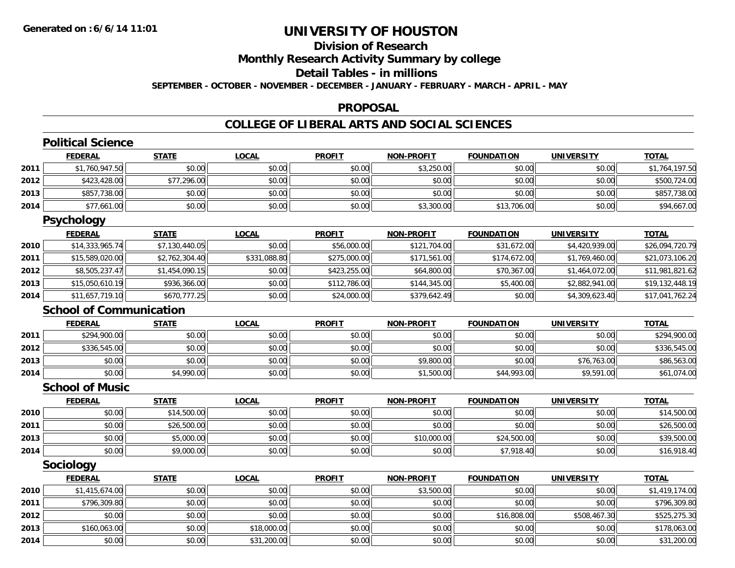# UNIVERSITY OF HOUSTON

## Division of Research

## Monthly Research Activity Summary by college

## Detail Tables - in millions

**SEPTEMBER - OCTOBER - NOVEMBER - DECEMBER - JANUARY - FEBRUARY - MARCH - APRIL - MAY**

## PROPOSAL

## COLLEGE OF LIBERAL ARTS AND SOCIAL SCIENCES

### Political Science

| | FEDERAL | STATE | LOCAL | PROFIT | NON-PROFIT | FOUNDATION | UNIVERSITY | TOTAL |
|---|---|---|---|---|---|---|---|---|
| 2011 | $1,760,947.50 | $0.00 | $0.00 | $0.00 | $3,250.00 | $0.00 | $0.00 | $1,764,197.50 |
| 2012 | $423,428.00 | $77,296.00 | $0.00 | $0.00 | $0.00 | $0.00 | $0.00 | $500,724.00 |
| 2013 | $857,738.00 | $0.00 | $0.00 | $0.00 | $0.00 | $0.00 | $0.00 | $857,738.00 |
| 2014 | $77,661.00 | $0.00 | $0.00 | $0.00 | $3,300.00 | $13,706.00 | $0.00 | $94,667.00 |

### Psychology

| | FEDERAL | STATE | LOCAL | PROFIT | NON-PROFIT | FOUNDATION | UNIVERSITY | TOTAL |
|---|---|---|---|---|---|---|---|---|
| 2010 | $14,333,965.74 | $7,130,440.05 | $0.00 | $56,000.00 | $121,704.00 | $31,672.00 | $4,420,939.00 | $26,094,720.79 |
| 2011 | $15,589,020.00 | $2,762,304.40 | $331,088.80 | $275,000.00 | $171,561.00 | $174,672.00 | $1,769,460.00 | $21,073,106.20 |
| 2012 | $8,505,237.47 | $1,454,090.15 | $0.00 | $423,255.00 | $64,800.00 | $70,367.00 | $1,464,072.00 | $11,981,821.62 |
| 2013 | $15,050,610.19 | $936,366.00 | $0.00 | $112,786.00 | $144,345.00 | $5,400.00 | $2,882,941.00 | $19,132,448.19 |
| 2014 | $11,657,719.10 | $670,777.25 | $0.00 | $24,000.00 | $379,642.49 | $0.00 | $4,309,623.40 | $17,041,762.24 |

### School of Communication

| | FEDERAL | STATE | LOCAL | PROFIT | NON-PROFIT | FOUNDATION | UNIVERSITY | TOTAL |
|---|---|---|---|---|---|---|---|---|
| 2011 | $294,900.00 | $0.00 | $0.00 | $0.00 | $0.00 | $0.00 | $0.00 | $294,900.00 |
| 2012 | $336,545.00 | $0.00 | $0.00 | $0.00 | $0.00 | $0.00 | $0.00 | $336,545.00 |
| 2013 | $0.00 | $0.00 | $0.00 | $0.00 | $9,800.00 | $0.00 | $76,763.00 | $86,563.00 |
| 2014 | $0.00 | $4,990.00 | $0.00 | $0.00 | $1,500.00 | $44,993.00 | $9,591.00 | $61,074.00 |

### School of Music

| | FEDERAL | STATE | LOCAL | PROFIT | NON-PROFIT | FOUNDATION | UNIVERSITY | TOTAL |
|---|---|---|---|---|---|---|---|---|
| 2010 | $0.00 | $14,500.00 | $0.00 | $0.00 | $0.00 | $0.00 | $0.00 | $14,500.00 |
| 2011 | $0.00 | $26,500.00 | $0.00 | $0.00 | $0.00 | $0.00 | $0.00 | $26,500.00 |
| 2013 | $0.00 | $5,000.00 | $0.00 | $0.00 | $10,000.00 | $24,500.00 | $0.00 | $39,500.00 |
| 2014 | $0.00 | $9,000.00 | $0.00 | $0.00 | $0.00 | $7,918.40 | $0.00 | $16,918.40 |

### Sociology

| | FEDERAL | STATE | LOCAL | PROFIT | NON-PROFIT | FOUNDATION | UNIVERSITY | TOTAL |
|---|---|---|---|---|---|---|---|---|
| 2010 | $1,415,674.00 | $0.00 | $0.00 | $0.00 | $3,500.00 | $0.00 | $0.00 | $1,419,174.00 |
| 2011 | $796,309.80 | $0.00 | $0.00 | $0.00 | $0.00 | $0.00 | $0.00 | $796,309.80 |
| 2012 | $0.00 | $0.00 | $0.00 | $0.00 | $0.00 | $16,808.00 | $508,467.30 | $525,275.30 |
| 2013 | $160,063.00 | $0.00 | $18,000.00 | $0.00 | $0.00 | $0.00 | $0.00 | $178,063.00 |
| 2014 | $0.00 | $0.00 | $31,200.00 | $0.00 | $0.00 | $0.00 | $0.00 | $31,200.00 |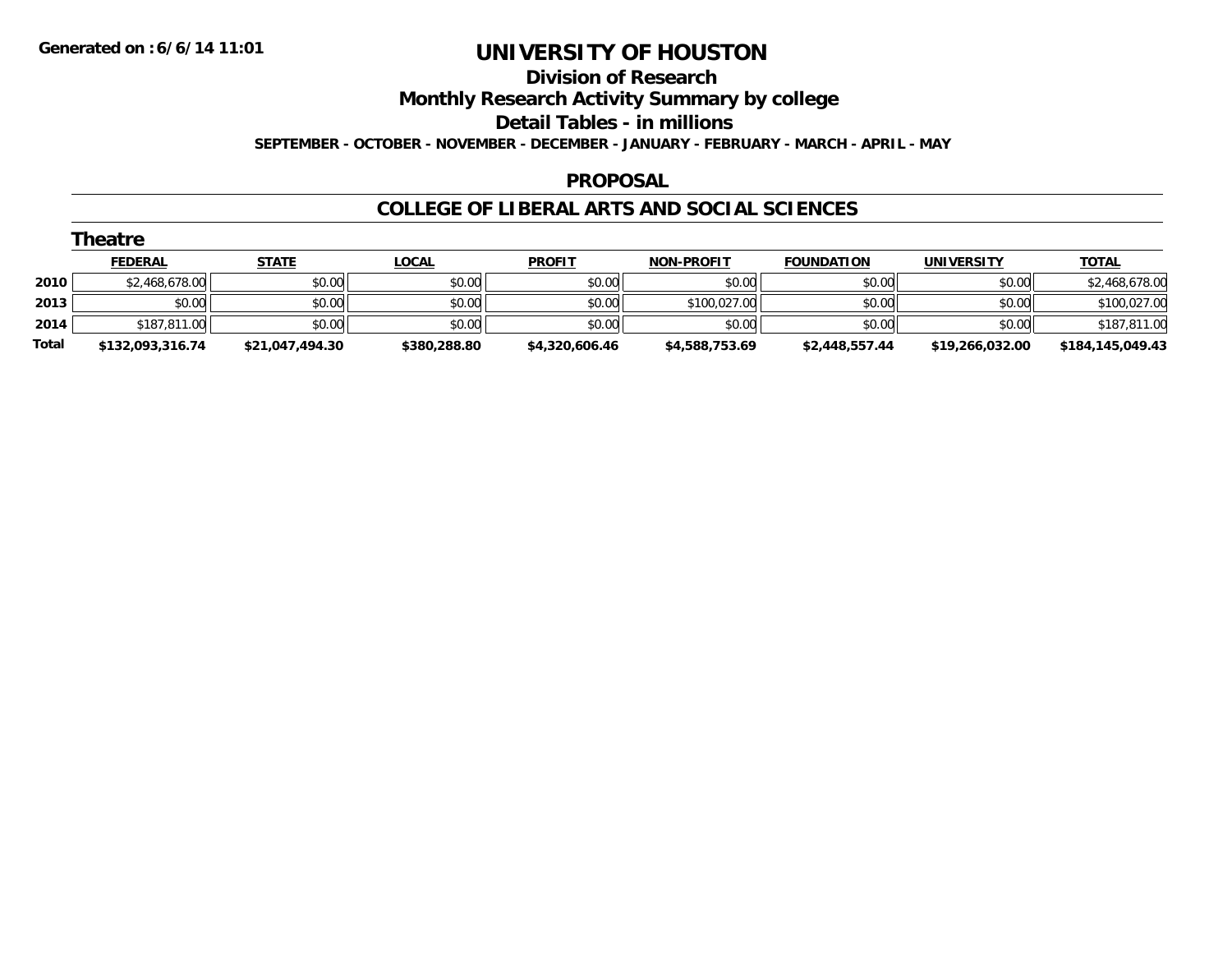# UNIVERSITY OF HOUSTON

## Division of Research

## Monthly Research Activity Summary by college

## Detail Tables - in millions

**SEPTEMBER - OCTOBER - NOVEMBER - DECEMBER - JANUARY - FEBRUARY - MARCH - APRIL - MAY**

Generated on :6/6/14 11:01

### PROPOSAL

### COLLEGE OF LIBERAL ARTS AND SOCIAL SCIENCES

#### Theatre

| | FEDERAL | STATE | LOCAL | PROFIT | NON-PROFIT | FOUNDATION | UNIVERSITY | TOTAL |
|---|---|---|---|---|---|---|---|---|
| 2010 | $2,468,678.00 | $0.00 | $0.00 | $0.00 | $0.00 | $0.00 | $0.00 | $2,468,678.00 |
| 2013 | $0.00 | $0.00 | $0.00 | $0.00 | $100,027.00 | $0.00 | $0.00 | $100,027.00 |
| 2014 | $187,811.00 | $0.00 | $0.00 | $0.00 | $0.00 | $0.00 | $0.00 | $187,811.00 |
| **Total** | **$132,093,316.74** | **$21,047,494.30** | **$380,288.80** | **$4,320,606.46** | **$4,588,753.69** | **$2,448,557.44** | **$19,266,032.00** | **$184,145,049.43** |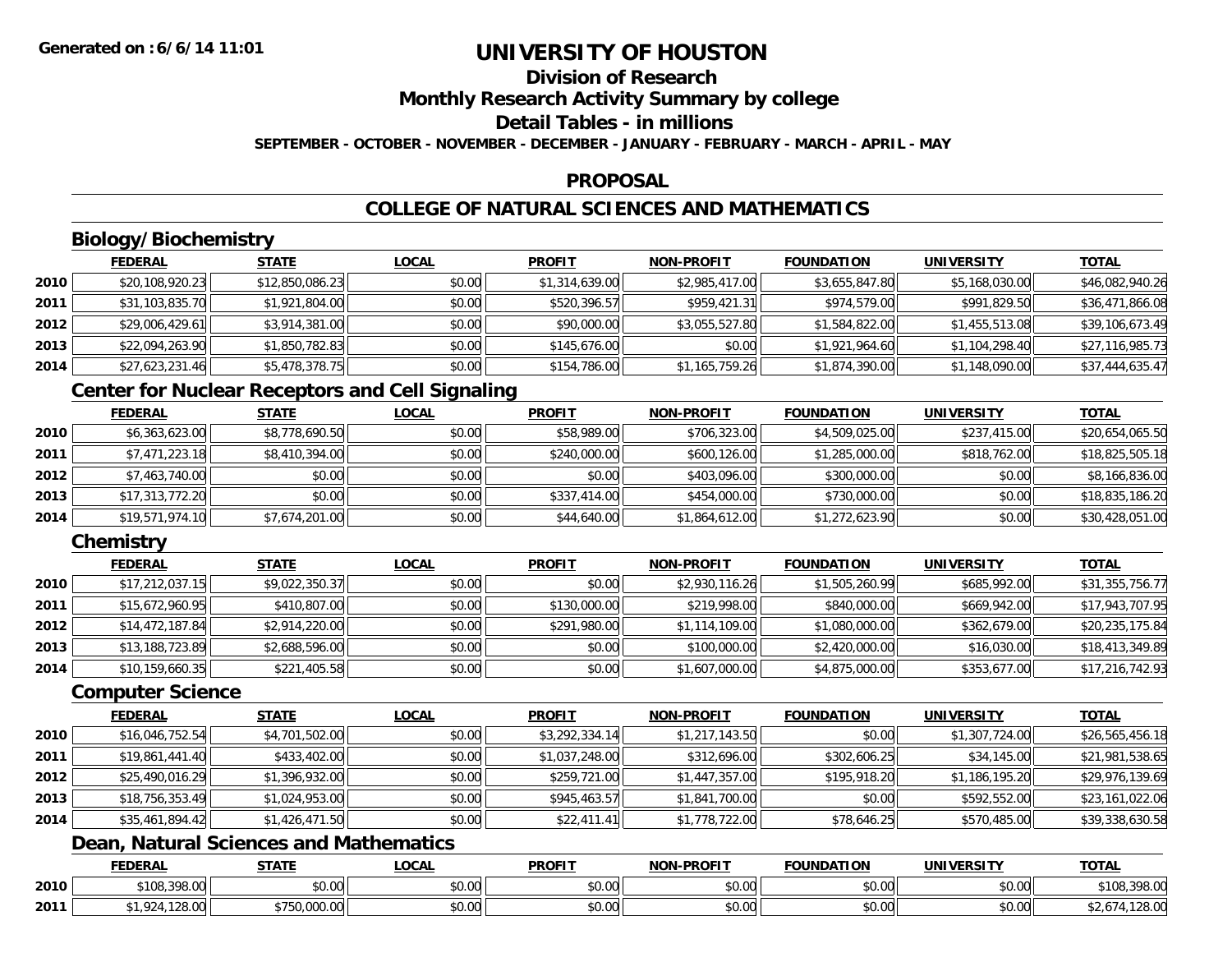**Generated on :6/6/14 11:01**

# UNIVERSITY OF HOUSTON

## Division of Research

## Monthly Research Activity Summary by college

## Detail Tables - in millions

**SEPTEMBER - OCTOBER - NOVEMBER - DECEMBER - JANUARY - FEBRUARY - MARCH - APRIL - MAY**

## PROPOSAL

## COLLEGE OF NATURAL SCIENCES AND MATHEMATICS

### Biology/Biochemistry

| | FEDERAL | STATE | LOCAL | PROFIT | NON-PROFIT | FOUNDATION | UNIVERSITY | TOTAL |
|---|---|---|---|---|---|---|---|---|
| 2010 | $20,108,920.23 | $12,850,086.23 | $0.00 | $1,314,639.00 | $2,985,417.00 | $3,655,847.80 | $5,168,030.00 | $46,082,940.26 |
| 2011 | $31,103,835.70 | $1,921,804.00 | $0.00 | $520,396.57 | $959,421.31 | $974,579.00 | $991,829.50 | $36,471,866.08 |
| 2012 | $29,006,429.61 | $3,914,381.00 | $0.00 | $90,000.00 | $3,055,527.80 | $1,584,822.00 | $1,455,513.08 | $39,106,673.49 |
| 2013 | $22,094,263.90 | $1,850,782.83 | $0.00 | $145,676.00 | $0.00 | $1,921,964.60 | $1,104,298.40 | $27,116,985.73 |
| 2014 | $27,623,231.46 | $5,478,378.75 | $0.00 | $154,786.00 | $1,165,759.26 | $1,874,390.00 | $1,148,090.00 | $37,444,635.47 |

### Center for Nuclear Receptors and Cell Signaling

| | FEDERAL | STATE | LOCAL | PROFIT | NON-PROFIT | FOUNDATION | UNIVERSITY | TOTAL |
|---|---|---|---|---|---|---|---|---|
| 2010 | $6,363,623.00 | $8,778,690.50 | $0.00 | $58,989.00 | $706,323.00 | $4,509,025.00 | $237,415.00 | $20,654,065.50 |
| 2011 | $7,471,223.18 | $8,410,394.00 | $0.00 | $240,000.00 | $600,126.00 | $1,285,000.00 | $818,762.00 | $18,825,505.18 |
| 2012 | $7,463,740.00 | $0.00 | $0.00 | $0.00 | $403,096.00 | $300,000.00 | $0.00 | $8,166,836.00 |
| 2013 | $17,313,772.20 | $0.00 | $0.00 | $337,414.00 | $454,000.00 | $730,000.00 | $0.00 | $18,835,186.20 |
| 2014 | $19,571,974.10 | $7,674,201.00 | $0.00 | $44,640.00 | $1,864,612.00 | $1,272,623.90 | $0.00 | $30,428,051.00 |

### Chemistry

| | FEDERAL | STATE | LOCAL | PROFIT | NON-PROFIT | FOUNDATION | UNIVERSITY | TOTAL |
|---|---|---|---|---|---|---|---|---|
| 2010 | $17,212,037.15 | $9,022,350.37 | $0.00 | $0.00 | $2,930,116.26 | $1,505,260.99 | $685,992.00 | $31,355,756.77 |
| 2011 | $15,672,960.95 | $410,807.00 | $0.00 | $130,000.00 | $219,998.00 | $840,000.00 | $669,942.00 | $17,943,707.95 |
| 2012 | $14,472,187.84 | $2,914,220.00 | $0.00 | $291,980.00 | $1,114,109.00 | $1,080,000.00 | $362,679.00 | $20,235,175.84 |
| 2013 | $13,188,723.89 | $2,688,596.00 | $0.00 | $0.00 | $100,000.00 | $2,420,000.00 | $16,030.00 | $18,413,349.89 |
| 2014 | $10,159,660.35 | $221,405.58 | $0.00 | $0.00 | $1,607,000.00 | $4,875,000.00 | $353,677.00 | $17,216,742.93 |

### Computer Science

| | FEDERAL | STATE | LOCAL | PROFIT | NON-PROFIT | FOUNDATION | UNIVERSITY | TOTAL |
|---|---|---|---|---|---|---|---|---|
| 2010 | $16,046,752.54 | $4,701,502.00 | $0.00 | $3,292,334.14 | $1,217,143.50 | $0.00 | $1,307,724.00 | $26,565,456.18 |
| 2011 | $19,861,441.40 | $433,402.00 | $0.00 | $1,037,248.00 | $312,696.00 | $302,606.25 | $34,145.00 | $21,981,538.65 |
| 2012 | $25,490,016.29 | $1,396,932.00 | $0.00 | $259,721.00 | $1,447,357.00 | $195,918.20 | $1,186,195.20 | $29,976,139.69 |
| 2013 | $18,756,353.49 | $1,024,953.00 | $0.00 | $945,463.57 | $1,841,700.00 | $0.00 | $592,552.00 | $23,161,022.06 |
| 2014 | $35,461,894.42 | $1,426,471.50 | $0.00 | $22,411.41 | $1,778,722.00 | $78,646.25 | $570,485.00 | $39,338,630.58 |

### Dean, Natural Sciences and Mathematics

| | FEDERAL | STATE | LOCAL | PROFIT | NON-PROFIT | FOUNDATION | UNIVERSITY | TOTAL |
|---|---|---|---|---|---|---|---|---|
| 2010 | $108,398.00 | $0.00 | $0.00 | $0.00 | $0.00 | $0.00 | $0.00 | $108,398.00 |
| 2011 | $1,924,128.00 | $750,000.00 | $0.00 | $0.00 | $0.00 | $0.00 | $0.00 | $2,674,128.00 |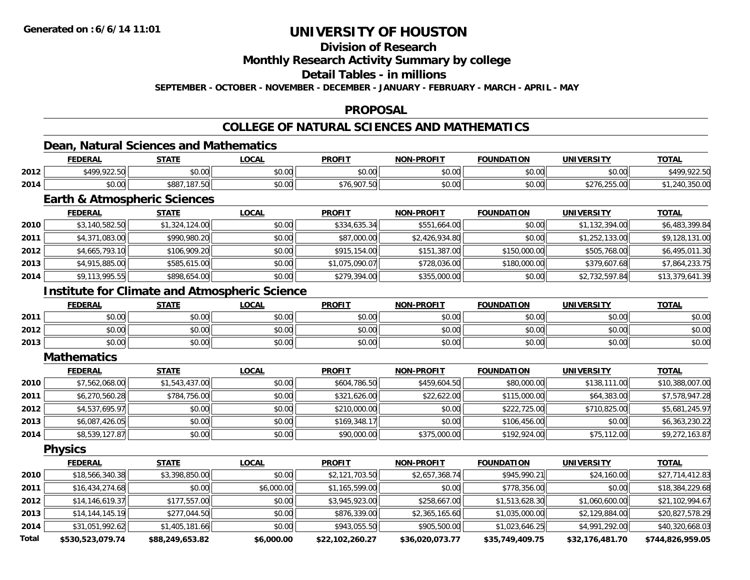# UNIVERSITY OF HOUSTON

## Division of Research

## Monthly Research Activity Summary by college

## Detail Tables - in millions

**SEPTEMBER - OCTOBER - NOVEMBER - DECEMBER - JANUARY - FEBRUARY - MARCH - APRIL - MAY**

## PROPOSAL

## COLLEGE OF NATURAL SCIENCES AND MATHEMATICS

### Dean, Natural Sciences and Mathematics

| | FEDERAL | STATE | LOCAL | PROFIT | NON-PROFIT | FOUNDATION | UNIVERSITY | TOTAL |
|---|---|---|---|---|---|---|---|---|
| 2012 | $499,922.50 | $0.00 | $0.00 | $0.00 | $0.00 | $0.00 | $0.00 | $499,922.50 |
| 2014 | $0.00 | $887,187.50 | $0.00 | $76,907.50 | $0.00 | $0.00 | $276,255.00 | $1,240,350.00 |

### Earth & Atmospheric Sciences

| | FEDERAL | STATE | LOCAL | PROFIT | NON-PROFIT | FOUNDATION | UNIVERSITY | TOTAL |
|---|---|---|---|---|---|---|---|---|
| 2010 | $3,140,582.50 | $1,324,124.00 | $0.00 | $334,635.34 | $551,664.00 | $0.00 | $1,132,394.00 | $6,483,399.84 |
| 2011 | $4,371,083.00 | $990,980.20 | $0.00 | $87,000.00 | $2,426,934.80 | $0.00 | $1,252,133.00 | $9,128,131.00 |
| 2012 | $4,665,793.10 | $106,909.20 | $0.00 | $915,154.00 | $151,387.00 | $150,000.00 | $505,768.00 | $6,495,011.30 |
| 2013 | $4,915,885.00 | $585,615.00 | $0.00 | $1,075,090.07 | $728,036.00 | $180,000.00 | $379,607.68 | $7,864,233.75 |
| 2014 | $9,113,995.55 | $898,654.00 | $0.00 | $279,394.00 | $355,000.00 | $0.00 | $2,732,597.84 | $13,379,641.39 |

### Institute for Climate and Atmospheric Science

| | FEDERAL | STATE | LOCAL | PROFIT | NON-PROFIT | FOUNDATION | UNIVERSITY | TOTAL |
|---|---|---|---|---|---|---|---|---|
| 2011 | $0.00 | $0.00 | $0.00 | $0.00 | $0.00 | $0.00 | $0.00 | $0.00 |
| 2012 | $0.00 | $0.00 | $0.00 | $0.00 | $0.00 | $0.00 | $0.00 | $0.00 |
| 2013 | $0.00 | $0.00 | $0.00 | $0.00 | $0.00 | $0.00 | $0.00 | $0.00 |

### Mathematics

| | FEDERAL | STATE | LOCAL | PROFIT | NON-PROFIT | FOUNDATION | UNIVERSITY | TOTAL |
|---|---|---|---|---|---|---|---|---|
| 2010 | $7,562,068.00 | $1,543,437.00 | $0.00 | $604,786.50 | $459,604.50 | $80,000.00 | $138,111.00 | $10,388,007.00 |
| 2011 | $6,270,560.28 | $784,756.00 | $0.00 | $321,626.00 | $22,622.00 | $115,000.00 | $64,383.00 | $7,578,947.28 |
| 2012 | $4,537,695.97 | $0.00 | $0.00 | $210,000.00 | $0.00 | $222,725.00 | $710,825.00 | $5,681,245.97 |
| 2013 | $6,087,426.05 | $0.00 | $0.00 | $169,348.17 | $0.00 | $106,456.00 | $0.00 | $6,363,230.22 |
| 2014 | $8,539,127.87 | $0.00 | $0.00 | $90,000.00 | $375,000.00 | $192,924.00 | $75,112.00 | $9,272,163.87 |

### Physics

| | FEDERAL | STATE | LOCAL | PROFIT | NON-PROFIT | FOUNDATION | UNIVERSITY | TOTAL |
|---|---|---|---|---|---|---|---|---|
| 2010 | $18,566,340.38 | $3,398,850.00 | $0.00 | $2,121,703.50 | $2,657,368.74 | $945,990.21 | $24,160.00 | $27,714,412.83 |
| 2011 | $16,434,274.68 | $0.00 | $6,000.00 | $1,165,599.00 | $0.00 | $778,356.00 | $0.00 | $18,384,229.68 |
| 2012 | $14,146,619.37 | $177,557.00 | $0.00 | $3,945,923.00 | $258,667.00 | $1,513,628.30 | $1,060,600.00 | $21,102,994.67 |
| 2013 | $14,144,145.19 | $277,044.50 | $0.00 | $876,339.00 | $2,365,165.60 | $1,035,000.00 | $2,129,884.00 | $20,827,578.29 |
| 2014 | $31,051,992.62 | $1,405,181.66 | $0.00 | $943,055.50 | $905,500.00 | $1,023,646.25 | $4,991,292.00 | $40,320,668.03 |
| **Total** | **$530,523,079.74** | **$88,249,653.82** | **$6,000.00** | **$22,102,260.27** | **$36,020,073.77** | **$35,749,409.75** | **$32,176,481.70** | **$744,826,959.05** |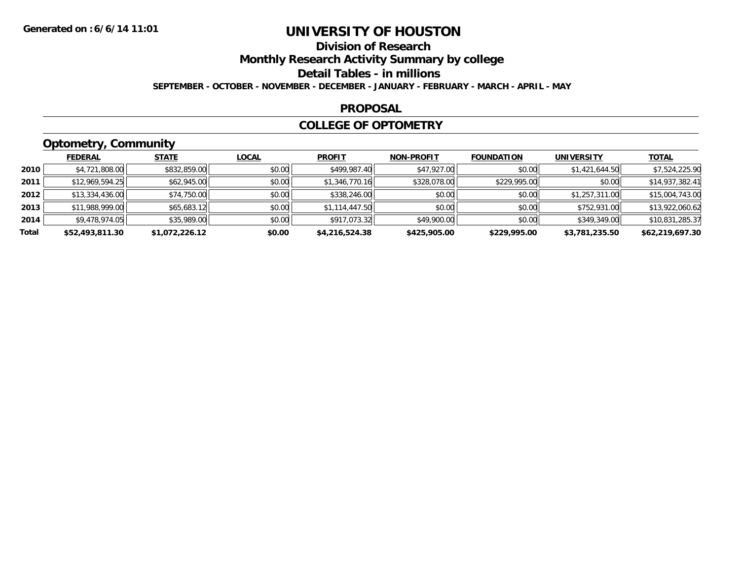Generated on :6/6/14 11:01

# UNIVERSITY OF HOUSTON

## Division of Research

## Monthly Research Activity Summary by college

## Detail Tables - in millions

**SEPTEMBER - OCTOBER - NOVEMBER - DECEMBER - JANUARY - FEBRUARY - MARCH - APRIL - MAY**

## PROPOSAL

## COLLEGE OF OPTOMETRY

### Optometry, Community

| | FEDERAL | STATE | LOCAL | PROFIT | NON-PROFIT | FOUNDATION | UNIVERSITY | TOTAL |
|---|---|---|---|---|---|---|---|---|
| 2010 | $4,721,808.00 | $832,859.00 | $0.00 | $499,987.40 | $47,927.00 | $0.00 | $1,421,644.50 | $7,524,225.90 |
| 2011 | $12,969,594.25 | $62,945.00 | $0.00 | $1,346,770.16 | $328,078.00 | $229,995.00 | $0.00 | $14,937,382.41 |
| 2012 | $13,334,436.00 | $74,750.00 | $0.00 | $338,246.00 | $0.00 | $0.00 | $1,257,311.00 | $15,004,743.00 |
| 2013 | $11,988,999.00 | $65,683.12 | $0.00 | $1,114,447.50 | $0.00 | $0.00 | $752,931.00 | $13,922,060.62 |
| 2014 | $9,478,974.05 | $35,989.00 | $0.00 | $917,073.32 | $49,900.00 | $0.00 | $349,349.00 | $10,831,285.37 |
| **Total** | **$52,493,811.30** | **$1,072,226.12** | **$0.00** | **$4,216,524.38** | **$425,905.00** | **$229,995.00** | **$3,781,235.50** | **$62,219,697.30** |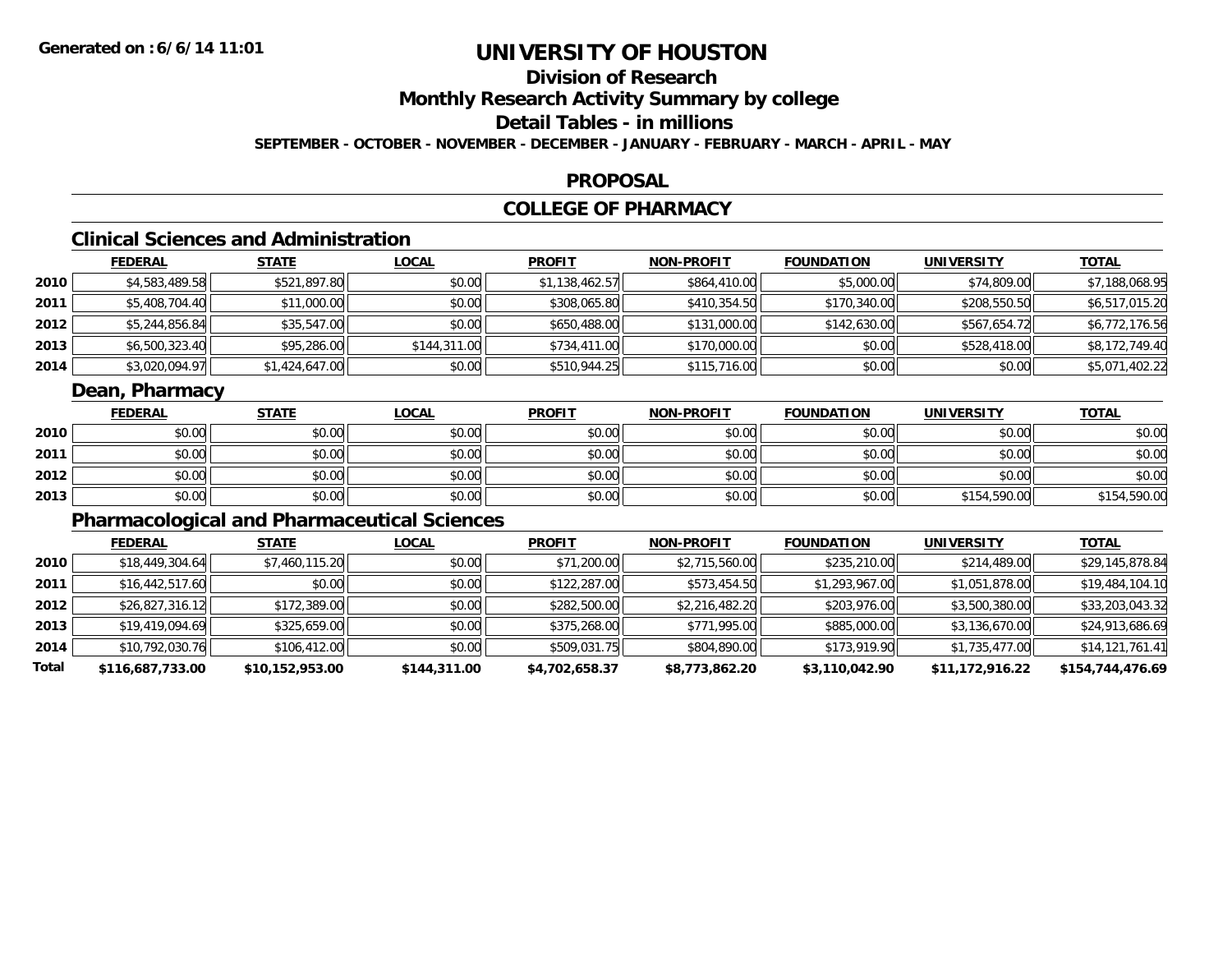**Generated on :6/6/14 11:01**

# UNIVERSITY OF HOUSTON

## Division of Research

## Monthly Research Activity Summary by college

## Detail Tables - in millions

**SEPTEMBER - OCTOBER - NOVEMBER - DECEMBER - JANUARY - FEBRUARY - MARCH - APRIL - MAY**

## PROPOSAL

## COLLEGE OF PHARMACY

### Clinical Sciences and Administration

| | FEDERAL | STATE | LOCAL | PROFIT | NON-PROFIT | FOUNDATION | UNIVERSITY | TOTAL |
|---|---|---|---|---|---|---|---|---|
| 2010 | $4,583,489.58 | $521,897.80 | $0.00 | $1,138,462.57 | $864,410.00 | $5,000.00 | $74,809.00 | $7,188,068.95 |
| 2011 | $5,408,704.40 | $11,000.00 | $0.00 | $308,065.80 | $410,354.50 | $170,340.00 | $208,550.50 | $6,517,015.20 |
| 2012 | $5,244,856.84 | $35,547.00 | $0.00 | $650,488.00 | $131,000.00 | $142,630.00 | $567,654.72 | $6,772,176.56 |
| 2013 | $6,500,323.40 | $95,286.00 | $144,311.00 | $734,411.00 | $170,000.00 | $0.00 | $528,418.00 | $8,172,749.40 |
| 2014 | $3,020,094.97 | $1,424,647.00 | $0.00 | $510,944.25 | $115,716.00 | $0.00 | $0.00 | $5,071,402.22 |

### Dean, Pharmacy

| | FEDERAL | STATE | LOCAL | PROFIT | NON-PROFIT | FOUNDATION | UNIVERSITY | TOTAL |
|---|---|---|---|---|---|---|---|---|
| 2010 | $0.00 | $0.00 | $0.00 | $0.00 | $0.00 | $0.00 | $0.00 | $0.00 |
| 2011 | $0.00 | $0.00 | $0.00 | $0.00 | $0.00 | $0.00 | $0.00 | $0.00 |
| 2012 | $0.00 | $0.00 | $0.00 | $0.00 | $0.00 | $0.00 | $0.00 | $0.00 |
| 2013 | $0.00 | $0.00 | $0.00 | $0.00 | $0.00 | $0.00 | $154,590.00 | $154,590.00 |

### Pharmacological and Pharmaceutical Sciences

| | FEDERAL | STATE | LOCAL | PROFIT | NON-PROFIT | FOUNDATION | UNIVERSITY | TOTAL |
|---|---|---|---|---|---|---|---|---|
| 2010 | $18,449,304.64 | $7,460,115.20 | $0.00 | $71,200.00 | $2,715,560.00 | $235,210.00 | $214,489.00 | $29,145,878.84 |
| 2011 | $16,442,517.60 | $0.00 | $0.00 | $122,287.00 | $573,454.50 | $1,293,967.00 | $1,051,878.00 | $19,484,104.10 |
| 2012 | $26,827,316.12 | $172,389.00 | $0.00 | $282,500.00 | $2,216,482.20 | $203,976.00 | $3,500,380.00 | $33,203,043.32 |
| 2013 | $19,419,094.69 | $325,659.00 | $0.00 | $375,268.00 | $771,995.00 | $885,000.00 | $3,136,670.00 | $24,913,686.69 |
| 2014 | $10,792,030.76 | $106,412.00 | $0.00 | $509,031.75 | $804,890.00 | $173,919.90 | $1,735,477.00 | $14,121,761.41 |
| **Total** | **$116,687,733.00** | **$10,152,953.00** | **$144,311.00** | **$4,702,658.37** | **$8,773,862.20** | **$3,110,042.90** | **$11,172,916.22** | **$154,744,476.69** |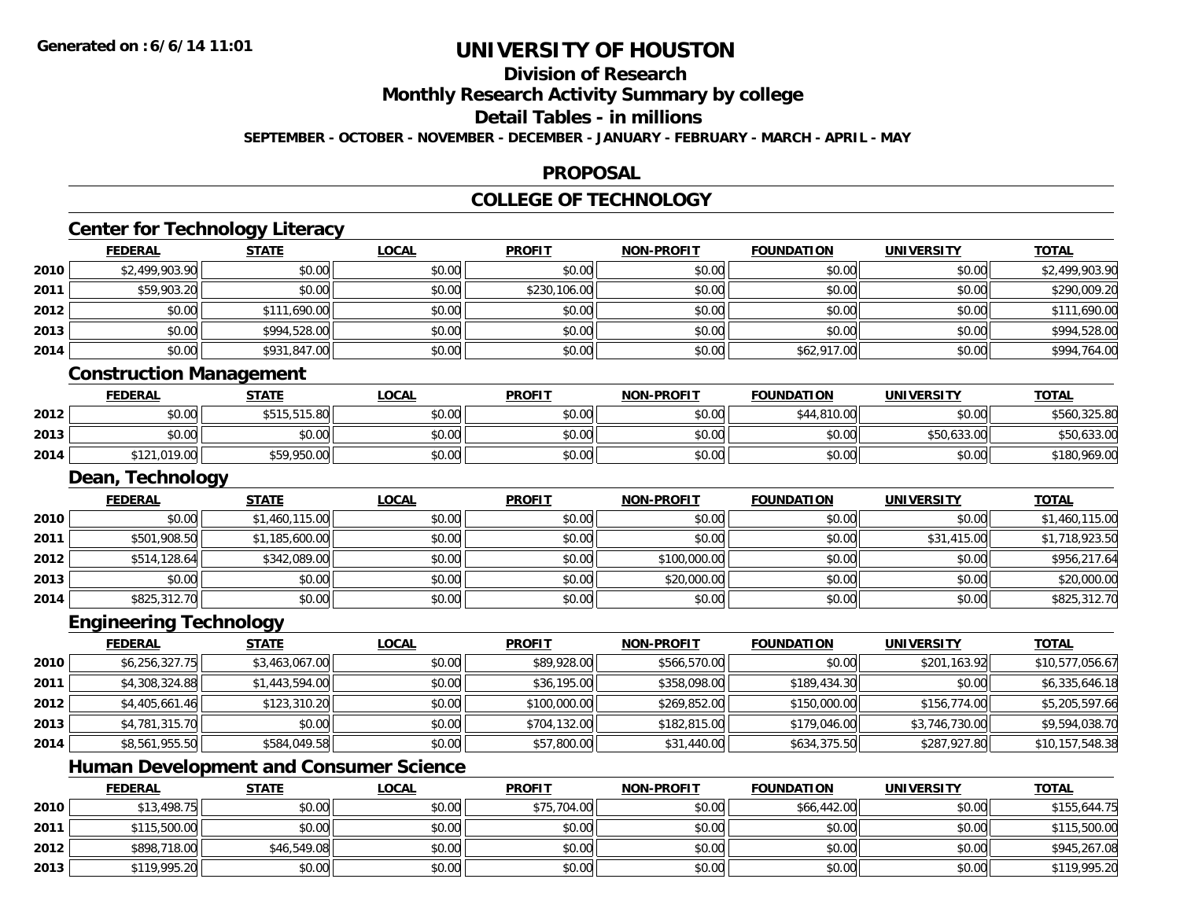# UNIVERSITY OF HOUSTON

## Division of Research

## Monthly Research Activity Summary by college

## Detail Tables - in millions

**SEPTEMBER - OCTOBER - NOVEMBER - DECEMBER - JANUARY - FEBRUARY - MARCH - APRIL - MAY**

## PROPOSAL

## COLLEGE OF TECHNOLOGY

### Center for Technology Literacy

| | FEDERAL | STATE | LOCAL | PROFIT | NON-PROFIT | FOUNDATION | UNIVERSITY | TOTAL |
|---|---|---|---|---|---|---|---|---|
| 2010 | $2,499,903.90 | $0.00 | $0.00 | $0.00 | $0.00 | $0.00 | $0.00 | $2,499,903.90 |
| 2011 | $59,903.20 | $0.00 | $0.00 | $230,106.00 | $0.00 | $0.00 | $0.00 | $290,009.20 |
| 2012 | $0.00 | $111,690.00 | $0.00 | $0.00 | $0.00 | $0.00 | $0.00 | $111,690.00 |
| 2013 | $0.00 | $994,528.00 | $0.00 | $0.00 | $0.00 | $0.00 | $0.00 | $994,528.00 |
| 2014 | $0.00 | $931,847.00 | $0.00 | $0.00 | $0.00 | $62,917.00 | $0.00 | $994,764.00 |

### Construction Management

| | FEDERAL | STATE | LOCAL | PROFIT | NON-PROFIT | FOUNDATION | UNIVERSITY | TOTAL |
|---|---|---|---|---|---|---|---|---|
| 2012 | $0.00 | $515,515.80 | $0.00 | $0.00 | $0.00 | $44,810.00 | $0.00 | $560,325.80 |
| 2013 | $0.00 | $0.00 | $0.00 | $0.00 | $0.00 | $0.00 | $50,633.00 | $50,633.00 |
| 2014 | $121,019.00 | $59,950.00 | $0.00 | $0.00 | $0.00 | $0.00 | $0.00 | $180,969.00 |

### Dean, Technology

| | FEDERAL | STATE | LOCAL | PROFIT | NON-PROFIT | FOUNDATION | UNIVERSITY | TOTAL |
|---|---|---|---|---|---|---|---|---|
| 2010 | $0.00 | $1,460,115.00 | $0.00 | $0.00 | $0.00 | $0.00 | $0.00 | $1,460,115.00 |
| 2011 | $501,908.50 | $1,185,600.00 | $0.00 | $0.00 | $0.00 | $0.00 | $31,415.00 | $1,718,923.50 |
| 2012 | $514,128.64 | $342,089.00 | $0.00 | $0.00 | $100,000.00 | $0.00 | $0.00 | $956,217.64 |
| 2013 | $0.00 | $0.00 | $0.00 | $0.00 | $20,000.00 | $0.00 | $0.00 | $20,000.00 |
| 2014 | $825,312.70 | $0.00 | $0.00 | $0.00 | $0.00 | $0.00 | $0.00 | $825,312.70 |

### Engineering Technology

| | FEDERAL | STATE | LOCAL | PROFIT | NON-PROFIT | FOUNDATION | UNIVERSITY | TOTAL |
|---|---|---|---|---|---|---|---|---|
| 2010 | $6,256,327.75 | $3,463,067.00 | $0.00 | $89,928.00 | $566,570.00 | $0.00 | $201,163.92 | $10,577,056.67 |
| 2011 | $4,308,324.88 | $1,443,594.00 | $0.00 | $36,195.00 | $358,098.00 | $189,434.30 | $0.00 | $6,335,646.18 |
| 2012 | $4,405,661.46 | $123,310.20 | $0.00 | $100,000.00 | $269,852.00 | $150,000.00 | $156,774.00 | $5,205,597.66 |
| 2013 | $4,781,315.70 | $0.00 | $0.00 | $704,132.00 | $182,815.00 | $179,046.00 | $3,746,730.00 | $9,594,038.70 |
| 2014 | $8,561,955.50 | $584,049.58 | $0.00 | $57,800.00 | $31,440.00 | $634,375.50 | $287,927.80 | $10,157,548.38 |

### Human Development and Consumer Science

| | FEDERAL | STATE | LOCAL | PROFIT | NON-PROFIT | FOUNDATION | UNIVERSITY | TOTAL |
|---|---|---|---|---|---|---|---|---|
| 2010 | $13,498.75 | $0.00 | $0.00 | $75,704.00 | $0.00 | $66,442.00 | $0.00 | $155,644.75 |
| 2011 | $115,500.00 | $0.00 | $0.00 | $0.00 | $0.00 | $0.00 | $0.00 | $115,500.00 |
| 2012 | $898,718.00 | $46,549.08 | $0.00 | $0.00 | $0.00 | $0.00 | $0.00 | $945,267.08 |
| 2013 | $119,995.20 | $0.00 | $0.00 | $0.00 | $0.00 | $0.00 | $0.00 | $119,995.20 |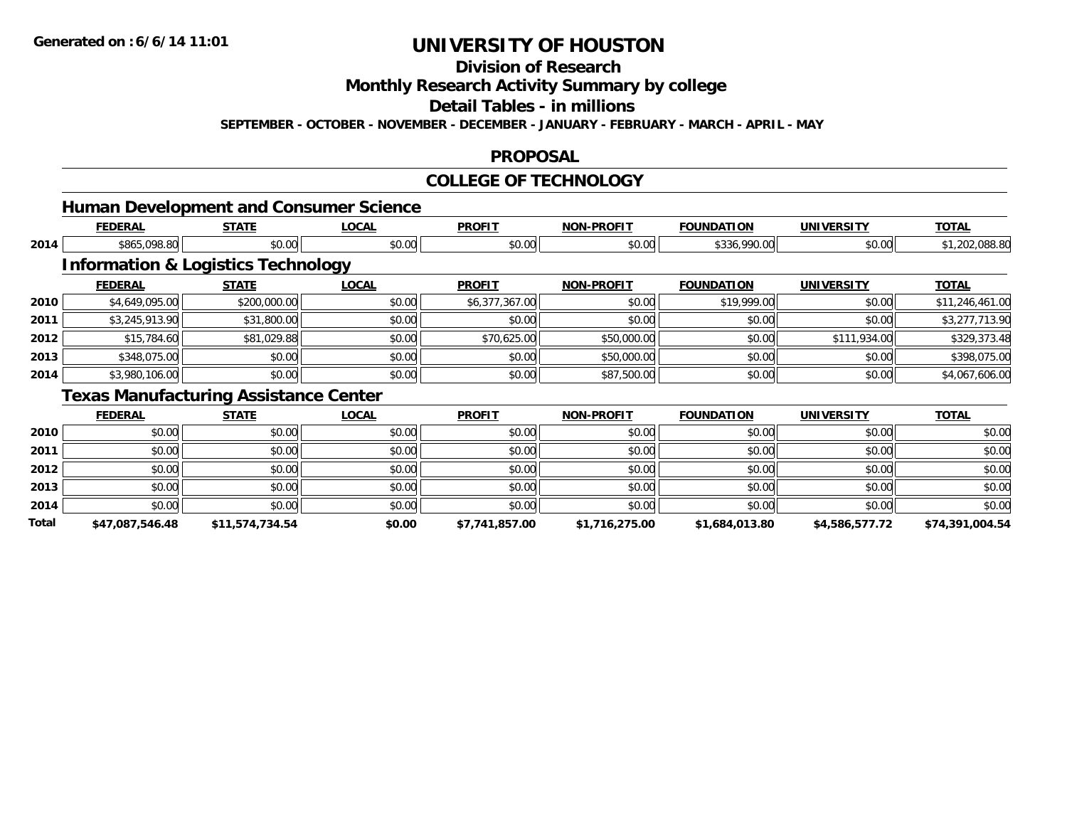# UNIVERSITY OF HOUSTON

## Division of Research

## Monthly Research Activity Summary by college

## Detail Tables - in millions

**SEPTEMBER - OCTOBER - NOVEMBER - DECEMBER - JANUARY - FEBRUARY - MARCH - APRIL - MAY**

## PROPOSAL

## COLLEGE OF TECHNOLOGY

### Human Development and Consumer Science

| | FEDERAL | STATE | LOCAL | PROFIT | NON-PROFIT | FOUNDATION | UNIVERSITY | TOTAL |
|---|---|---|---|---|---|---|---|---|
| 2014 | $865,098.80 | $0.00 | $0.00 | $0.00 | $0.00 | $336,990.00 | $0.00 | $1,202,088.80 |

### Information & Logistics Technology

| | FEDERAL | STATE | LOCAL | PROFIT | NON-PROFIT | FOUNDATION | UNIVERSITY | TOTAL |
|---|---|---|---|---|---|---|---|---|
| 2010 | $4,649,095.00 | $200,000.00 | $0.00 | $6,377,367.00 | $0.00 | $19,999.00 | $0.00 | $11,246,461.00 |
| 2011 | $3,245,913.90 | $31,800.00 | $0.00 | $0.00 | $0.00 | $0.00 | $0.00 | $3,277,713.90 |
| 2012 | $15,784.60 | $81,029.88 | $0.00 | $70,625.00 | $50,000.00 | $0.00 | $111,934.00 | $329,373.48 |
| 2013 | $348,075.00 | $0.00 | $0.00 | $0.00 | $50,000.00 | $0.00 | $0.00 | $398,075.00 |
| 2014 | $3,980,106.00 | $0.00 | $0.00 | $0.00 | $87,500.00 | $0.00 | $0.00 | $4,067,606.00 |

### Texas Manufacturing Assistance Center

| | FEDERAL | STATE | LOCAL | PROFIT | NON-PROFIT | FOUNDATION | UNIVERSITY | TOTAL |
|---|---|---|---|---|---|---|---|---|
| 2010 | $0.00 | $0.00 | $0.00 | $0.00 | $0.00 | $0.00 | $0.00 | $0.00 |
| 2011 | $0.00 | $0.00 | $0.00 | $0.00 | $0.00 | $0.00 | $0.00 | $0.00 |
| 2012 | $0.00 | $0.00 | $0.00 | $0.00 | $0.00 | $0.00 | $0.00 | $0.00 |
| 2013 | $0.00 | $0.00 | $0.00 | $0.00 | $0.00 | $0.00 | $0.00 | $0.00 |
| 2014 | $0.00 | $0.00 | $0.00 | $0.00 | $0.00 | $0.00 | $0.00 | $0.00 |
| **Total** | **$47,087,546.48** | **$11,574,734.54** | **$0.00** | **$7,741,857.00** | **$1,716,275.00** | **$1,684,013.80** | **$4,586,577.72** | **$74,391,004.54** |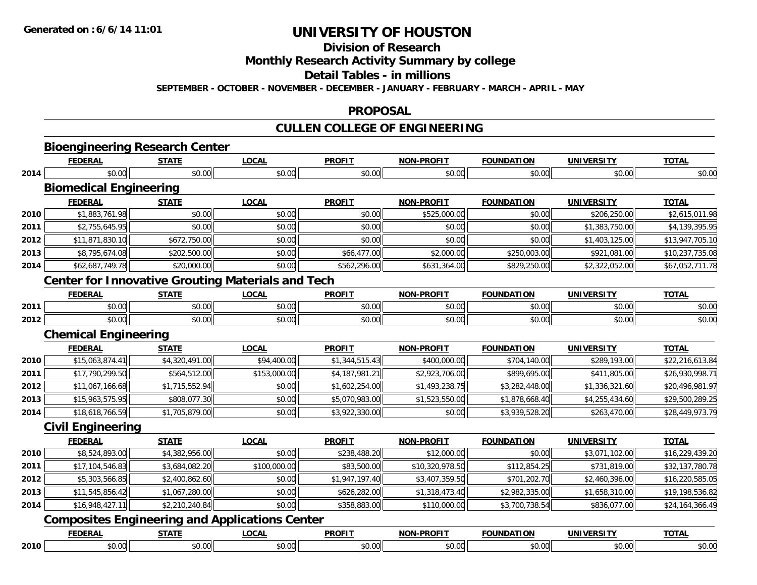# UNIVERSITY OF HOUSTON

## Division of Research

## Monthly Research Activity Summary by college

## Detail Tables - in millions

**SEPTEMBER - OCTOBER - NOVEMBER - DECEMBER - JANUARY - FEBRUARY - MARCH - APRIL - MAY**

## PROPOSAL

## CULLEN COLLEGE OF ENGINEERING

### Bioengineering Research Center

| | FEDERAL | STATE | LOCAL | PROFIT | NON-PROFIT | FOUNDATION | UNIVERSITY | TOTAL |
|---|---|---|---|---|---|---|---|---|
| 2014 | $0.00 | $0.00 | $0.00 | $0.00 | $0.00 | $0.00 | $0.00 | $0.00 |

### Biomedical Engineering

| | FEDERAL | STATE | LOCAL | PROFIT | NON-PROFIT | FOUNDATION | UNIVERSITY | TOTAL |
|---|---|---|---|---|---|---|---|---|
| 2010 | $1,883,761.98 | $0.00 | $0.00 | $0.00 | $525,000.00 | $0.00 | $206,250.00 | $2,615,011.98 |
| 2011 | $2,755,645.95 | $0.00 | $0.00 | $0.00 | $0.00 | $0.00 | $1,383,750.00 | $4,139,395.95 |
| 2012 | $11,871,830.10 | $672,750.00 | $0.00 | $0.00 | $0.00 | $0.00 | $1,403,125.00 | $13,947,705.10 |
| 2013 | $8,795,674.08 | $202,500.00 | $0.00 | $66,477.00 | $2,000.00 | $250,003.00 | $921,081.00 | $10,237,735.08 |
| 2014 | $62,687,749.78 | $20,000.00 | $0.00 | $562,296.00 | $631,364.00 | $829,250.00 | $2,322,052.00 | $67,052,711.78 |

### Center for Innovative Grouting Materials and Tech

| | FEDERAL | STATE | LOCAL | PROFIT | NON-PROFIT | FOUNDATION | UNIVERSITY | TOTAL |
|---|---|---|---|---|---|---|---|---|
| 2011 | $0.00 | $0.00 | $0.00 | $0.00 | $0.00 | $0.00 | $0.00 | $0.00 |
| 2012 | $0.00 | $0.00 | $0.00 | $0.00 | $0.00 | $0.00 | $0.00 | $0.00 |

### Chemical Engineering

| | FEDERAL | STATE | LOCAL | PROFIT | NON-PROFIT | FOUNDATION | UNIVERSITY | TOTAL |
|---|---|---|---|---|---|---|---|---|
| 2010 | $15,063,874.41 | $4,320,491.00 | $94,400.00 | $1,344,515.43 | $400,000.00 | $704,140.00 | $289,193.00 | $22,216,613.84 |
| 2011 | $17,790,299.50 | $564,512.00 | $153,000.00 | $4,187,981.21 | $2,923,706.00 | $899,695.00 | $411,805.00 | $26,930,998.71 |
| 2012 | $11,067,166.68 | $1,715,552.94 | $0.00 | $1,602,254.00 | $1,493,238.75 | $3,282,448.00 | $1,336,321.60 | $20,496,981.97 |
| 2013 | $15,963,575.95 | $808,077.30 | $0.00 | $5,070,983.00 | $1,523,550.00 | $1,878,668.40 | $4,255,434.60 | $29,500,289.25 |
| 2014 | $18,618,766.59 | $1,705,879.00 | $0.00 | $3,922,330.00 | $0.00 | $3,939,528.20 | $263,470.00 | $28,449,973.79 |

### Civil Engineering

| | FEDERAL | STATE | LOCAL | PROFIT | NON-PROFIT | FOUNDATION | UNIVERSITY | TOTAL |
|---|---|---|---|---|---|---|---|---|
| 2010 | $8,524,893.00 | $4,382,956.00 | $0.00 | $238,488.20 | $12,000.00 | $0.00 | $3,071,102.00 | $16,229,439.20 |
| 2011 | $17,104,546.83 | $3,684,082.20 | $100,000.00 | $83,500.00 | $10,320,978.50 | $112,854.25 | $731,819.00 | $32,137,780.78 |
| 2012 | $5,303,566.85 | $2,400,862.60 | $0.00 | $1,947,197.40 | $3,407,359.50 | $701,202.70 | $2,460,396.00 | $16,220,585.05 |
| 2013 | $11,545,856.42 | $1,067,280.00 | $0.00 | $626,282.00 | $1,318,473.40 | $2,982,335.00 | $1,658,310.00 | $19,198,536.82 |
| 2014 | $16,948,427.11 | $2,210,240.84 | $0.00 | $358,883.00 | $110,000.00 | $3,700,738.54 | $836,077.00 | $24,164,366.49 |

### Composites Engineering and Applications Center

| | FEDERAL | STATE | LOCAL | PROFIT | NON-PROFIT | FOUNDATION | UNIVERSITY | TOTAL |
|---|---|---|---|---|---|---|---|---|
| 2010 | $0.00 | $0.00 | $0.00 | $0.00 | $0.00 | $0.00 | $0.00 | $0.00 |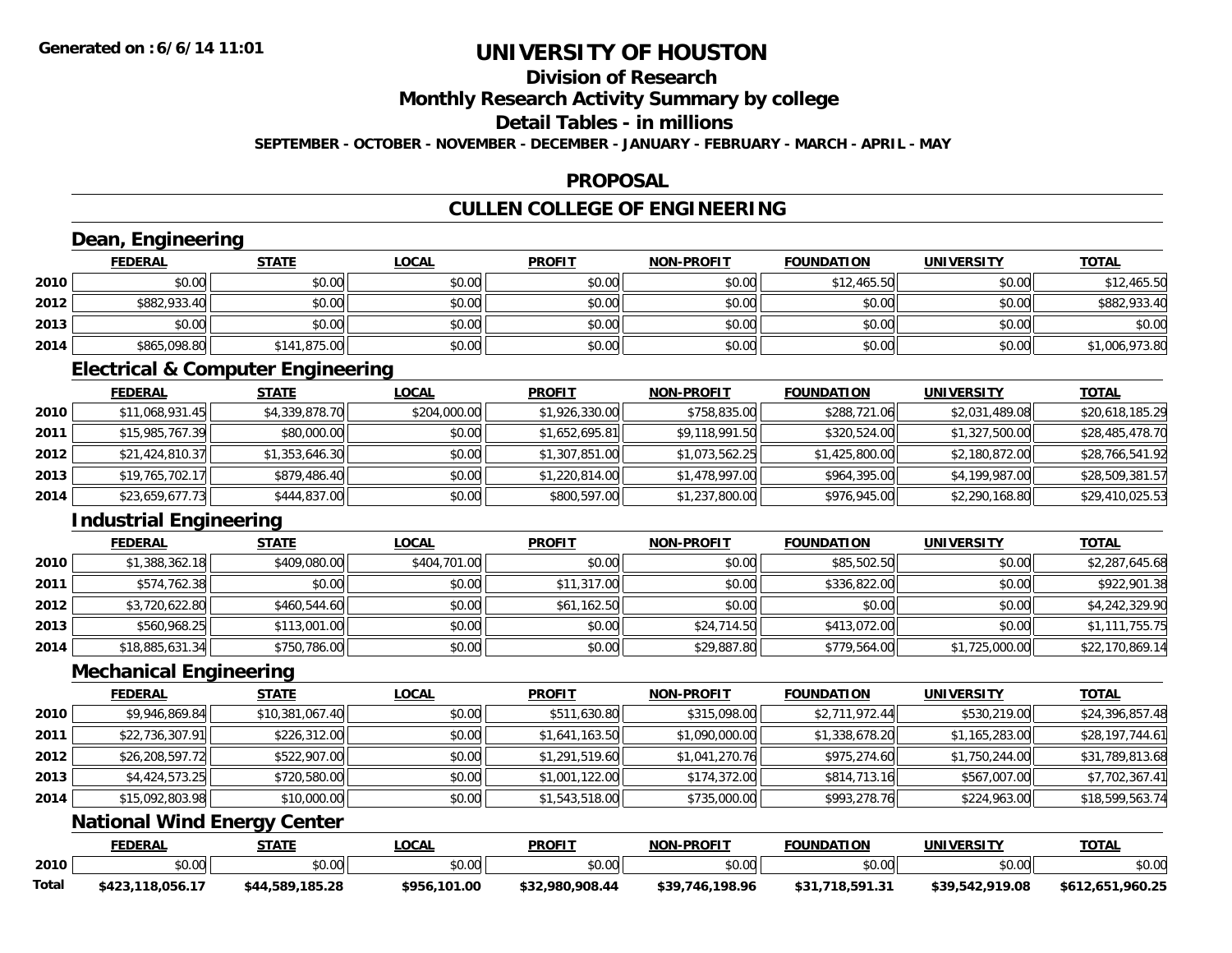# UNIVERSITY OF HOUSTON

## Division of Research

## Monthly Research Activity Summary by college

## Detail Tables - in millions

**SEPTEMBER - OCTOBER - NOVEMBER - DECEMBER - JANUARY - FEBRUARY - MARCH - APRIL - MAY**

## PROPOSAL

## CULLEN COLLEGE OF ENGINEERING

### Dean, Engineering

| | FEDERAL | STATE | LOCAL | PROFIT | NON-PROFIT | FOUNDATION | UNIVERSITY | TOTAL |
|---|---|---|---|---|---|---|---|---|
| 2010 | $0.00 | $0.00 | $0.00 | $0.00 | $0.00 | $12,465.50 | $0.00 | $12,465.50 |
| 2012 | $882,933.40 | $0.00 | $0.00 | $0.00 | $0.00 | $0.00 | $0.00 | $882,933.40 |
| 2013 | $0.00 | $0.00 | $0.00 | $0.00 | $0.00 | $0.00 | $0.00 | $0.00 |
| 2014 | $865,098.80 | $141,875.00 | $0.00 | $0.00 | $0.00 | $0.00 | $0.00 | $1,006,973.80 |

### Electrical & Computer Engineering

| | FEDERAL | STATE | LOCAL | PROFIT | NON-PROFIT | FOUNDATION | UNIVERSITY | TOTAL |
|---|---|---|---|---|---|---|---|---|
| 2010 | $11,068,931.45 | $4,339,878.70 | $204,000.00 | $1,926,330.00 | $758,835.00 | $288,721.06 | $2,031,489.08 | $20,618,185.29 |
| 2011 | $15,985,767.39 | $80,000.00 | $0.00 | $1,652,695.81 | $9,118,991.50 | $320,524.00 | $1,327,500.00 | $28,485,478.70 |
| 2012 | $21,424,810.37 | $1,353,646.30 | $0.00 | $1,307,851.00 | $1,073,562.25 | $1,425,800.00 | $2,180,872.00 | $28,766,541.92 |
| 2013 | $19,765,702.17 | $879,486.40 | $0.00 | $1,220,814.00 | $1,478,997.00 | $964,395.00 | $4,199,987.00 | $28,509,381.57 |
| 2014 | $23,659,677.73 | $444,837.00 | $0.00 | $800,597.00 | $1,237,800.00 | $976,945.00 | $2,290,168.80 | $29,410,025.53 |

### Industrial Engineering

| | FEDERAL | STATE | LOCAL | PROFIT | NON-PROFIT | FOUNDATION | UNIVERSITY | TOTAL |
|---|---|---|---|---|---|---|---|---|
| 2010 | $1,388,362.18 | $409,080.00 | $404,701.00 | $0.00 | $0.00 | $85,502.50 | $0.00 | $2,287,645.68 |
| 2011 | $574,762.38 | $0.00 | $0.00 | $11,317.00 | $0.00 | $336,822.00 | $0.00 | $922,901.38 |
| 2012 | $3,720,622.80 | $460,544.60 | $0.00 | $61,162.50 | $0.00 | $0.00 | $0.00 | $4,242,329.90 |
| 2013 | $560,968.25 | $113,001.00 | $0.00 | $0.00 | $24,714.50 | $413,072.00 | $0.00 | $1,111,755.75 |
| 2014 | $18,885,631.34 | $750,786.00 | $0.00 | $0.00 | $29,887.80 | $779,564.00 | $1,725,000.00 | $22,170,869.14 |

### Mechanical Engineering

| | FEDERAL | STATE | LOCAL | PROFIT | NON-PROFIT | FOUNDATION | UNIVERSITY | TOTAL |
|---|---|---|---|---|---|---|---|---|
| 2010 | $9,946,869.84 | $10,381,067.40 | $0.00 | $511,630.80 | $315,098.00 | $2,711,972.44 | $530,219.00 | $24,396,857.48 |
| 2011 | $22,736,307.91 | $226,312.00 | $0.00 | $1,641,163.50 | $1,090,000.00 | $1,338,678.20 | $1,165,283.00 | $28,197,744.61 |
| 2012 | $26,208,597.72 | $522,907.00 | $0.00 | $1,291,519.60 | $1,041,270.76 | $975,274.60 | $1,750,244.00 | $31,789,813.68 |
| 2013 | $4,424,573.25 | $720,580.00 | $0.00 | $1,001,122.00 | $174,372.00 | $814,713.16 | $567,007.00 | $7,702,367.41 |
| 2014 | $15,092,803.98 | $10,000.00 | $0.00 | $1,543,518.00 | $735,000.00 | $993,278.76 | $224,963.00 | $18,599,563.74 |

### National Wind Energy Center

| | FEDERAL | STATE | LOCAL | PROFIT | NON-PROFIT | FOUNDATION | UNIVERSITY | TOTAL |
|---|---|---|---|---|---|---|---|---|
| 2010 | $0.00 | $0.00 | $0.00 | $0.00 | $0.00 | $0.00 | $0.00 | $0.00 |
| **Total** | **$423,118,056.17** | **$44,589,185.28** | **$956,101.00** | **$32,980,908.44** | **$39,746,198.96** | **$31,718,591.31** | **$39,542,919.08** | **$612,651,960.25** |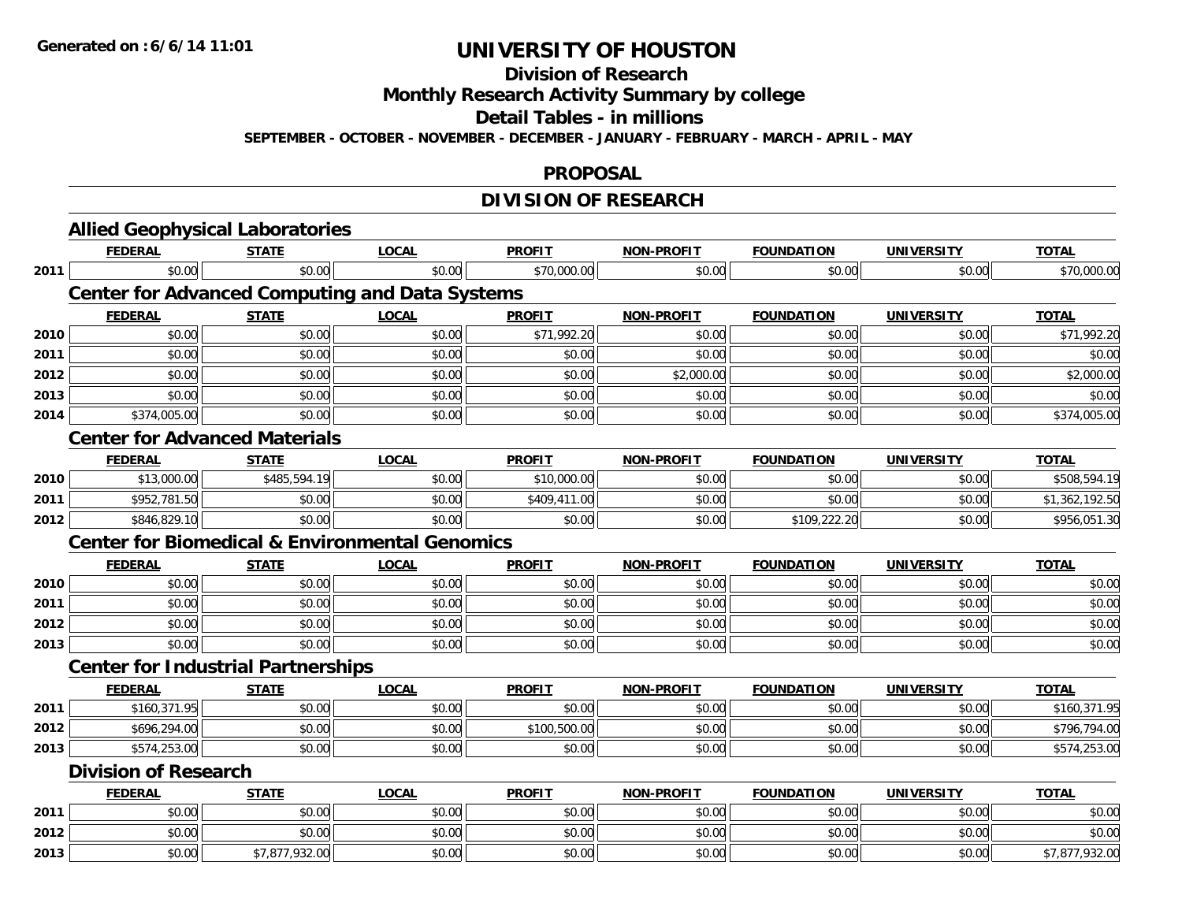**Generated on :6/6/14 11:01**

# UNIVERSITY OF HOUSTON

## Division of Research

## Monthly Research Activity Summary by college

## Detail Tables - in millions

**SEPTEMBER - OCTOBER - NOVEMBER - DECEMBER - JANUARY - FEBRUARY - MARCH - APRIL - MAY**

## PROPOSAL

## DIVISION OF RESEARCH

### Allied Geophysical Laboratories

| | FEDERAL | STATE | LOCAL | PROFIT | NON-PROFIT | FOUNDATION | UNIVERSITY | TOTAL |
|---|---|---|---|---|---|---|---|---|
| 2011 | $0.00 | $0.00 | $0.00 | $70,000.00 | $0.00 | $0.00 | $0.00 | $70,000.00 |

### Center for Advanced Computing and Data Systems

| | FEDERAL | STATE | LOCAL | PROFIT | NON-PROFIT | FOUNDATION | UNIVERSITY | TOTAL |
|---|---|---|---|---|---|---|---|---|
| 2010 | $0.00 | $0.00 | $0.00 | $71,992.20 | $0.00 | $0.00 | $0.00 | $71,992.20 |
| 2011 | $0.00 | $0.00 | $0.00 | $0.00 | $0.00 | $0.00 | $0.00 | $0.00 |
| 2012 | $0.00 | $0.00 | $0.00 | $0.00 | $2,000.00 | $0.00 | $0.00 | $2,000.00 |
| 2013 | $0.00 | $0.00 | $0.00 | $0.00 | $0.00 | $0.00 | $0.00 | $0.00 |
| 2014 | $374,005.00 | $0.00 | $0.00 | $0.00 | $0.00 | $0.00 | $0.00 | $374,005.00 |

### Center for Advanced Materials

| | FEDERAL | STATE | LOCAL | PROFIT | NON-PROFIT | FOUNDATION | UNIVERSITY | TOTAL |
|---|---|---|---|---|---|---|---|---|
| 2010 | $13,000.00 | $485,594.19 | $0.00 | $10,000.00 | $0.00 | $0.00 | $0.00 | $508,594.19 |
| 2011 | $952,781.50 | $0.00 | $0.00 | $409,411.00 | $0.00 | $0.00 | $0.00 | $1,362,192.50 |
| 2012 | $846,829.10 | $0.00 | $0.00 | $0.00 | $0.00 | $109,222.20 | $0.00 | $956,051.30 |

### Center for Biomedical & Environmental Genomics

| | FEDERAL | STATE | LOCAL | PROFIT | NON-PROFIT | FOUNDATION | UNIVERSITY | TOTAL |
|---|---|---|---|---|---|---|---|---|
| 2010 | $0.00 | $0.00 | $0.00 | $0.00 | $0.00 | $0.00 | $0.00 | $0.00 |
| 2011 | $0.00 | $0.00 | $0.00 | $0.00 | $0.00 | $0.00 | $0.00 | $0.00 |
| 2012 | $0.00 | $0.00 | $0.00 | $0.00 | $0.00 | $0.00 | $0.00 | $0.00 |
| 2013 | $0.00 | $0.00 | $0.00 | $0.00 | $0.00 | $0.00 | $0.00 | $0.00 |

### Center for Industrial Partnerships

| | FEDERAL | STATE | LOCAL | PROFIT | NON-PROFIT | FOUNDATION | UNIVERSITY | TOTAL |
|---|---|---|---|---|---|---|---|---|
| 2011 | $160,371.95 | $0.00 | $0.00 | $0.00 | $0.00 | $0.00 | $0.00 | $160,371.95 |
| 2012 | $696,294.00 | $0.00 | $0.00 | $100,500.00 | $0.00 | $0.00 | $0.00 | $796,794.00 |
| 2013 | $574,253.00 | $0.00 | $0.00 | $0.00 | $0.00 | $0.00 | $0.00 | $574,253.00 |

### Division of Research

| | FEDERAL | STATE | LOCAL | PROFIT | NON-PROFIT | FOUNDATION | UNIVERSITY | TOTAL |
|---|---|---|---|---|---|---|---|---|
| 2011 | $0.00 | $0.00 | $0.00 | $0.00 | $0.00 | $0.00 | $0.00 | $0.00 |
| 2012 | $0.00 | $0.00 | $0.00 | $0.00 | $0.00 | $0.00 | $0.00 | $0.00 |
| 2013 | $0.00 | $7,877,932.00 | $0.00 | $0.00 | $0.00 | $0.00 | $0.00 | $7,877,932.00 |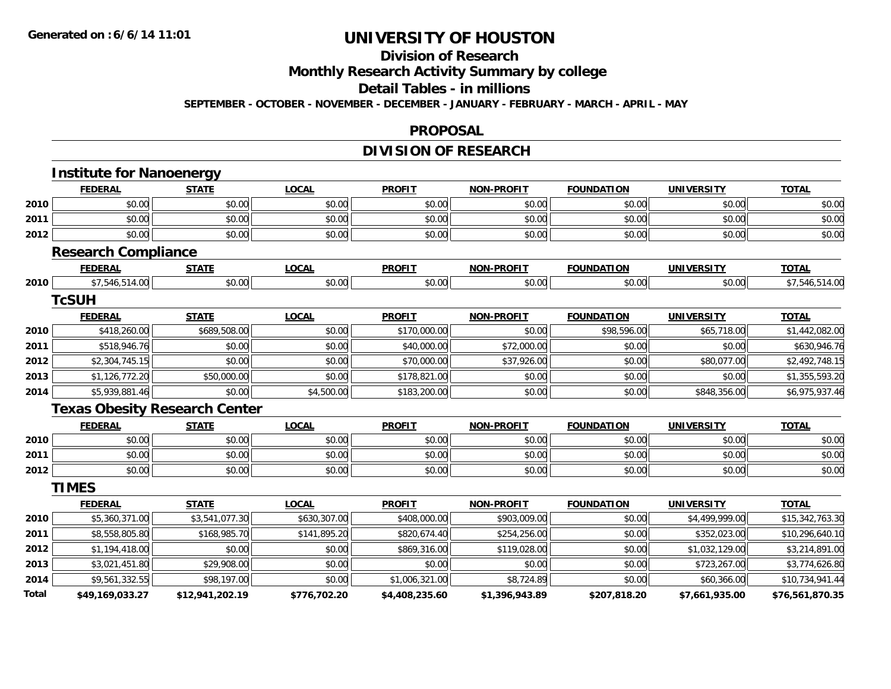# UNIVERSITY OF HOUSTON

## Division of Research

## Monthly Research Activity Summary by college

## Detail Tables - in millions

**SEPTEMBER - OCTOBER - NOVEMBER - DECEMBER - JANUARY - FEBRUARY - MARCH - APRIL - MAY**

## PROPOSAL

## DIVISION OF RESEARCH

### Institute for Nanoenergy

| | FEDERAL | STATE | LOCAL | PROFIT | NON-PROFIT | FOUNDATION | UNIVERSITY | TOTAL |
|---|---|---|---|---|---|---|---|---|
| 2010 | $0.00 | $0.00 | $0.00 | $0.00 | $0.00 | $0.00 | $0.00 | $0.00 |
| 2011 | $0.00 | $0.00 | $0.00 | $0.00 | $0.00 | $0.00 | $0.00 | $0.00 |
| 2012 | $0.00 | $0.00 | $0.00 | $0.00 | $0.00 | $0.00 | $0.00 | $0.00 |

### Research Compliance

| | FEDERAL | STATE | LOCAL | PROFIT | NON-PROFIT | FOUNDATION | UNIVERSITY | TOTAL |
|---|---|---|---|---|---|---|---|---|
| 2010 | $7,546,514.00 | $0.00 | $0.00 | $0.00 | $0.00 | $0.00 | $0.00 | $7,546,514.00 |

### TcSUH

| | FEDERAL | STATE | LOCAL | PROFIT | NON-PROFIT | FOUNDATION | UNIVERSITY | TOTAL |
|---|---|---|---|---|---|---|---|---|
| 2010 | $418,260.00 | $689,508.00 | $0.00 | $170,000.00 | $0.00 | $98,596.00 | $65,718.00 | $1,442,082.00 |
| 2011 | $518,946.76 | $0.00 | $0.00 | $40,000.00 | $72,000.00 | $0.00 | $0.00 | $630,946.76 |
| 2012 | $2,304,745.15 | $0.00 | $0.00 | $70,000.00 | $37,926.00 | $0.00 | $80,077.00 | $2,492,748.15 |
| 2013 | $1,126,772.20 | $50,000.00 | $0.00 | $178,821.00 | $0.00 | $0.00 | $0.00 | $1,355,593.20 |
| 2014 | $5,939,881.46 | $0.00 | $4,500.00 | $183,200.00 | $0.00 | $0.00 | $848,356.00 | $6,975,937.46 |

### Texas Obesity Research Center

| | FEDERAL | STATE | LOCAL | PROFIT | NON-PROFIT | FOUNDATION | UNIVERSITY | TOTAL |
|---|---|---|---|---|---|---|---|---|
| 2010 | $0.00 | $0.00 | $0.00 | $0.00 | $0.00 | $0.00 | $0.00 | $0.00 |
| 2011 | $0.00 | $0.00 | $0.00 | $0.00 | $0.00 | $0.00 | $0.00 | $0.00 |
| 2012 | $0.00 | $0.00 | $0.00 | $0.00 | $0.00 | $0.00 | $0.00 | $0.00 |

### TIMES

| | FEDERAL | STATE | LOCAL | PROFIT | NON-PROFIT | FOUNDATION | UNIVERSITY | TOTAL |
|---|---|---|---|---|---|---|---|---|
| 2010 | $5,360,371.00 | $3,541,077.30 | $630,307.00 | $408,000.00 | $903,009.00 | $0.00 | $4,499,999.00 | $15,342,763.30 |
| 2011 | $8,558,805.80 | $168,985.70 | $141,895.20 | $820,674.40 | $254,256.00 | $0.00 | $352,023.00 | $10,296,640.10 |
| 2012 | $1,194,418.00 | $0.00 | $0.00 | $869,316.00 | $119,028.00 | $0.00 | $1,032,129.00 | $3,214,891.00 |
| 2013 | $3,021,451.80 | $29,908.00 | $0.00 | $0.00 | $0.00 | $0.00 | $723,267.00 | $3,774,626.80 |
| 2014 | $9,561,332.55 | $98,197.00 | $0.00 | $1,006,321.00 | $8,724.89 | $0.00 | $60,366.00 | $10,734,941.44 |
| **Total** | **$49,169,033.27** | **$12,941,202.19** | **$776,702.20** | **$4,408,235.60** | **$1,396,943.89** | **$207,818.20** | **$7,661,935.00** | **$76,561,870.35** |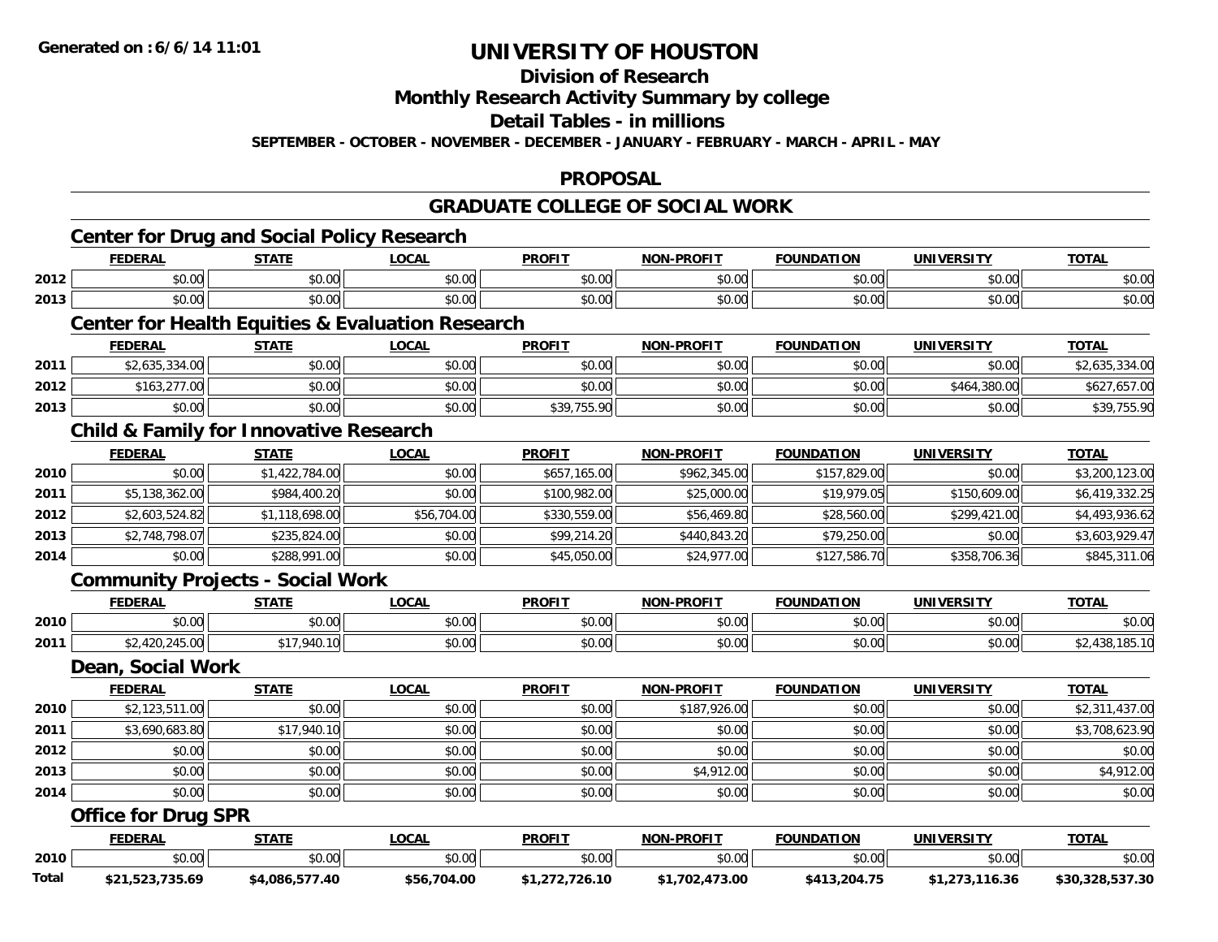**Generated on :6/6/14 11:01**

# UNIVERSITY OF HOUSTON

## Division of Research

## Monthly Research Activity Summary by college

## Detail Tables - in millions

**SEPTEMBER - OCTOBER - NOVEMBER - DECEMBER - JANUARY - FEBRUARY - MARCH - APRIL - MAY**

## PROPOSAL

## GRADUATE COLLEGE OF SOCIAL WORK

### Center for Drug and Social Policy Research

| | FEDERAL | STATE | LOCAL | PROFIT | NON-PROFIT | FOUNDATION | UNIVERSITY | TOTAL |
|---|---|---|---|---|---|---|---|---|
| 2012 | $0.00 | $0.00 | $0.00 | $0.00 | $0.00 | $0.00 | $0.00 | $0.00 |
| 2013 | $0.00 | $0.00 | $0.00 | $0.00 | $0.00 | $0.00 | $0.00 | $0.00 |

### Center for Health Equities & Evaluation Research

| | FEDERAL | STATE | LOCAL | PROFIT | NON-PROFIT | FOUNDATION | UNIVERSITY | TOTAL |
|---|---|---|---|---|---|---|---|---|
| 2011 | $2,635,334.00 | $0.00 | $0.00 | $0.00 | $0.00 | $0.00 | $0.00 | $2,635,334.00 |
| 2012 | $163,277.00 | $0.00 | $0.00 | $0.00 | $0.00 | $0.00 | $464,380.00 | $627,657.00 |
| 2013 | $0.00 | $0.00 | $0.00 | $39,755.90 | $0.00 | $0.00 | $0.00 | $39,755.90 |

### Child & Family for Innovative Research

| | FEDERAL | STATE | LOCAL | PROFIT | NON-PROFIT | FOUNDATION | UNIVERSITY | TOTAL |
|---|---|---|---|---|---|---|---|---|
| 2010 | $0.00 | $1,422,784.00 | $0.00 | $657,165.00 | $962,345.00 | $157,829.00 | $0.00 | $3,200,123.00 |
| 2011 | $5,138,362.00 | $984,400.20 | $0.00 | $100,982.00 | $25,000.00 | $19,979.05 | $150,609.00 | $6,419,332.25 |
| 2012 | $2,603,524.82 | $1,118,698.00 | $56,704.00 | $330,559.00 | $56,469.80 | $28,560.00 | $299,421.00 | $4,493,936.62 |
| 2013 | $2,748,798.07 | $235,824.00 | $0.00 | $99,214.20 | $440,843.20 | $79,250.00 | $0.00 | $3,603,929.47 |
| 2014 | $0.00 | $288,991.00 | $0.00 | $45,050.00 | $24,977.00 | $127,586.70 | $358,706.36 | $845,311.06 |

### Community Projects - Social Work

| | FEDERAL | STATE | LOCAL | PROFIT | NON-PROFIT | FOUNDATION | UNIVERSITY | TOTAL |
|---|---|---|---|---|---|---|---|---|
| 2010 | $0.00 | $0.00 | $0.00 | $0.00 | $0.00 | $0.00 | $0.00 | $0.00 |
| 2011 | $2,420,245.00 | $17,940.10 | $0.00 | $0.00 | $0.00 | $0.00 | $0.00 | $2,438,185.10 |

### Dean, Social Work

| | FEDERAL | STATE | LOCAL | PROFIT | NON-PROFIT | FOUNDATION | UNIVERSITY | TOTAL |
|---|---|---|---|---|---|---|---|---|
| 2010 | $2,123,511.00 | $0.00 | $0.00 | $0.00 | $187,926.00 | $0.00 | $0.00 | $2,311,437.00 |
| 2011 | $3,690,683.80 | $17,940.10 | $0.00 | $0.00 | $0.00 | $0.00 | $0.00 | $3,708,623.90 |
| 2012 | $0.00 | $0.00 | $0.00 | $0.00 | $0.00 | $0.00 | $0.00 | $0.00 |
| 2013 | $0.00 | $0.00 | $0.00 | $0.00 | $4,912.00 | $0.00 | $0.00 | $4,912.00 |
| 2014 | $0.00 | $0.00 | $0.00 | $0.00 | $0.00 | $0.00 | $0.00 | $0.00 |

### Office for Drug SPR

| | FEDERAL | STATE | LOCAL | PROFIT | NON-PROFIT | FOUNDATION | UNIVERSITY | TOTAL |
|---|---|---|---|---|---|---|---|---|
| 2010 | $0.00 | $0.00 | $0.00 | $0.00 | $0.00 | $0.00 | $0.00 | $0.00 |
| **Total** | **$21,523,735.69** | **$4,086,577.40** | **$56,704.00** | **$1,272,726.10** | **$1,702,473.00** | **$413,204.75** | **$1,273,116.36** | **$30,328,537.30** |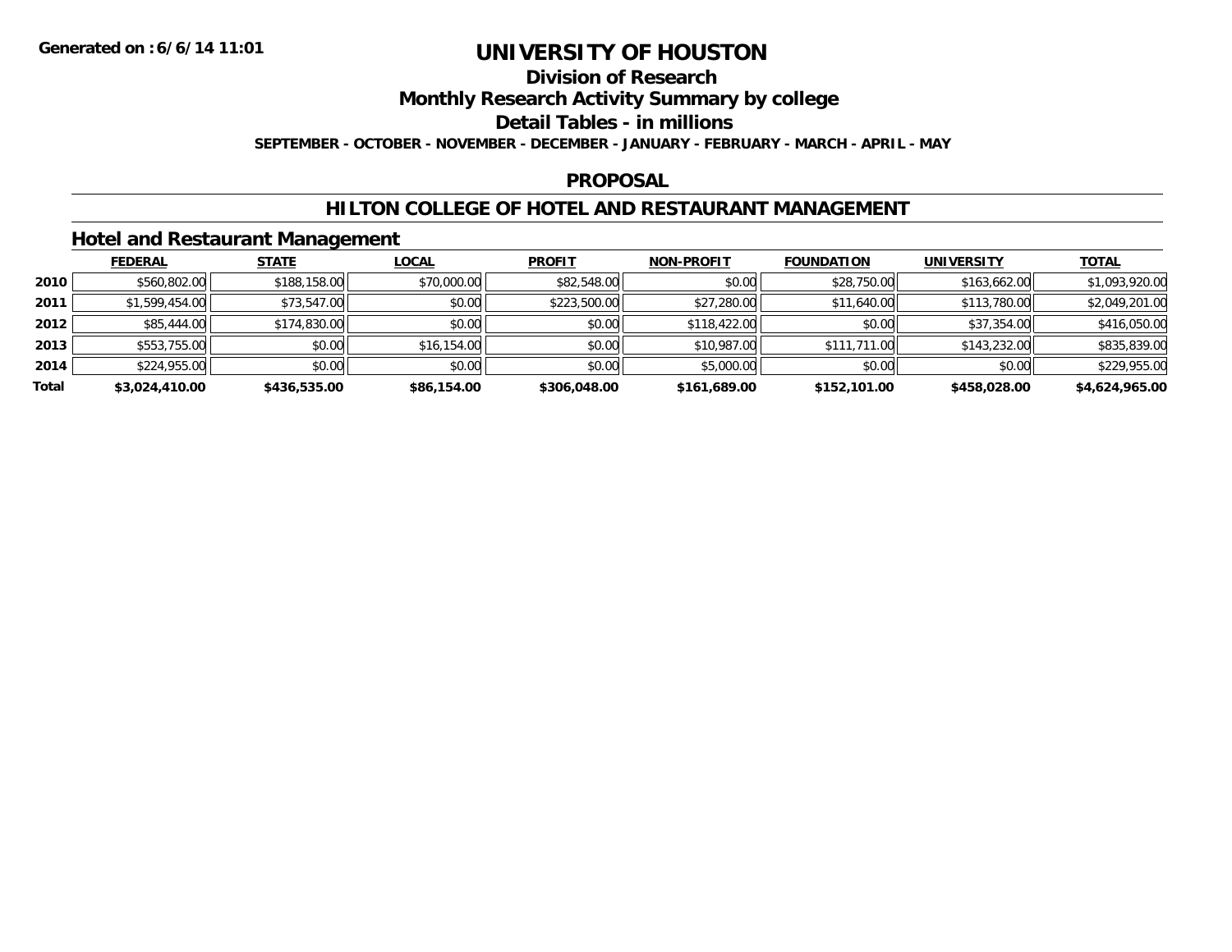# UNIVERSITY OF HOUSTON

**Generated on : 6/6/14 11:01**

## Division of Research

## Monthly Research Activity Summary by college

## Detail Tables - in millions

**SEPTEMBER - OCTOBER - NOVEMBER - DECEMBER - JANUARY - FEBRUARY - MARCH - APRIL - MAY**

## PROPOSAL

## HILTON COLLEGE OF HOTEL AND RESTAURANT MANAGEMENT

### Hotel and Restaurant Management

| | FEDERAL | STATE | LOCAL | PROFIT | NON-PROFIT | FOUNDATION | UNIVERSITY | TOTAL |
|---|---|---|---|---|---|---|---|---|
| 2010 | $560,802.00 | $188,158.00 | $70,000.00 | $82,548.00 | $0.00 | $28,750.00 | $163,662.00 | $1,093,920.00 |
| 2011 | $1,599,454.00 | $73,547.00 | $0.00 | $223,500.00 | $27,280.00 | $11,640.00 | $113,780.00 | $2,049,201.00 |
| 2012 | $85,444.00 | $174,830.00 | $0.00 | $0.00 | $118,422.00 | $0.00 | $37,354.00 | $416,050.00 |
| 2013 | $553,755.00 | $0.00 | $16,154.00 | $0.00 | $10,987.00 | $111,711.00 | $143,232.00 | $835,839.00 |
| 2014 | $224,955.00 | $0.00 | $0.00 | $0.00 | $5,000.00 | $0.00 | $0.00 | $229,955.00 |
| **Total** | **$3,024,410.00** | **$436,535.00** | **$86,154.00** | **$306,048.00** | **$161,689.00** | **$152,101.00** | **$458,028.00** | **$4,624,965.00** |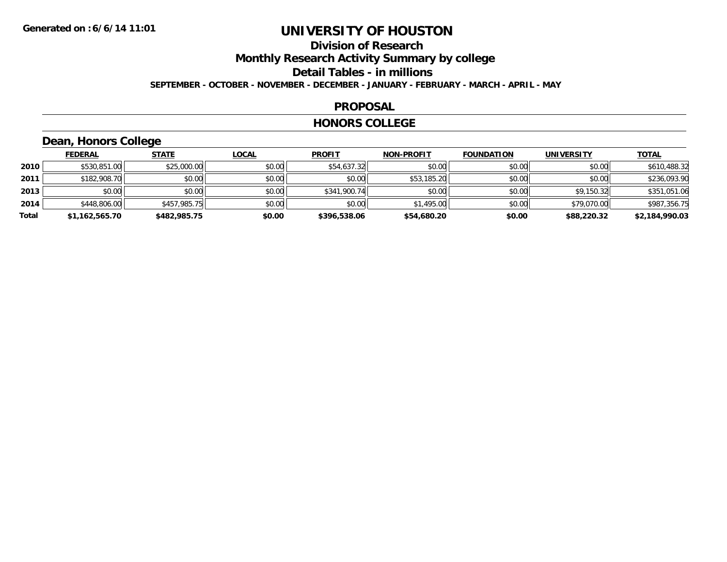# UNIVERSITY OF HOUSTON

## Division of Research

## Monthly Research Activity Summary by college

## Detail Tables - in millions

**SEPTEMBER - OCTOBER - NOVEMBER - DECEMBER - JANUARY - FEBRUARY - MARCH - APRIL - MAY**

## PROPOSAL

## HONORS COLLEGE

### Dean, Honors College

| | FEDERAL | STATE | LOCAL | PROFIT | NON-PROFIT | FOUNDATION | UNIVERSITY | TOTAL |
|---|---|---|---|---|---|---|---|---|
| 2010 | $530,851.00 | $25,000.00 | $0.00 | $54,637.32 | $0.00 | $0.00 | $0.00 | $610,488.32 |
| 2011 | $182,908.70 | $0.00 | $0.00 | $0.00 | $53,185.20 | $0.00 | $0.00 | $236,093.90 |
| 2013 | $0.00 | $0.00 | $0.00 | $341,900.74 | $0.00 | $0.00 | $9,150.32 | $351,051.06 |
| 2014 | $448,806.00 | $457,985.75 | $0.00 | $0.00 | $1,495.00 | $0.00 | $79,070.00 | $987,356.75 |
| **Total** | **$1,162,565.70** | **$482,985.75** | **$0.00** | **$396,538.06** | **$54,680.20** | **$0.00** | **$88,220.32** | **$2,184,990.03** |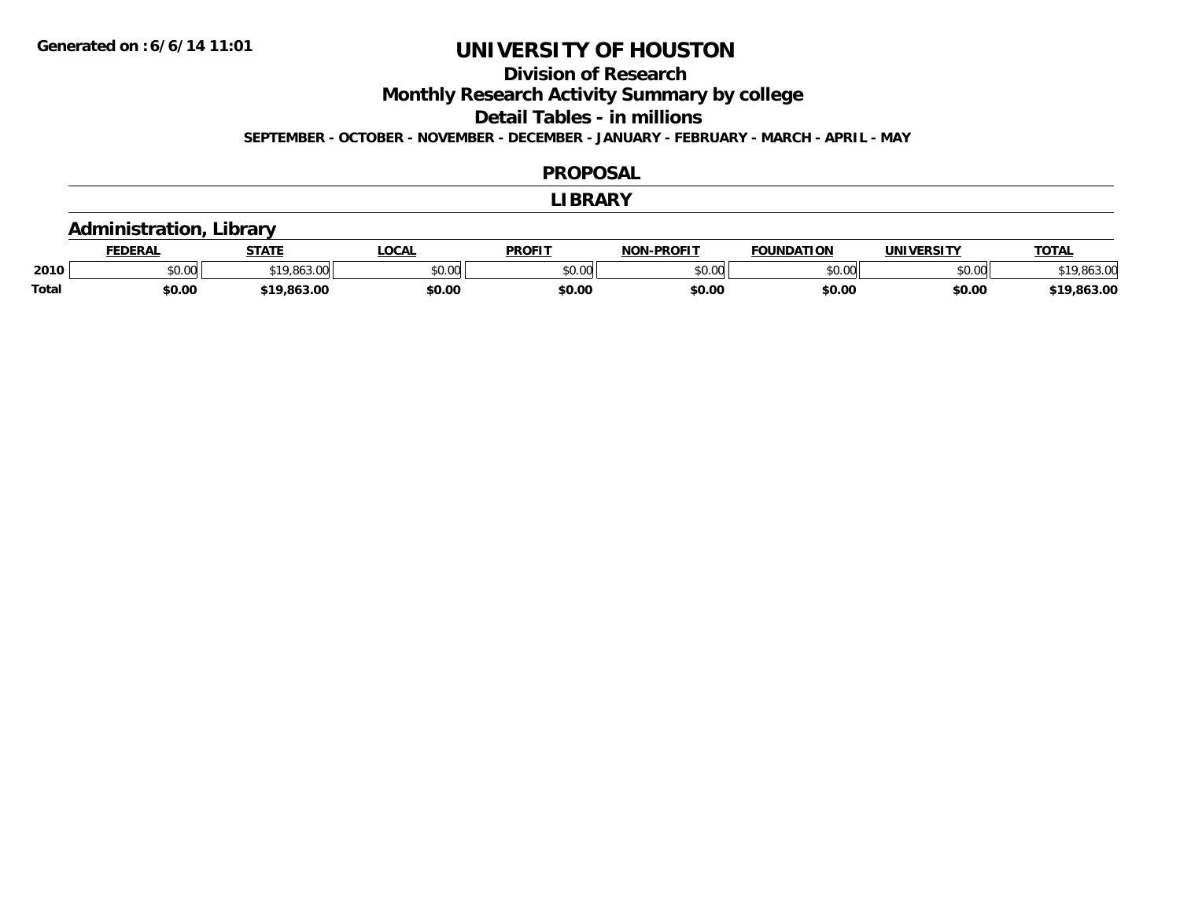Generated on :6/6/14 11:01

# UNIVERSITY OF HOUSTON

## Division of Research

## Monthly Research Activity Summary by college

## Detail Tables - in millions

**SEPTEMBER - OCTOBER - NOVEMBER - DECEMBER - JANUARY - FEBRUARY - MARCH - APRIL - MAY**

## PROPOSAL

## LIBRARY

### Administration, Library

| | FEDERAL | STATE | LOCAL | PROFIT | NON-PROFIT | FOUNDATION | UNIVERSITY | TOTAL |
|---|---|---|---|---|---|---|---|---|
| 2010 | $0.00 | $19,863.00 | $0.00 | $0.00 | $0.00 | $0.00 | $0.00 | $19,863.00 |
| **Total** | **$0.00** | **$19,863.00** | **$0.00** | **$0.00** | **$0.00** | **$0.00** | **$0.00** | **$19,863.00** |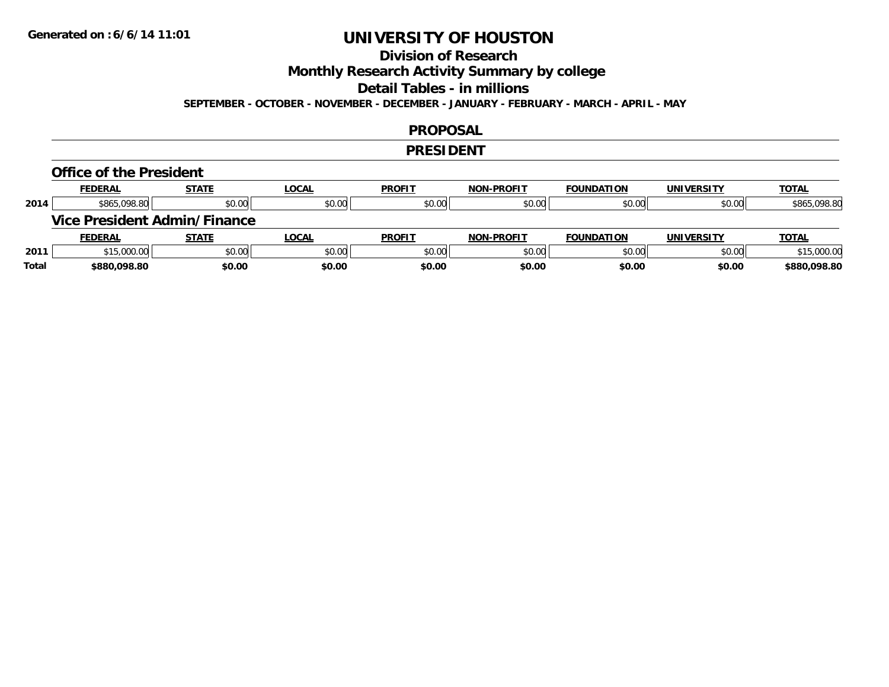Generated on :6/6/14 11:01

# UNIVERSITY OF HOUSTON

## Division of Research

## Monthly Research Activity Summary by college

## Detail Tables - in millions

**SEPTEMBER - OCTOBER - NOVEMBER - DECEMBER - JANUARY - FEBRUARY - MARCH - APRIL - MAY**

## PROPOSAL

## PRESIDENT

### Office of the President

| | FEDERAL | STATE | LOCAL | PROFIT | NON-PROFIT | FOUNDATION | UNIVERSITY | TOTAL |
|---|---|---|---|---|---|---|---|---|
| 2014 | $865,098.80 | $0.00 | $0.00 | $0.00 | $0.00 | $0.00 | $0.00 | $865,098.80 |

### Vice President Admin/Finance

| | FEDERAL | STATE | LOCAL | PROFIT | NON-PROFIT | FOUNDATION | UNIVERSITY | TOTAL |
|---|---|---|---|---|---|---|---|---|
| 2011 | $15,000.00 | $0.00 | $0.00 | $0.00 | $0.00 | $0.00 | $0.00 | $15,000.00 |
| **Total** | **$880,098.80** | **$0.00** | **$0.00** | **$0.00** | **$0.00** | **$0.00** | **$0.00** | **$880,098.80** |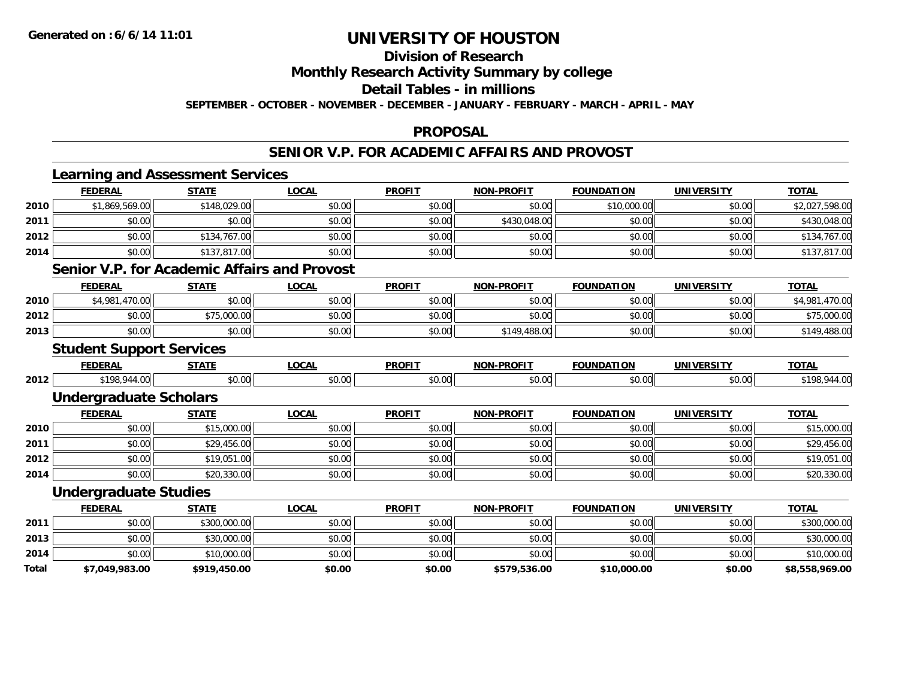Generated on :6/6/14 11:01

# UNIVERSITY OF HOUSTON

## Division of Research

## Monthly Research Activity Summary by college

## Detail Tables - in millions

**SEPTEMBER - OCTOBER - NOVEMBER - DECEMBER - JANUARY - FEBRUARY - MARCH - APRIL - MAY**

## PROPOSAL

## SENIOR V.P. FOR ACADEMIC AFFAIRS AND PROVOST

### Learning and Assessment Services

| | FEDERAL | STATE | LOCAL | PROFIT | NON-PROFIT | FOUNDATION | UNIVERSITY | TOTAL |
|---|---|---|---|---|---|---|---|---|
| 2010 | $1,869,569.00 | $148,029.00 | $0.00 | $0.00 | $0.00 | $10,000.00 | $0.00 | $2,027,598.00 |
| 2011 | $0.00 | $0.00 | $0.00 | $0.00 | $430,048.00 | $0.00 | $0.00 | $430,048.00 |
| 2012 | $0.00 | $134,767.00 | $0.00 | $0.00 | $0.00 | $0.00 | $0.00 | $134,767.00 |
| 2014 | $0.00 | $137,817.00 | $0.00 | $0.00 | $0.00 | $0.00 | $0.00 | $137,817.00 |

### Senior V.P. for Academic Affairs and Provost

| | FEDERAL | STATE | LOCAL | PROFIT | NON-PROFIT | FOUNDATION | UNIVERSITY | TOTAL |
|---|---|---|---|---|---|---|---|---|
| 2010 | $4,981,470.00 | $0.00 | $0.00 | $0.00 | $0.00 | $0.00 | $0.00 | $4,981,470.00 |
| 2012 | $0.00 | $75,000.00 | $0.00 | $0.00 | $0.00 | $0.00 | $0.00 | $75,000.00 |
| 2013 | $0.00 | $0.00 | $0.00 | $0.00 | $149,488.00 | $0.00 | $0.00 | $149,488.00 |

### Student Support Services

| | FEDERAL | STATE | LOCAL | PROFIT | NON-PROFIT | FOUNDATION | UNIVERSITY | TOTAL |
|---|---|---|---|---|---|---|---|---|
| 2012 | $198,944.00 | $0.00 | $0.00 | $0.00 | $0.00 | $0.00 | $0.00 | $198,944.00 |

### Undergraduate Scholars

| | FEDERAL | STATE | LOCAL | PROFIT | NON-PROFIT | FOUNDATION | UNIVERSITY | TOTAL |
|---|---|---|---|---|---|---|---|---|
| 2010 | $0.00 | $15,000.00 | $0.00 | $0.00 | $0.00 | $0.00 | $0.00 | $15,000.00 |
| 2011 | $0.00 | $29,456.00 | $0.00 | $0.00 | $0.00 | $0.00 | $0.00 | $29,456.00 |
| 2012 | $0.00 | $19,051.00 | $0.00 | $0.00 | $0.00 | $0.00 | $0.00 | $19,051.00 |
| 2014 | $0.00 | $20,330.00 | $0.00 | $0.00 | $0.00 | $0.00 | $0.00 | $20,330.00 |

### Undergraduate Studies

| | FEDERAL | STATE | LOCAL | PROFIT | NON-PROFIT | FOUNDATION | UNIVERSITY | TOTAL |
|---|---|---|---|---|---|---|---|---|
| 2011 | $0.00 | $300,000.00 | $0.00 | $0.00 | $0.00 | $0.00 | $0.00 | $300,000.00 |
| 2013 | $0.00 | $30,000.00 | $0.00 | $0.00 | $0.00 | $0.00 | $0.00 | $30,000.00 |
| 2014 | $0.00 | $10,000.00 | $0.00 | $0.00 | $0.00 | $0.00 | $0.00 | $10,000.00 |
| **Total** | **$7,049,983.00** | **$919,450.00** | **$0.00** | **$0.00** | **$579,536.00** | **$10,000.00** | **$0.00** | **$8,558,969.00** |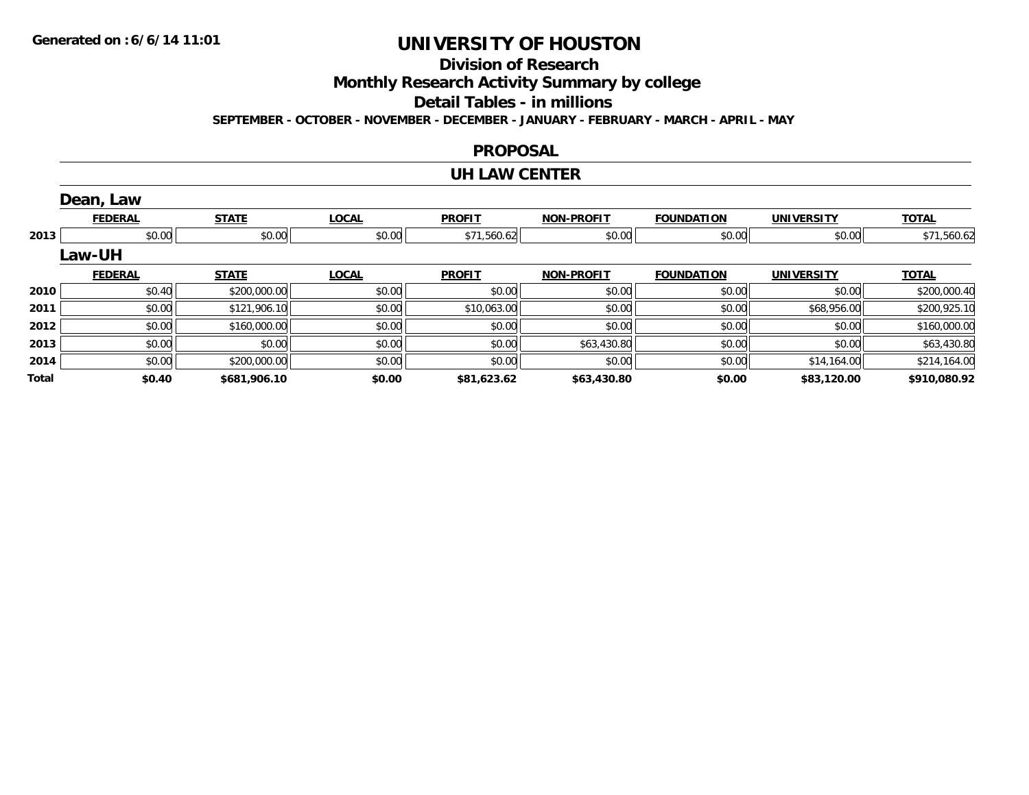**Generated on :6/6/14 11:01**

# UNIVERSITY OF HOUSTON

## Division of Research

## Monthly Research Activity Summary by college

## Detail Tables - in millions

**SEPTEMBER - OCTOBER - NOVEMBER - DECEMBER - JANUARY - FEBRUARY - MARCH - APRIL - MAY**

## PROPOSAL

## UH LAW CENTER

### Dean, Law

| | FEDERAL | STATE | LOCAL | PROFIT | NON-PROFIT | FOUNDATION | UNIVERSITY | TOTAL |
|---|---|---|---|---|---|---|---|---|
| 2013 | $0.00 | $0.00 | $0.00 | $71,560.62 | $0.00 | $0.00 | $0.00 | $71,560.62 |

### Law-UH

| | FEDERAL | STATE | LOCAL | PROFIT | NON-PROFIT | FOUNDATION | UNIVERSITY | TOTAL |
|---|---|---|---|---|---|---|---|---|
| 2010 | $0.40 | $200,000.00 | $0.00 | $0.00 | $0.00 | $0.00 | $0.00 | $200,000.40 |
| 2011 | $0.00 | $121,906.10 | $0.00 | $10,063.00 | $0.00 | $0.00 | $68,956.00 | $200,925.10 |
| 2012 | $0.00 | $160,000.00 | $0.00 | $0.00 | $0.00 | $0.00 | $0.00 | $160,000.00 |
| 2013 | $0.00 | $0.00 | $0.00 | $0.00 | $63,430.80 | $0.00 | $0.00 | $63,430.80 |
| 2014 | $0.00 | $200,000.00 | $0.00 | $0.00 | $0.00 | $0.00 | $14,164.00 | $214,164.00 |
| **Total** | **$0.40** | **$681,906.10** | **$0.00** | **$81,623.62** | **$63,430.80** | **$0.00** | **$83,120.00** | **$910,080.92** |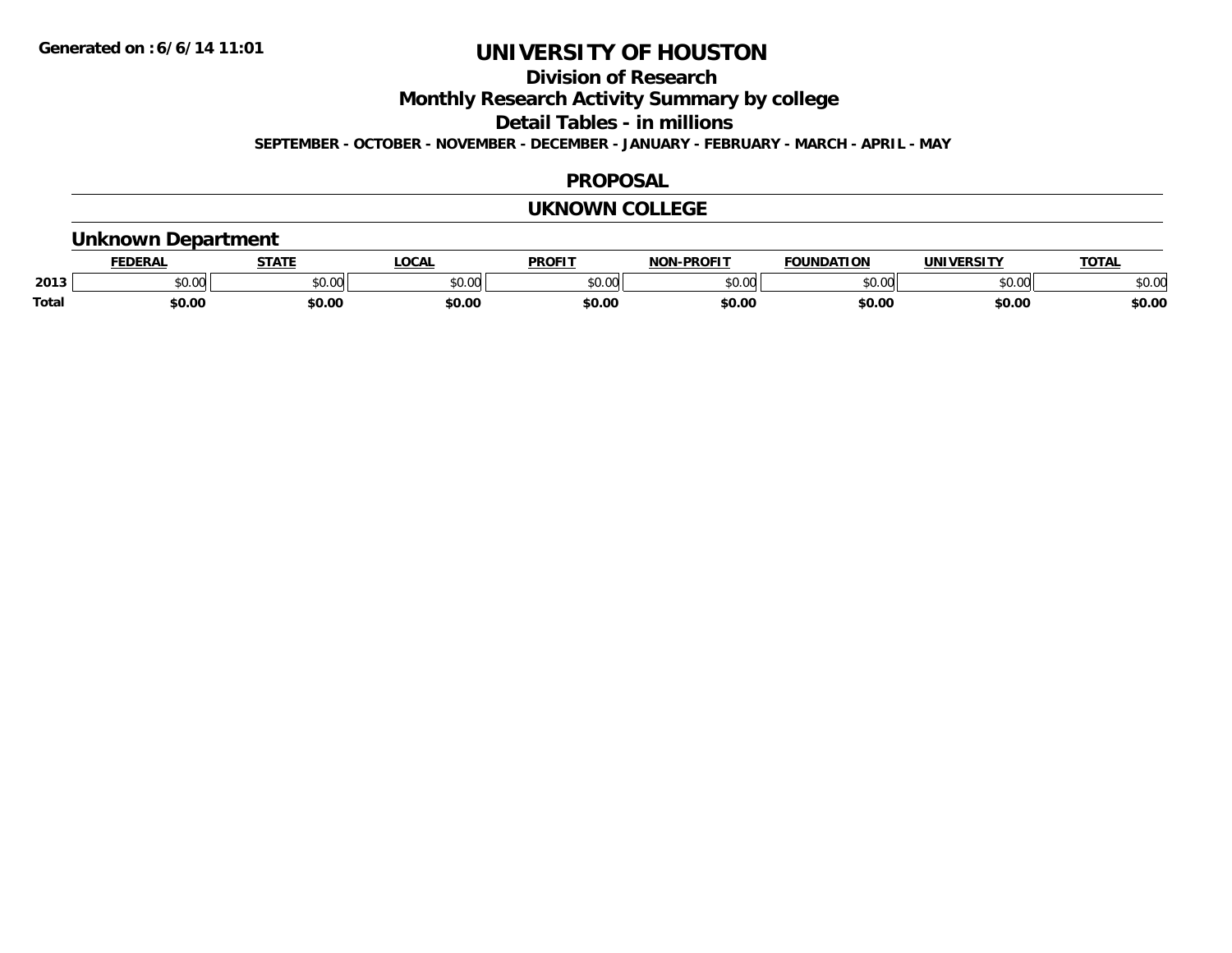# UNIVERSITY OF HOUSTON

## Division of Research

## Monthly Research Activity Summary by college

## Detail Tables - in millions

**SEPTEMBER - OCTOBER - NOVEMBER - DECEMBER - JANUARY - FEBRUARY - MARCH - APRIL - MAY**

**Generated on : 6/6/14 11:01**

## PROPOSAL

## UKNOWN COLLEGE

### Unknown Department

| | FEDERAL | STATE | LOCAL | PROFIT | NON-PROFIT | FOUNDATION | UNIVERSITY | TOTAL |
|---|---|---|---|---|---|---|---|---|
| **2013** | $0.00 | $0.00 | $0.00 | $0.00 | $0.00 | $0.00 | $0.00 | $0.00 |
| **Total** | **$0.00** | **$0.00** | **$0.00** | **$0.00** | **$0.00** | **$0.00** | **$0.00** | **$0.00** |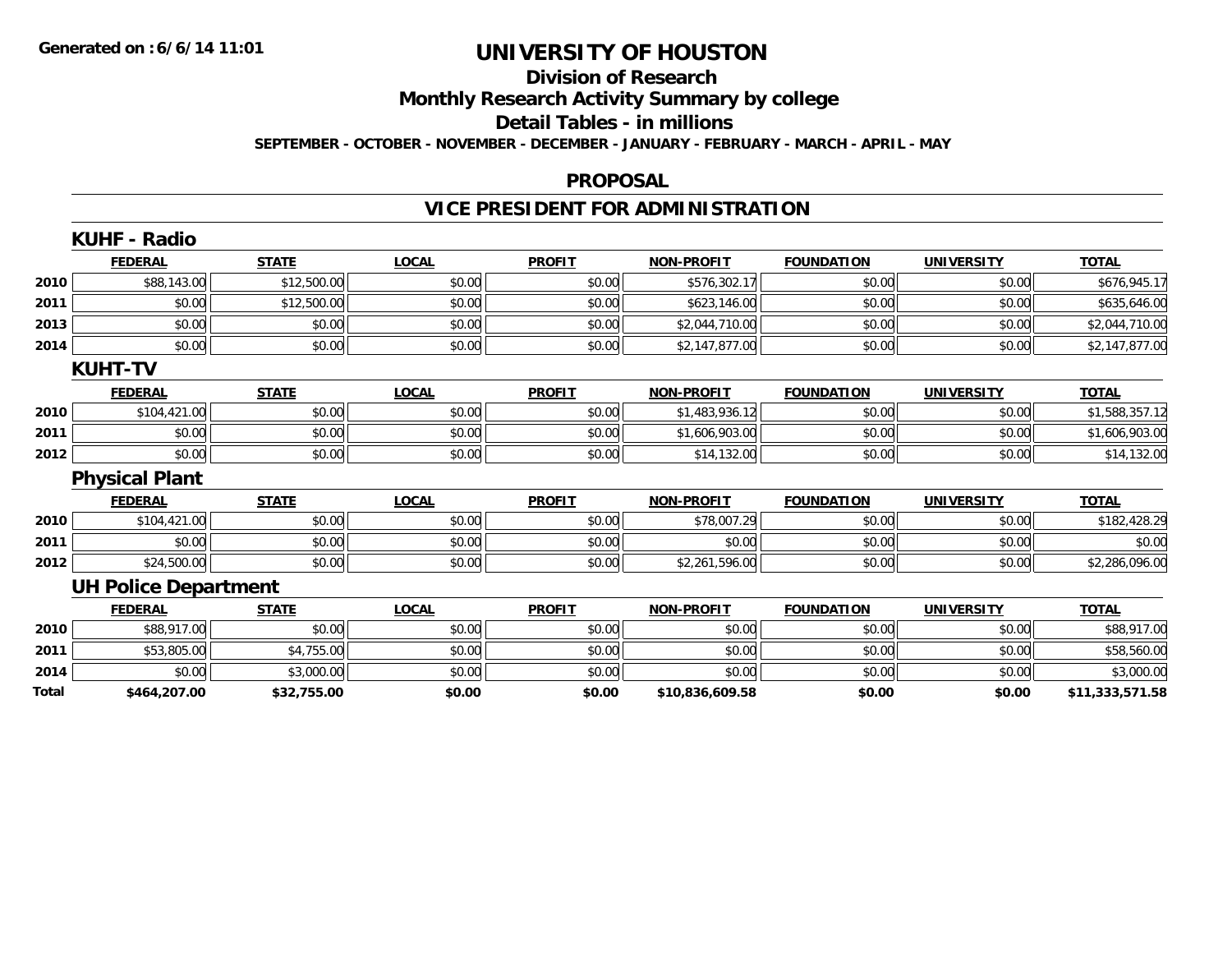Generated on :6/6/14 11:01

# UNIVERSITY OF HOUSTON

## Division of Research

## Monthly Research Activity Summary by college

## Detail Tables - in millions

**SEPTEMBER - OCTOBER - NOVEMBER - DECEMBER - JANUARY - FEBRUARY - MARCH - APRIL - MAY**

## PROPOSAL

## VICE PRESIDENT FOR ADMINISTRATION

### KUHF - Radio

| | FEDERAL | STATE | LOCAL | PROFIT | NON-PROFIT | FOUNDATION | UNIVERSITY | TOTAL |
|---|---|---|---|---|---|---|---|---|
| 2010 | $88,143.00 | $12,500.00 | $0.00 | $0.00 | $576,302.17 | $0.00 | $0.00 | $676,945.17 |
| 2011 | $0.00 | $12,500.00 | $0.00 | $0.00 | $623,146.00 | $0.00 | $0.00 | $635,646.00 |
| 2013 | $0.00 | $0.00 | $0.00 | $0.00 | $2,044,710.00 | $0.00 | $0.00 | $2,044,710.00 |
| 2014 | $0.00 | $0.00 | $0.00 | $0.00 | $2,147,877.00 | $0.00 | $0.00 | $2,147,877.00 |

### KUHT-TV

| | FEDERAL | STATE | LOCAL | PROFIT | NON-PROFIT | FOUNDATION | UNIVERSITY | TOTAL |
|---|---|---|---|---|---|---|---|---|
| 2010 | $104,421.00 | $0.00 | $0.00 | $0.00 | $1,483,936.12 | $0.00 | $0.00 | $1,588,357.12 |
| 2011 | $0.00 | $0.00 | $0.00 | $0.00 | $1,606,903.00 | $0.00 | $0.00 | $1,606,903.00 |
| 2012 | $0.00 | $0.00 | $0.00 | $0.00 | $14,132.00 | $0.00 | $0.00 | $14,132.00 |

### Physical Plant

| | FEDERAL | STATE | LOCAL | PROFIT | NON-PROFIT | FOUNDATION | UNIVERSITY | TOTAL |
|---|---|---|---|---|---|---|---|---|
| 2010 | $104,421.00 | $0.00 | $0.00 | $0.00 | $78,007.29 | $0.00 | $0.00 | $182,428.29 |
| 2011 | $0.00 | $0.00 | $0.00 | $0.00 | $0.00 | $0.00 | $0.00 | $0.00 |
| 2012 | $24,500.00 | $0.00 | $0.00 | $0.00 | $2,261,596.00 | $0.00 | $0.00 | $2,286,096.00 |

### UH Police Department

| | FEDERAL | STATE | LOCAL | PROFIT | NON-PROFIT | FOUNDATION | UNIVERSITY | TOTAL |
|---|---|---|---|---|---|---|---|---|
| 2010 | $88,917.00 | $0.00 | $0.00 | $0.00 | $0.00 | $0.00 | $0.00 | $88,917.00 |
| 2011 | $53,805.00 | $4,755.00 | $0.00 | $0.00 | $0.00 | $0.00 | $0.00 | $58,560.00 |
| 2014 | $0.00 | $3,000.00 | $0.00 | $0.00 | $0.00 | $0.00 | $0.00 | $3,000.00 |
| **Total** | **$464,207.00** | **$32,755.00** | **$0.00** | **$0.00** | **$10,836,609.58** | **$0.00** | **$0.00** | **$11,333,571.58** |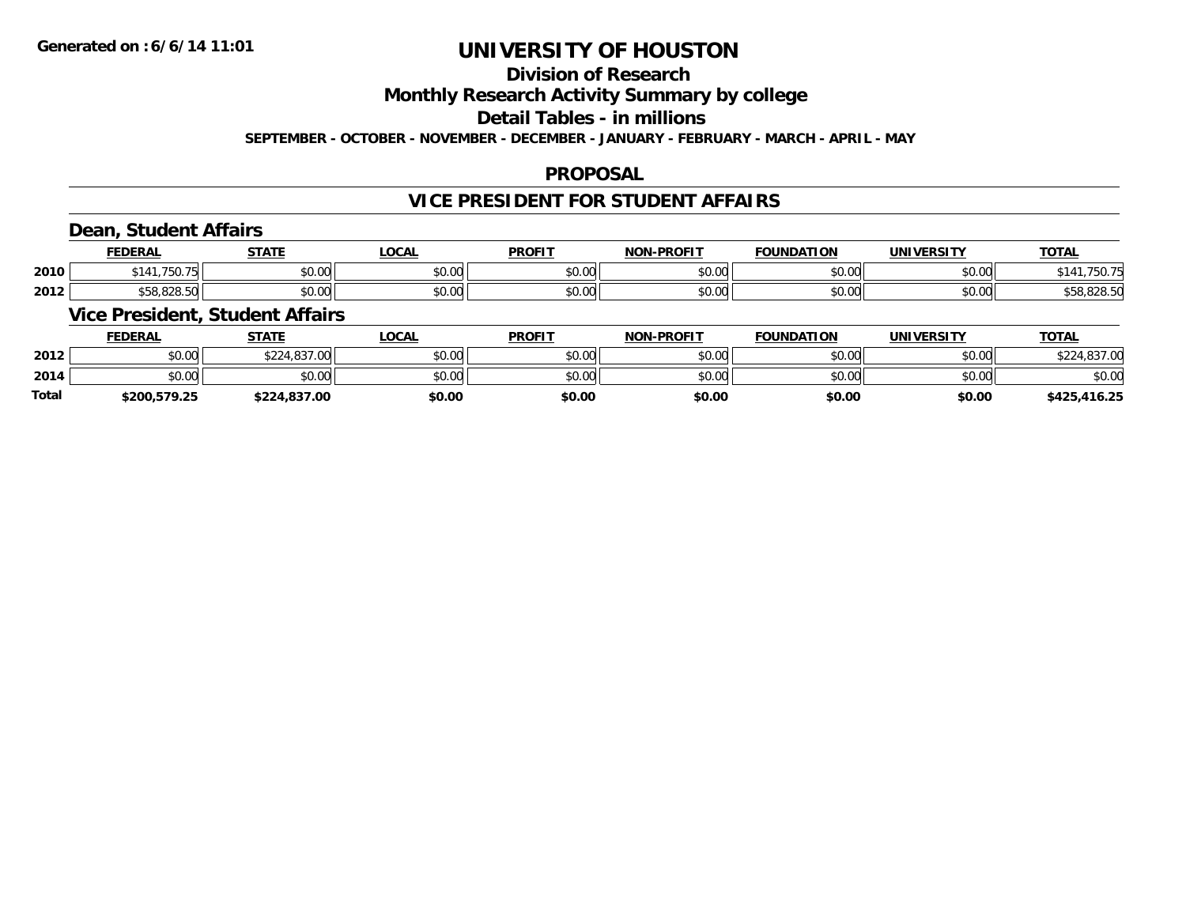Generated on :6/6/14 11:01

# UNIVERSITY OF HOUSTON

## Division of Research

## Monthly Research Activity Summary by college

## Detail Tables - in millions

**SEPTEMBER - OCTOBER - NOVEMBER - DECEMBER - JANUARY - FEBRUARY - MARCH - APRIL - MAY**

## PROPOSAL

## VICE PRESIDENT FOR STUDENT AFFAIRS

### Dean, Student Affairs

| | FEDERAL | STATE | LOCAL | PROFIT | NON-PROFIT | FOUNDATION | UNIVERSITY | TOTAL |
|---|---|---|---|---|---|---|---|---|
| 2010 | $141,750.75 | $0.00 | $0.00 | $0.00 | $0.00 | $0.00 | $0.00 | $141,750.75 |
| 2012 | $58,828.50 | $0.00 | $0.00 | $0.00 | $0.00 | $0.00 | $0.00 | $58,828.50 |

### Vice President, Student Affairs

| | FEDERAL | STATE | LOCAL | PROFIT | NON-PROFIT | FOUNDATION | UNIVERSITY | TOTAL |
|---|---|---|---|---|---|---|---|---|
| 2012 | $0.00 | $224,837.00 | $0.00 | $0.00 | $0.00 | $0.00 | $0.00 | $224,837.00 |
| 2014 | $0.00 | $0.00 | $0.00 | $0.00 | $0.00 | $0.00 | $0.00 | $0.00 |
| **Total** | **$200,579.25** | **$224,837.00** | **$0.00** | **$0.00** | **$0.00** | **$0.00** | **$0.00** | **$425,416.25** |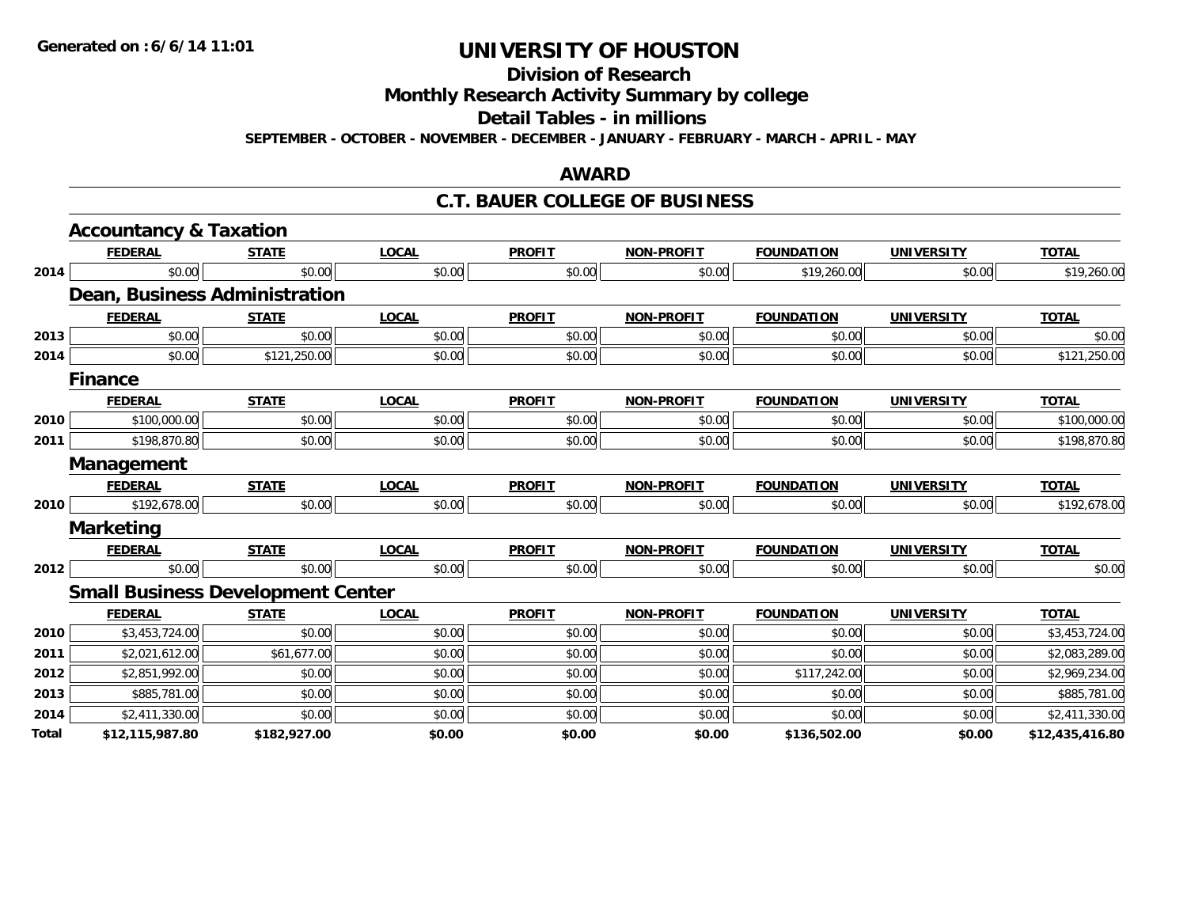Generated on :6/6/14 11:01

# UNIVERSITY OF HOUSTON

## Division of Research

## Monthly Research Activity Summary by college

## Detail Tables - in millions

**SEPTEMBER - OCTOBER - NOVEMBER - DECEMBER - JANUARY - FEBRUARY - MARCH - APRIL - MAY**

## AWARD

## C.T. BAUER COLLEGE OF BUSINESS

### Accountancy & Taxation

| | FEDERAL | STATE | LOCAL | PROFIT | NON-PROFIT | FOUNDATION | UNIVERSITY | TOTAL |
|---|---|---|---|---|---|---|---|---|
| 2014 | $0.00 | $0.00 | $0.00 | $0.00 | $0.00 | $19,260.00 | $0.00 | $19,260.00 |

### Dean, Business Administration

| | FEDERAL | STATE | LOCAL | PROFIT | NON-PROFIT | FOUNDATION | UNIVERSITY | TOTAL |
|---|---|---|---|---|---|---|---|---|
| 2013 | $0.00 | $0.00 | $0.00 | $0.00 | $0.00 | $0.00 | $0.00 | $0.00 |
| 2014 | $0.00 | $121,250.00 | $0.00 | $0.00 | $0.00 | $0.00 | $0.00 | $121,250.00 |

### Finance

| | FEDERAL | STATE | LOCAL | PROFIT | NON-PROFIT | FOUNDATION | UNIVERSITY | TOTAL |
|---|---|---|---|---|---|---|---|---|
| 2010 | $100,000.00 | $0.00 | $0.00 | $0.00 | $0.00 | $0.00 | $0.00 | $100,000.00 |
| 2011 | $198,870.80 | $0.00 | $0.00 | $0.00 | $0.00 | $0.00 | $0.00 | $198,870.80 |

### Management

| | FEDERAL | STATE | LOCAL | PROFIT | NON-PROFIT | FOUNDATION | UNIVERSITY | TOTAL |
|---|---|---|---|---|---|---|---|---|
| 2010 | $192,678.00 | $0.00 | $0.00 | $0.00 | $0.00 | $0.00 | $0.00 | $192,678.00 |

### Marketing

| | FEDERAL | STATE | LOCAL | PROFIT | NON-PROFIT | FOUNDATION | UNIVERSITY | TOTAL |
|---|---|---|---|---|---|---|---|---|
| 2012 | $0.00 | $0.00 | $0.00 | $0.00 | $0.00 | $0.00 | $0.00 | $0.00 |

### Small Business Development Center

| | FEDERAL | STATE | LOCAL | PROFIT | NON-PROFIT | FOUNDATION | UNIVERSITY | TOTAL |
|---|---|---|---|---|---|---|---|---|
| 2010 | $3,453,724.00 | $0.00 | $0.00 | $0.00 | $0.00 | $0.00 | $0.00 | $3,453,724.00 |
| 2011 | $2,021,612.00 | $61,677.00 | $0.00 | $0.00 | $0.00 | $0.00 | $0.00 | $2,083,289.00 |
| 2012 | $2,851,992.00 | $0.00 | $0.00 | $0.00 | $0.00 | $117,242.00 | $0.00 | $2,969,234.00 |
| 2013 | $885,781.00 | $0.00 | $0.00 | $0.00 | $0.00 | $0.00 | $0.00 | $885,781.00 |
| 2014 | $2,411,330.00 | $0.00 | $0.00 | $0.00 | $0.00 | $0.00 | $0.00 | $2,411,330.00 |
| **Total** | **$12,115,987.80** | **$182,927.00** | **$0.00** | **$0.00** | **$0.00** | **$136,502.00** | **$0.00** | **$12,435,416.80** |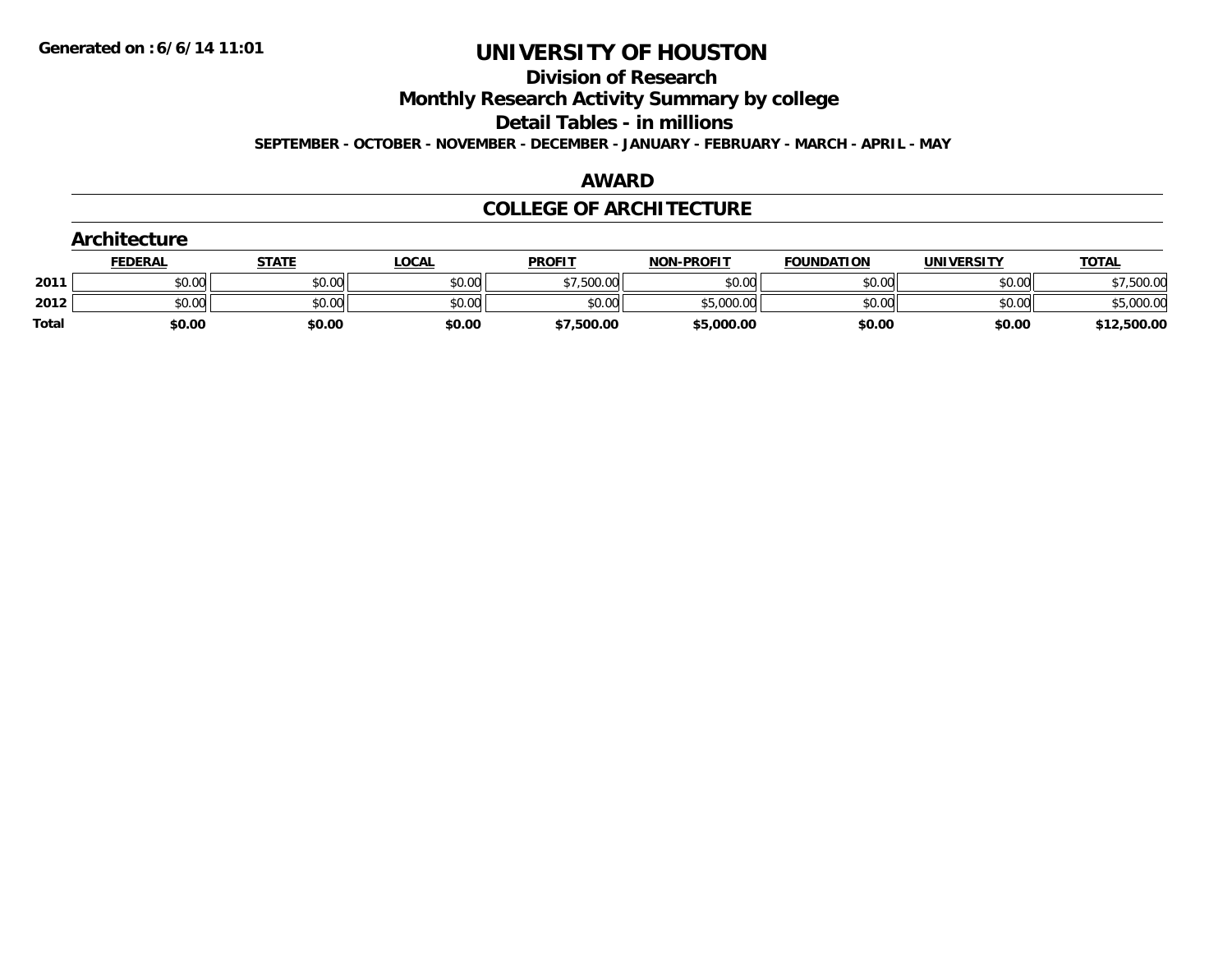# UNIVERSITY OF HOUSTON

## Division of Research

## Monthly Research Activity Summary by college

## Detail Tables - in millions

**SEPTEMBER - OCTOBER - NOVEMBER - DECEMBER - JANUARY - FEBRUARY - MARCH - APRIL - MAY**

## AWARD

## COLLEGE OF ARCHITECTURE

### Architecture

| | FEDERAL | STATE | LOCAL | PROFIT | NON-PROFIT | FOUNDATION | UNIVERSITY | TOTAL |
|---|---|---|---|---|---|---|---|---|
| 2011 | $0.00 | $0.00 | $0.00 | $7,500.00 | $0.00 | $0.00 | $0.00 | $7,500.00 |
| 2012 | $0.00 | $0.00 | $0.00 | $0.00 | $5,000.00 | $0.00 | $0.00 | $5,000.00 |
| **Total** | **$0.00** | **$0.00** | **$0.00** | **$7,500.00** | **$5,000.00** | **$0.00** | **$0.00** | **$12,500.00** |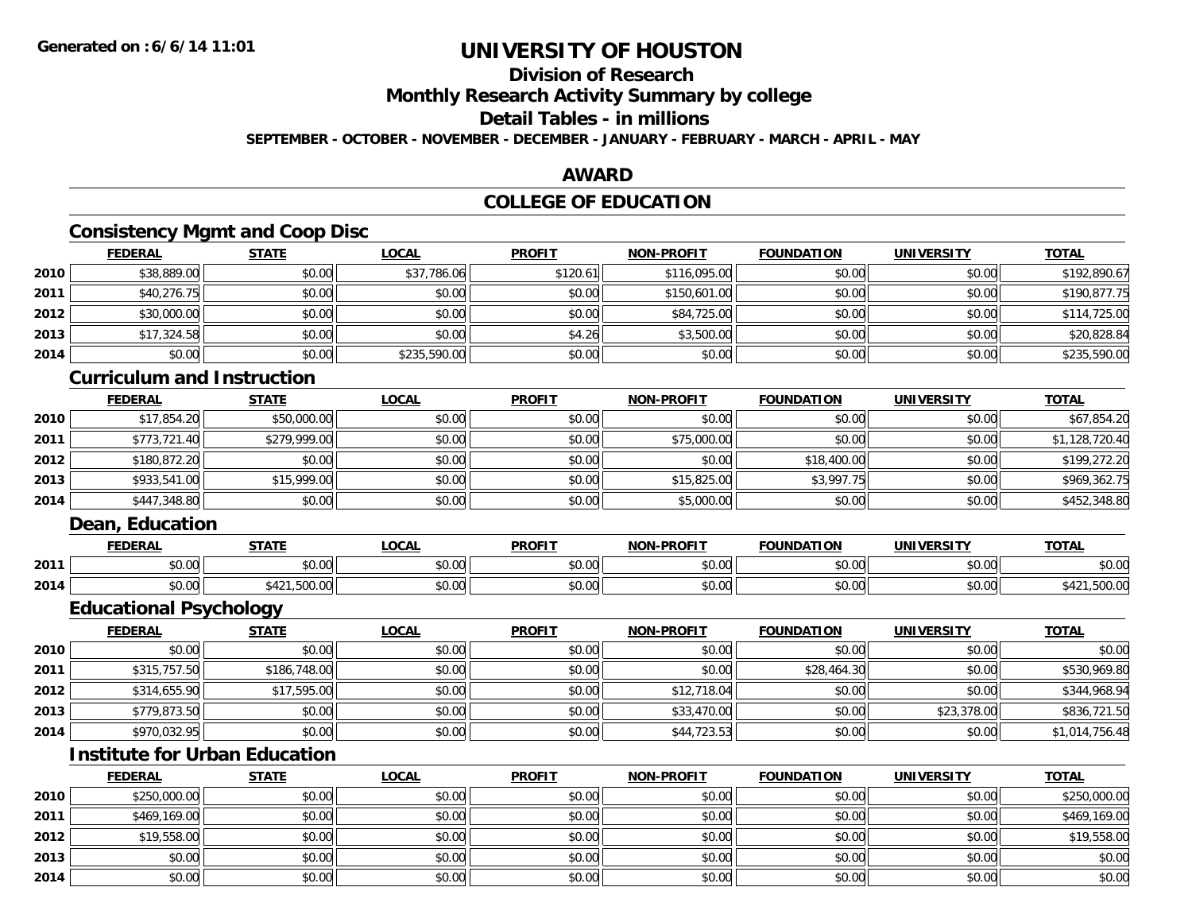# UNIVERSITY OF HOUSTON

## Division of Research

## Monthly Research Activity Summary by college

## Detail Tables - in millions

**SEPTEMBER - OCTOBER - NOVEMBER - DECEMBER - JANUARY - FEBRUARY - MARCH - APRIL - MAY**

## AWARD

## COLLEGE OF EDUCATION

### Consistency Mgmt and Coop Disc

| | FEDERAL | STATE | LOCAL | PROFIT | NON-PROFIT | FOUNDATION | UNIVERSITY | TOTAL |
|---|---|---|---|---|---|---|---|---|
| 2010 | $38,889.00 | $0.00 | $37,786.06 | $120.61 | $116,095.00 | $0.00 | $0.00 | $192,890.67 |
| 2011 | $40,276.75 | $0.00 | $0.00 | $0.00 | $150,601.00 | $0.00 | $0.00 | $190,877.75 |
| 2012 | $30,000.00 | $0.00 | $0.00 | $0.00 | $84,725.00 | $0.00 | $0.00 | $114,725.00 |
| 2013 | $17,324.58 | $0.00 | $0.00 | $4.26 | $3,500.00 | $0.00 | $0.00 | $20,828.84 |
| 2014 | $0.00 | $0.00 | $235,590.00 | $0.00 | $0.00 | $0.00 | $0.00 | $235,590.00 |

### Curriculum and Instruction

| | FEDERAL | STATE | LOCAL | PROFIT | NON-PROFIT | FOUNDATION | UNIVERSITY | TOTAL |
|---|---|---|---|---|---|---|---|---|
| 2010 | $17,854.20 | $50,000.00 | $0.00 | $0.00 | $0.00 | $0.00 | $0.00 | $67,854.20 |
| 2011 | $773,721.40 | $279,999.00 | $0.00 | $0.00 | $75,000.00 | $0.00 | $0.00 | $1,128,720.40 |
| 2012 | $180,872.20 | $0.00 | $0.00 | $0.00 | $0.00 | $18,400.00 | $0.00 | $199,272.20 |
| 2013 | $933,541.00 | $15,999.00 | $0.00 | $0.00 | $15,825.00 | $3,997.75 | $0.00 | $969,362.75 |
| 2014 | $447,348.80 | $0.00 | $0.00 | $0.00 | $5,000.00 | $0.00 | $0.00 | $452,348.80 |

### Dean, Education

| | FEDERAL | STATE | LOCAL | PROFIT | NON-PROFIT | FOUNDATION | UNIVERSITY | TOTAL |
|---|---|---|---|---|---|---|---|---|
| 2011 | $0.00 | $0.00 | $0.00 | $0.00 | $0.00 | $0.00 | $0.00 | $0.00 |
| 2014 | $0.00 | $421,500.00 | $0.00 | $0.00 | $0.00 | $0.00 | $0.00 | $421,500.00 |

### Educational Psychology

| | FEDERAL | STATE | LOCAL | PROFIT | NON-PROFIT | FOUNDATION | UNIVERSITY | TOTAL |
|---|---|---|---|---|---|---|---|---|
| 2010 | $0.00 | $0.00 | $0.00 | $0.00 | $0.00 | $0.00 | $0.00 | $0.00 |
| 2011 | $315,757.50 | $186,748.00 | $0.00 | $0.00 | $0.00 | $28,464.30 | $0.00 | $530,969.80 |
| 2012 | $314,655.90 | $17,595.00 | $0.00 | $0.00 | $12,718.04 | $0.00 | $0.00 | $344,968.94 |
| 2013 | $779,873.50 | $0.00 | $0.00 | $0.00 | $33,470.00 | $0.00 | $23,378.00 | $836,721.50 |
| 2014 | $970,032.95 | $0.00 | $0.00 | $0.00 | $44,723.53 | $0.00 | $0.00 | $1,014,756.48 |

### Institute for Urban Education

| | FEDERAL | STATE | LOCAL | PROFIT | NON-PROFIT | FOUNDATION | UNIVERSITY | TOTAL |
|---|---|---|---|---|---|---|---|---|
| 2010 | $250,000.00 | $0.00 | $0.00 | $0.00 | $0.00 | $0.00 | $0.00 | $250,000.00 |
| 2011 | $469,169.00 | $0.00 | $0.00 | $0.00 | $0.00 | $0.00 | $0.00 | $469,169.00 |
| 2012 | $19,558.00 | $0.00 | $0.00 | $0.00 | $0.00 | $0.00 | $0.00 | $19,558.00 |
| 2013 | $0.00 | $0.00 | $0.00 | $0.00 | $0.00 | $0.00 | $0.00 | $0.00 |
| 2014 | $0.00 | $0.00 | $0.00 | $0.00 | $0.00 | $0.00 | $0.00 | $0.00 |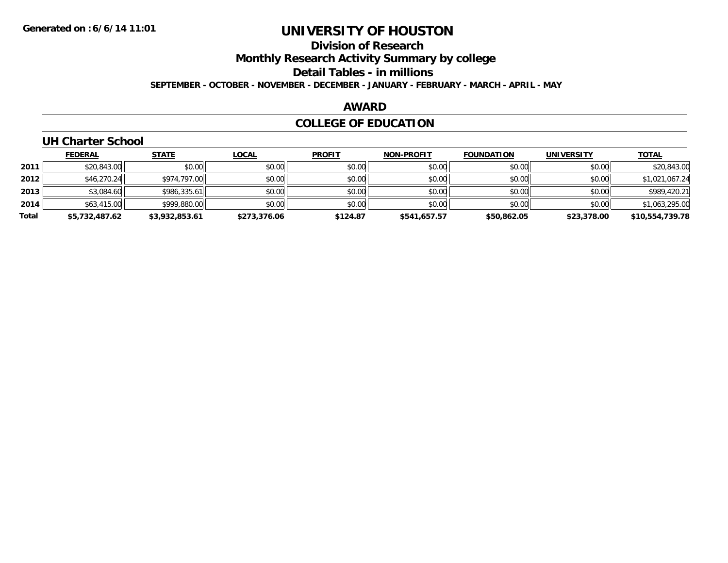**Generated on :6/6/14 11:01**

# UNIVERSITY OF HOUSTON

## Division of Research

## Monthly Research Activity Summary by college

## Detail Tables - in millions

**SEPTEMBER - OCTOBER - NOVEMBER - DECEMBER - JANUARY - FEBRUARY - MARCH - APRIL - MAY**

## AWARD

## COLLEGE OF EDUCATION

### UH Charter School

| | FEDERAL | STATE | LOCAL | PROFIT | NON-PROFIT | FOUNDATION | UNIVERSITY | TOTAL |
|---|---|---|---|---|---|---|---|---|
| **2011** | $20,843.00 | $0.00 | $0.00 | $0.00 | $0.00 | $0.00 | $0.00 | $20,843.00 |
| **2012** | $46,270.24 | $974,797.00 | $0.00 | $0.00 | $0.00 | $0.00 | $0.00 | $1,021,067.24 |
| **2013** | $3,084.60 | $986,335.61 | $0.00 | $0.00 | $0.00 | $0.00 | $0.00 | $989,420.21 |
| **2014** | $63,415.00 | $999,880.00 | $0.00 | $0.00 | $0.00 | $0.00 | $0.00 | $1,063,295.00 |
| **Total** | **$5,732,487.62** | **$3,932,853.61** | **$273,376.06** | **$124.87** | **$541,657.57** | **$50,862.05** | **$23,378.00** | **$10,554,739.78** |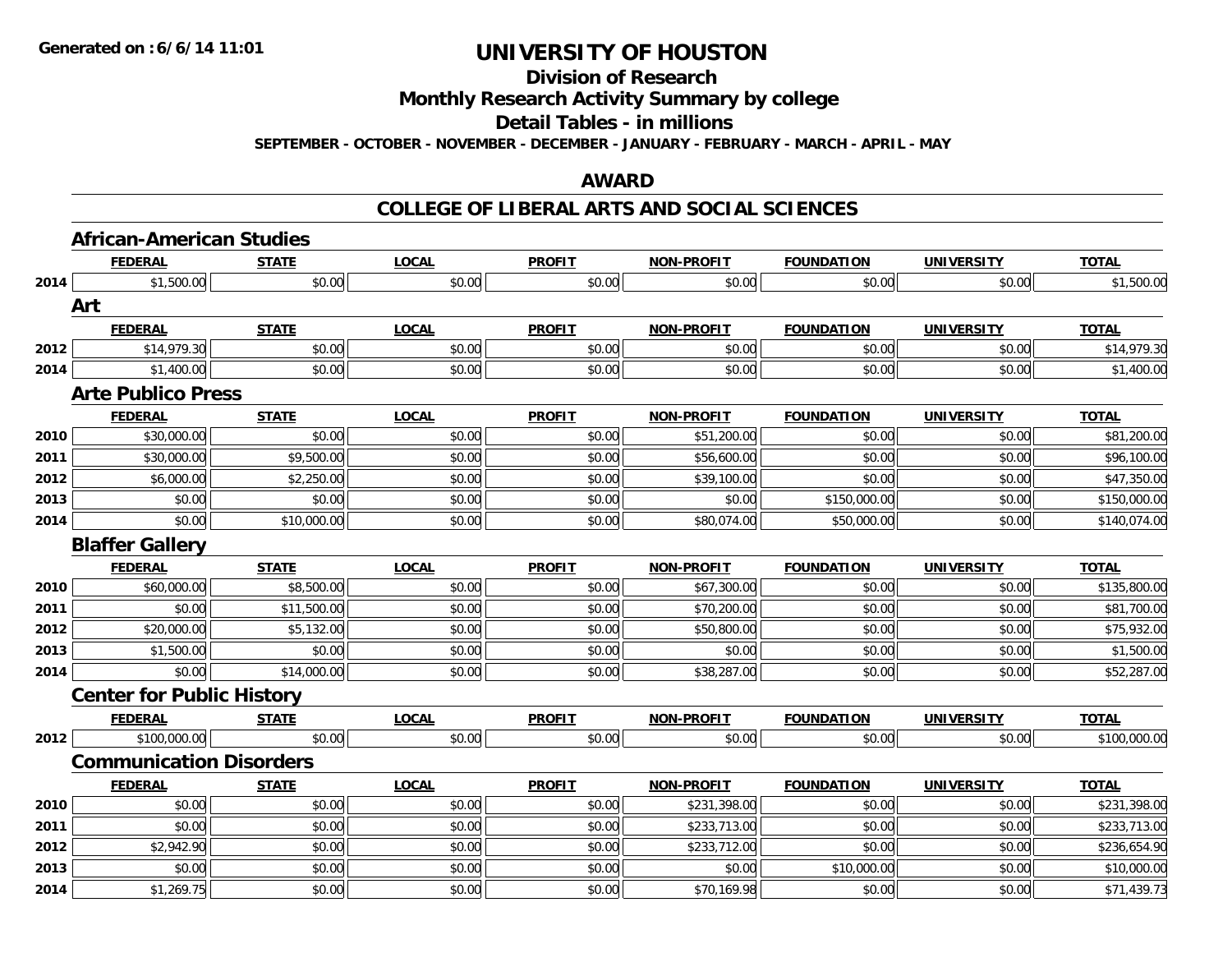**Generated on :6/6/14 11:01**

# UNIVERSITY OF HOUSTON

## Division of Research

## Monthly Research Activity Summary by college

## Detail Tables - in millions

**SEPTEMBER - OCTOBER - NOVEMBER - DECEMBER - JANUARY - FEBRUARY - MARCH - APRIL - MAY**

## AWARD

## COLLEGE OF LIBERAL ARTS AND SOCIAL SCIENCES

### African-American Studies

| | FEDERAL | STATE | LOCAL | PROFIT | NON-PROFIT | FOUNDATION | UNIVERSITY | TOTAL |
|---|---|---|---|---|---|---|---|---|
| 2014 | $1,500.00 | $0.00 | $0.00 | $0.00 | $0.00 | $0.00 | $0.00 | $1,500.00 |

### Art

| | FEDERAL | STATE | LOCAL | PROFIT | NON-PROFIT | FOUNDATION | UNIVERSITY | TOTAL |
|---|---|---|---|---|---|---|---|---|
| 2012 | $14,979.30 | $0.00 | $0.00 | $0.00 | $0.00 | $0.00 | $0.00 | $14,979.30 |
| 2014 | $1,400.00 | $0.00 | $0.00 | $0.00 | $0.00 | $0.00 | $0.00 | $1,400.00 |

### Arte Publico Press

| | FEDERAL | STATE | LOCAL | PROFIT | NON-PROFIT | FOUNDATION | UNIVERSITY | TOTAL |
|---|---|---|---|---|---|---|---|---|
| 2010 | $30,000.00 | $0.00 | $0.00 | $0.00 | $51,200.00 | $0.00 | $0.00 | $81,200.00 |
| 2011 | $30,000.00 | $9,500.00 | $0.00 | $0.00 | $56,600.00 | $0.00 | $0.00 | $96,100.00 |
| 2012 | $6,000.00 | $2,250.00 | $0.00 | $0.00 | $39,100.00 | $0.00 | $0.00 | $47,350.00 |
| 2013 | $0.00 | $0.00 | $0.00 | $0.00 | $0.00 | $150,000.00 | $0.00 | $150,000.00 |
| 2014 | $0.00 | $10,000.00 | $0.00 | $0.00 | $80,074.00 | $50,000.00 | $0.00 | $140,074.00 |

### Blaffer Gallery

| | FEDERAL | STATE | LOCAL | PROFIT | NON-PROFIT | FOUNDATION | UNIVERSITY | TOTAL |
|---|---|---|---|---|---|---|---|---|
| 2010 | $60,000.00 | $8,500.00 | $0.00 | $0.00 | $67,300.00 | $0.00 | $0.00 | $135,800.00 |
| 2011 | $0.00 | $11,500.00 | $0.00 | $0.00 | $70,200.00 | $0.00 | $0.00 | $81,700.00 |
| 2012 | $20,000.00 | $5,132.00 | $0.00 | $0.00 | $50,800.00 | $0.00 | $0.00 | $75,932.00 |
| 2013 | $1,500.00 | $0.00 | $0.00 | $0.00 | $0.00 | $0.00 | $0.00 | $1,500.00 |
| 2014 | $0.00 | $14,000.00 | $0.00 | $0.00 | $38,287.00 | $0.00 | $0.00 | $52,287.00 |

### Center for Public History

| | FEDERAL | STATE | LOCAL | PROFIT | NON-PROFIT | FOUNDATION | UNIVERSITY | TOTAL |
|---|---|---|---|---|---|---|---|---|
| 2012 | $100,000.00 | $0.00 | $0.00 | $0.00 | $0.00 | $0.00 | $0.00 | $100,000.00 |

### Communication Disorders

| | FEDERAL | STATE | LOCAL | PROFIT | NON-PROFIT | FOUNDATION | UNIVERSITY | TOTAL |
|---|---|---|---|---|---|---|---|---|
| 2010 | $0.00 | $0.00 | $0.00 | $0.00 | $231,398.00 | $0.00 | $0.00 | $231,398.00 |
| 2011 | $0.00 | $0.00 | $0.00 | $0.00 | $233,713.00 | $0.00 | $0.00 | $233,713.00 |
| 2012 | $2,942.90 | $0.00 | $0.00 | $0.00 | $233,712.00 | $0.00 | $0.00 | $236,654.90 |
| 2013 | $0.00 | $0.00 | $0.00 | $0.00 | $0.00 | $10,000.00 | $0.00 | $10,000.00 |
| 2014 | $1,269.75 | $0.00 | $0.00 | $0.00 | $70,169.98 | $0.00 | $0.00 | $71,439.73 |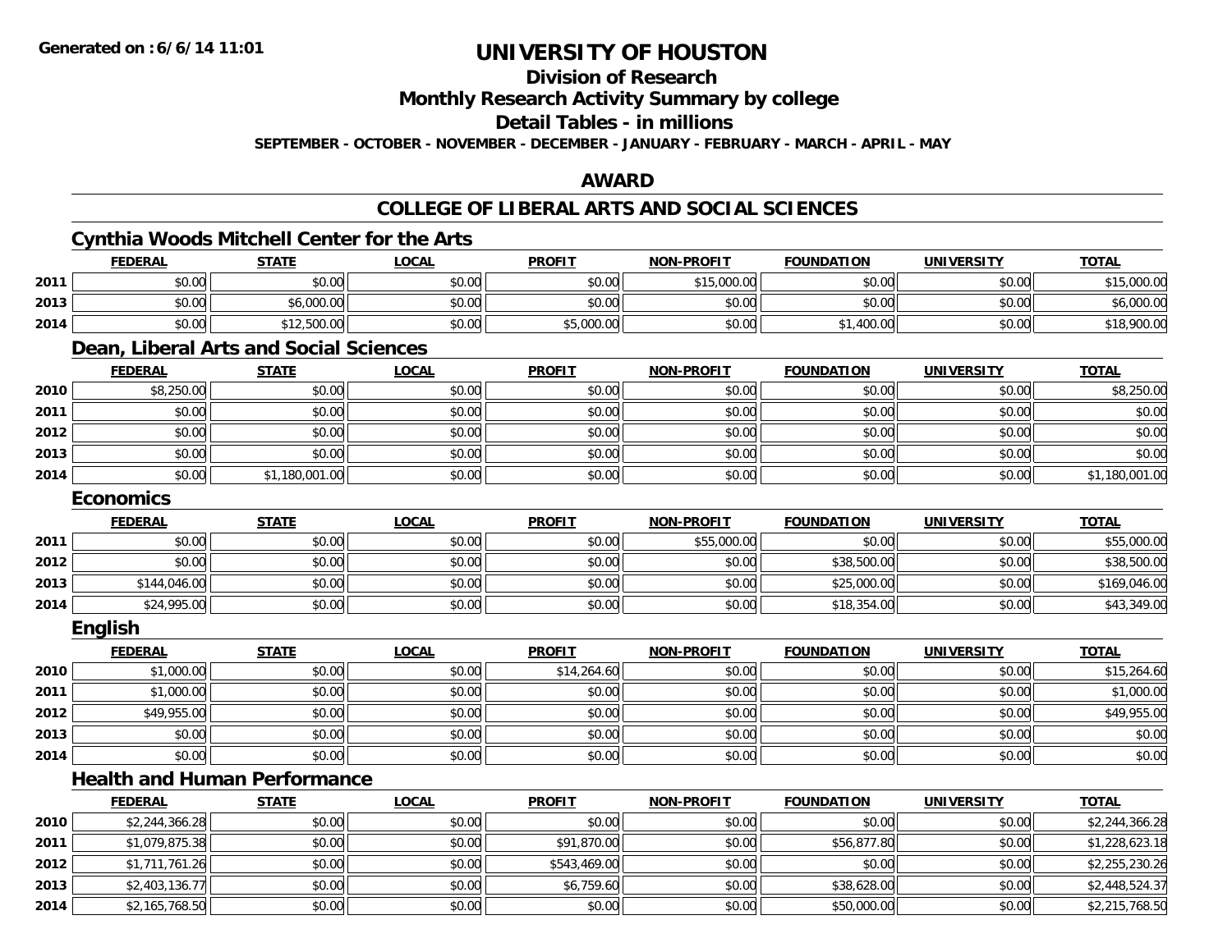# UNIVERSITY OF HOUSTON

## Division of Research

## Monthly Research Activity Summary by college

## Detail Tables - in millions

**SEPTEMBER - OCTOBER - NOVEMBER - DECEMBER - JANUARY - FEBRUARY - MARCH - APRIL - MAY**

## AWARD

## COLLEGE OF LIBERAL ARTS AND SOCIAL SCIENCES

### Cynthia Woods Mitchell Center for the Arts

| | FEDERAL | STATE | LOCAL | PROFIT | NON-PROFIT | FOUNDATION | UNIVERSITY | TOTAL |
|---|---|---|---|---|---|---|---|---|
| 2011 | $0.00 | $0.00 | $0.00 | $0.00 | $15,000.00 | $0.00 | $0.00 | $15,000.00 |
| 2013 | $0.00 | $6,000.00 | $0.00 | $0.00 | $0.00 | $0.00 | $0.00 | $6,000.00 |
| 2014 | $0.00 | $12,500.00 | $0.00 | $5,000.00 | $0.00 | $1,400.00 | $0.00 | $18,900.00 |

### Dean, Liberal Arts and Social Sciences

| | FEDERAL | STATE | LOCAL | PROFIT | NON-PROFIT | FOUNDATION | UNIVERSITY | TOTAL |
|---|---|---|---|---|---|---|---|---|
| 2010 | $8,250.00 | $0.00 | $0.00 | $0.00 | $0.00 | $0.00 | $0.00 | $8,250.00 |
| 2011 | $0.00 | $0.00 | $0.00 | $0.00 | $0.00 | $0.00 | $0.00 | $0.00 |
| 2012 | $0.00 | $0.00 | $0.00 | $0.00 | $0.00 | $0.00 | $0.00 | $0.00 |
| 2013 | $0.00 | $0.00 | $0.00 | $0.00 | $0.00 | $0.00 | $0.00 | $0.00 |
| 2014 | $0.00 | $1,180,001.00 | $0.00 | $0.00 | $0.00 | $0.00 | $0.00 | $1,180,001.00 |

### Economics

| | FEDERAL | STATE | LOCAL | PROFIT | NON-PROFIT | FOUNDATION | UNIVERSITY | TOTAL |
|---|---|---|---|---|---|---|---|---|
| 2011 | $0.00 | $0.00 | $0.00 | $0.00 | $55,000.00 | $0.00 | $0.00 | $55,000.00 |
| 2012 | $0.00 | $0.00 | $0.00 | $0.00 | $0.00 | $38,500.00 | $0.00 | $38,500.00 |
| 2013 | $144,046.00 | $0.00 | $0.00 | $0.00 | $0.00 | $25,000.00 | $0.00 | $169,046.00 |
| 2014 | $24,995.00 | $0.00 | $0.00 | $0.00 | $0.00 | $18,354.00 | $0.00 | $43,349.00 |

### English

| | FEDERAL | STATE | LOCAL | PROFIT | NON-PROFIT | FOUNDATION | UNIVERSITY | TOTAL |
|---|---|---|---|---|---|---|---|---|
| 2010 | $1,000.00 | $0.00 | $0.00 | $14,264.60 | $0.00 | $0.00 | $0.00 | $15,264.60 |
| 2011 | $1,000.00 | $0.00 | $0.00 | $0.00 | $0.00 | $0.00 | $0.00 | $1,000.00 |
| 2012 | $49,955.00 | $0.00 | $0.00 | $0.00 | $0.00 | $0.00 | $0.00 | $49,955.00 |
| 2013 | $0.00 | $0.00 | $0.00 | $0.00 | $0.00 | $0.00 | $0.00 | $0.00 |
| 2014 | $0.00 | $0.00 | $0.00 | $0.00 | $0.00 | $0.00 | $0.00 | $0.00 |

### Health and Human Performance

| | FEDERAL | STATE | LOCAL | PROFIT | NON-PROFIT | FOUNDATION | UNIVERSITY | TOTAL |
|---|---|---|---|---|---|---|---|---|
| 2010 | $2,244,366.28 | $0.00 | $0.00 | $0.00 | $0.00 | $0.00 | $0.00 | $2,244,366.28 |
| 2011 | $1,079,875.38 | $0.00 | $0.00 | $91,870.00 | $0.00 | $56,877.80 | $0.00 | $1,228,623.18 |
| 2012 | $1,711,761.26 | $0.00 | $0.00 | $543,469.00 | $0.00 | $0.00 | $0.00 | $2,255,230.26 |
| 2013 | $2,403,136.77 | $0.00 | $0.00 | $6,759.60 | $0.00 | $38,628.00 | $0.00 | $2,448,524.37 |
| 2014 | $2,165,768.50 | $0.00 | $0.00 | $0.00 | $0.00 | $50,000.00 | $0.00 | $2,215,768.50 |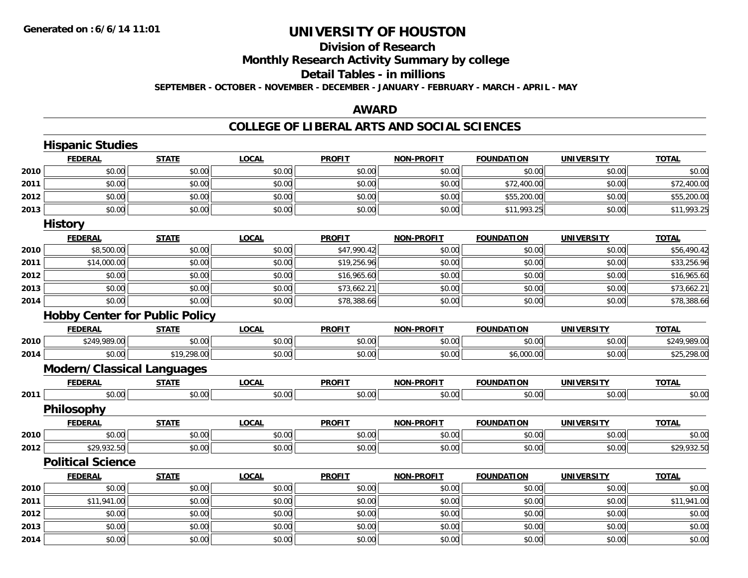# UNIVERSITY OF HOUSTON

## Division of Research

## Monthly Research Activity Summary by college

## Detail Tables - in millions

**SEPTEMBER - OCTOBER - NOVEMBER - DECEMBER - JANUARY - FEBRUARY - MARCH - APRIL - MAY**

## AWARD

## COLLEGE OF LIBERAL ARTS AND SOCIAL SCIENCES

### Hispanic Studies

| | FEDERAL | STATE | LOCAL | PROFIT | NON-PROFIT | FOUNDATION | UNIVERSITY | TOTAL |
|---|---|---|---|---|---|---|---|---|
| 2010 | $0.00 | $0.00 | $0.00 | $0.00 | $0.00 | $0.00 | $0.00 | $0.00 |
| 2011 | $0.00 | $0.00 | $0.00 | $0.00 | $0.00 | $72,400.00 | $0.00 | $72,400.00 |
| 2012 | $0.00 | $0.00 | $0.00 | $0.00 | $0.00 | $55,200.00 | $0.00 | $55,200.00 |
| 2013 | $0.00 | $0.00 | $0.00 | $0.00 | $0.00 | $11,993.25 | $0.00 | $11,993.25 |

### History

| | FEDERAL | STATE | LOCAL | PROFIT | NON-PROFIT | FOUNDATION | UNIVERSITY | TOTAL |
|---|---|---|---|---|---|---|---|---|
| 2010 | $8,500.00 | $0.00 | $0.00 | $47,990.42 | $0.00 | $0.00 | $0.00 | $56,490.42 |
| 2011 | $14,000.00 | $0.00 | $0.00 | $19,256.96 | $0.00 | $0.00 | $0.00 | $33,256.96 |
| 2012 | $0.00 | $0.00 | $0.00 | $16,965.60 | $0.00 | $0.00 | $0.00 | $16,965.60 |
| 2013 | $0.00 | $0.00 | $0.00 | $73,662.21 | $0.00 | $0.00 | $0.00 | $73,662.21 |
| 2014 | $0.00 | $0.00 | $0.00 | $78,388.66 | $0.00 | $0.00 | $0.00 | $78,388.66 |

### Hobby Center for Public Policy

| | FEDERAL | STATE | LOCAL | PROFIT | NON-PROFIT | FOUNDATION | UNIVERSITY | TOTAL |
|---|---|---|---|---|---|---|---|---|
| 2010 | $249,989.00 | $0.00 | $0.00 | $0.00 | $0.00 | $0.00 | $0.00 | $249,989.00 |
| 2014 | $0.00 | $19,298.00 | $0.00 | $0.00 | $0.00 | $6,000.00 | $0.00 | $25,298.00 |

### Modern/Classical Languages

| | FEDERAL | STATE | LOCAL | PROFIT | NON-PROFIT | FOUNDATION | UNIVERSITY | TOTAL |
|---|---|---|---|---|---|---|---|---|
| 2011 | $0.00 | $0.00 | $0.00 | $0.00 | $0.00 | $0.00 | $0.00 | $0.00 |

### Philosophy

| | FEDERAL | STATE | LOCAL | PROFIT | NON-PROFIT | FOUNDATION | UNIVERSITY | TOTAL |
|---|---|---|---|---|---|---|---|---|
| 2010 | $0.00 | $0.00 | $0.00 | $0.00 | $0.00 | $0.00 | $0.00 | $0.00 |
| 2012 | $29,932.50 | $0.00 | $0.00 | $0.00 | $0.00 | $0.00 | $0.00 | $29,932.50 |

### Political Science

| | FEDERAL | STATE | LOCAL | PROFIT | NON-PROFIT | FOUNDATION | UNIVERSITY | TOTAL |
|---|---|---|---|---|---|---|---|---|
| 2010 | $0.00 | $0.00 | $0.00 | $0.00 | $0.00 | $0.00 | $0.00 | $0.00 |
| 2011 | $11,941.00 | $0.00 | $0.00 | $0.00 | $0.00 | $0.00 | $0.00 | $11,941.00 |
| 2012 | $0.00 | $0.00 | $0.00 | $0.00 | $0.00 | $0.00 | $0.00 | $0.00 |
| 2013 | $0.00 | $0.00 | $0.00 | $0.00 | $0.00 | $0.00 | $0.00 | $0.00 |
| 2014 | $0.00 | $0.00 | $0.00 | $0.00 | $0.00 | $0.00 | $0.00 | $0.00 |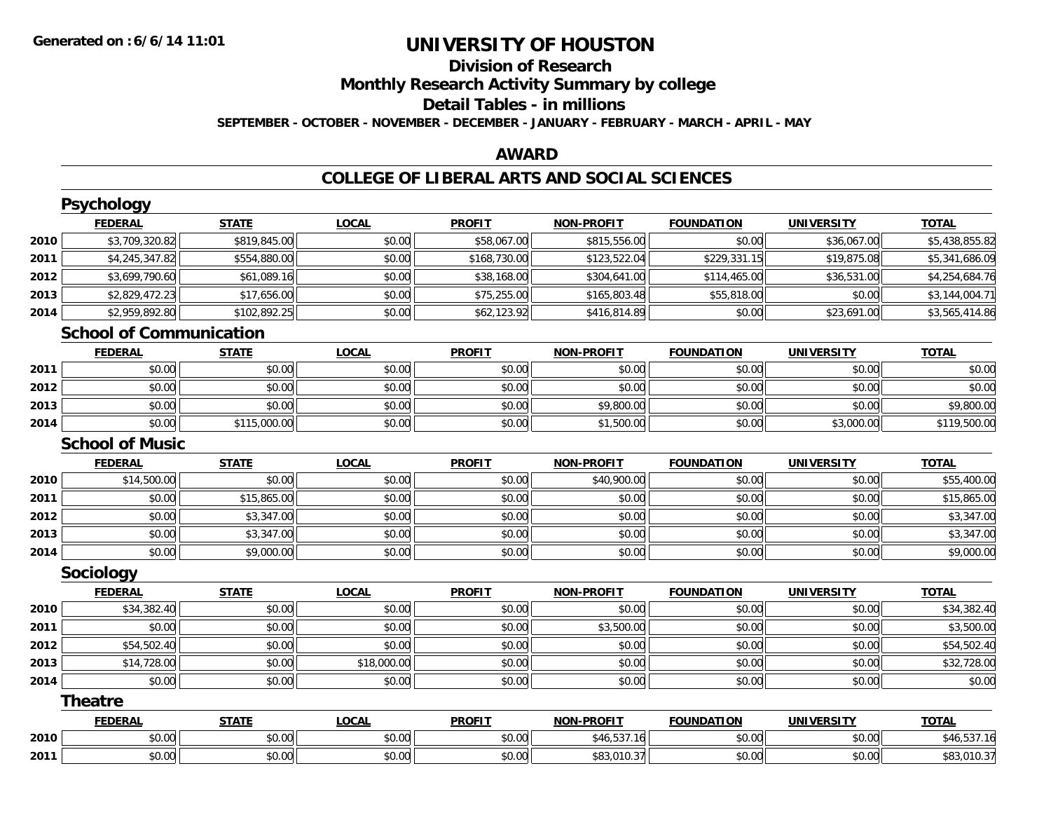# UNIVERSITY OF HOUSTON

## Division of Research

## Monthly Research Activity Summary by college

## Detail Tables - in millions

**SEPTEMBER - OCTOBER - NOVEMBER - DECEMBER - JANUARY - FEBRUARY - MARCH - APRIL - MAY**

## AWARD

## COLLEGE OF LIBERAL ARTS AND SOCIAL SCIENCES

### Psychology

| | FEDERAL | STATE | LOCAL | PROFIT | NON-PROFIT | FOUNDATION | UNIVERSITY | TOTAL |
|---|---|---|---|---|---|---|---|---|
| 2010 | $3,709,320.82 | $819,845.00 | $0.00 | $58,067.00 | $815,556.00 | $0.00 | $36,067.00 | $5,438,855.82 |
| 2011 | $4,245,347.82 | $554,880.00 | $0.00 | $168,730.00 | $123,522.04 | $229,331.15 | $19,875.08 | $5,341,686.09 |
| 2012 | $3,699,790.60 | $61,089.16 | $0.00 | $38,168.00 | $304,641.00 | $114,465.00 | $36,531.00 | $4,254,684.76 |
| 2013 | $2,829,472.23 | $17,656.00 | $0.00 | $75,255.00 | $165,803.48 | $55,818.00 | $0.00 | $3,144,004.71 |
| 2014 | $2,959,892.80 | $102,892.25 | $0.00 | $62,123.92 | $416,814.89 | $0.00 | $23,691.00 | $3,565,414.86 |

### School of Communication

| | FEDERAL | STATE | LOCAL | PROFIT | NON-PROFIT | FOUNDATION | UNIVERSITY | TOTAL |
|---|---|---|---|---|---|---|---|---|
| 2011 | $0.00 | $0.00 | $0.00 | $0.00 | $0.00 | $0.00 | $0.00 | $0.00 |
| 2012 | $0.00 | $0.00 | $0.00 | $0.00 | $0.00 | $0.00 | $0.00 | $0.00 |
| 2013 | $0.00 | $0.00 | $0.00 | $0.00 | $9,800.00 | $0.00 | $0.00 | $9,800.00 |
| 2014 | $0.00 | $115,000.00 | $0.00 | $0.00 | $1,500.00 | $0.00 | $3,000.00 | $119,500.00 |

### School of Music

| | FEDERAL | STATE | LOCAL | PROFIT | NON-PROFIT | FOUNDATION | UNIVERSITY | TOTAL |
|---|---|---|---|---|---|---|---|---|
| 2010 | $14,500.00 | $0.00 | $0.00 | $0.00 | $40,900.00 | $0.00 | $0.00 | $55,400.00 |
| 2011 | $0.00 | $15,865.00 | $0.00 | $0.00 | $0.00 | $0.00 | $0.00 | $15,865.00 |
| 2012 | $0.00 | $3,347.00 | $0.00 | $0.00 | $0.00 | $0.00 | $0.00 | $3,347.00 |
| 2013 | $0.00 | $3,347.00 | $0.00 | $0.00 | $0.00 | $0.00 | $0.00 | $3,347.00 |
| 2014 | $0.00 | $9,000.00 | $0.00 | $0.00 | $0.00 | $0.00 | $0.00 | $9,000.00 |

### Sociology

| | FEDERAL | STATE | LOCAL | PROFIT | NON-PROFIT | FOUNDATION | UNIVERSITY | TOTAL |
|---|---|---|---|---|---|---|---|---|
| 2010 | $34,382.40 | $0.00 | $0.00 | $0.00 | $0.00 | $0.00 | $0.00 | $34,382.40 |
| 2011 | $0.00 | $0.00 | $0.00 | $0.00 | $3,500.00 | $0.00 | $0.00 | $3,500.00 |
| 2012 | $54,502.40 | $0.00 | $0.00 | $0.00 | $0.00 | $0.00 | $0.00 | $54,502.40 |
| 2013 | $14,728.00 | $0.00 | $18,000.00 | $0.00 | $0.00 | $0.00 | $0.00 | $32,728.00 |
| 2014 | $0.00 | $0.00 | $0.00 | $0.00 | $0.00 | $0.00 | $0.00 | $0.00 |

### Theatre

| | FEDERAL | STATE | LOCAL | PROFIT | NON-PROFIT | FOUNDATION | UNIVERSITY | TOTAL |
|---|---|---|---|---|---|---|---|---|
| 2010 | $0.00 | $0.00 | $0.00 | $0.00 | $46,537.16 | $0.00 | $0.00 | $46,537.16 |
| 2011 | $0.00 | $0.00 | $0.00 | $0.00 | $83,010.37 | $0.00 | $0.00 | $83,010.37 |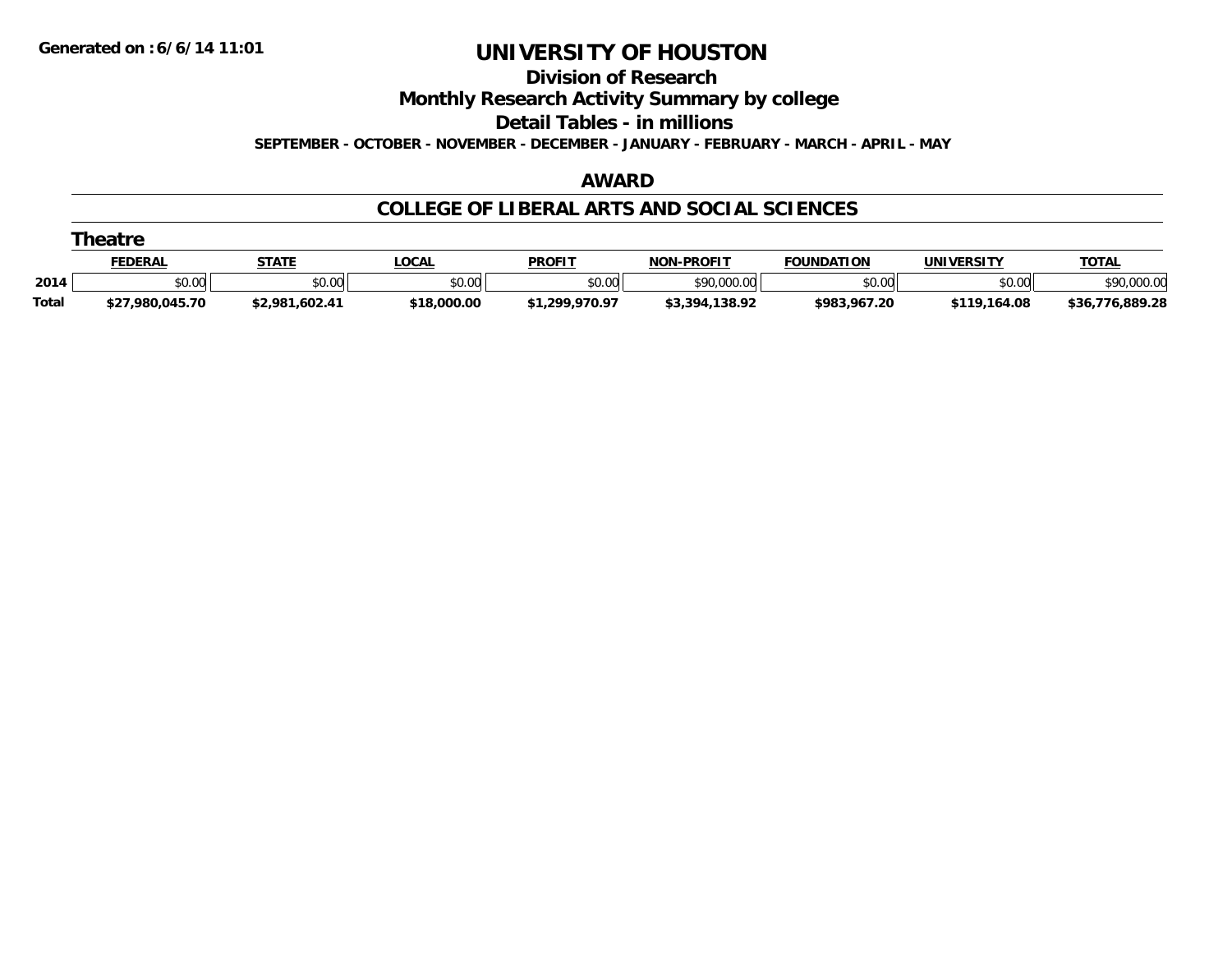Generated on : 6/6/14 11:01

# UNIVERSITY OF HOUSTON

## Division of Research

## Monthly Research Activity Summary by college

## Detail Tables - in millions

**SEPTEMBER - OCTOBER - NOVEMBER - DECEMBER - JANUARY - FEBRUARY - MARCH - APRIL - MAY**

## AWARD

## COLLEGE OF LIBERAL ARTS AND SOCIAL SCIENCES

### Theatre

| | FEDERAL | STATE | LOCAL | PROFIT | NON-PROFIT | FOUNDATION | UNIVERSITY | TOTAL |
|---|---|---|---|---|---|---|---|---|
| 2014 | $0.00 | $0.00 | $0.00 | $0.00 | $90,000.00 | $0.00 | $0.00 | $90,000.00 |
| **Total** | **$27,980,045.70** | **$2,981,602.41** | **$18,000.00** | **$1,299,970.97** | **$3,394,138.92** | **$983,967.20** | **$119,164.08** | **$36,776,889.28** |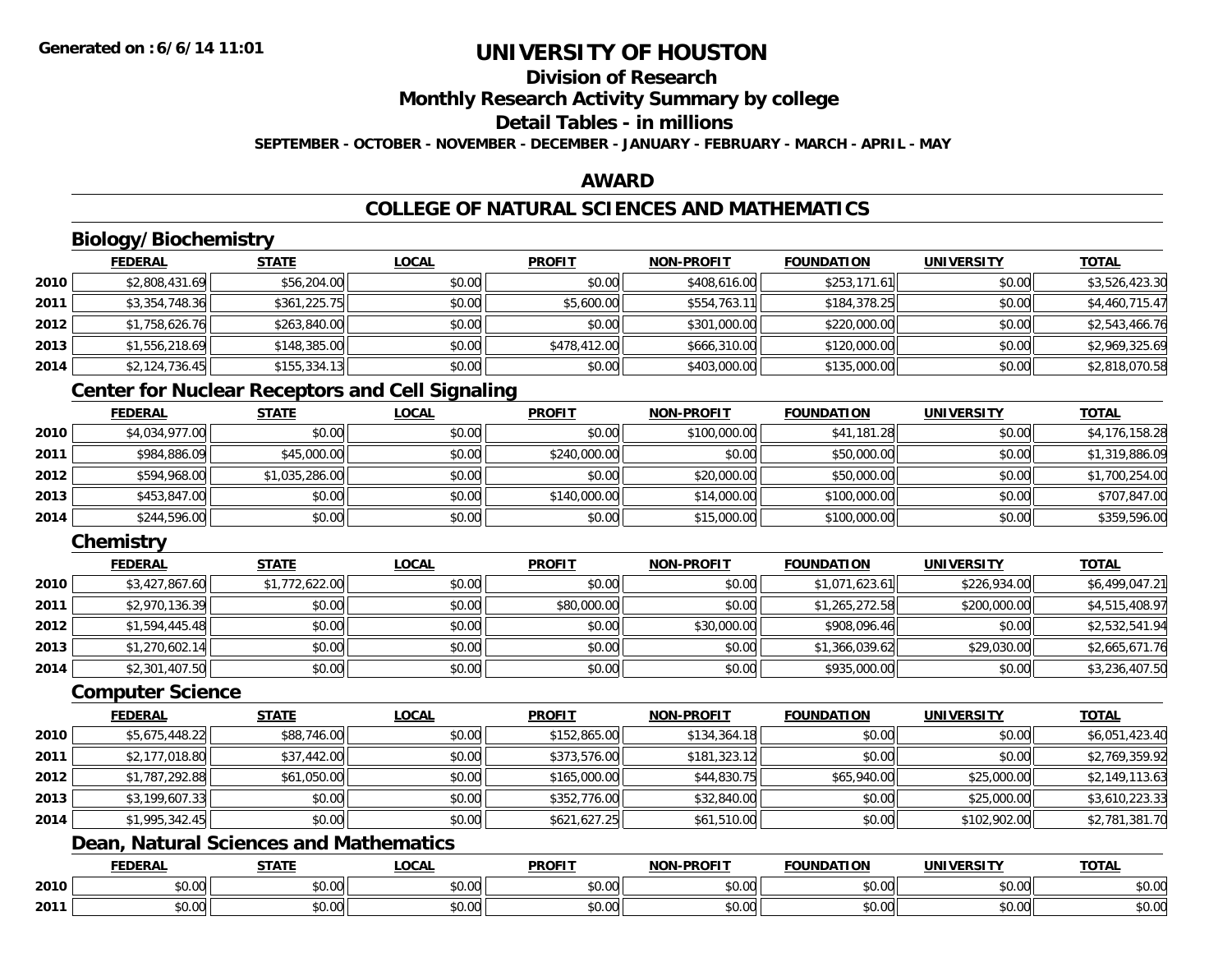**Generated on :6/6/14 11:01**

# UNIVERSITY OF HOUSTON

## Division of Research

## Monthly Research Activity Summary by college

## Detail Tables - in millions

**SEPTEMBER - OCTOBER - NOVEMBER - DECEMBER - JANUARY - FEBRUARY - MARCH - APRIL - MAY**

## AWARD

## COLLEGE OF NATURAL SCIENCES AND MATHEMATICS

### Biology/Biochemistry

| | FEDERAL | STATE | LOCAL | PROFIT | NON-PROFIT | FOUNDATION | UNIVERSITY | TOTAL |
|---|---|---|---|---|---|---|---|---|
| 2010 | $2,808,431.69 | $56,204.00 | $0.00 | $0.00 | $408,616.00 | $253,171.61 | $0.00 | $3,526,423.30 |
| 2011 | $3,354,748.36 | $361,225.75 | $0.00 | $5,600.00 | $554,763.11 | $184,378.25 | $0.00 | $4,460,715.47 |
| 2012 | $1,758,626.76 | $263,840.00 | $0.00 | $0.00 | $301,000.00 | $220,000.00 | $0.00 | $2,543,466.76 |
| 2013 | $1,556,218.69 | $148,385.00 | $0.00 | $478,412.00 | $666,310.00 | $120,000.00 | $0.00 | $2,969,325.69 |
| 2014 | $2,124,736.45 | $155,334.13 | $0.00 | $0.00 | $403,000.00 | $135,000.00 | $0.00 | $2,818,070.58 |

### Center for Nuclear Receptors and Cell Signaling

| | FEDERAL | STATE | LOCAL | PROFIT | NON-PROFIT | FOUNDATION | UNIVERSITY | TOTAL |
|---|---|---|---|---|---|---|---|---|
| 2010 | $4,034,977.00 | $0.00 | $0.00 | $0.00 | $100,000.00 | $41,181.28 | $0.00 | $4,176,158.28 |
| 2011 | $984,886.09 | $45,000.00 | $0.00 | $240,000.00 | $0.00 | $50,000.00 | $0.00 | $1,319,886.09 |
| 2012 | $594,968.00 | $1,035,286.00 | $0.00 | $0.00 | $20,000.00 | $50,000.00 | $0.00 | $1,700,254.00 |
| 2013 | $453,847.00 | $0.00 | $0.00 | $140,000.00 | $14,000.00 | $100,000.00 | $0.00 | $707,847.00 |
| 2014 | $244,596.00 | $0.00 | $0.00 | $0.00 | $15,000.00 | $100,000.00 | $0.00 | $359,596.00 |

### Chemistry

| | FEDERAL | STATE | LOCAL | PROFIT | NON-PROFIT | FOUNDATION | UNIVERSITY | TOTAL |
|---|---|---|---|---|---|---|---|---|
| 2010 | $3,427,867.60 | $1,772,622.00 | $0.00 | $0.00 | $0.00 | $1,071,623.61 | $226,934.00 | $6,499,047.21 |
| 2011 | $2,970,136.39 | $0.00 | $0.00 | $80,000.00 | $0.00 | $1,265,272.58 | $200,000.00 | $4,515,408.97 |
| 2012 | $1,594,445.48 | $0.00 | $0.00 | $0.00 | $30,000.00 | $908,096.46 | $0.00 | $2,532,541.94 |
| 2013 | $1,270,602.14 | $0.00 | $0.00 | $0.00 | $0.00 | $1,366,039.62 | $29,030.00 | $2,665,671.76 |
| 2014 | $2,301,407.50 | $0.00 | $0.00 | $0.00 | $0.00 | $935,000.00 | $0.00 | $3,236,407.50 |

### Computer Science

| | FEDERAL | STATE | LOCAL | PROFIT | NON-PROFIT | FOUNDATION | UNIVERSITY | TOTAL |
|---|---|---|---|---|---|---|---|---|
| 2010 | $5,675,448.22 | $88,746.00 | $0.00 | $152,865.00 | $134,364.18 | $0.00 | $0.00 | $6,051,423.40 |
| 2011 | $2,177,018.80 | $37,442.00 | $0.00 | $373,576.00 | $181,323.12 | $0.00 | $0.00 | $2,769,359.92 |
| 2012 | $1,787,292.88 | $61,050.00 | $0.00 | $165,000.00 | $44,830.75 | $65,940.00 | $25,000.00 | $2,149,113.63 |
| 2013 | $3,199,607.33 | $0.00 | $0.00 | $352,776.00 | $32,840.00 | $0.00 | $25,000.00 | $3,610,223.33 |
| 2014 | $1,995,342.45 | $0.00 | $0.00 | $621,627.25 | $61,510.00 | $0.00 | $102,902.00 | $2,781,381.70 |

### Dean, Natural Sciences and Mathematics

| | FEDERAL | STATE | LOCAL | PROFIT | NON-PROFIT | FOUNDATION | UNIVERSITY | TOTAL |
|---|---|---|---|---|---|---|---|---|
| 2010 | $0.00 | $0.00 | $0.00 | $0.00 | $0.00 | $0.00 | $0.00 | $0.00 |
| 2011 | $0.00 | $0.00 | $0.00 | $0.00 | $0.00 | $0.00 | $0.00 | $0.00 |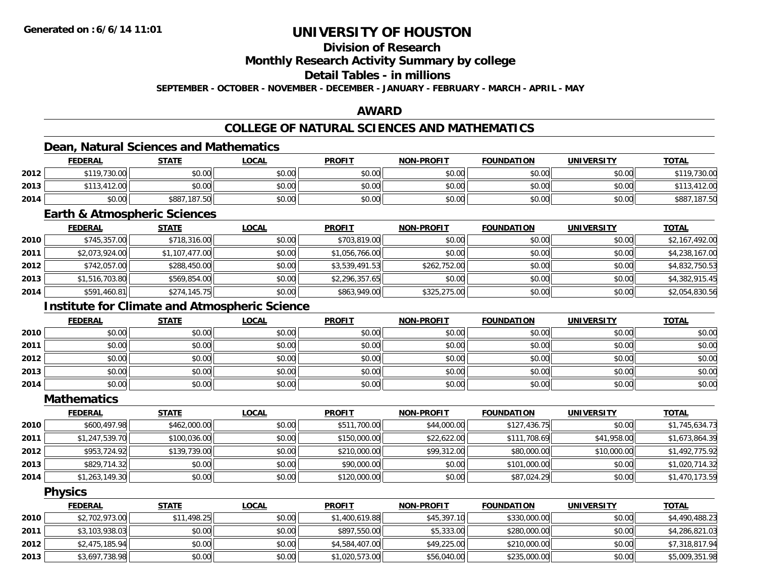# UNIVERSITY OF HOUSTON

## Division of Research

## Monthly Research Activity Summary by college

## Detail Tables - in millions

**SEPTEMBER - OCTOBER - NOVEMBER - DECEMBER - JANUARY - FEBRUARY - MARCH - APRIL - MAY**

**Generated on : 6/6/14 11:01**

## AWARD

## COLLEGE OF NATURAL SCIENCES AND MATHEMATICS

### Dean, Natural Sciences and Mathematics

| | FEDERAL | STATE | LOCAL | PROFIT | NON-PROFIT | FOUNDATION | UNIVERSITY | TOTAL |
|---|---|---|---|---|---|---|---|---|
| 2012 | $119,730.00 | $0.00 | $0.00 | $0.00 | $0.00 | $0.00 | $0.00 | $119,730.00 |
| 2013 | $113,412.00 | $0.00 | $0.00 | $0.00 | $0.00 | $0.00 | $0.00 | $113,412.00 |
| 2014 | $0.00 | $887,187.50 | $0.00 | $0.00 | $0.00 | $0.00 | $0.00 | $887,187.50 |

### Earth & Atmospheric Sciences

| | FEDERAL | STATE | LOCAL | PROFIT | NON-PROFIT | FOUNDATION | UNIVERSITY | TOTAL |
|---|---|---|---|---|---|---|---|---|
| 2010 | $745,357.00 | $718,316.00 | $0.00 | $703,819.00 | $0.00 | $0.00 | $0.00 | $2,167,492.00 |
| 2011 | $2,073,924.00 | $1,107,477.00 | $0.00 | $1,056,766.00 | $0.00 | $0.00 | $0.00 | $4,238,167.00 |
| 2012 | $742,057.00 | $288,450.00 | $0.00 | $3,539,491.53 | $262,752.00 | $0.00 | $0.00 | $4,832,750.53 |
| 2013 | $1,516,703.80 | $569,854.00 | $0.00 | $2,296,357.65 | $0.00 | $0.00 | $0.00 | $4,382,915.45 |
| 2014 | $591,460.81 | $274,145.75 | $0.00 | $863,949.00 | $325,275.00 | $0.00 | $0.00 | $2,054,830.56 |

### Institute for Climate and Atmospheric Science

| | FEDERAL | STATE | LOCAL | PROFIT | NON-PROFIT | FOUNDATION | UNIVERSITY | TOTAL |
|---|---|---|---|---|---|---|---|---|
| 2010 | $0.00 | $0.00 | $0.00 | $0.00 | $0.00 | $0.00 | $0.00 | $0.00 |
| 2011 | $0.00 | $0.00 | $0.00 | $0.00 | $0.00 | $0.00 | $0.00 | $0.00 |
| 2012 | $0.00 | $0.00 | $0.00 | $0.00 | $0.00 | $0.00 | $0.00 | $0.00 |
| 2013 | $0.00 | $0.00 | $0.00 | $0.00 | $0.00 | $0.00 | $0.00 | $0.00 |
| 2014 | $0.00 | $0.00 | $0.00 | $0.00 | $0.00 | $0.00 | $0.00 | $0.00 |

### Mathematics

| | FEDERAL | STATE | LOCAL | PROFIT | NON-PROFIT | FOUNDATION | UNIVERSITY | TOTAL |
|---|---|---|---|---|---|---|---|---|
| 2010 | $600,497.98 | $462,000.00 | $0.00 | $511,700.00 | $44,000.00 | $127,436.75 | $0.00 | $1,745,634.73 |
| 2011 | $1,247,539.70 | $100,036.00 | $0.00 | $150,000.00 | $22,622.00 | $111,708.69 | $41,958.00 | $1,673,864.39 |
| 2012 | $953,724.92 | $139,739.00 | $0.00 | $210,000.00 | $99,312.00 | $80,000.00 | $10,000.00 | $1,492,775.92 |
| 2013 | $829,714.32 | $0.00 | $0.00 | $90,000.00 | $0.00 | $101,000.00 | $0.00 | $1,020,714.32 |
| 2014 | $1,263,149.30 | $0.00 | $0.00 | $120,000.00 | $0.00 | $87,024.29 | $0.00 | $1,470,173.59 |

### Physics

| | FEDERAL | STATE | LOCAL | PROFIT | NON-PROFIT | FOUNDATION | UNIVERSITY | TOTAL |
|---|---|---|---|---|---|---|---|---|
| 2010 | $2,702,973.00 | $11,498.25 | $0.00 | $1,400,619.88 | $45,397.10 | $330,000.00 | $0.00 | $4,490,488.23 |
| 2011 | $3,103,938.03 | $0.00 | $0.00 | $897,550.00 | $5,333.00 | $280,000.00 | $0.00 | $4,286,821.03 |
| 2012 | $2,475,185.94 | $0.00 | $0.00 | $4,584,407.00 | $49,225.00 | $210,000.00 | $0.00 | $7,318,817.94 |
| 2013 | $3,697,738.98 | $0.00 | $0.00 | $1,020,573.00 | $56,040.00 | $235,000.00 | $0.00 | $5,009,351.98 |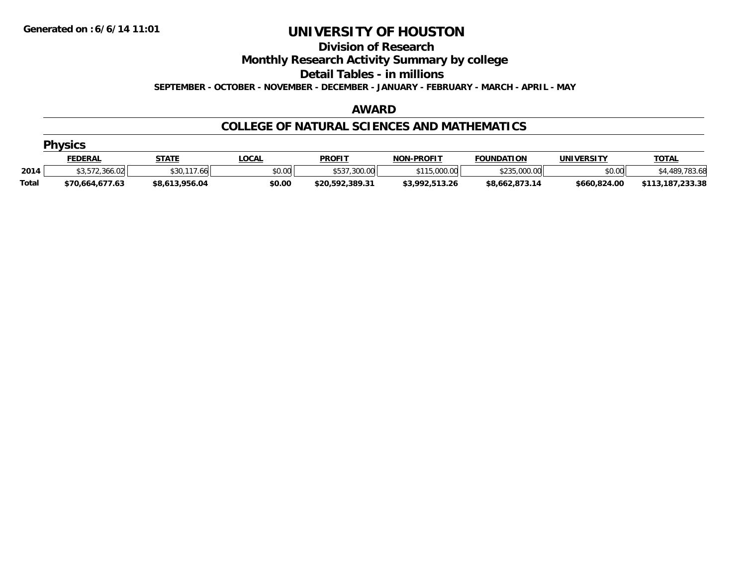**Generated on :6/6/14 11:01**

# UNIVERSITY OF HOUSTON

## Division of Research

## Monthly Research Activity Summary by college

## Detail Tables - in millions

**SEPTEMBER - OCTOBER - NOVEMBER - DECEMBER - JANUARY - FEBRUARY - MARCH - APRIL - MAY**

## AWARD

## COLLEGE OF NATURAL SCIENCES AND MATHEMATICS

### Physics

| | FEDERAL | STATE | LOCAL | PROFIT | NON-PROFIT | FOUNDATION | UNIVERSITY | TOTAL |
|---|---|---|---|---|---|---|---|---|
| 2014 | $3,572,366.02 | $30,117.66 | $0.00 | $537,300.00 | $115,000.00 | $235,000.00 | $0.00 | $4,489,783.68 |
| **Total** | **$70,664,677.63** | **$8,613,956.04** | **$0.00** | **$20,592,389.31** | **$3,992,513.26** | **$8,662,873.14** | **$660,824.00** | **$113,187,233.38** |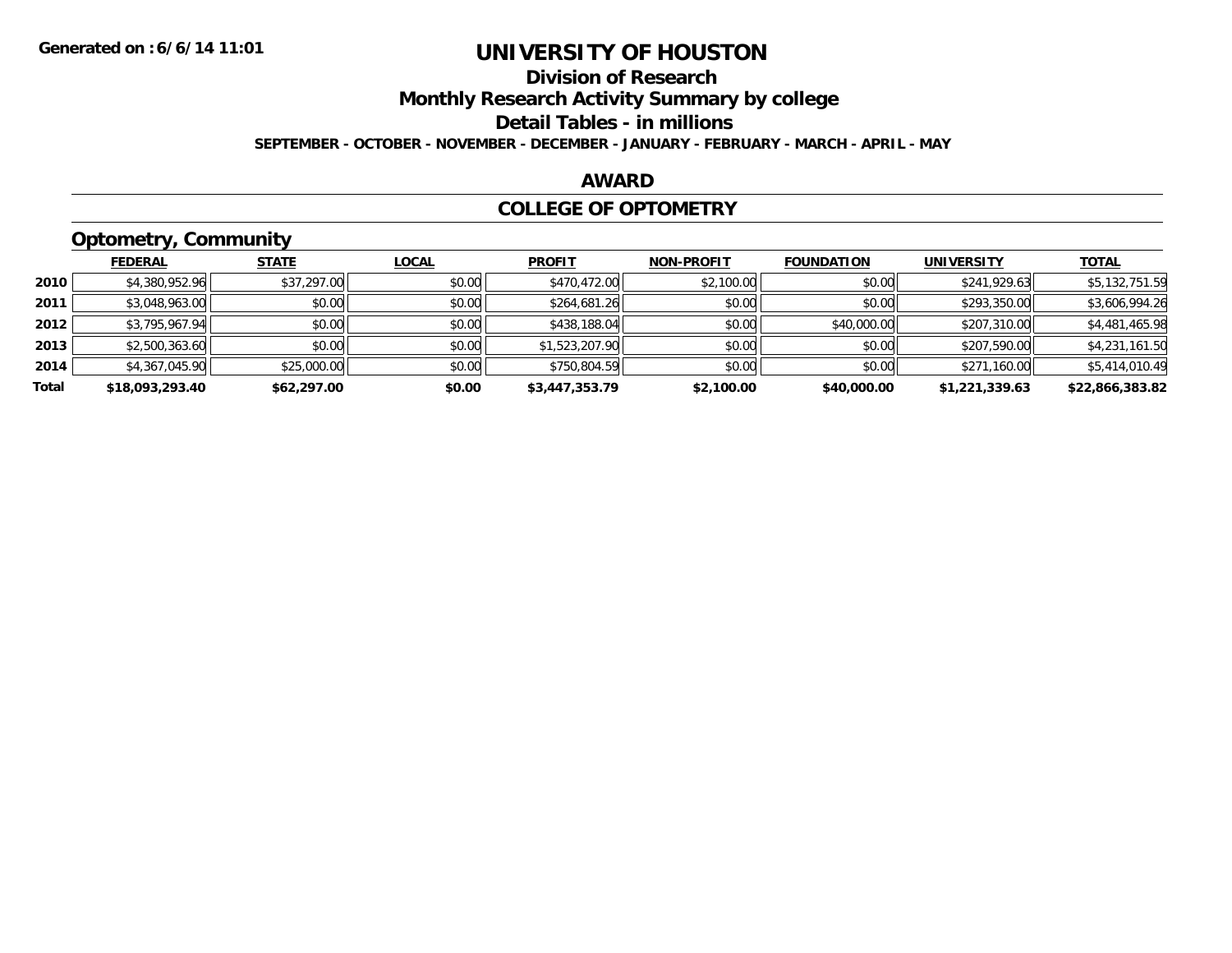**Generated on :6/6/14 11:01**

# UNIVERSITY OF HOUSTON

## Division of Research

## Monthly Research Activity Summary by college

## Detail Tables - in millions

**SEPTEMBER - OCTOBER - NOVEMBER - DECEMBER - JANUARY - FEBRUARY - MARCH - APRIL - MAY**

## AWARD

## COLLEGE OF OPTOMETRY

### Optometry, Community

| | FEDERAL | STATE | LOCAL | PROFIT | NON-PROFIT | FOUNDATION | UNIVERSITY | TOTAL |
|---|---|---|---|---|---|---|---|---|
| **2010** | $4,380,952.96 | $37,297.00 | $0.00 | $470,472.00 | $2,100.00 | $0.00 | $241,929.63 | $5,132,751.59 |
| **2011** | $3,048,963.00 | $0.00 | $0.00 | $264,681.26 | $0.00 | $0.00 | $293,350.00 | $3,606,994.26 |
| **2012** | $3,795,967.94 | $0.00 | $0.00 | $438,188.04 | $0.00 | $40,000.00 | $207,310.00 | $4,481,465.98 |
| **2013** | $2,500,363.60 | $0.00 | $0.00 | $1,523,207.90 | $0.00 | $0.00 | $207,590.00 | $4,231,161.50 |
| **2014** | $4,367,045.90 | $25,000.00 | $0.00 | $750,804.59 | $0.00 | $0.00 | $271,160.00 | $5,414,010.49 |
| **Total** | **$18,093,293.40** | **$62,297.00** | **$0.00** | **$3,447,353.79** | **$2,100.00** | **$40,000.00** | **$1,221,339.63** | **$22,866,383.82** |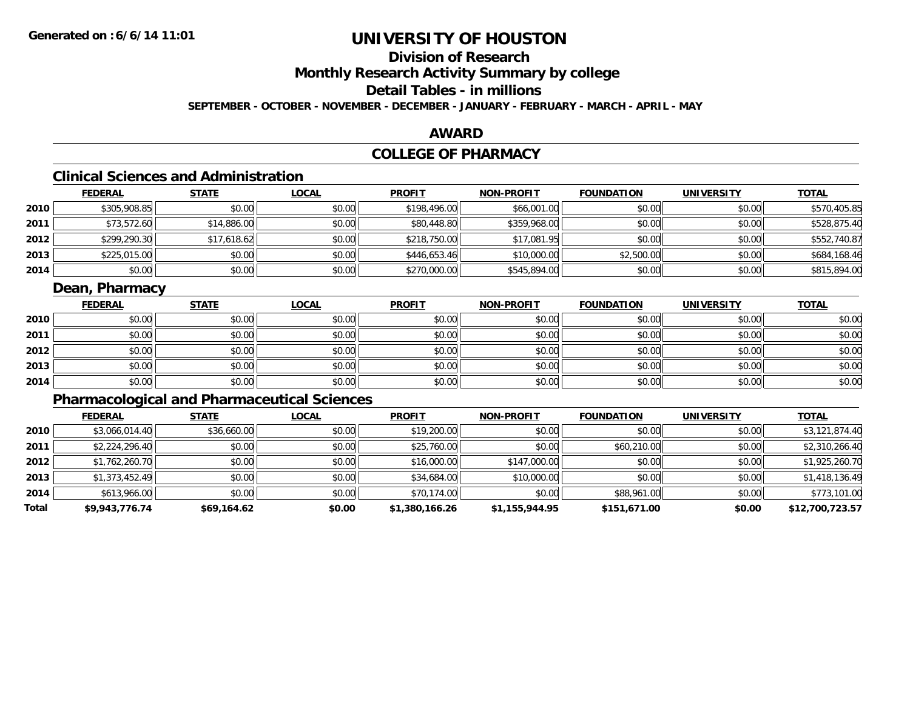Generated on :6/6/14 11:01

# UNIVERSITY OF HOUSTON

## Division of Research

## Monthly Research Activity Summary by college

## Detail Tables - in millions

**SEPTEMBER - OCTOBER - NOVEMBER - DECEMBER - JANUARY - FEBRUARY - MARCH - APRIL - MAY**

## AWARD

## COLLEGE OF PHARMACY

### Clinical Sciences and Administration

| | FEDERAL | STATE | LOCAL | PROFIT | NON-PROFIT | FOUNDATION | UNIVERSITY | TOTAL |
|---|---|---|---|---|---|---|---|---|
| 2010 | $305,908.85 | $0.00 | $0.00 | $198,496.00 | $66,001.00 | $0.00 | $0.00 | $570,405.85 |
| 2011 | $73,572.60 | $14,886.00 | $0.00 | $80,448.80 | $359,968.00 | $0.00 | $0.00 | $528,875.40 |
| 2012 | $299,290.30 | $17,618.62 | $0.00 | $218,750.00 | $17,081.95 | $0.00 | $0.00 | $552,740.87 |
| 2013 | $225,015.00 | $0.00 | $0.00 | $446,653.46 | $10,000.00 | $2,500.00 | $0.00 | $684,168.46 |
| 2014 | $0.00 | $0.00 | $0.00 | $270,000.00 | $545,894.00 | $0.00 | $0.00 | $815,894.00 |

### Dean, Pharmacy

| | FEDERAL | STATE | LOCAL | PROFIT | NON-PROFIT | FOUNDATION | UNIVERSITY | TOTAL |
|---|---|---|---|---|---|---|---|---|
| 2010 | $0.00 | $0.00 | $0.00 | $0.00 | $0.00 | $0.00 | $0.00 | $0.00 |
| 2011 | $0.00 | $0.00 | $0.00 | $0.00 | $0.00 | $0.00 | $0.00 | $0.00 |
| 2012 | $0.00 | $0.00 | $0.00 | $0.00 | $0.00 | $0.00 | $0.00 | $0.00 |
| 2013 | $0.00 | $0.00 | $0.00 | $0.00 | $0.00 | $0.00 | $0.00 | $0.00 |
| 2014 | $0.00 | $0.00 | $0.00 | $0.00 | $0.00 | $0.00 | $0.00 | $0.00 |

### Pharmacological and Pharmaceutical Sciences

| | FEDERAL | STATE | LOCAL | PROFIT | NON-PROFIT | FOUNDATION | UNIVERSITY | TOTAL |
|---|---|---|---|---|---|---|---|---|
| 2010 | $3,066,014.40 | $36,660.00 | $0.00 | $19,200.00 | $0.00 | $0.00 | $0.00 | $3,121,874.40 |
| 2011 | $2,224,296.40 | $0.00 | $0.00 | $25,760.00 | $0.00 | $60,210.00 | $0.00 | $2,310,266.40 |
| 2012 | $1,762,260.70 | $0.00 | $0.00 | $16,000.00 | $147,000.00 | $0.00 | $0.00 | $1,925,260.70 |
| 2013 | $1,373,452.49 | $0.00 | $0.00 | $34,684.00 | $10,000.00 | $0.00 | $0.00 | $1,418,136.49 |
| 2014 | $613,966.00 | $0.00 | $0.00 | $70,174.00 | $0.00 | $88,961.00 | $0.00 | $773,101.00 |
| **Total** | **$9,943,776.74** | **$69,164.62** | **$0.00** | **$1,380,166.26** | **$1,155,944.95** | **$151,671.00** | **$0.00** | **$12,700,723.57** |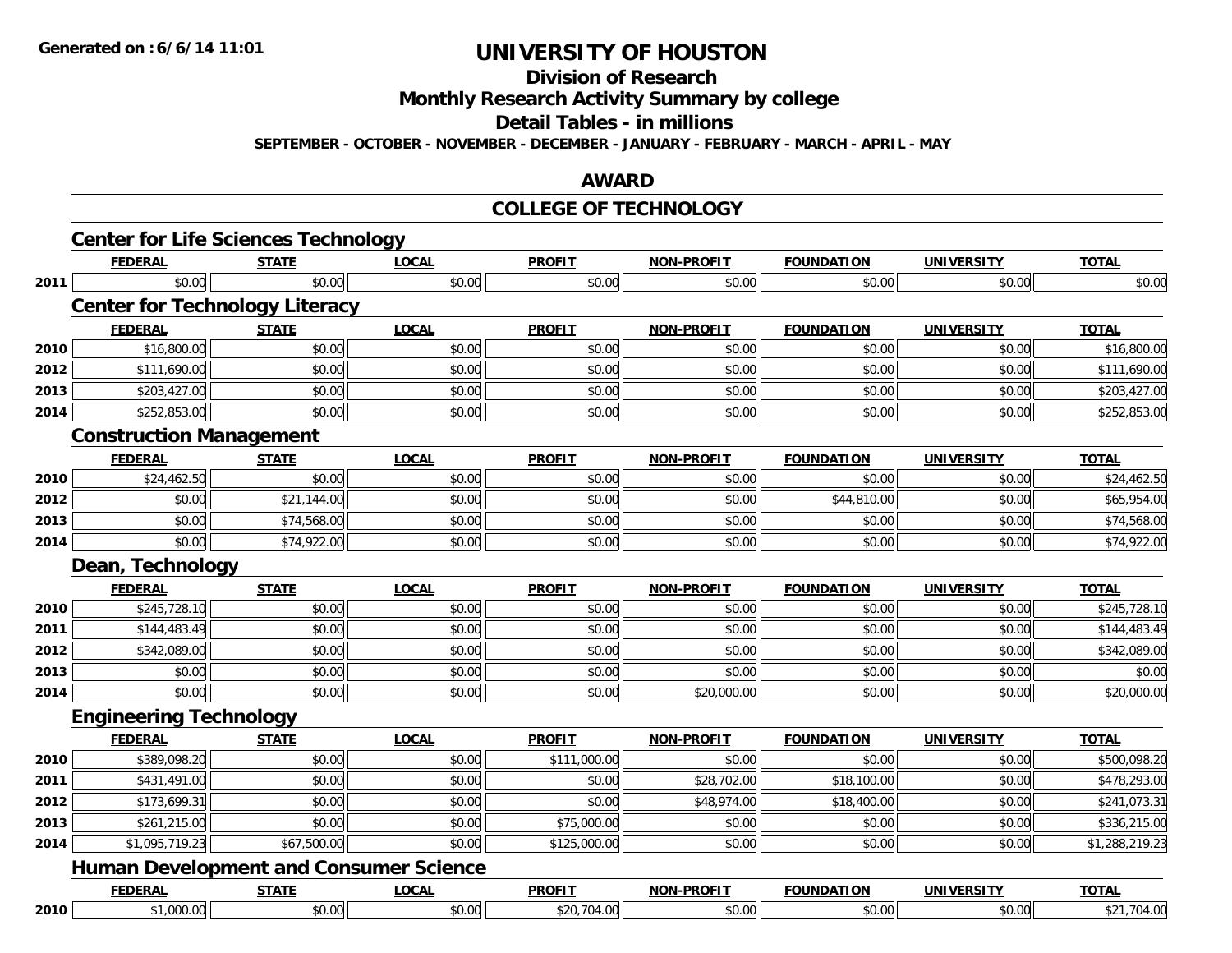# UNIVERSITY OF HOUSTON

## Division of Research

## Monthly Research Activity Summary by college

## Detail Tables - in millions

**SEPTEMBER - OCTOBER - NOVEMBER - DECEMBER - JANUARY - FEBRUARY - MARCH - APRIL - MAY**

## AWARD

## COLLEGE OF TECHNOLOGY

### Center for Life Sciences Technology

| | FEDERAL | STATE | LOCAL | PROFIT | NON-PROFIT | FOUNDATION | UNIVERSITY | TOTAL |
|---|---|---|---|---|---|---|---|---|
| 2011 | $0.00 | $0.00 | $0.00 | $0.00 | $0.00 | $0.00 | $0.00 | $0.00 |

### Center for Technology Literacy

| | FEDERAL | STATE | LOCAL | PROFIT | NON-PROFIT | FOUNDATION | UNIVERSITY | TOTAL |
|---|---|---|---|---|---|---|---|---|
| 2010 | $16,800.00 | $0.00 | $0.00 | $0.00 | $0.00 | $0.00 | $0.00 | $16,800.00 |
| 2012 | $111,690.00 | $0.00 | $0.00 | $0.00 | $0.00 | $0.00 | $0.00 | $111,690.00 |
| 2013 | $203,427.00 | $0.00 | $0.00 | $0.00 | $0.00 | $0.00 | $0.00 | $203,427.00 |
| 2014 | $252,853.00 | $0.00 | $0.00 | $0.00 | $0.00 | $0.00 | $0.00 | $252,853.00 |

### Construction Management

| | FEDERAL | STATE | LOCAL | PROFIT | NON-PROFIT | FOUNDATION | UNIVERSITY | TOTAL |
|---|---|---|---|---|---|---|---|---|
| 2010 | $24,462.50 | $0.00 | $0.00 | $0.00 | $0.00 | $0.00 | $0.00 | $24,462.50 |
| 2012 | $0.00 | $21,144.00 | $0.00 | $0.00 | $0.00 | $44,810.00 | $0.00 | $65,954.00 |
| 2013 | $0.00 | $74,568.00 | $0.00 | $0.00 | $0.00 | $0.00 | $0.00 | $74,568.00 |
| 2014 | $0.00 | $74,922.00 | $0.00 | $0.00 | $0.00 | $0.00 | $0.00 | $74,922.00 |

### Dean, Technology

| | FEDERAL | STATE | LOCAL | PROFIT | NON-PROFIT | FOUNDATION | UNIVERSITY | TOTAL |
|---|---|---|---|---|---|---|---|---|
| 2010 | $245,728.10 | $0.00 | $0.00 | $0.00 | $0.00 | $0.00 | $0.00 | $245,728.10 |
| 2011 | $144,483.49 | $0.00 | $0.00 | $0.00 | $0.00 | $0.00 | $0.00 | $144,483.49 |
| 2012 | $342,089.00 | $0.00 | $0.00 | $0.00 | $0.00 | $0.00 | $0.00 | $342,089.00 |
| 2013 | $0.00 | $0.00 | $0.00 | $0.00 | $0.00 | $0.00 | $0.00 | $0.00 |
| 2014 | $0.00 | $0.00 | $0.00 | $0.00 | $20,000.00 | $0.00 | $0.00 | $20,000.00 |

### Engineering Technology

| | FEDERAL | STATE | LOCAL | PROFIT | NON-PROFIT | FOUNDATION | UNIVERSITY | TOTAL |
|---|---|---|---|---|---|---|---|---|
| 2010 | $389,098.20 | $0.00 | $0.00 | $111,000.00 | $0.00 | $0.00 | $0.00 | $500,098.20 |
| 2011 | $431,491.00 | $0.00 | $0.00 | $0.00 | $28,702.00 | $18,100.00 | $0.00 | $478,293.00 |
| 2012 | $173,699.31 | $0.00 | $0.00 | $0.00 | $48,974.00 | $18,400.00 | $0.00 | $241,073.31 |
| 2013 | $261,215.00 | $0.00 | $0.00 | $75,000.00 | $0.00 | $0.00 | $0.00 | $336,215.00 |
| 2014 | $1,095,719.23 | $67,500.00 | $0.00 | $125,000.00 | $0.00 | $0.00 | $0.00 | $1,288,219.23 |

### Human Development and Consumer Science

| | FEDERAL | STATE | LOCAL | PROFIT | NON-PROFIT | FOUNDATION | UNIVERSITY | TOTAL |
|---|---|---|---|---|---|---|---|---|
| 2010 | $1,000.00 | $0.00 | $0.00 | $20,704.00 | $0.00 | $0.00 | $0.00 | $21,704.00 |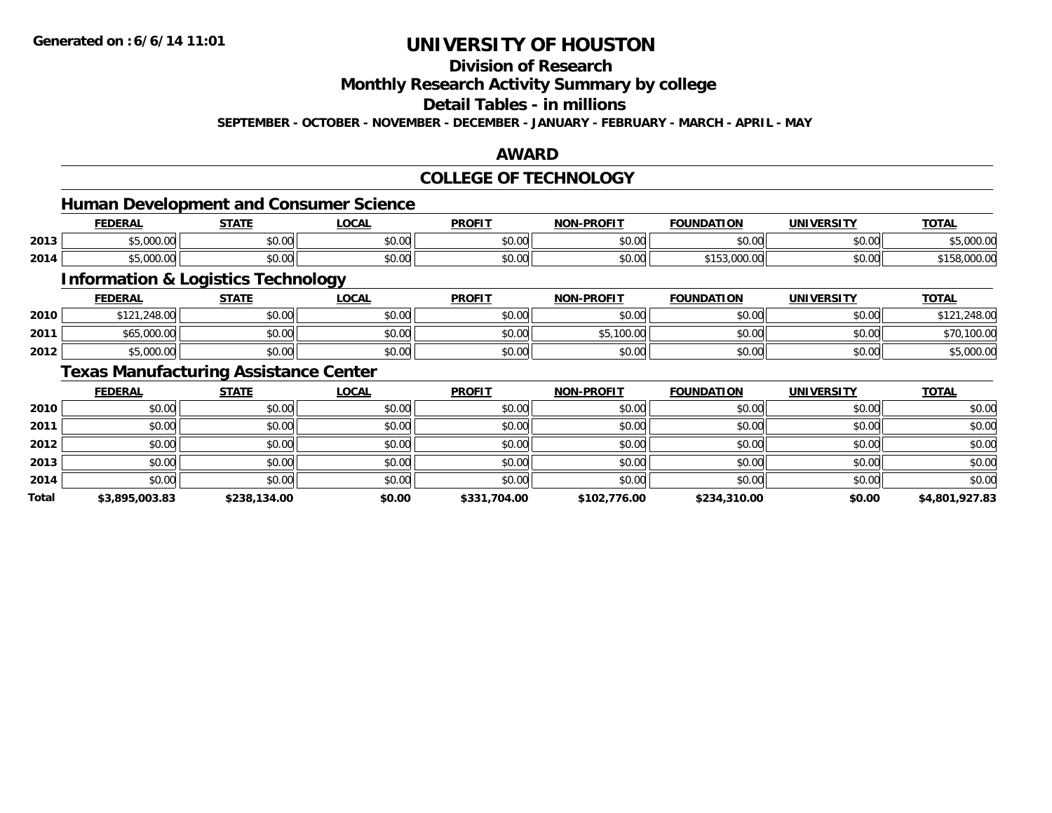Generated on :6/6/14 11:01

# UNIVERSITY OF HOUSTON

## Division of Research

## Monthly Research Activity Summary by college

## Detail Tables - in millions

**SEPTEMBER - OCTOBER - NOVEMBER - DECEMBER - JANUARY - FEBRUARY - MARCH - APRIL - MAY**

## AWARD

## COLLEGE OF TECHNOLOGY

### Human Development and Consumer Science

| | FEDERAL | STATE | LOCAL | PROFIT | NON-PROFIT | FOUNDATION | UNIVERSITY | TOTAL |
|---|---|---|---|---|---|---|---|---|
| 2013 | $5,000.00 | $0.00 | $0.00 | $0.00 | $0.00 | $0.00 | $0.00 | $5,000.00 |
| 2014 | $5,000.00 | $0.00 | $0.00 | $0.00 | $0.00 | $153,000.00 | $0.00 | $158,000.00 |

### Information & Logistics Technology

| | FEDERAL | STATE | LOCAL | PROFIT | NON-PROFIT | FOUNDATION | UNIVERSITY | TOTAL |
|---|---|---|---|---|---|---|---|---|
| 2010 | $121,248.00 | $0.00 | $0.00 | $0.00 | $0.00 | $0.00 | $0.00 | $121,248.00 |
| 2011 | $65,000.00 | $0.00 | $0.00 | $0.00 | $5,100.00 | $0.00 | $0.00 | $70,100.00 |
| 2012 | $5,000.00 | $0.00 | $0.00 | $0.00 | $0.00 | $0.00 | $0.00 | $5,000.00 |

### Texas Manufacturing Assistance Center

| | FEDERAL | STATE | LOCAL | PROFIT | NON-PROFIT | FOUNDATION | UNIVERSITY | TOTAL |
|---|---|---|---|---|---|---|---|---|
| 2010 | $0.00 | $0.00 | $0.00 | $0.00 | $0.00 | $0.00 | $0.00 | $0.00 |
| 2011 | $0.00 | $0.00 | $0.00 | $0.00 | $0.00 | $0.00 | $0.00 | $0.00 |
| 2012 | $0.00 | $0.00 | $0.00 | $0.00 | $0.00 | $0.00 | $0.00 | $0.00 |
| 2013 | $0.00 | $0.00 | $0.00 | $0.00 | $0.00 | $0.00 | $0.00 | $0.00 |
| 2014 | $0.00 | $0.00 | $0.00 | $0.00 | $0.00 | $0.00 | $0.00 | $0.00 |
| **Total** | **$3,895,003.83** | **$238,134.00** | **$0.00** | **$331,704.00** | **$102,776.00** | **$234,310.00** | **$0.00** | **$4,801,927.83** |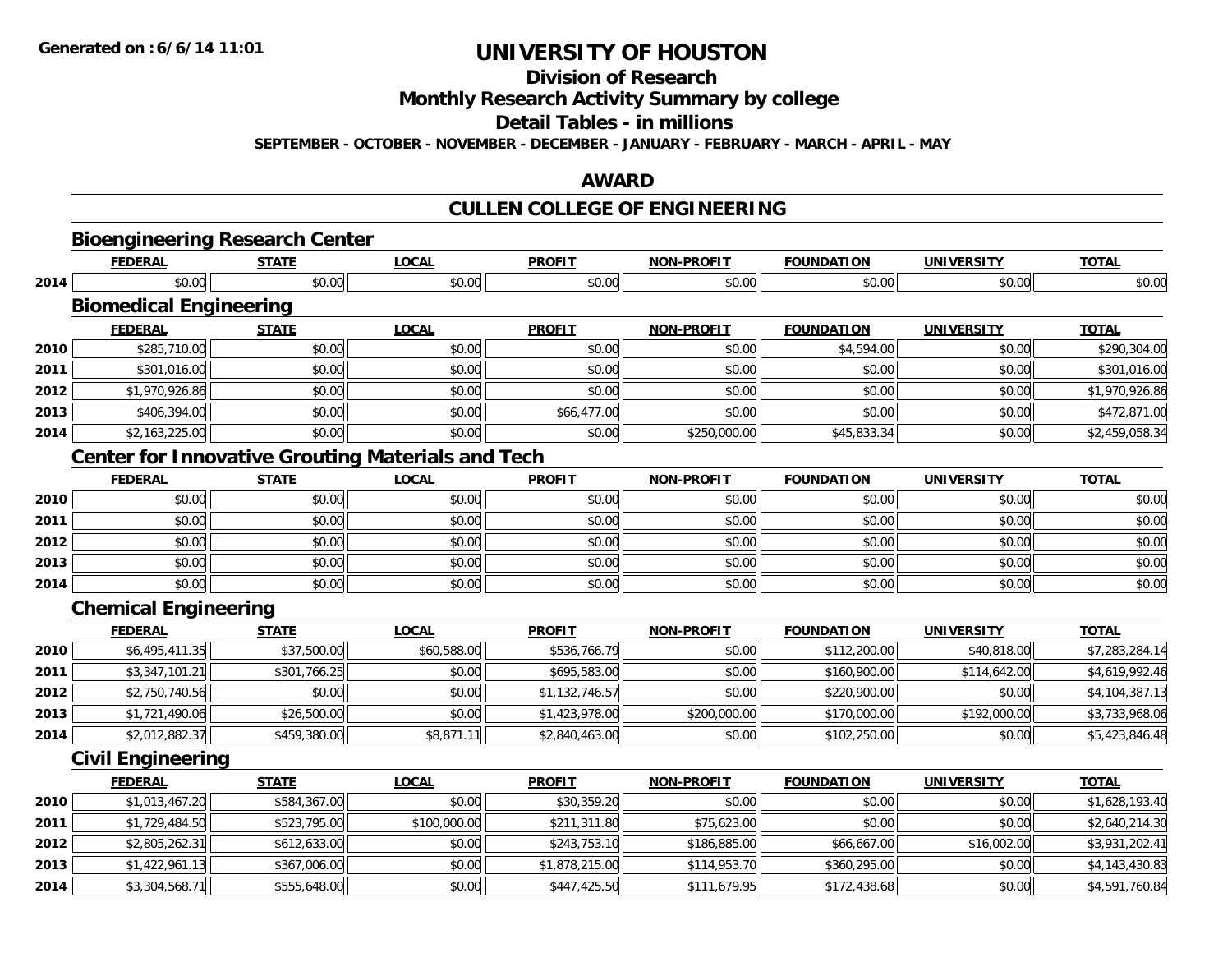**Generated on :6/6/14 11:01**

# UNIVERSITY OF HOUSTON

## Division of Research

## Monthly Research Activity Summary by college

## Detail Tables - in millions

**SEPTEMBER - OCTOBER - NOVEMBER - DECEMBER - JANUARY - FEBRUARY - MARCH - APRIL - MAY**

## AWARD

## CULLEN COLLEGE OF ENGINEERING

### Bioengineering Research Center

| | FEDERAL | STATE | LOCAL | PROFIT | NON-PROFIT | FOUNDATION | UNIVERSITY | TOTAL |
|---|---|---|---|---|---|---|---|---|
| 2014 | $0.00 | $0.00 | $0.00 | $0.00 | $0.00 | $0.00 | $0.00 | $0.00 |

### Biomedical Engineering

| | FEDERAL | STATE | LOCAL | PROFIT | NON-PROFIT | FOUNDATION | UNIVERSITY | TOTAL |
|---|---|---|---|---|---|---|---|---|
| 2010 | $285,710.00 | $0.00 | $0.00 | $0.00 | $0.00 | $4,594.00 | $0.00 | $290,304.00 |
| 2011 | $301,016.00 | $0.00 | $0.00 | $0.00 | $0.00 | $0.00 | $0.00 | $301,016.00 |
| 2012 | $1,970,926.86 | $0.00 | $0.00 | $0.00 | $0.00 | $0.00 | $0.00 | $1,970,926.86 |
| 2013 | $406,394.00 | $0.00 | $0.00 | $66,477.00 | $0.00 | $0.00 | $0.00 | $472,871.00 |
| 2014 | $2,163,225.00 | $0.00 | $0.00 | $0.00 | $250,000.00 | $45,833.34 | $0.00 | $2,459,058.34 |

### Center for Innovative Grouting Materials and Tech

| | FEDERAL | STATE | LOCAL | PROFIT | NON-PROFIT | FOUNDATION | UNIVERSITY | TOTAL |
|---|---|---|---|---|---|---|---|---|
| 2010 | $0.00 | $0.00 | $0.00 | $0.00 | $0.00 | $0.00 | $0.00 | $0.00 |
| 2011 | $0.00 | $0.00 | $0.00 | $0.00 | $0.00 | $0.00 | $0.00 | $0.00 |
| 2012 | $0.00 | $0.00 | $0.00 | $0.00 | $0.00 | $0.00 | $0.00 | $0.00 |
| 2013 | $0.00 | $0.00 | $0.00 | $0.00 | $0.00 | $0.00 | $0.00 | $0.00 |
| 2014 | $0.00 | $0.00 | $0.00 | $0.00 | $0.00 | $0.00 | $0.00 | $0.00 |

### Chemical Engineering

| | FEDERAL | STATE | LOCAL | PROFIT | NON-PROFIT | FOUNDATION | UNIVERSITY | TOTAL |
|---|---|---|---|---|---|---|---|---|
| 2010 | $6,495,411.35 | $37,500.00 | $60,588.00 | $536,766.79 | $0.00 | $112,200.00 | $40,818.00 | $7,283,284.14 |
| 2011 | $3,347,101.21 | $301,766.25 | $0.00 | $695,583.00 | $0.00 | $160,900.00 | $114,642.00 | $4,619,992.46 |
| 2012 | $2,750,740.56 | $0.00 | $0.00 | $1,132,746.57 | $0.00 | $220,900.00 | $0.00 | $4,104,387.13 |
| 2013 | $1,721,490.06 | $26,500.00 | $0.00 | $1,423,978.00 | $200,000.00 | $170,000.00 | $192,000.00 | $3,733,968.06 |
| 2014 | $2,012,882.37 | $459,380.00 | $8,871.11 | $2,840,463.00 | $0.00 | $102,250.00 | $0.00 | $5,423,846.48 |

### Civil Engineering

| | FEDERAL | STATE | LOCAL | PROFIT | NON-PROFIT | FOUNDATION | UNIVERSITY | TOTAL |
|---|---|---|---|---|---|---|---|---|
| 2010 | $1,013,467.20 | $584,367.00 | $0.00 | $30,359.20 | $0.00 | $0.00 | $0.00 | $1,628,193.40 |
| 2011 | $1,729,484.50 | $523,795.00 | $100,000.00 | $211,311.80 | $75,623.00 | $0.00 | $0.00 | $2,640,214.30 |
| 2012 | $2,805,262.31 | $612,633.00 | $0.00 | $243,753.10 | $186,885.00 | $66,667.00 | $16,002.00 | $3,931,202.41 |
| 2013 | $1,422,961.13 | $367,006.00 | $0.00 | $1,878,215.00 | $114,953.70 | $360,295.00 | $0.00 | $4,143,430.83 |
| 2014 | $3,304,568.71 | $555,648.00 | $0.00 | $447,425.50 | $111,679.95 | $172,438.68 | $0.00 | $4,591,760.84 |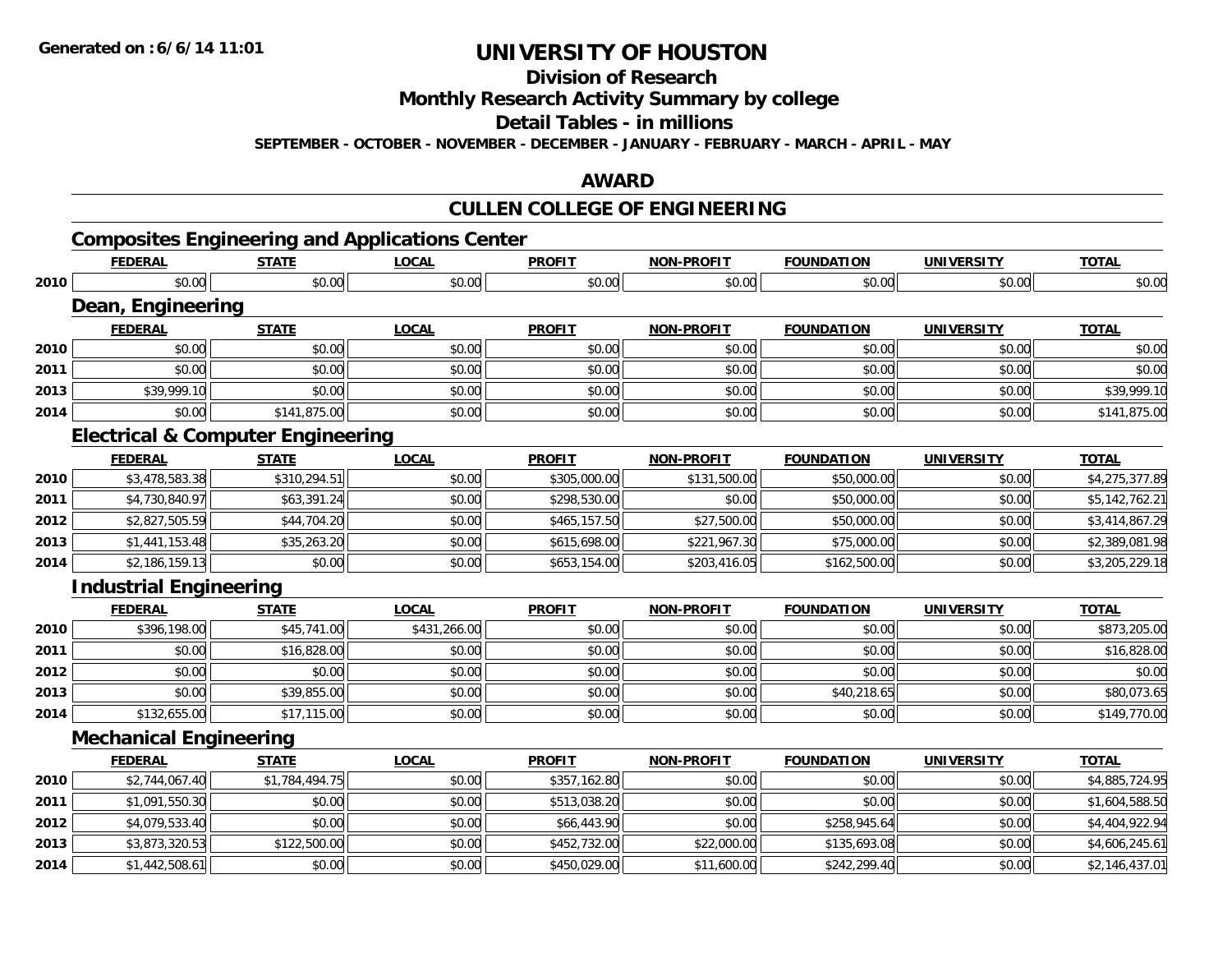# UNIVERSITY OF HOUSTON

## Division of Research

## Monthly Research Activity Summary by college

## Detail Tables - in millions

**SEPTEMBER - OCTOBER - NOVEMBER - DECEMBER - JANUARY - FEBRUARY - MARCH - APRIL - MAY**

**Generated on : 6/6/14 11:01**

## AWARD

## CULLEN COLLEGE OF ENGINEERING

### Composites Engineering and Applications Center

| | FEDERAL | STATE | LOCAL | PROFIT | NON-PROFIT | FOUNDATION | UNIVERSITY | TOTAL |
|---|---|---|---|---|---|---|---|---|
| 2010 | $0.00 | $0.00 | $0.00 | $0.00 | $0.00 | $0.00 | $0.00 | $0.00 |

### Dean, Engineering

| | FEDERAL | STATE | LOCAL | PROFIT | NON-PROFIT | FOUNDATION | UNIVERSITY | TOTAL |
|---|---|---|---|---|---|---|---|---|
| 2010 | $0.00 | $0.00 | $0.00 | $0.00 | $0.00 | $0.00 | $0.00 | $0.00 |
| 2011 | $0.00 | $0.00 | $0.00 | $0.00 | $0.00 | $0.00 | $0.00 | $0.00 |
| 2013 | $39,999.10 | $0.00 | $0.00 | $0.00 | $0.00 | $0.00 | $0.00 | $39,999.10 |
| 2014 | $0.00 | $141,875.00 | $0.00 | $0.00 | $0.00 | $0.00 | $0.00 | $141,875.00 |

### Electrical & Computer Engineering

| | FEDERAL | STATE | LOCAL | PROFIT | NON-PROFIT | FOUNDATION | UNIVERSITY | TOTAL |
|---|---|---|---|---|---|---|---|---|
| 2010 | $3,478,583.38 | $310,294.51 | $0.00 | $305,000.00 | $131,500.00 | $50,000.00 | $0.00 | $4,275,377.89 |
| 2011 | $4,730,840.97 | $63,391.24 | $0.00 | $298,530.00 | $0.00 | $50,000.00 | $0.00 | $5,142,762.21 |
| 2012 | $2,827,505.59 | $44,704.20 | $0.00 | $465,157.50 | $27,500.00 | $50,000.00 | $0.00 | $3,414,867.29 |
| 2013 | $1,441,153.48 | $35,263.20 | $0.00 | $615,698.00 | $221,967.30 | $75,000.00 | $0.00 | $2,389,081.98 |
| 2014 | $2,186,159.13 | $0.00 | $0.00 | $653,154.00 | $203,416.05 | $162,500.00 | $0.00 | $3,205,229.18 |

### Industrial Engineering

| | FEDERAL | STATE | LOCAL | PROFIT | NON-PROFIT | FOUNDATION | UNIVERSITY | TOTAL |
|---|---|---|---|---|---|---|---|---|
| 2010 | $396,198.00 | $45,741.00 | $431,266.00 | $0.00 | $0.00 | $0.00 | $0.00 | $873,205.00 |
| 2011 | $0.00 | $16,828.00 | $0.00 | $0.00 | $0.00 | $0.00 | $0.00 | $16,828.00 |
| 2012 | $0.00 | $0.00 | $0.00 | $0.00 | $0.00 | $0.00 | $0.00 | $0.00 |
| 2013 | $0.00 | $39,855.00 | $0.00 | $0.00 | $0.00 | $40,218.65 | $0.00 | $80,073.65 |
| 2014 | $132,655.00 | $17,115.00 | $0.00 | $0.00 | $0.00 | $0.00 | $0.00 | $149,770.00 |

### Mechanical Engineering

| | FEDERAL | STATE | LOCAL | PROFIT | NON-PROFIT | FOUNDATION | UNIVERSITY | TOTAL |
|---|---|---|---|---|---|---|---|---|
| 2010 | $2,744,067.40 | $1,784,494.75 | $0.00 | $357,162.80 | $0.00 | $0.00 | $0.00 | $4,885,724.95 |
| 2011 | $1,091,550.30 | $0.00 | $0.00 | $513,038.20 | $0.00 | $0.00 | $0.00 | $1,604,588.50 |
| 2012 | $4,079,533.40 | $0.00 | $0.00 | $66,443.90 | $0.00 | $258,945.64 | $0.00 | $4,404,922.94 |
| 2013 | $3,873,320.53 | $122,500.00 | $0.00 | $452,732.00 | $22,000.00 | $135,693.08 | $0.00 | $4,606,245.61 |
| 2014 | $1,442,508.61 | $0.00 | $0.00 | $450,029.00 | $11,600.00 | $242,299.40 | $0.00 | $2,146,437.01 |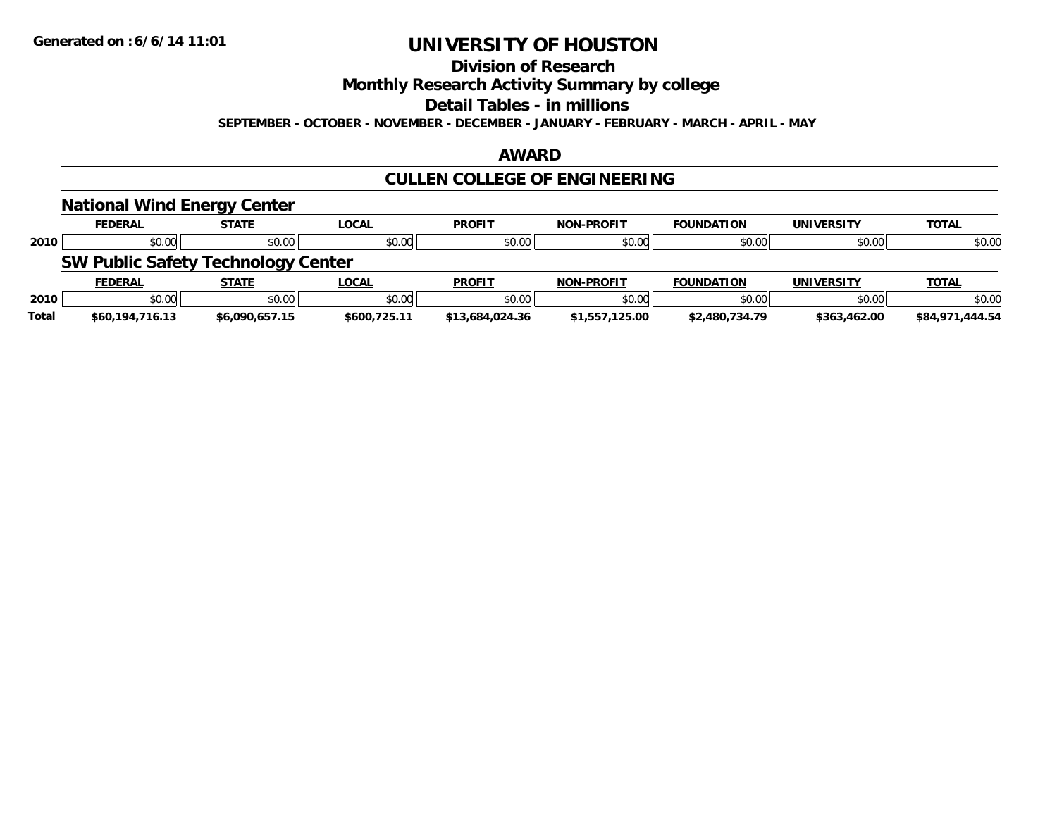**Generated on :6/6/14 11:01**

# UNIVERSITY OF HOUSTON

## Division of Research

## Monthly Research Activity Summary by college

## Detail Tables - in millions

**SEPTEMBER - OCTOBER - NOVEMBER - DECEMBER - JANUARY - FEBRUARY - MARCH - APRIL - MAY**

## AWARD

## CULLEN COLLEGE OF ENGINEERING

### National Wind Energy Center

| | FEDERAL | STATE | LOCAL | PROFIT | NON-PROFIT | FOUNDATION | UNIVERSITY | TOTAL |
|---|---|---|---|---|---|---|---|---|
| 2010 | $0.00 | $0.00 | $0.00 | $0.00 | $0.00 | $0.00 | $0.00 | $0.00 |

### SW Public Safety Technology Center

| | FEDERAL | STATE | LOCAL | PROFIT | NON-PROFIT | FOUNDATION | UNIVERSITY | TOTAL |
|---|---|---|---|---|---|---|---|---|
| 2010 | $0.00 | $0.00 | $0.00 | $0.00 | $0.00 | $0.00 | $0.00 | $0.00 |
| **Total** | **$60,194,716.13** | **$6,090,657.15** | **$600,725.11** | **$13,684,024.36** | **$1,557,125.00** | **$2,480,734.79** | **$363,462.00** | **$84,971,444.54** |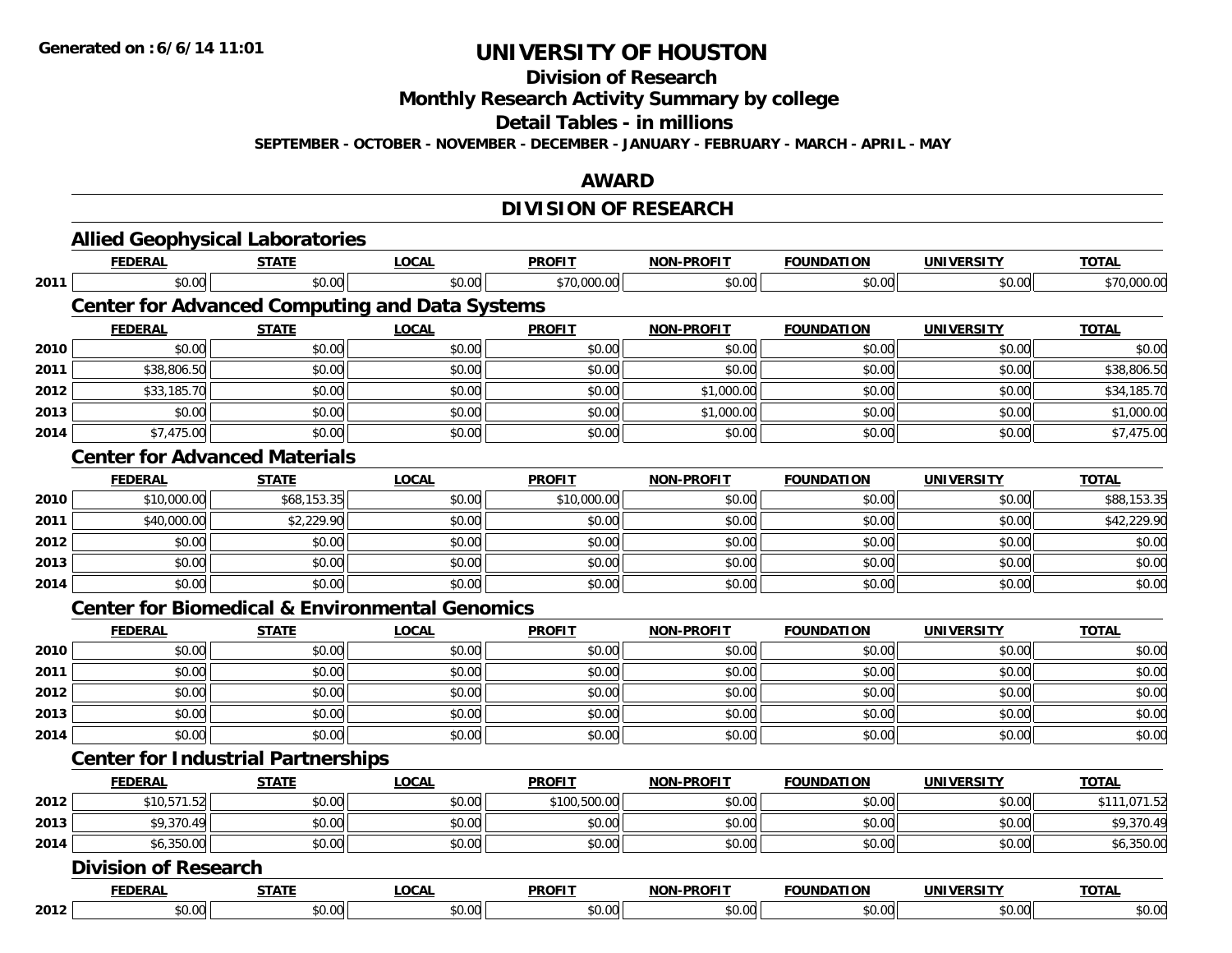# UNIVERSITY OF HOUSTON

## Division of Research

## Monthly Research Activity Summary by college

## Detail Tables - in millions

SEPTEMBER - OCTOBER - NOVEMBER - DECEMBER - JANUARY - FEBRUARY - MARCH - APRIL - MAY

## AWARD

## DIVISION OF RESEARCH

### Allied Geophysical Laboratories

| | FEDERAL | STATE | LOCAL | PROFIT | NON-PROFIT | FOUNDATION | UNIVERSITY | TOTAL |
|---|---|---|---|---|---|---|---|---|
| 2011 | $0.00 | $0.00 | $0.00 | $70,000.00 | $0.00 | $0.00 | $0.00 | $70,000.00 |

### Center for Advanced Computing and Data Systems

| | FEDERAL | STATE | LOCAL | PROFIT | NON-PROFIT | FOUNDATION | UNIVERSITY | TOTAL |
|---|---|---|---|---|---|---|---|---|
| 2010 | $0.00 | $0.00 | $0.00 | $0.00 | $0.00 | $0.00 | $0.00 | $0.00 |
| 2011 | $38,806.50 | $0.00 | $0.00 | $0.00 | $0.00 | $0.00 | $0.00 | $38,806.50 |
| 2012 | $33,185.70 | $0.00 | $0.00 | $0.00 | $1,000.00 | $0.00 | $0.00 | $34,185.70 |
| 2013 | $0.00 | $0.00 | $0.00 | $0.00 | $1,000.00 | $0.00 | $0.00 | $1,000.00 |
| 2014 | $7,475.00 | $0.00 | $0.00 | $0.00 | $0.00 | $0.00 | $0.00 | $7,475.00 |

### Center for Advanced Materials

| | FEDERAL | STATE | LOCAL | PROFIT | NON-PROFIT | FOUNDATION | UNIVERSITY | TOTAL |
|---|---|---|---|---|---|---|---|---|
| 2010 | $10,000.00 | $68,153.35 | $0.00 | $10,000.00 | $0.00 | $0.00 | $0.00 | $88,153.35 |
| 2011 | $40,000.00 | $2,229.90 | $0.00 | $0.00 | $0.00 | $0.00 | $0.00 | $42,229.90 |
| 2012 | $0.00 | $0.00 | $0.00 | $0.00 | $0.00 | $0.00 | $0.00 | $0.00 |
| 2013 | $0.00 | $0.00 | $0.00 | $0.00 | $0.00 | $0.00 | $0.00 | $0.00 |
| 2014 | $0.00 | $0.00 | $0.00 | $0.00 | $0.00 | $0.00 | $0.00 | $0.00 |

### Center for Biomedical & Environmental Genomics

| | FEDERAL | STATE | LOCAL | PROFIT | NON-PROFIT | FOUNDATION | UNIVERSITY | TOTAL |
|---|---|---|---|---|---|---|---|---|
| 2010 | $0.00 | $0.00 | $0.00 | $0.00 | $0.00 | $0.00 | $0.00 | $0.00 |
| 2011 | $0.00 | $0.00 | $0.00 | $0.00 | $0.00 | $0.00 | $0.00 | $0.00 |
| 2012 | $0.00 | $0.00 | $0.00 | $0.00 | $0.00 | $0.00 | $0.00 | $0.00 |
| 2013 | $0.00 | $0.00 | $0.00 | $0.00 | $0.00 | $0.00 | $0.00 | $0.00 |
| 2014 | $0.00 | $0.00 | $0.00 | $0.00 | $0.00 | $0.00 | $0.00 | $0.00 |

### Center for Industrial Partnerships

| | FEDERAL | STATE | LOCAL | PROFIT | NON-PROFIT | FOUNDATION | UNIVERSITY | TOTAL |
|---|---|---|---|---|---|---|---|---|
| 2012 | $10,571.52 | $0.00 | $0.00 | $100,500.00 | $0.00 | $0.00 | $0.00 | $111,071.52 |
| 2013 | $9,370.49 | $0.00 | $0.00 | $0.00 | $0.00 | $0.00 | $0.00 | $9,370.49 |
| 2014 | $6,350.00 | $0.00 | $0.00 | $0.00 | $0.00 | $0.00 | $0.00 | $6,350.00 |

### Division of Research

| | FEDERAL | STATE | LOCAL | PROFIT | NON-PROFIT | FOUNDATION | UNIVERSITY | TOTAL |
|---|---|---|---|---|---|---|---|---|
| 2012 | $0.00 | $0.00 | $0.00 | $0.00 | $0.00 | $0.00 | $0.00 | $0.00 |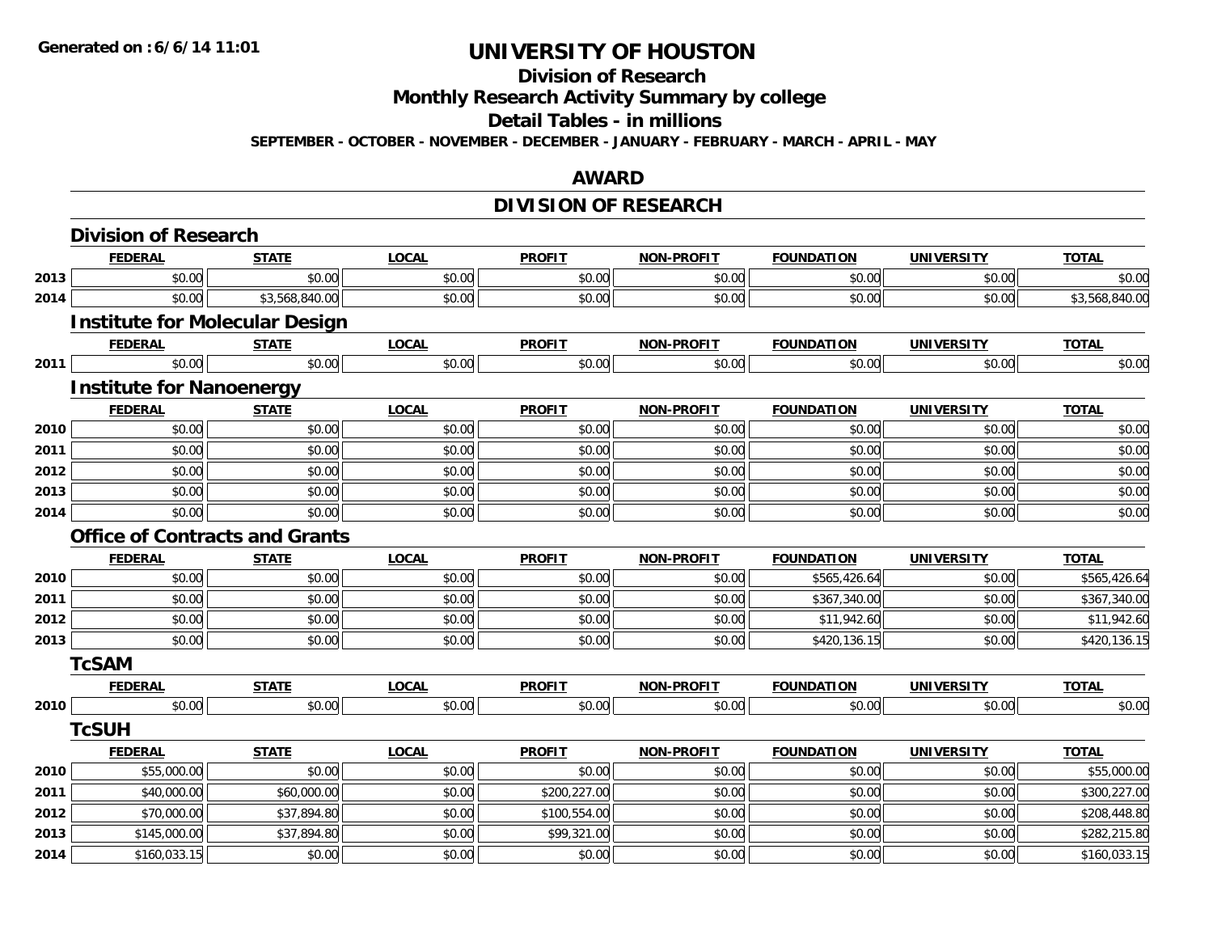# UNIVERSITY OF HOUSTON

## Division of Research

## Monthly Research Activity Summary by college

## Detail Tables - in millions

**SEPTEMBER - OCTOBER - NOVEMBER - DECEMBER - JANUARY - FEBRUARY - MARCH - APRIL - MAY**

**Generated on : 6/6/14 11:01**

## AWARD

## DIVISION OF RESEARCH

### Division of Research

| | FEDERAL | STATE | LOCAL | PROFIT | NON-PROFIT | FOUNDATION | UNIVERSITY | TOTAL |
|---|---|---|---|---|---|---|---|---|
| 2013 | $0.00 | $0.00 | $0.00 | $0.00 | $0.00 | $0.00 | $0.00 | $0.00 |
| 2014 | $0.00 | $3,568,840.00 | $0.00 | $0.00 | $0.00 | $0.00 | $0.00 | $3,568,840.00 |

### Institute for Molecular Design

| | FEDERAL | STATE | LOCAL | PROFIT | NON-PROFIT | FOUNDATION | UNIVERSITY | TOTAL |
|---|---|---|---|---|---|---|---|---|
| 2011 | $0.00 | $0.00 | $0.00 | $0.00 | $0.00 | $0.00 | $0.00 | $0.00 |

### Institute for Nanoenergy

| | FEDERAL | STATE | LOCAL | PROFIT | NON-PROFIT | FOUNDATION | UNIVERSITY | TOTAL |
|---|---|---|---|---|---|---|---|---|
| 2010 | $0.00 | $0.00 | $0.00 | $0.00 | $0.00 | $0.00 | $0.00 | $0.00 |
| 2011 | $0.00 | $0.00 | $0.00 | $0.00 | $0.00 | $0.00 | $0.00 | $0.00 |
| 2012 | $0.00 | $0.00 | $0.00 | $0.00 | $0.00 | $0.00 | $0.00 | $0.00 |
| 2013 | $0.00 | $0.00 | $0.00 | $0.00 | $0.00 | $0.00 | $0.00 | $0.00 |
| 2014 | $0.00 | $0.00 | $0.00 | $0.00 | $0.00 | $0.00 | $0.00 | $0.00 |

### Office of Contracts and Grants

| | FEDERAL | STATE | LOCAL | PROFIT | NON-PROFIT | FOUNDATION | UNIVERSITY | TOTAL |
|---|---|---|---|---|---|---|---|---|
| 2010 | $0.00 | $0.00 | $0.00 | $0.00 | $0.00 | $565,426.64 | $0.00 | $565,426.64 |
| 2011 | $0.00 | $0.00 | $0.00 | $0.00 | $0.00 | $367,340.00 | $0.00 | $367,340.00 |
| 2012 | $0.00 | $0.00 | $0.00 | $0.00 | $0.00 | $11,942.60 | $0.00 | $11,942.60 |
| 2013 | $0.00 | $0.00 | $0.00 | $0.00 | $0.00 | $420,136.15 | $0.00 | $420,136.15 |

### TcSAM

| | FEDERAL | STATE | LOCAL | PROFIT | NON-PROFIT | FOUNDATION | UNIVERSITY | TOTAL |
|---|---|---|---|---|---|---|---|---|
| 2010 | $0.00 | $0.00 | $0.00 | $0.00 | $0.00 | $0.00 | $0.00 | $0.00 |

### TcSUH

| | FEDERAL | STATE | LOCAL | PROFIT | NON-PROFIT | FOUNDATION | UNIVERSITY | TOTAL |
|---|---|---|---|---|---|---|---|---|
| 2010 | $55,000.00 | $0.00 | $0.00 | $0.00 | $0.00 | $0.00 | $0.00 | $55,000.00 |
| 2011 | $40,000.00 | $60,000.00 | $0.00 | $200,227.00 | $0.00 | $0.00 | $0.00 | $300,227.00 |
| 2012 | $70,000.00 | $37,894.80 | $0.00 | $100,554.00 | $0.00 | $0.00 | $0.00 | $208,448.80 |
| 2013 | $145,000.00 | $37,894.80 | $0.00 | $99,321.00 | $0.00 | $0.00 | $0.00 | $282,215.80 |
| 2014 | $160,033.15 | $0.00 | $0.00 | $0.00 | $0.00 | $0.00 | $0.00 | $160,033.15 |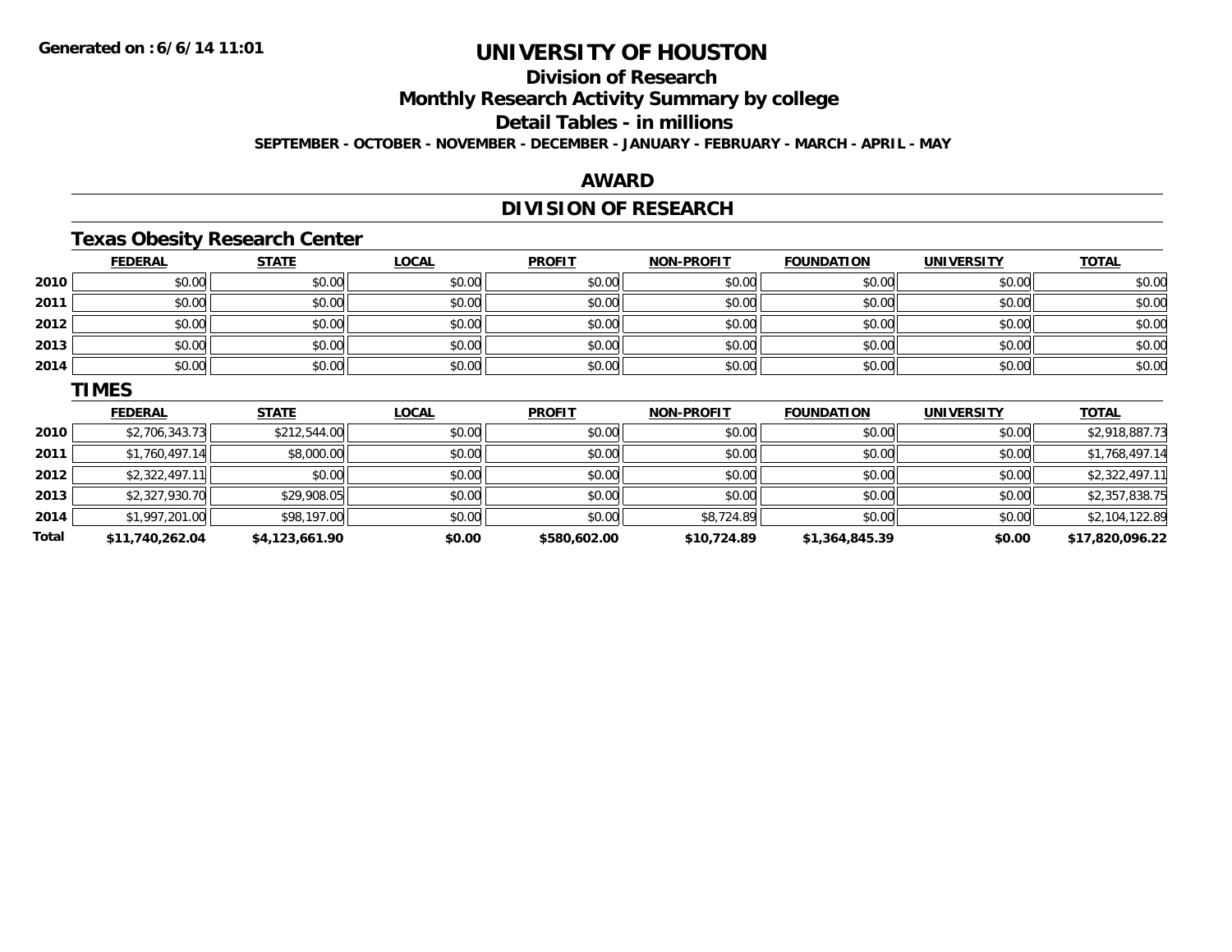# UNIVERSITY OF HOUSTON

## Division of Research

## Monthly Research Activity Summary by college

## Detail Tables - in millions

**SEPTEMBER - OCTOBER - NOVEMBER - DECEMBER - JANUARY - FEBRUARY - MARCH - APRIL - MAY**

## AWARD

## DIVISION OF RESEARCH

### Texas Obesity Research Center

| | FEDERAL | STATE | LOCAL | PROFIT | NON-PROFIT | FOUNDATION | UNIVERSITY | TOTAL |
|---|---|---|---|---|---|---|---|---|
| 2010 | $0.00 | $0.00 | $0.00 | $0.00 | $0.00 | $0.00 | $0.00 | $0.00 |
| 2011 | $0.00 | $0.00 | $0.00 | $0.00 | $0.00 | $0.00 | $0.00 | $0.00 |
| 2012 | $0.00 | $0.00 | $0.00 | $0.00 | $0.00 | $0.00 | $0.00 | $0.00 |
| 2013 | $0.00 | $0.00 | $0.00 | $0.00 | $0.00 | $0.00 | $0.00 | $0.00 |
| 2014 | $0.00 | $0.00 | $0.00 | $0.00 | $0.00 | $0.00 | $0.00 | $0.00 |

### TIMES

| | FEDERAL | STATE | LOCAL | PROFIT | NON-PROFIT | FOUNDATION | UNIVERSITY | TOTAL |
|---|---|---|---|---|---|---|---|---|
| 2010 | $2,706,343.73 | $212,544.00 | $0.00 | $0.00 | $0.00 | $0.00 | $0.00 | $2,918,887.73 |
| 2011 | $1,760,497.14 | $8,000.00 | $0.00 | $0.00 | $0.00 | $0.00 | $0.00 | $1,768,497.14 |
| 2012 | $2,322,497.11 | $0.00 | $0.00 | $0.00 | $0.00 | $0.00 | $0.00 | $2,322,497.11 |
| 2013 | $2,327,930.70 | $29,908.05 | $0.00 | $0.00 | $0.00 | $0.00 | $0.00 | $2,357,838.75 |
| 2014 | $1,997,201.00 | $98,197.00 | $0.00 | $0.00 | $8,724.89 | $0.00 | $0.00 | $2,104,122.89 |
| **Total** | **$11,740,262.04** | **$4,123,661.90** | **$0.00** | **$580,602.00** | **$10,724.89** | **$1,364,845.39** | **$0.00** | **$17,820,096.22** |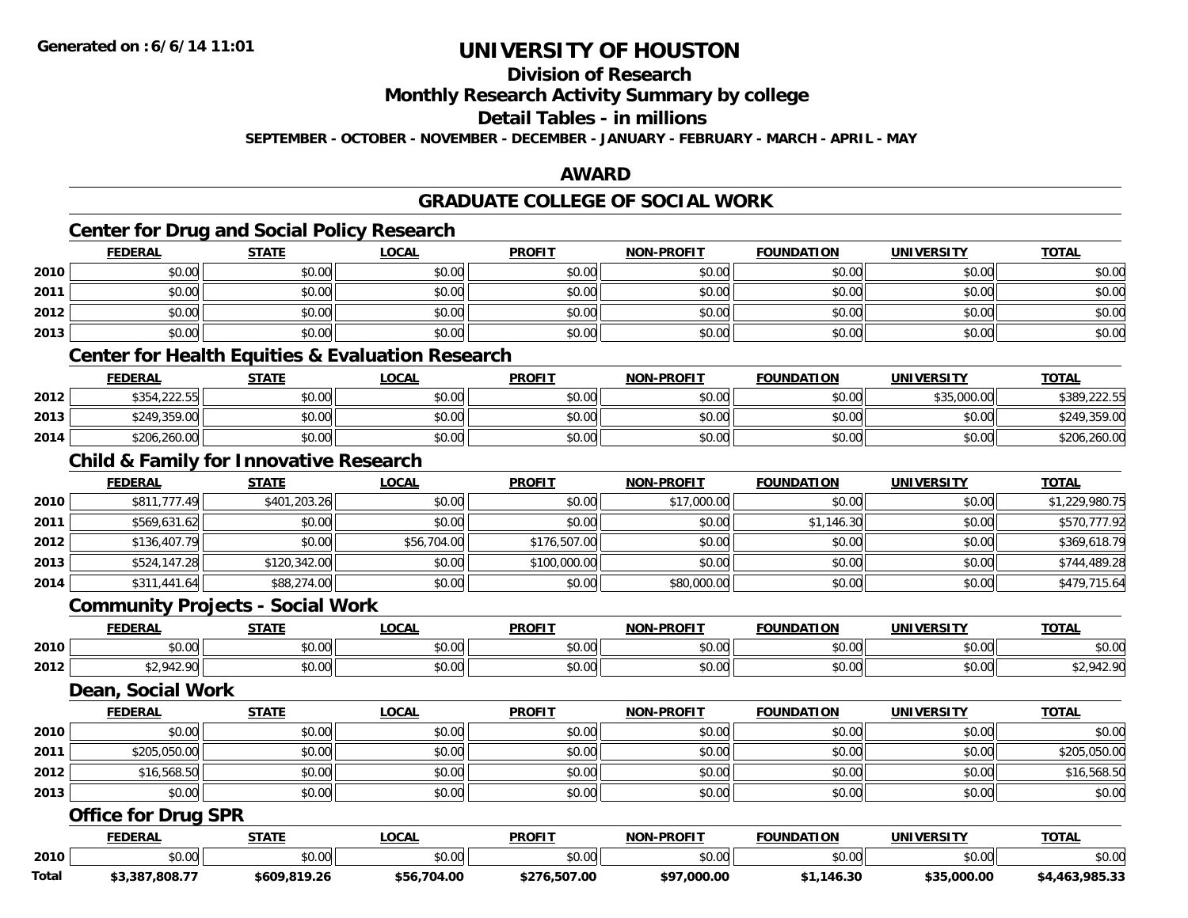**Generated on :6/6/14 11:01**

# UNIVERSITY OF HOUSTON

## Division of Research
## Monthly Research Activity Summary by college
## Detail Tables - in millions

**SEPTEMBER - OCTOBER - NOVEMBER - DECEMBER - JANUARY - FEBRUARY - MARCH - APRIL - MAY**

## AWARD

## GRADUATE COLLEGE OF SOCIAL WORK

### Center for Drug and Social Policy Research

| | FEDERAL | STATE | LOCAL | PROFIT | NON-PROFIT | FOUNDATION | UNIVERSITY | TOTAL |
|---|---|---|---|---|---|---|---|---|
| 2010 | $0.00 | $0.00 | $0.00 | $0.00 | $0.00 | $0.00 | $0.00 | $0.00 |
| 2011 | $0.00 | $0.00 | $0.00 | $0.00 | $0.00 | $0.00 | $0.00 | $0.00 |
| 2012 | $0.00 | $0.00 | $0.00 | $0.00 | $0.00 | $0.00 | $0.00 | $0.00 |
| 2013 | $0.00 | $0.00 | $0.00 | $0.00 | $0.00 | $0.00 | $0.00 | $0.00 |

### Center for Health Equities & Evaluation Research

| | FEDERAL | STATE | LOCAL | PROFIT | NON-PROFIT | FOUNDATION | UNIVERSITY | TOTAL |
|---|---|---|---|---|---|---|---|---|
| 2012 | $354,222.55 | $0.00 | $0.00 | $0.00 | $0.00 | $0.00 | $35,000.00 | $389,222.55 |
| 2013 | $249,359.00 | $0.00 | $0.00 | $0.00 | $0.00 | $0.00 | $0.00 | $249,359.00 |
| 2014 | $206,260.00 | $0.00 | $0.00 | $0.00 | $0.00 | $0.00 | $0.00 | $206,260.00 |

### Child & Family for Innovative Research

| | FEDERAL | STATE | LOCAL | PROFIT | NON-PROFIT | FOUNDATION | UNIVERSITY | TOTAL |
|---|---|---|---|---|---|---|---|---|
| 2010 | $811,777.49 | $401,203.26 | $0.00 | $0.00 | $17,000.00 | $0.00 | $0.00 | $1,229,980.75 |
| 2011 | $569,631.62 | $0.00 | $0.00 | $0.00 | $0.00 | $1,146.30 | $0.00 | $570,777.92 |
| 2012 | $136,407.79 | $0.00 | $56,704.00 | $176,507.00 | $0.00 | $0.00 | $0.00 | $369,618.79 |
| 2013 | $524,147.28 | $120,342.00 | $0.00 | $100,000.00 | $0.00 | $0.00 | $0.00 | $744,489.28 |
| 2014 | $311,441.64 | $88,274.00 | $0.00 | $0.00 | $80,000.00 | $0.00 | $0.00 | $479,715.64 |

### Community Projects - Social Work

| | FEDERAL | STATE | LOCAL | PROFIT | NON-PROFIT | FOUNDATION | UNIVERSITY | TOTAL |
|---|---|---|---|---|---|---|---|---|
| 2010 | $0.00 | $0.00 | $0.00 | $0.00 | $0.00 | $0.00 | $0.00 | $0.00 |
| 2012 | $2,942.90 | $0.00 | $0.00 | $0.00 | $0.00 | $0.00 | $0.00 | $2,942.90 |

### Dean, Social Work

| | FEDERAL | STATE | LOCAL | PROFIT | NON-PROFIT | FOUNDATION | UNIVERSITY | TOTAL |
|---|---|---|---|---|---|---|---|---|
| 2010 | $0.00 | $0.00 | $0.00 | $0.00 | $0.00 | $0.00 | $0.00 | $0.00 |
| 2011 | $205,050.00 | $0.00 | $0.00 | $0.00 | $0.00 | $0.00 | $0.00 | $205,050.00 |
| 2012 | $16,568.50 | $0.00 | $0.00 | $0.00 | $0.00 | $0.00 | $0.00 | $16,568.50 |
| 2013 | $0.00 | $0.00 | $0.00 | $0.00 | $0.00 | $0.00 | $0.00 | $0.00 |

### Office for Drug SPR

| | FEDERAL | STATE | LOCAL | PROFIT | NON-PROFIT | FOUNDATION | UNIVERSITY | TOTAL |
|---|---|---|---|---|---|---|---|---|
| 2010 | $0.00 | $0.00 | $0.00 | $0.00 | $0.00 | $0.00 | $0.00 | $0.00 |
| **Total** | **$3,387,808.77** | **$609,819.26** | **$56,704.00** | **$276,507.00** | **$97,000.00** | **$1,146.30** | **$35,000.00** | **$4,463,985.33** |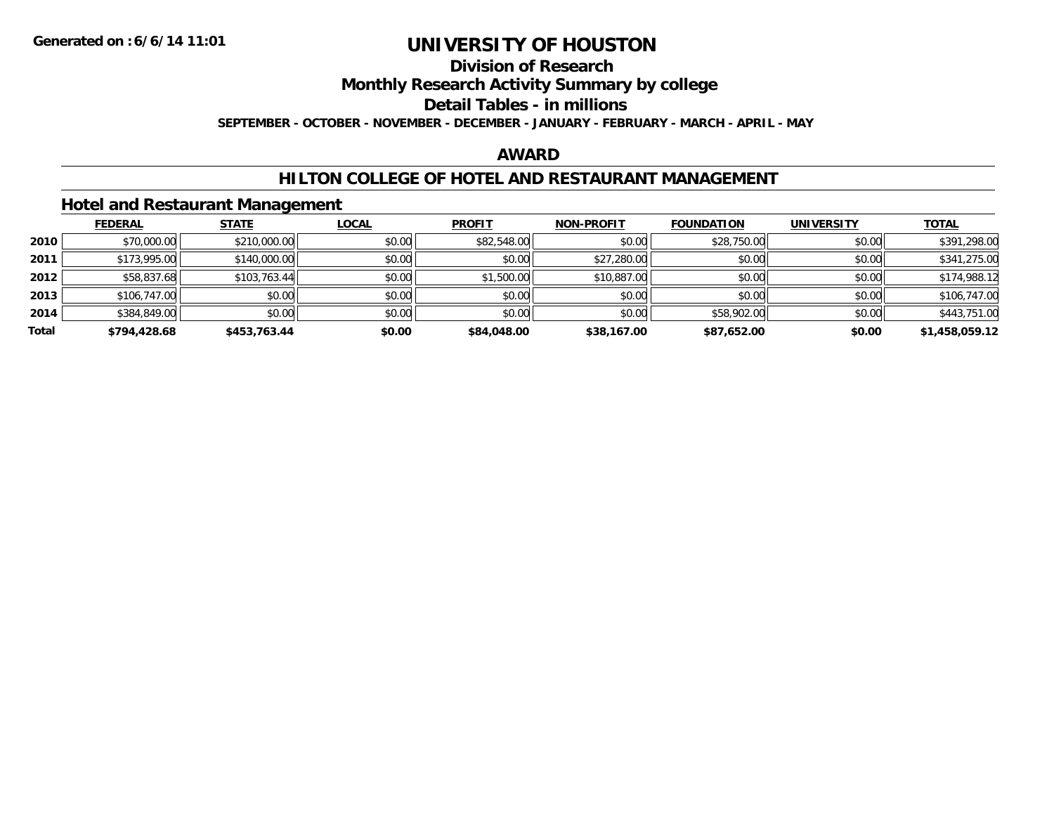Generated on :6/6/14 11:01

# UNIVERSITY OF HOUSTON

## Division of Research

## Monthly Research Activity Summary by college

## Detail Tables - in millions

**SEPTEMBER - OCTOBER - NOVEMBER - DECEMBER - JANUARY - FEBRUARY - MARCH - APRIL - MAY**

## AWARD

## HILTON COLLEGE OF HOTEL AND RESTAURANT MANAGEMENT

### Hotel and Restaurant Management

| | FEDERAL | STATE | LOCAL | PROFIT | NON-PROFIT | FOUNDATION | UNIVERSITY | TOTAL |
|---|---|---|---|---|---|---|---|---|
| 2010 | $70,000.00 | $210,000.00 | $0.00 | $82,548.00 | $0.00 | $28,750.00 | $0.00 | $391,298.00 |
| 2011 | $173,995.00 | $140,000.00 | $0.00 | $0.00 | $27,280.00 | $0.00 | $0.00 | $341,275.00 |
| 2012 | $58,837.68 | $103,763.44 | $0.00 | $1,500.00 | $10,887.00 | $0.00 | $0.00 | $174,988.12 |
| 2013 | $106,747.00 | $0.00 | $0.00 | $0.00 | $0.00 | $0.00 | $0.00 | $106,747.00 |
| 2014 | $384,849.00 | $0.00 | $0.00 | $0.00 | $0.00 | $58,902.00 | $0.00 | $443,751.00 |
| **Total** | **$794,428.68** | **$453,763.44** | **$0.00** | **$84,048.00** | **$38,167.00** | **$87,652.00** | **$0.00** | **$1,458,059.12** |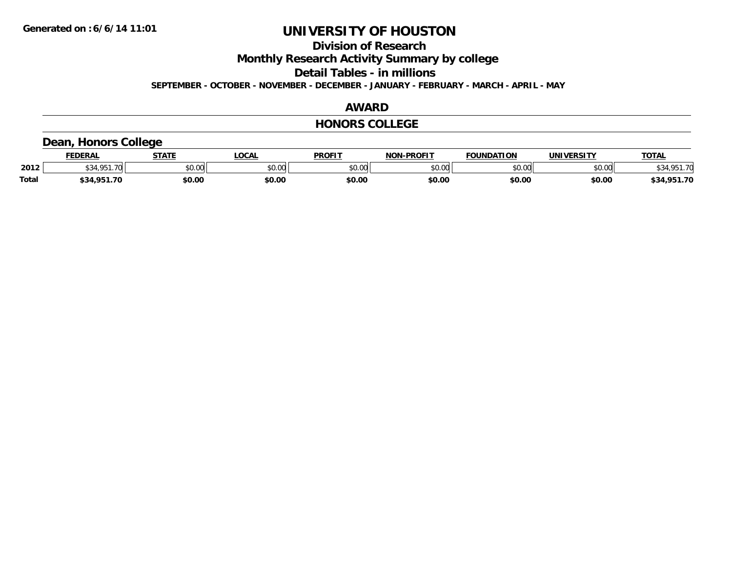# UNIVERSITY OF HOUSTON

## Division of Research

## Monthly Research Activity Summary by college

## Detail Tables - in millions

**SEPTEMBER - OCTOBER - NOVEMBER - DECEMBER - JANUARY - FEBRUARY - MARCH - APRIL - MAY**

## AWARD

## HONORS COLLEGE

### Dean, Honors College

| | FEDERAL | STATE | LOCAL | PROFIT | NON-PROFIT | FOUNDATION | UNIVERSITY | TOTAL |
|---|---|---|---|---|---|---|---|---|
| 2012 | $34,951.70 | $0.00 | $0.00 | $0.00 | $0.00 | $0.00 | $0.00 | $34,951.70 |
| **Total** | **$34,951.70** | **$0.00** | **$0.00** | **$0.00** | **$0.00** | **$0.00** | **$0.00** | **$34,951.70** |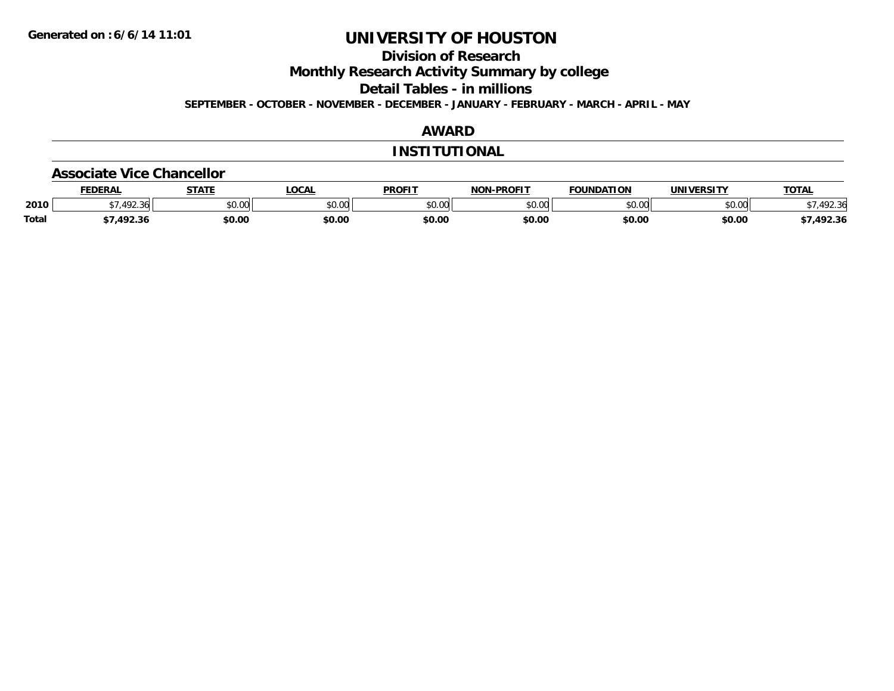Generated on :6/6/14 11:01

# UNIVERSITY OF HOUSTON

## Division of Research

## Monthly Research Activity Summary by college

## Detail Tables - in millions

**SEPTEMBER - OCTOBER - NOVEMBER - DECEMBER - JANUARY - FEBRUARY - MARCH - APRIL - MAY**

## AWARD

## INSTITUTIONAL

### Associate Vice Chancellor

| | FEDERAL | STATE | LOCAL | PROFIT | NON-PROFIT | FOUNDATION | UNIVERSITY | TOTAL |
|---|---|---|---|---|---|---|---|---|
| 2010 | $7,492.36 | $0.00 | $0.00 | $0.00 | $0.00 | $0.00 | $0.00 | $7,492.36 |
| **Total** | **$7,492.36** | **$0.00** | **$0.00** | **$0.00** | **$0.00** | **$0.00** | **$0.00** | **$7,492.36** |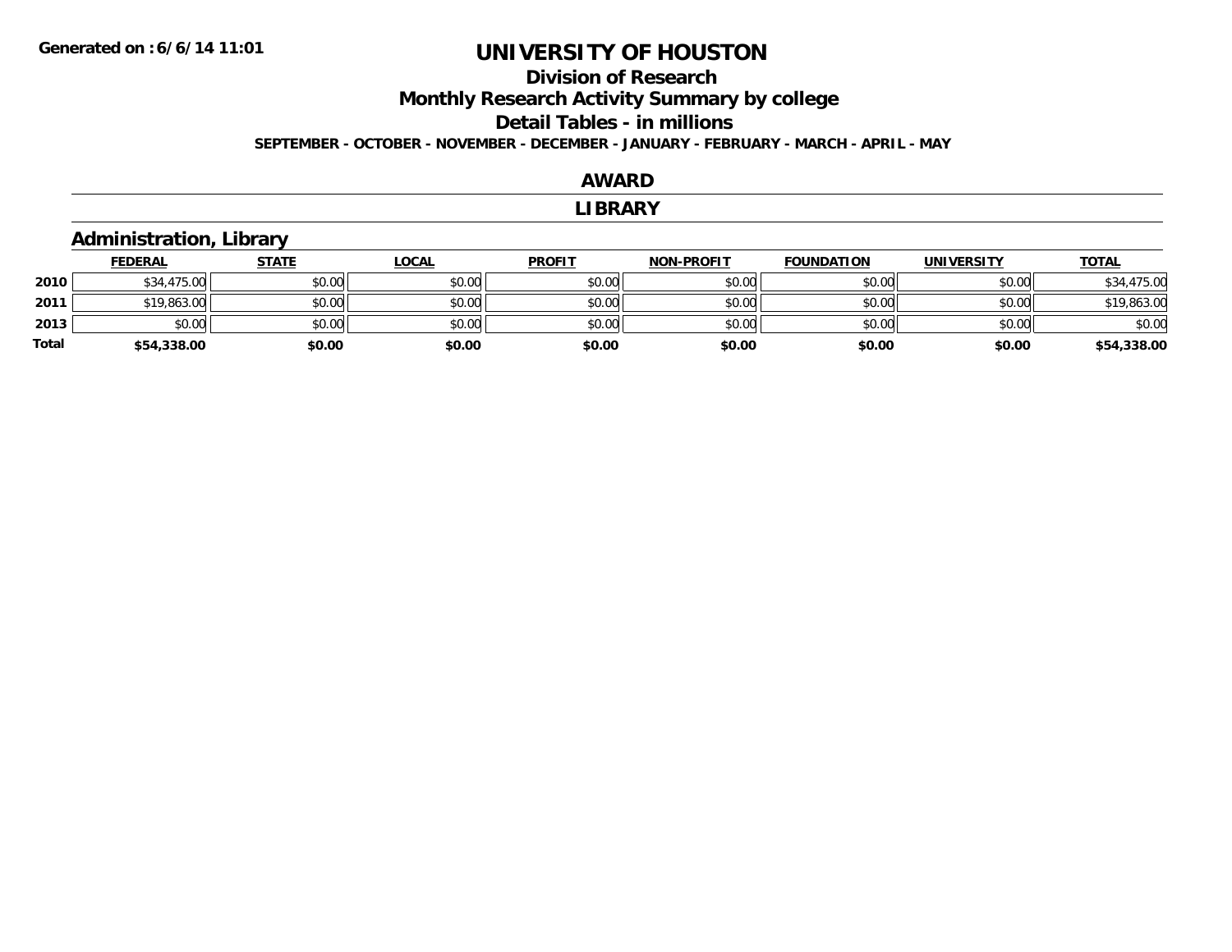**Generated on :6/6/14 11:01**

# UNIVERSITY OF HOUSTON

## Division of Research

## Monthly Research Activity Summary by college

## Detail Tables - in millions

**SEPTEMBER - OCTOBER - NOVEMBER - DECEMBER - JANUARY - FEBRUARY - MARCH - APRIL - MAY**

## AWARD

## LIBRARY

### Administration, Library

| | FEDERAL | STATE | LOCAL | PROFIT | NON-PROFIT | FOUNDATION | UNIVERSITY | TOTAL |
|---|---|---|---|---|---|---|---|---|
| **2010** | $34,475.00 | $0.00 | $0.00 | $0.00 | $0.00 | $0.00 | $0.00 | $34,475.00 |
| **2011** | $19,863.00 | $0.00 | $0.00 | $0.00 | $0.00 | $0.00 | $0.00 | $19,863.00 |
| **2013** | $0.00 | $0.00 | $0.00 | $0.00 | $0.00 | $0.00 | $0.00 | $0.00 |
| **Total** | **$54,338.00** | **$0.00** | **$0.00** | **$0.00** | **$0.00** | **$0.00** | **$0.00** | **$54,338.00** |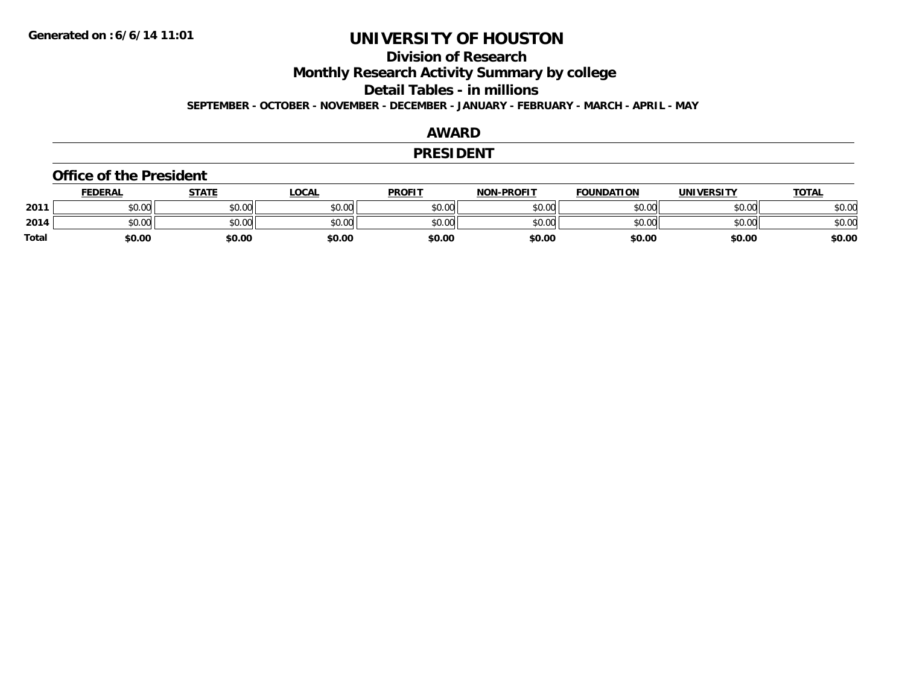Generated on :6/6/14 11:01

# UNIVERSITY OF HOUSTON

## Division of Research

## Monthly Research Activity Summary by college

## Detail Tables - in millions

**SEPTEMBER - OCTOBER - NOVEMBER - DECEMBER - JANUARY - FEBRUARY - MARCH - APRIL - MAY**

## AWARD

## PRESIDENT

### Office of the President

| | FEDERAL | STATE | LOCAL | PROFIT | NON-PROFIT | FOUNDATION | UNIVERSITY | TOTAL |
|---|---|---|---|---|---|---|---|---|
| 2011 | $0.00 | $0.00 | $0.00 | $0.00 | $0.00 | $0.00 | $0.00 | $0.00 |
| 2014 | $0.00 | $0.00 | $0.00 | $0.00 | $0.00 | $0.00 | $0.00 | $0.00 |
| Total | $0.00 | $0.00 | $0.00 | $0.00 | $0.00 | $0.00 | $0.00 | $0.00 |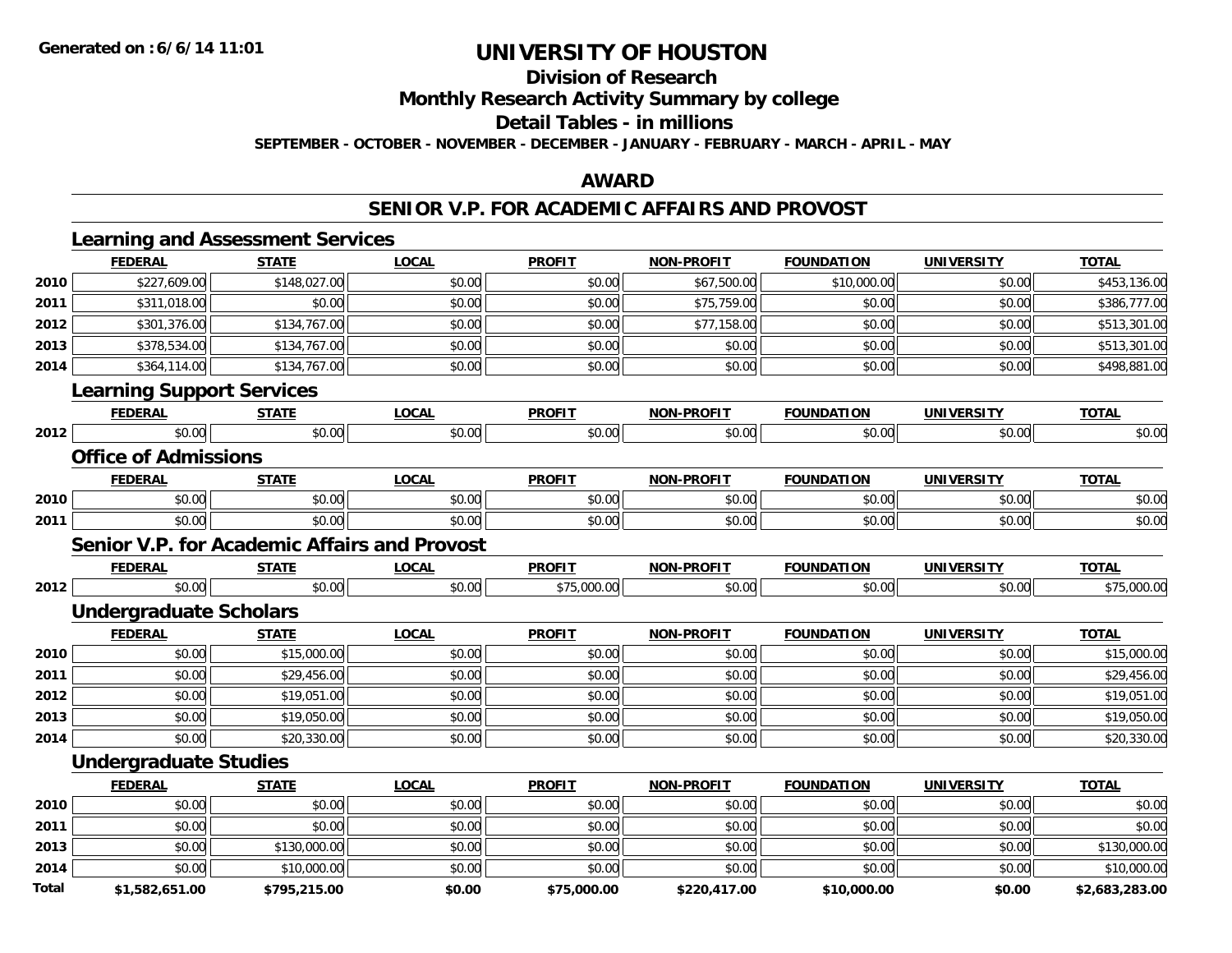**Generated on :6/6/14 11:01**

# UNIVERSITY OF HOUSTON

## Division of Research

## Monthly Research Activity Summary by college

## Detail Tables - in millions

**SEPTEMBER - OCTOBER - NOVEMBER - DECEMBER - JANUARY - FEBRUARY - MARCH - APRIL - MAY**

## AWARD

## SENIOR V.P. FOR ACADEMIC AFFAIRS AND PROVOST

### Learning and Assessment Services

| | FEDERAL | STATE | LOCAL | PROFIT | NON-PROFIT | FOUNDATION | UNIVERSITY | TOTAL |
|---|---|---|---|---|---|---|---|---|
| 2010 | $227,609.00 | $148,027.00 | $0.00 | $0.00 | $67,500.00 | $10,000.00 | $0.00 | $453,136.00 |
| 2011 | $311,018.00 | $0.00 | $0.00 | $0.00 | $75,759.00 | $0.00 | $0.00 | $386,777.00 |
| 2012 | $301,376.00 | $134,767.00 | $0.00 | $0.00 | $77,158.00 | $0.00 | $0.00 | $513,301.00 |
| 2013 | $378,534.00 | $134,767.00 | $0.00 | $0.00 | $0.00 | $0.00 | $0.00 | $513,301.00 |
| 2014 | $364,114.00 | $134,767.00 | $0.00 | $0.00 | $0.00 | $0.00 | $0.00 | $498,881.00 |

### Learning Support Services

| | FEDERAL | STATE | LOCAL | PROFIT | NON-PROFIT | FOUNDATION | UNIVERSITY | TOTAL |
|---|---|---|---|---|---|---|---|---|
| 2012 | $0.00 | $0.00 | $0.00 | $0.00 | $0.00 | $0.00 | $0.00 | $0.00 |

### Office of Admissions

| | FEDERAL | STATE | LOCAL | PROFIT | NON-PROFIT | FOUNDATION | UNIVERSITY | TOTAL |
|---|---|---|---|---|---|---|---|---|
| 2010 | $0.00 | $0.00 | $0.00 | $0.00 | $0.00 | $0.00 | $0.00 | $0.00 |
| 2011 | $0.00 | $0.00 | $0.00 | $0.00 | $0.00 | $0.00 | $0.00 | $0.00 |

### Senior V.P. for Academic Affairs and Provost

| | FEDERAL | STATE | LOCAL | PROFIT | NON-PROFIT | FOUNDATION | UNIVERSITY | TOTAL |
|---|---|---|---|---|---|---|---|---|
| 2012 | $0.00 | $0.00 | $0.00 | $75,000.00 | $0.00 | $0.00 | $0.00 | $75,000.00 |

### Undergraduate Scholars

| | FEDERAL | STATE | LOCAL | PROFIT | NON-PROFIT | FOUNDATION | UNIVERSITY | TOTAL |
|---|---|---|---|---|---|---|---|---|
| 2010 | $0.00 | $15,000.00 | $0.00 | $0.00 | $0.00 | $0.00 | $0.00 | $15,000.00 |
| 2011 | $0.00 | $29,456.00 | $0.00 | $0.00 | $0.00 | $0.00 | $0.00 | $29,456.00 |
| 2012 | $0.00 | $19,051.00 | $0.00 | $0.00 | $0.00 | $0.00 | $0.00 | $19,051.00 |
| 2013 | $0.00 | $19,050.00 | $0.00 | $0.00 | $0.00 | $0.00 | $0.00 | $19,050.00 |
| 2014 | $0.00 | $20,330.00 | $0.00 | $0.00 | $0.00 | $0.00 | $0.00 | $20,330.00 |

### Undergraduate Studies

| | FEDERAL | STATE | LOCAL | PROFIT | NON-PROFIT | FOUNDATION | UNIVERSITY | TOTAL |
|---|---|---|---|---|---|---|---|---|
| 2010 | $0.00 | $0.00 | $0.00 | $0.00 | $0.00 | $0.00 | $0.00 | $0.00 |
| 2011 | $0.00 | $0.00 | $0.00 | $0.00 | $0.00 | $0.00 | $0.00 | $0.00 |
| 2013 | $0.00 | $130,000.00 | $0.00 | $0.00 | $0.00 | $0.00 | $0.00 | $130,000.00 |
| 2014 | $0.00 | $10,000.00 | $0.00 | $0.00 | $0.00 | $0.00 | $0.00 | $10,000.00 |
| **Total** | **$1,582,651.00** | **$795,215.00** | **$0.00** | **$75,000.00** | **$220,417.00** | **$10,000.00** | **$0.00** | **$2,683,283.00** |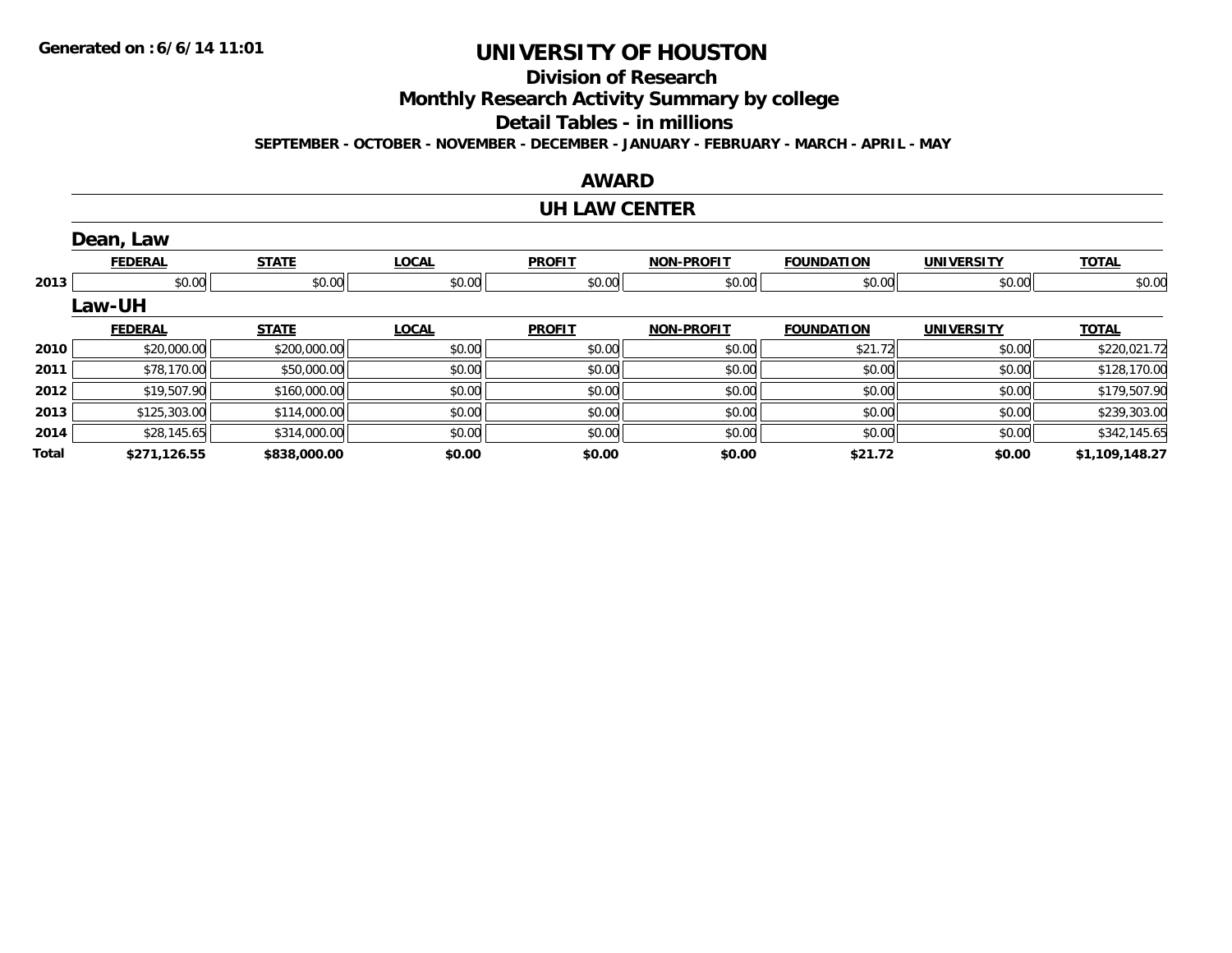# UNIVERSITY OF HOUSTON

## Division of Research

## Monthly Research Activity Summary by college

## Detail Tables - in millions

**SEPTEMBER - OCTOBER - NOVEMBER - DECEMBER - JANUARY - FEBRUARY - MARCH - APRIL - MAY**

## AWARD

## UH LAW CENTER

### Dean, Law

| | FEDERAL | STATE | LOCAL | PROFIT | NON-PROFIT | FOUNDATION | UNIVERSITY | TOTAL |
|---|---|---|---|---|---|---|---|---|
| 2013 | $0.00 | $0.00 | $0.00 | $0.00 | $0.00 | $0.00 | $0.00 | $0.00 |

### Law-UH

| | FEDERAL | STATE | LOCAL | PROFIT | NON-PROFIT | FOUNDATION | UNIVERSITY | TOTAL |
|---|---|---|---|---|---|---|---|---|
| 2010 | $20,000.00 | $200,000.00 | $0.00 | $0.00 | $0.00 | $21.72 | $0.00 | $220,021.72 |
| 2011 | $78,170.00 | $50,000.00 | $0.00 | $0.00 | $0.00 | $0.00 | $0.00 | $128,170.00 |
| 2012 | $19,507.90 | $160,000.00 | $0.00 | $0.00 | $0.00 | $0.00 | $0.00 | $179,507.90 |
| 2013 | $125,303.00 | $114,000.00 | $0.00 | $0.00 | $0.00 | $0.00 | $0.00 | $239,303.00 |
| 2014 | $28,145.65 | $314,000.00 | $0.00 | $0.00 | $0.00 | $0.00 | $0.00 | $342,145.65 |
| **Total** | **$271,126.55** | **$838,000.00** | **$0.00** | **$0.00** | **$0.00** | **$21.72** | **$0.00** | **$1,109,148.27** |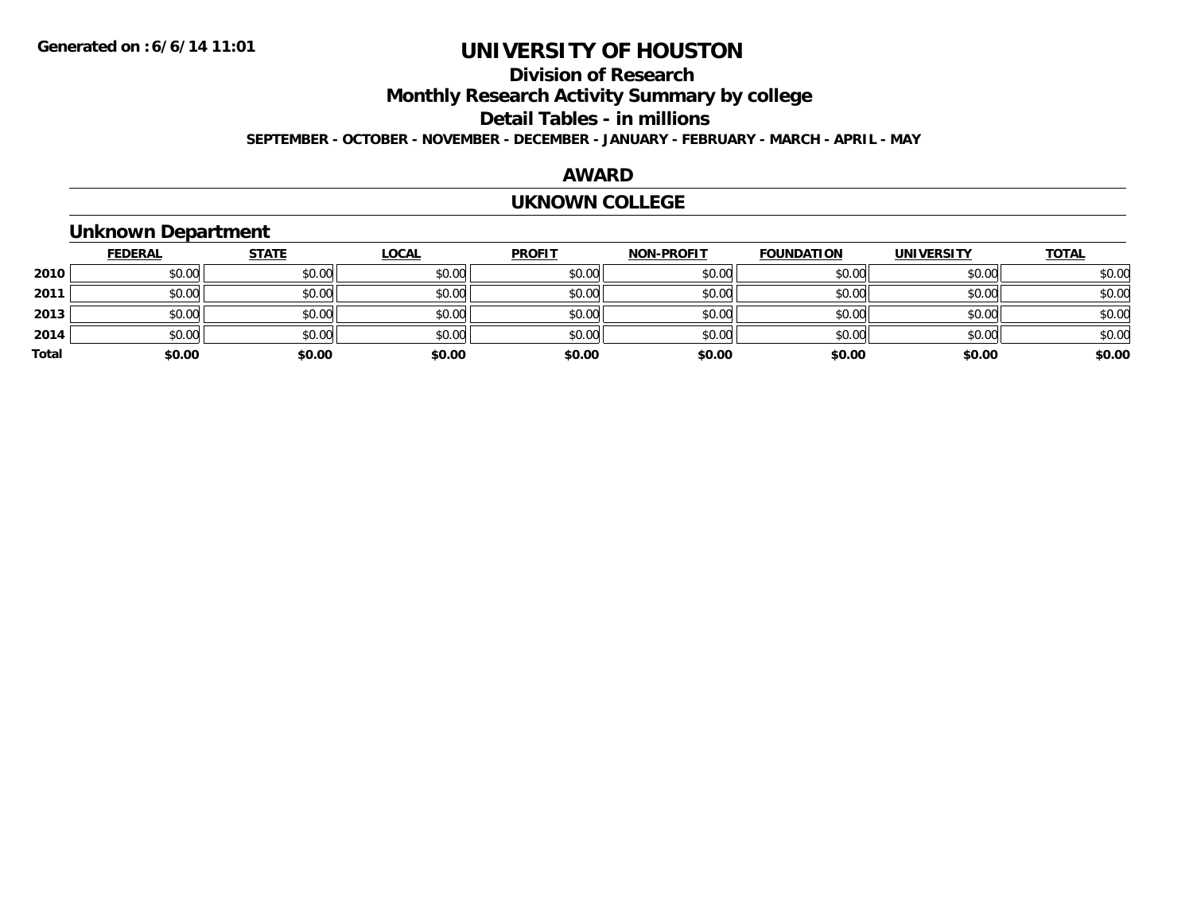# UNIVERSITY OF HOUSTON

## Division of Research

## Monthly Research Activity Summary by college

## Detail Tables - in millions

**SEPTEMBER - OCTOBER - NOVEMBER - DECEMBER - JANUARY - FEBRUARY - MARCH - APRIL - MAY**

## AWARD

## UKNOWN COLLEGE

### Unknown Department

| | FEDERAL | STATE | LOCAL | PROFIT | NON-PROFIT | FOUNDATION | UNIVERSITY | TOTAL |
|---|---|---|---|---|---|---|---|---|
| 2010 | $0.00 | $0.00 | $0.00 | $0.00 | $0.00 | $0.00 | $0.00 | $0.00 |
| 2011 | $0.00 | $0.00 | $0.00 | $0.00 | $0.00 | $0.00 | $0.00 | $0.00 |
| 2013 | $0.00 | $0.00 | $0.00 | $0.00 | $0.00 | $0.00 | $0.00 | $0.00 |
| 2014 | $0.00 | $0.00 | $0.00 | $0.00 | $0.00 | $0.00 | $0.00 | $0.00 |
| **Total** | **$0.00** | **$0.00** | **$0.00** | **$0.00** | **$0.00** | **$0.00** | **$0.00** | **$0.00** |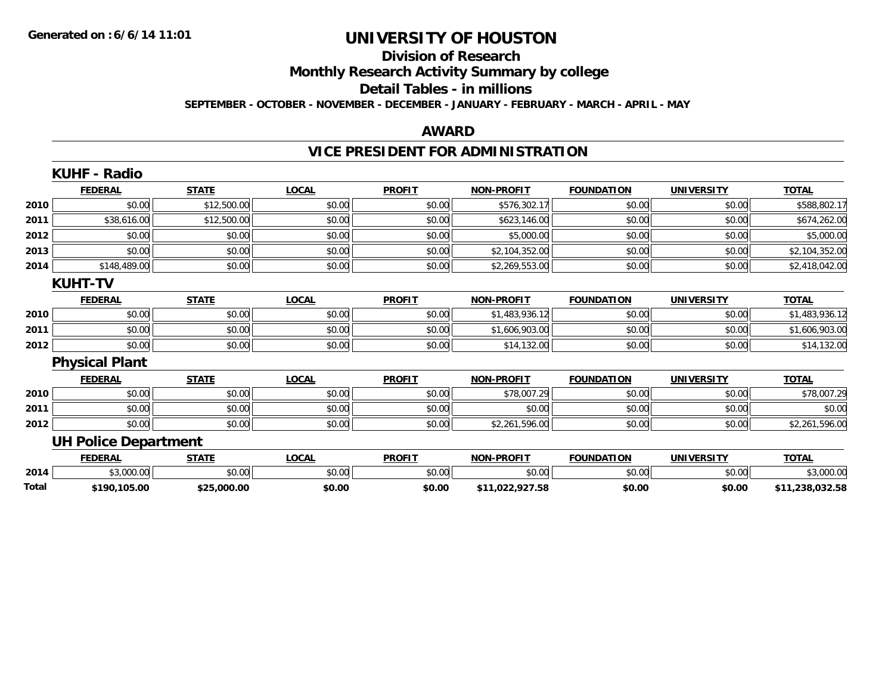# UNIVERSITY OF HOUSTON

## Division of Research

## Monthly Research Activity Summary by college

## Detail Tables - in millions

**SEPTEMBER - OCTOBER - NOVEMBER - DECEMBER - JANUARY - FEBRUARY - MARCH - APRIL - MAY**

## AWARD

## VICE PRESIDENT FOR ADMINISTRATION

### KUHF - Radio

| | FEDERAL | STATE | LOCAL | PROFIT | NON-PROFIT | FOUNDATION | UNIVERSITY | TOTAL |
|---|---|---|---|---|---|---|---|---|
| 2010 | $0.00 | $12,500.00 | $0.00 | $0.00 | $576,302.17 | $0.00 | $0.00 | $588,802.17 |
| 2011 | $38,616.00 | $12,500.00 | $0.00 | $0.00 | $623,146.00 | $0.00 | $0.00 | $674,262.00 |
| 2012 | $0.00 | $0.00 | $0.00 | $0.00 | $5,000.00 | $0.00 | $0.00 | $5,000.00 |
| 2013 | $0.00 | $0.00 | $0.00 | $0.00 | $2,104,352.00 | $0.00 | $0.00 | $2,104,352.00 |
| 2014 | $148,489.00 | $0.00 | $0.00 | $0.00 | $2,269,553.00 | $0.00 | $0.00 | $2,418,042.00 |

### KUHT-TV

| | FEDERAL | STATE | LOCAL | PROFIT | NON-PROFIT | FOUNDATION | UNIVERSITY | TOTAL |
|---|---|---|---|---|---|---|---|---|
| 2010 | $0.00 | $0.00 | $0.00 | $0.00 | $1,483,936.12 | $0.00 | $0.00 | $1,483,936.12 |
| 2011 | $0.00 | $0.00 | $0.00 | $0.00 | $1,606,903.00 | $0.00 | $0.00 | $1,606,903.00 |
| 2012 | $0.00 | $0.00 | $0.00 | $0.00 | $14,132.00 | $0.00 | $0.00 | $14,132.00 |

### Physical Plant

| | FEDERAL | STATE | LOCAL | PROFIT | NON-PROFIT | FOUNDATION | UNIVERSITY | TOTAL |
|---|---|---|---|---|---|---|---|---|
| 2010 | $0.00 | $0.00 | $0.00 | $0.00 | $78,007.29 | $0.00 | $0.00 | $78,007.29 |
| 2011 | $0.00 | $0.00 | $0.00 | $0.00 | $0.00 | $0.00 | $0.00 | $0.00 |
| 2012 | $0.00 | $0.00 | $0.00 | $0.00 | $2,261,596.00 | $0.00 | $0.00 | $2,261,596.00 |

### UH Police Department

| | FEDERAL | STATE | LOCAL | PROFIT | NON-PROFIT | FOUNDATION | UNIVERSITY | TOTAL |
|---|---|---|---|---|---|---|---|---|
| 2014 | $3,000.00 | $0.00 | $0.00 | $0.00 | $0.00 | $0.00 | $0.00 | $3,000.00 |
| **Total** | **$190,105.00** | **$25,000.00** | **$0.00** | **$0.00** | **$11,022,927.58** | **$0.00** | **$0.00** | **$11,238,032.58** |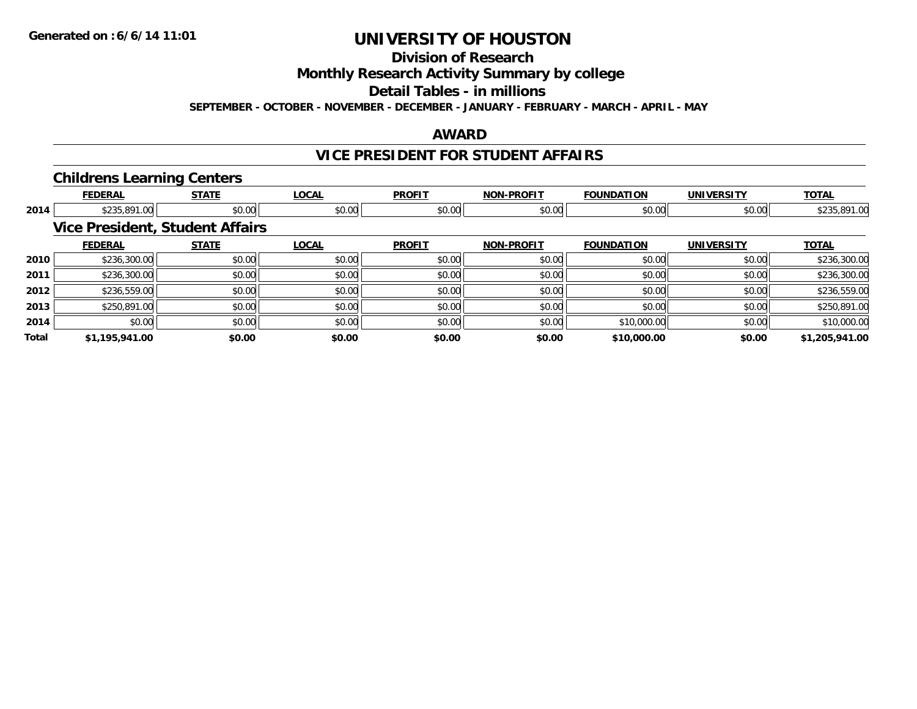Generated on :6/6/14 11:01

# UNIVERSITY OF HOUSTON

## Division of Research

## Monthly Research Activity Summary by college

## Detail Tables - in millions

**SEPTEMBER - OCTOBER - NOVEMBER - DECEMBER - JANUARY - FEBRUARY - MARCH - APRIL - MAY**

## AWARD

## VICE PRESIDENT FOR STUDENT AFFAIRS

### Childrens Learning Centers

| | FEDERAL | STATE | LOCAL | PROFIT | NON-PROFIT | FOUNDATION | UNIVERSITY | TOTAL |
|---|---|---|---|---|---|---|---|---|
| 2014 | $235,891.00 | $0.00 | $0.00 | $0.00 | $0.00 | $0.00 | $0.00 | $235,891.00 |

### Vice President, Student Affairs

| | FEDERAL | STATE | LOCAL | PROFIT | NON-PROFIT | FOUNDATION | UNIVERSITY | TOTAL |
|---|---|---|---|---|---|---|---|---|
| 2010 | $236,300.00 | $0.00 | $0.00 | $0.00 | $0.00 | $0.00 | $0.00 | $236,300.00 |
| 2011 | $236,300.00 | $0.00 | $0.00 | $0.00 | $0.00 | $0.00 | $0.00 | $236,300.00 |
| 2012 | $236,559.00 | $0.00 | $0.00 | $0.00 | $0.00 | $0.00 | $0.00 | $236,559.00 |
| 2013 | $250,891.00 | $0.00 | $0.00 | $0.00 | $0.00 | $0.00 | $0.00 | $250,891.00 |
| 2014 | $0.00 | $0.00 | $0.00 | $0.00 | $0.00 | $10,000.00 | $0.00 | $10,000.00 |
| **Total** | **$1,195,941.00** | **$0.00** | **$0.00** | **$0.00** | **$0.00** | **$10,000.00** | **$0.00** | **$1,205,941.00** |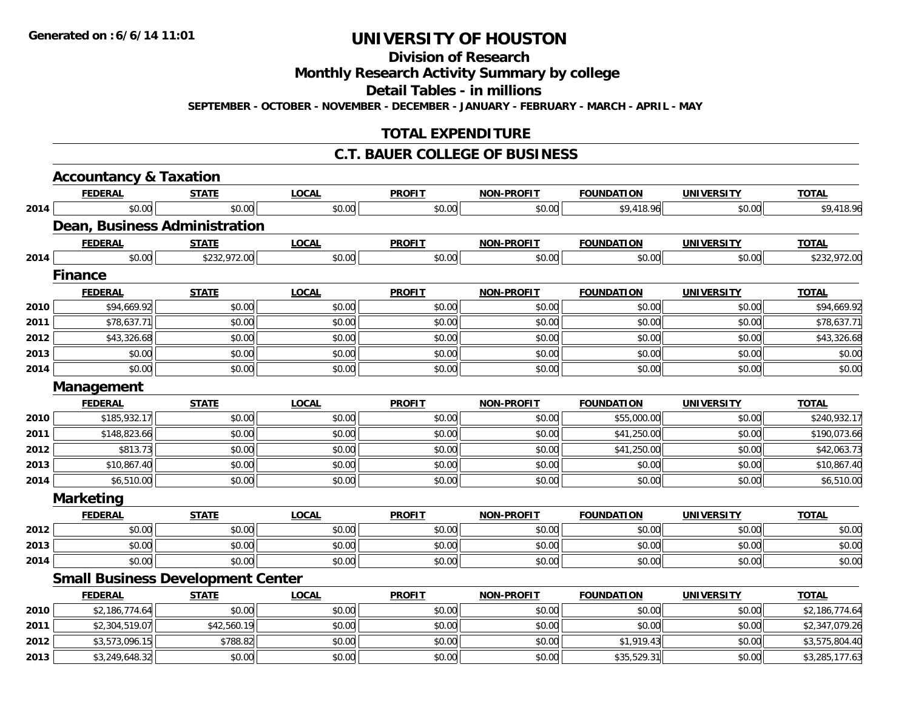# UNIVERSITY OF HOUSTON

## Division of Research

## Monthly Research Activity Summary by college

## Detail Tables - in millions

**SEPTEMBER - OCTOBER - NOVEMBER - DECEMBER - JANUARY - FEBRUARY - MARCH - APRIL - MAY**

## TOTAL EXPENDITURE

## C.T. BAUER COLLEGE OF BUSINESS

### Accountancy & Taxation

| | FEDERAL | STATE | LOCAL | PROFIT | NON-PROFIT | FOUNDATION | UNIVERSITY | TOTAL |
|---|---|---|---|---|---|---|---|---|
| 2014 | $0.00 | $0.00 | $0.00 | $0.00 | $0.00 | $9,418.96 | $0.00 | $9,418.96 |

### Dean, Business Administration

| | FEDERAL | STATE | LOCAL | PROFIT | NON-PROFIT | FOUNDATION | UNIVERSITY | TOTAL |
|---|---|---|---|---|---|---|---|---|
| 2014 | $0.00 | $232,972.00 | $0.00 | $0.00 | $0.00 | $0.00 | $0.00 | $232,972.00 |

### Finance

| | FEDERAL | STATE | LOCAL | PROFIT | NON-PROFIT | FOUNDATION | UNIVERSITY | TOTAL |
|---|---|---|---|---|---|---|---|---|
| 2010 | $94,669.92 | $0.00 | $0.00 | $0.00 | $0.00 | $0.00 | $0.00 | $94,669.92 |
| 2011 | $78,637.71 | $0.00 | $0.00 | $0.00 | $0.00 | $0.00 | $0.00 | $78,637.71 |
| 2012 | $43,326.68 | $0.00 | $0.00 | $0.00 | $0.00 | $0.00 | $0.00 | $43,326.68 |
| 2013 | $0.00 | $0.00 | $0.00 | $0.00 | $0.00 | $0.00 | $0.00 | $0.00 |
| 2014 | $0.00 | $0.00 | $0.00 | $0.00 | $0.00 | $0.00 | $0.00 | $0.00 |

### Management

| | FEDERAL | STATE | LOCAL | PROFIT | NON-PROFIT | FOUNDATION | UNIVERSITY | TOTAL |
|---|---|---|---|---|---|---|---|---|
| 2010 | $185,932.17 | $0.00 | $0.00 | $0.00 | $0.00 | $55,000.00 | $0.00 | $240,932.17 |
| 2011 | $148,823.66 | $0.00 | $0.00 | $0.00 | $0.00 | $41,250.00 | $0.00 | $190,073.66 |
| 2012 | $813.73 | $0.00 | $0.00 | $0.00 | $0.00 | $41,250.00 | $0.00 | $42,063.73 |
| 2013 | $10,867.40 | $0.00 | $0.00 | $0.00 | $0.00 | $0.00 | $0.00 | $10,867.40 |
| 2014 | $6,510.00 | $0.00 | $0.00 | $0.00 | $0.00 | $0.00 | $0.00 | $6,510.00 |

### Marketing

| | FEDERAL | STATE | LOCAL | PROFIT | NON-PROFIT | FOUNDATION | UNIVERSITY | TOTAL |
|---|---|---|---|---|---|---|---|---|
| 2012 | $0.00 | $0.00 | $0.00 | $0.00 | $0.00 | $0.00 | $0.00 | $0.00 |
| 2013 | $0.00 | $0.00 | $0.00 | $0.00 | $0.00 | $0.00 | $0.00 | $0.00 |
| 2014 | $0.00 | $0.00 | $0.00 | $0.00 | $0.00 | $0.00 | $0.00 | $0.00 |

### Small Business Development Center

| | FEDERAL | STATE | LOCAL | PROFIT | NON-PROFIT | FOUNDATION | UNIVERSITY | TOTAL |
|---|---|---|---|---|---|---|---|---|
| 2010 | $2,186,774.64 | $0.00 | $0.00 | $0.00 | $0.00 | $0.00 | $0.00 | $2,186,774.64 |
| 2011 | $2,304,519.07 | $42,560.19 | $0.00 | $0.00 | $0.00 | $0.00 | $0.00 | $2,347,079.26 |
| 2012 | $3,573,096.15 | $788.82 | $0.00 | $0.00 | $0.00 | $1,919.43 | $0.00 | $3,575,804.40 |
| 2013 | $3,249,648.32 | $0.00 | $0.00 | $0.00 | $0.00 | $35,529.31 | $0.00 | $3,285,177.63 |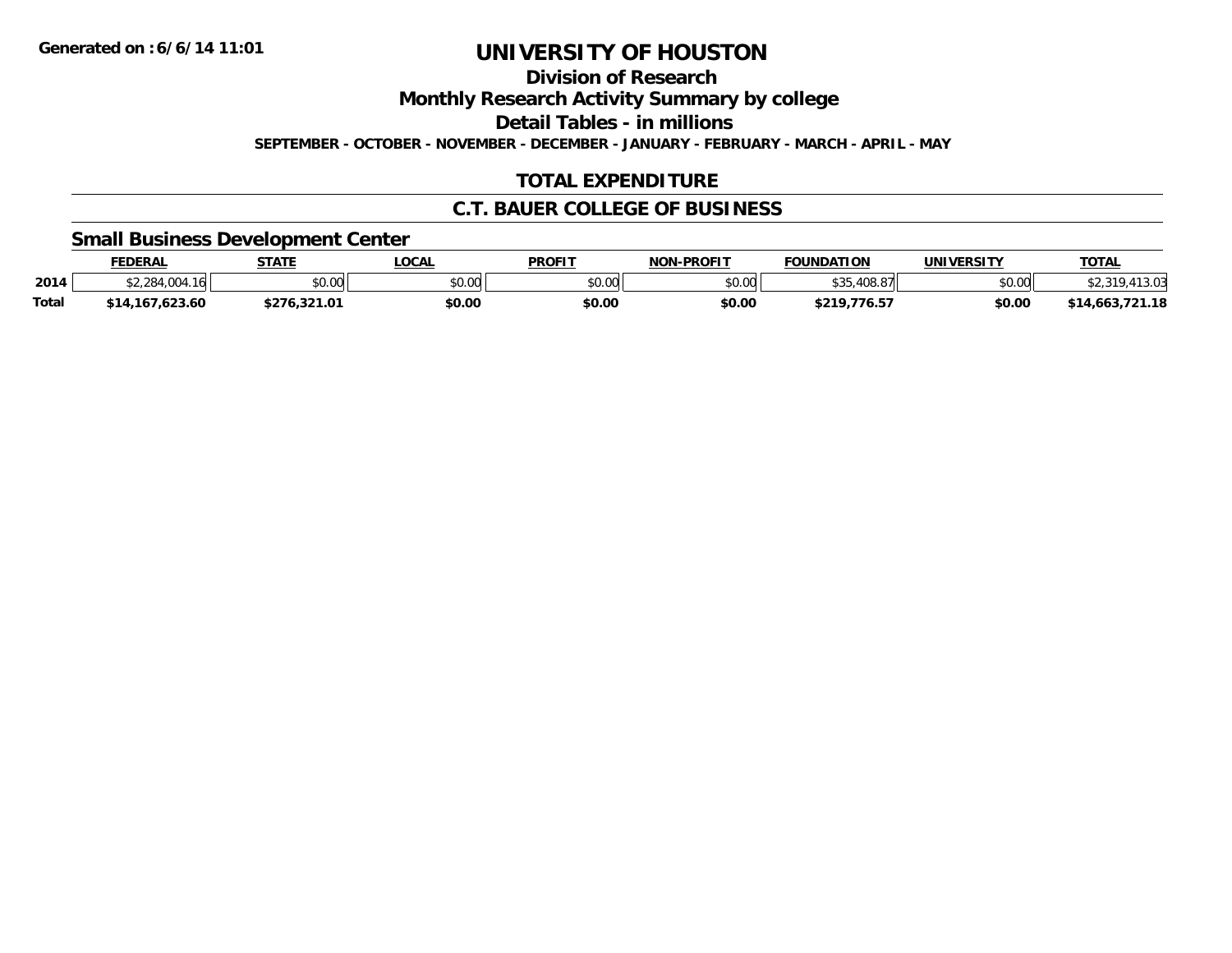**Generated on :6/6/14 11:01**

# UNIVERSITY OF HOUSTON

## Division of Research

## Monthly Research Activity Summary by college

## Detail Tables - in millions

**SEPTEMBER - OCTOBER - NOVEMBER - DECEMBER - JANUARY - FEBRUARY - MARCH - APRIL - MAY**

## TOTAL EXPENDITURE

## C.T. BAUER COLLEGE OF BUSINESS

### Small Business Development Center

| | FEDERAL | STATE | LOCAL | PROFIT | NON-PROFIT | FOUNDATION | UNIVERSITY | TOTAL |
|---|---|---|---|---|---|---|---|---|
| **2014** | $2,284,004.16 | $0.00 | $0.00 | $0.00 | $0.00 | $35,408.87 | $0.00 | $2,319,413.03 |
| **Total** | **$14,167,623.60** | **$276,321.01** | **$0.00** | **$0.00** | **$0.00** | **$219,776.57** | **$0.00** | **$14,663,721.18** |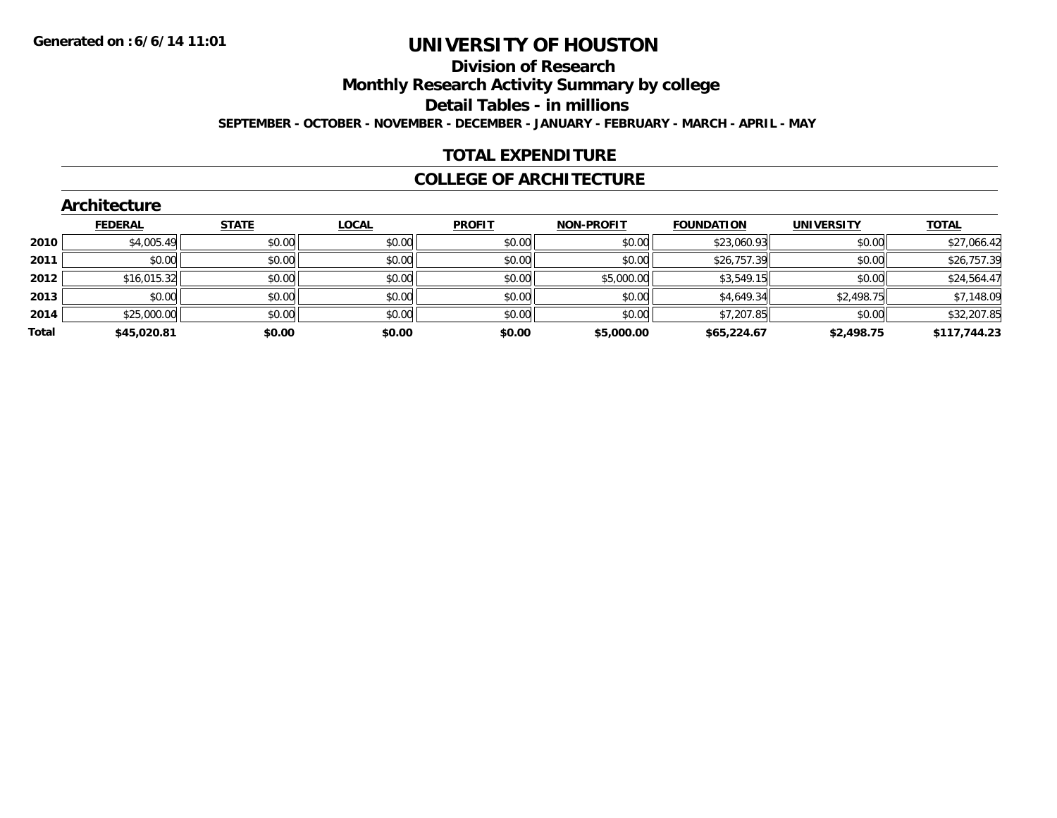Generated on :6/6/14 11:01

# UNIVERSITY OF HOUSTON

## Division of Research

## Monthly Research Activity Summary by college

## Detail Tables - in millions

**SEPTEMBER - OCTOBER - NOVEMBER - DECEMBER - JANUARY - FEBRUARY - MARCH - APRIL - MAY**

## TOTAL EXPENDITURE

## COLLEGE OF ARCHITECTURE

### Architecture

| | FEDERAL | STATE | LOCAL | PROFIT | NON-PROFIT | FOUNDATION | UNIVERSITY | TOTAL |
|---|---|---|---|---|---|---|---|---|
| **2010** | $4,005.49 | $0.00 | $0.00 | $0.00 | $0.00 | $23,060.93 | $0.00 | $27,066.42 |
| **2011** | $0.00 | $0.00 | $0.00 | $0.00 | $0.00 | $26,757.39 | $0.00 | $26,757.39 |
| **2012** | $16,015.32 | $0.00 | $0.00 | $0.00 | $5,000.00 | $3,549.15 | $0.00 | $24,564.47 |
| **2013** | $0.00 | $0.00 | $0.00 | $0.00 | $0.00 | $4,649.34 | $2,498.75 | $7,148.09 |
| **2014** | $25,000.00 | $0.00 | $0.00 | $0.00 | $0.00 | $7,207.85 | $0.00 | $32,207.85 |
| **Total** | **$45,020.81** | **$0.00** | **$0.00** | **$0.00** | **$5,000.00** | **$65,224.67** | **$2,498.75** | **$117,744.23** |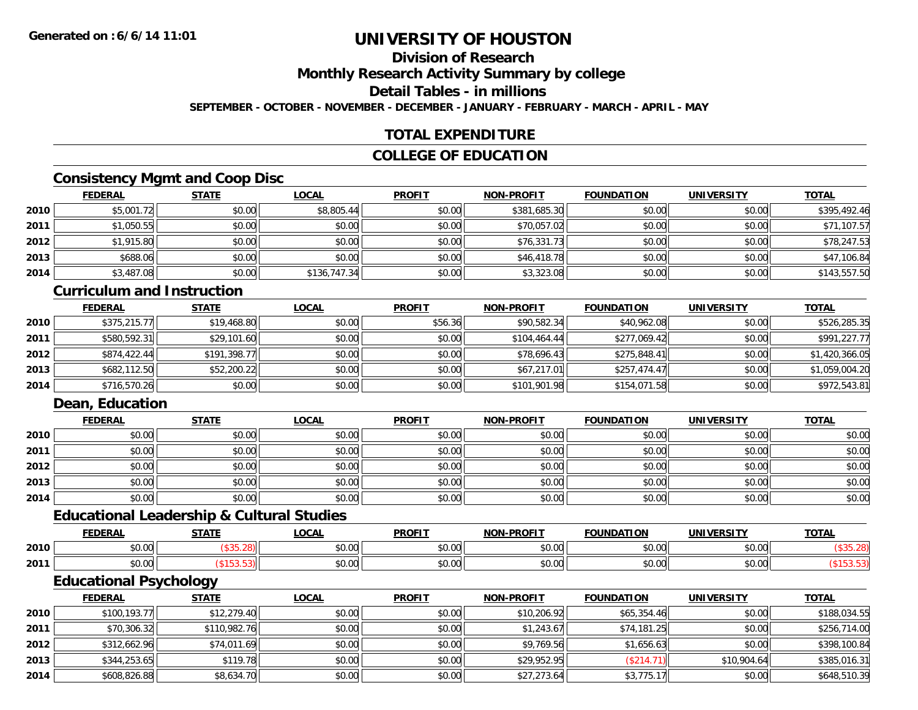**Generated on : 6/6/14 11:01**

# UNIVERSITY OF HOUSTON

## Division of Research

## Monthly Research Activity Summary by college

## Detail Tables - in millions

**SEPTEMBER - OCTOBER - NOVEMBER - DECEMBER - JANUARY - FEBRUARY - MARCH - APRIL - MAY**

## TOTAL EXPENDITURE

## COLLEGE OF EDUCATION

### Consistency Mgmt and Coop Disc

| | FEDERAL | STATE | LOCAL | PROFIT | NON-PROFIT | FOUNDATION | UNIVERSITY | TOTAL |
|---|---|---|---|---|---|---|---|---|
| 2010 | $5,001.72 | $0.00 | $8,805.44 | $0.00 | $381,685.30 | $0.00 | $0.00 | $395,492.46 |
| 2011 | $1,050.55 | $0.00 | $0.00 | $0.00 | $70,057.02 | $0.00 | $0.00 | $71,107.57 |
| 2012 | $1,915.80 | $0.00 | $0.00 | $0.00 | $76,331.73 | $0.00 | $0.00 | $78,247.53 |
| 2013 | $688.06 | $0.00 | $0.00 | $0.00 | $46,418.78 | $0.00 | $0.00 | $47,106.84 |
| 2014 | $3,487.08 | $0.00 | $136,747.34 | $0.00 | $3,323.08 | $0.00 | $0.00 | $143,557.50 |

### Curriculum and Instruction

| | FEDERAL | STATE | LOCAL | PROFIT | NON-PROFIT | FOUNDATION | UNIVERSITY | TOTAL |
|---|---|---|---|---|---|---|---|---|
| 2010 | $375,215.77 | $19,468.80 | $0.00 | $56.36 | $90,582.34 | $40,962.08 | $0.00 | $526,285.35 |
| 2011 | $580,592.31 | $29,101.60 | $0.00 | $0.00 | $104,464.44 | $277,069.42 | $0.00 | $991,227.77 |
| 2012 | $874,422.44 | $191,398.77 | $0.00 | $0.00 | $78,696.43 | $275,848.41 | $0.00 | $1,420,366.05 |
| 2013 | $682,112.50 | $52,200.22 | $0.00 | $0.00 | $67,217.01 | $257,474.47 | $0.00 | $1,059,004.20 |
| 2014 | $716,570.26 | $0.00 | $0.00 | $0.00 | $101,901.98 | $154,071.58 | $0.00 | $972,543.81 |

### Dean, Education

| | FEDERAL | STATE | LOCAL | PROFIT | NON-PROFIT | FOUNDATION | UNIVERSITY | TOTAL |
|---|---|---|---|---|---|---|---|---|
| 2010 | $0.00 | $0.00 | $0.00 | $0.00 | $0.00 | $0.00 | $0.00 | $0.00 |
| 2011 | $0.00 | $0.00 | $0.00 | $0.00 | $0.00 | $0.00 | $0.00 | $0.00 |
| 2012 | $0.00 | $0.00 | $0.00 | $0.00 | $0.00 | $0.00 | $0.00 | $0.00 |
| 2013 | $0.00 | $0.00 | $0.00 | $0.00 | $0.00 | $0.00 | $0.00 | $0.00 |
| 2014 | $0.00 | $0.00 | $0.00 | $0.00 | $0.00 | $0.00 | $0.00 | $0.00 |

### Educational Leadership & Cultural Studies

| | FEDERAL | STATE | LOCAL | PROFIT | NON-PROFIT | FOUNDATION | UNIVERSITY | TOTAL |
|---|---|---|---|---|---|---|---|---|
| 2010 | $0.00 | ($35.28) | $0.00 | $0.00 | $0.00 | $0.00 | $0.00 | ($35.28) |
| 2011 | $0.00 | ($153.53) | $0.00 | $0.00 | $0.00 | $0.00 | $0.00 | ($153.53) |

### Educational Psychology

| | FEDERAL | STATE | LOCAL | PROFIT | NON-PROFIT | FOUNDATION | UNIVERSITY | TOTAL |
|---|---|---|---|---|---|---|---|---|
| 2010 | $100,193.77 | $12,279.40 | $0.00 | $0.00 | $10,206.92 | $65,354.46 | $0.00 | $188,034.55 |
| 2011 | $70,306.32 | $110,982.76 | $0.00 | $0.00 | $1,243.67 | $74,181.25 | $0.00 | $256,714.00 |
| 2012 | $312,662.96 | $74,011.69 | $0.00 | $0.00 | $9,769.56 | $1,656.63 | $0.00 | $398,100.84 |
| 2013 | $344,253.65 | $119.78 | $0.00 | $0.00 | $29,952.95 | ($214.71) | $10,904.64 | $385,016.31 |
| 2014 | $608,826.88 | $8,634.70 | $0.00 | $0.00 | $27,273.64 | $3,775.17 | $0.00 | $648,510.39 |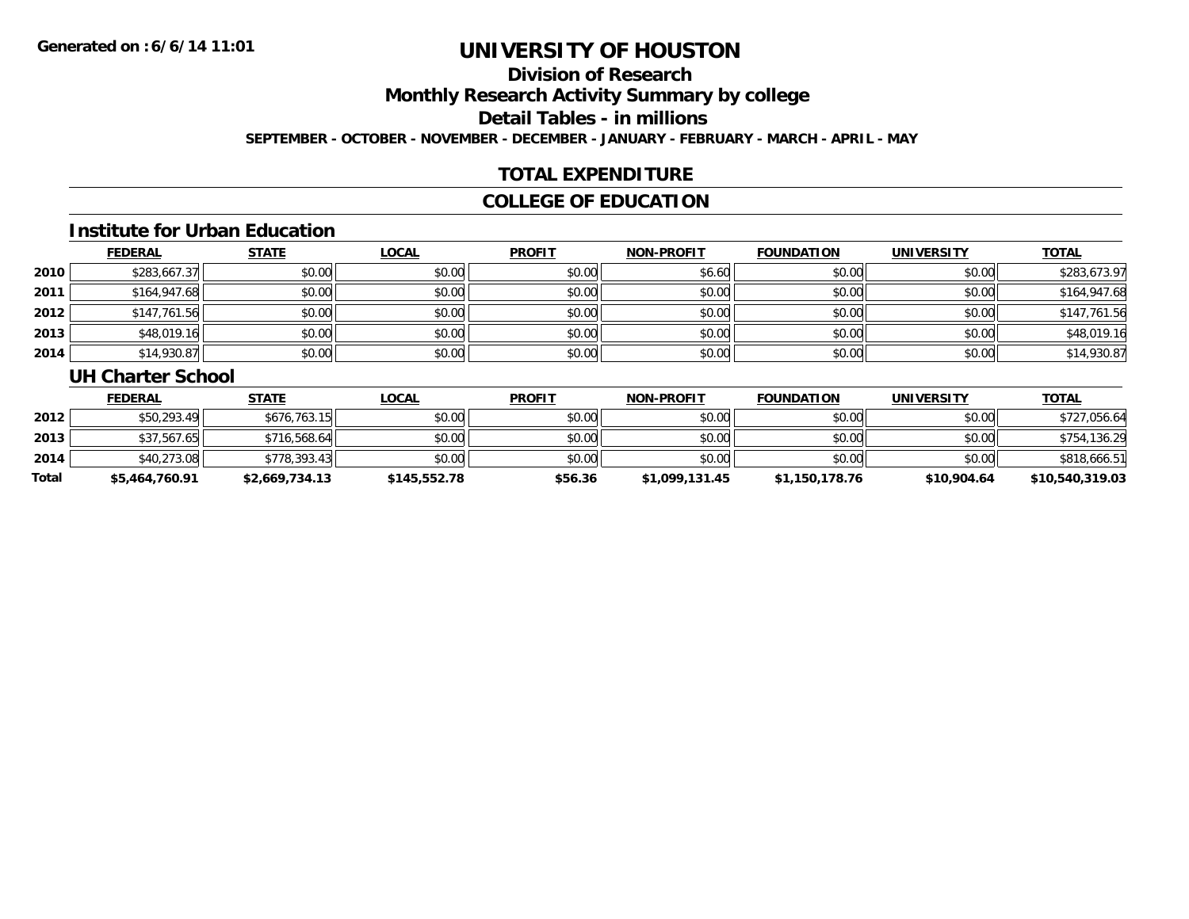# UNIVERSITY OF HOUSTON

## Division of Research

## Monthly Research Activity Summary by college

## Detail Tables - in millions

**SEPTEMBER - OCTOBER - NOVEMBER - DECEMBER - JANUARY - FEBRUARY - MARCH - APRIL - MAY**

## TOTAL EXPENDITURE

## COLLEGE OF EDUCATION

### Institute for Urban Education

| | FEDERAL | STATE | LOCAL | PROFIT | NON-PROFIT | FOUNDATION | UNIVERSITY | TOTAL |
|---|---|---|---|---|---|---|---|---|
| 2010 | $283,667.37 | $0.00 | $0.00 | $0.00 | $6.60 | $0.00 | $0.00 | $283,673.97 |
| 2011 | $164,947.68 | $0.00 | $0.00 | $0.00 | $0.00 | $0.00 | $0.00 | $164,947.68 |
| 2012 | $147,761.56 | $0.00 | $0.00 | $0.00 | $0.00 | $0.00 | $0.00 | $147,761.56 |
| 2013 | $48,019.16 | $0.00 | $0.00 | $0.00 | $0.00 | $0.00 | $0.00 | $48,019.16 |
| 2014 | $14,930.87 | $0.00 | $0.00 | $0.00 | $0.00 | $0.00 | $0.00 | $14,930.87 |

### UH Charter School

| | FEDERAL | STATE | LOCAL | PROFIT | NON-PROFIT | FOUNDATION | UNIVERSITY | TOTAL |
|---|---|---|---|---|---|---|---|---|
| 2012 | $50,293.49 | $676,763.15 | $0.00 | $0.00 | $0.00 | $0.00 | $0.00 | $727,056.64 |
| 2013 | $37,567.65 | $716,568.64 | $0.00 | $0.00 | $0.00 | $0.00 | $0.00 | $754,136.29 |
| 2014 | $40,273.08 | $778,393.43 | $0.00 | $0.00 | $0.00 | $0.00 | $0.00 | $818,666.51 |
| **Total** | **$5,464,760.91** | **$2,669,734.13** | **$145,552.78** | **$56.36** | **$1,099,131.45** | **$1,150,178.76** | **$10,904.64** | **$10,540,319.03** |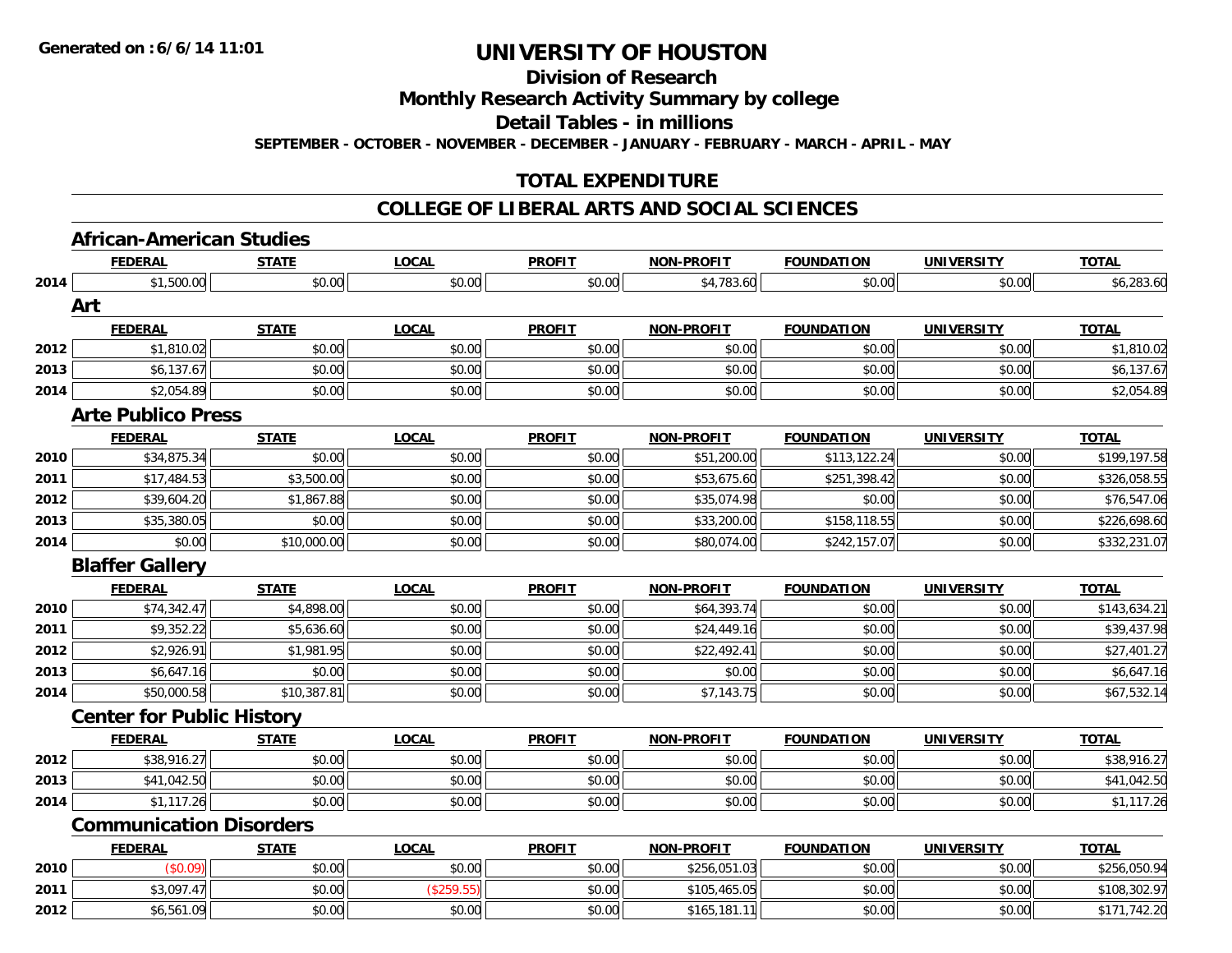Generated on :6/6/14 11:01

# UNIVERSITY OF HOUSTON

## Division of Research

## Monthly Research Activity Summary by college

## Detail Tables - in millions

SEPTEMBER - OCTOBER - NOVEMBER - DECEMBER - JANUARY - FEBRUARY - MARCH - APRIL - MAY

## TOTAL EXPENDITURE

## COLLEGE OF LIBERAL ARTS AND SOCIAL SCIENCES

### African-American Studies

| | FEDERAL | STATE | LOCAL | PROFIT | NON-PROFIT | FOUNDATION | UNIVERSITY | TOTAL |
|---|---|---|---|---|---|---|---|---|
| 2014 | $1,500.00 | $0.00 | $0.00 | $0.00 | $4,783.60 | $0.00 | $0.00 | $6,283.60 |

### Art

| | FEDERAL | STATE | LOCAL | PROFIT | NON-PROFIT | FOUNDATION | UNIVERSITY | TOTAL |
|---|---|---|---|---|---|---|---|---|
| 2012 | $1,810.02 | $0.00 | $0.00 | $0.00 | $0.00 | $0.00 | $0.00 | $1,810.02 |
| 2013 | $6,137.67 | $0.00 | $0.00 | $0.00 | $0.00 | $0.00 | $0.00 | $6,137.67 |
| 2014 | $2,054.89 | $0.00 | $0.00 | $0.00 | $0.00 | $0.00 | $0.00 | $2,054.89 |

### Arte Publico Press

| | FEDERAL | STATE | LOCAL | PROFIT | NON-PROFIT | FOUNDATION | UNIVERSITY | TOTAL |
|---|---|---|---|---|---|---|---|---|
| 2010 | $34,875.34 | $0.00 | $0.00 | $0.00 | $51,200.00 | $113,122.24 | $0.00 | $199,197.58 |
| 2011 | $17,484.53 | $3,500.00 | $0.00 | $0.00 | $53,675.60 | $251,398.42 | $0.00 | $326,058.55 |
| 2012 | $39,604.20 | $1,867.88 | $0.00 | $0.00 | $35,074.98 | $0.00 | $0.00 | $76,547.06 |
| 2013 | $35,380.05 | $0.00 | $0.00 | $0.00 | $33,200.00 | $158,118.55 | $0.00 | $226,698.60 |
| 2014 | $0.00 | $10,000.00 | $0.00 | $0.00 | $80,074.00 | $242,157.07 | $0.00 | $332,231.07 |

### Blaffer Gallery

| | FEDERAL | STATE | LOCAL | PROFIT | NON-PROFIT | FOUNDATION | UNIVERSITY | TOTAL |
|---|---|---|---|---|---|---|---|---|
| 2010 | $74,342.47 | $4,898.00 | $0.00 | $0.00 | $64,393.74 | $0.00 | $0.00 | $143,634.21 |
| 2011 | $9,352.22 | $5,636.60 | $0.00 | $0.00 | $24,449.16 | $0.00 | $0.00 | $39,437.98 |
| 2012 | $2,926.91 | $1,981.95 | $0.00 | $0.00 | $22,492.41 | $0.00 | $0.00 | $27,401.27 |
| 2013 | $6,647.16 | $0.00 | $0.00 | $0.00 | $0.00 | $0.00 | $0.00 | $6,647.16 |
| 2014 | $50,000.58 | $10,387.81 | $0.00 | $0.00 | $7,143.75 | $0.00 | $0.00 | $67,532.14 |

### Center for Public History

| | FEDERAL | STATE | LOCAL | PROFIT | NON-PROFIT | FOUNDATION | UNIVERSITY | TOTAL |
|---|---|---|---|---|---|---|---|---|
| 2012 | $38,916.27 | $0.00 | $0.00 | $0.00 | $0.00 | $0.00 | $0.00 | $38,916.27 |
| 2013 | $41,042.50 | $0.00 | $0.00 | $0.00 | $0.00 | $0.00 | $0.00 | $41,042.50 |
| 2014 | $1,117.26 | $0.00 | $0.00 | $0.00 | $0.00 | $0.00 | $0.00 | $1,117.26 |

### Communication Disorders

| | FEDERAL | STATE | LOCAL | PROFIT | NON-PROFIT | FOUNDATION | UNIVERSITY | TOTAL |
|---|---|---|---|---|---|---|---|---|
| 2010 | ($0.09) | $0.00 | $0.00 | $0.00 | $256,051.03 | $0.00 | $0.00 | $256,050.94 |
| 2011 | $3,097.47 | $0.00 | ($259.55) | $0.00 | $105,465.05 | $0.00 | $0.00 | $108,302.97 |
| 2012 | $6,561.09 | $0.00 | $0.00 | $0.00 | $165,181.11 | $0.00 | $0.00 | $171,742.20 |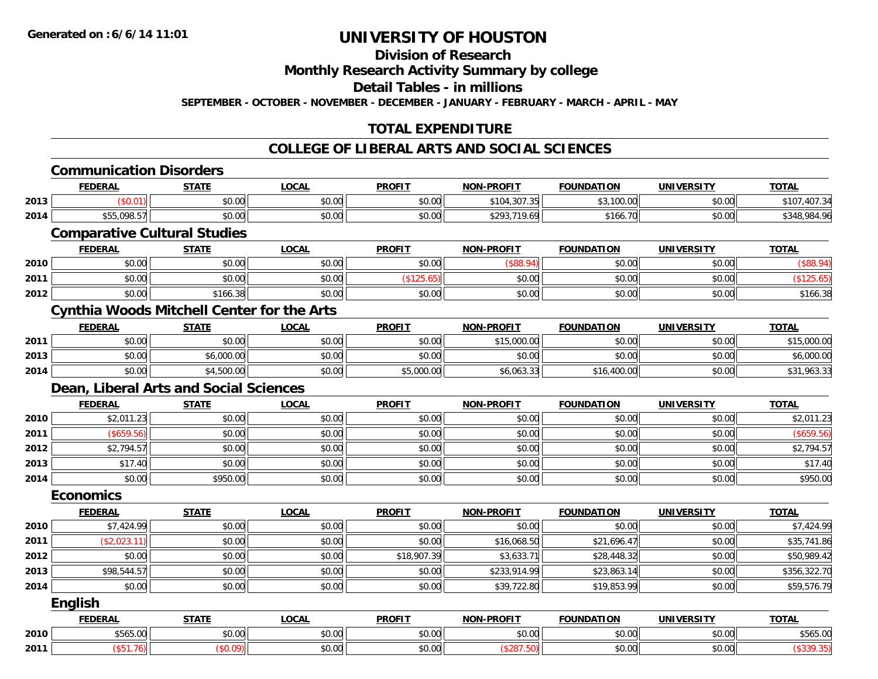# UNIVERSITY OF HOUSTON

## Division of Research

## Monthly Research Activity Summary by college

## Detail Tables - in millions

**SEPTEMBER - OCTOBER - NOVEMBER - DECEMBER - JANUARY - FEBRUARY - MARCH - APRIL - MAY**

## TOTAL EXPENDITURE

## COLLEGE OF LIBERAL ARTS AND SOCIAL SCIENCES

### Communication Disorders

| | FEDERAL | STATE | LOCAL | PROFIT | NON-PROFIT | FOUNDATION | UNIVERSITY | TOTAL |
|---|---|---|---|---|---|---|---|---|
| 2013 | ($0.01) | $0.00 | $0.00 | $0.00 | $104,307.35 | $3,100.00 | $0.00 | $107,407.34 |
| 2014 | $55,098.57 | $0.00 | $0.00 | $0.00 | $293,719.69 | $166.70 | $0.00 | $348,984.96 |

### Comparative Cultural Studies

| | FEDERAL | STATE | LOCAL | PROFIT | NON-PROFIT | FOUNDATION | UNIVERSITY | TOTAL |
|---|---|---|---|---|---|---|---|---|
| 2010 | $0.00 | $0.00 | $0.00 | $0.00 | ($88.94) | $0.00 | $0.00 | ($88.94) |
| 2011 | $0.00 | $0.00 | $0.00 | ($125.65) | $0.00 | $0.00 | $0.00 | ($125.65) |
| 2012 | $0.00 | $166.38 | $0.00 | $0.00 | $0.00 | $0.00 | $0.00 | $166.38 |

### Cynthia Woods Mitchell Center for the Arts

| | FEDERAL | STATE | LOCAL | PROFIT | NON-PROFIT | FOUNDATION | UNIVERSITY | TOTAL |
|---|---|---|---|---|---|---|---|---|
| 2011 | $0.00 | $0.00 | $0.00 | $0.00 | $15,000.00 | $0.00 | $0.00 | $15,000.00 |
| 2013 | $0.00 | $6,000.00 | $0.00 | $0.00 | $0.00 | $0.00 | $0.00 | $6,000.00 |
| 2014 | $0.00 | $4,500.00 | $0.00 | $5,000.00 | $6,063.33 | $16,400.00 | $0.00 | $31,963.33 |

### Dean, Liberal Arts and Social Sciences

| | FEDERAL | STATE | LOCAL | PROFIT | NON-PROFIT | FOUNDATION | UNIVERSITY | TOTAL |
|---|---|---|---|---|---|---|---|---|
| 2010 | $2,011.23 | $0.00 | $0.00 | $0.00 | $0.00 | $0.00 | $0.00 | $2,011.23 |
| 2011 | ($659.56) | $0.00 | $0.00 | $0.00 | $0.00 | $0.00 | $0.00 | ($659.56) |
| 2012 | $2,794.57 | $0.00 | $0.00 | $0.00 | $0.00 | $0.00 | $0.00 | $2,794.57 |
| 2013 | $17.40 | $0.00 | $0.00 | $0.00 | $0.00 | $0.00 | $0.00 | $17.40 |
| 2014 | $0.00 | $950.00 | $0.00 | $0.00 | $0.00 | $0.00 | $0.00 | $950.00 |

### Economics

| | FEDERAL | STATE | LOCAL | PROFIT | NON-PROFIT | FOUNDATION | UNIVERSITY | TOTAL |
|---|---|---|---|---|---|---|---|---|
| 2010 | $7,424.99 | $0.00 | $0.00 | $0.00 | $0.00 | $0.00 | $0.00 | $7,424.99 |
| 2011 | ($2,023.11) | $0.00 | $0.00 | $0.00 | $16,068.50 | $21,696.47 | $0.00 | $35,741.86 |
| 2012 | $0.00 | $0.00 | $0.00 | $18,907.39 | $3,633.71 | $28,448.32 | $0.00 | $50,989.42 |
| 2013 | $98,544.57 | $0.00 | $0.00 | $0.00 | $233,914.99 | $23,863.14 | $0.00 | $356,322.70 |
| 2014 | $0.00 | $0.00 | $0.00 | $0.00 | $39,722.80 | $19,853.99 | $0.00 | $59,576.79 |

### English

| | FEDERAL | STATE | LOCAL | PROFIT | NON-PROFIT | FOUNDATION | UNIVERSITY | TOTAL |
|---|---|---|---|---|---|---|---|---|
| 2010 | $565.00 | $0.00 | $0.00 | $0.00 | $0.00 | $0.00 | $0.00 | $565.00 |
| 2011 | ($51.76) | ($0.09) | $0.00 | $0.00 | ($287.50) | $0.00 | $0.00 | ($339.35) |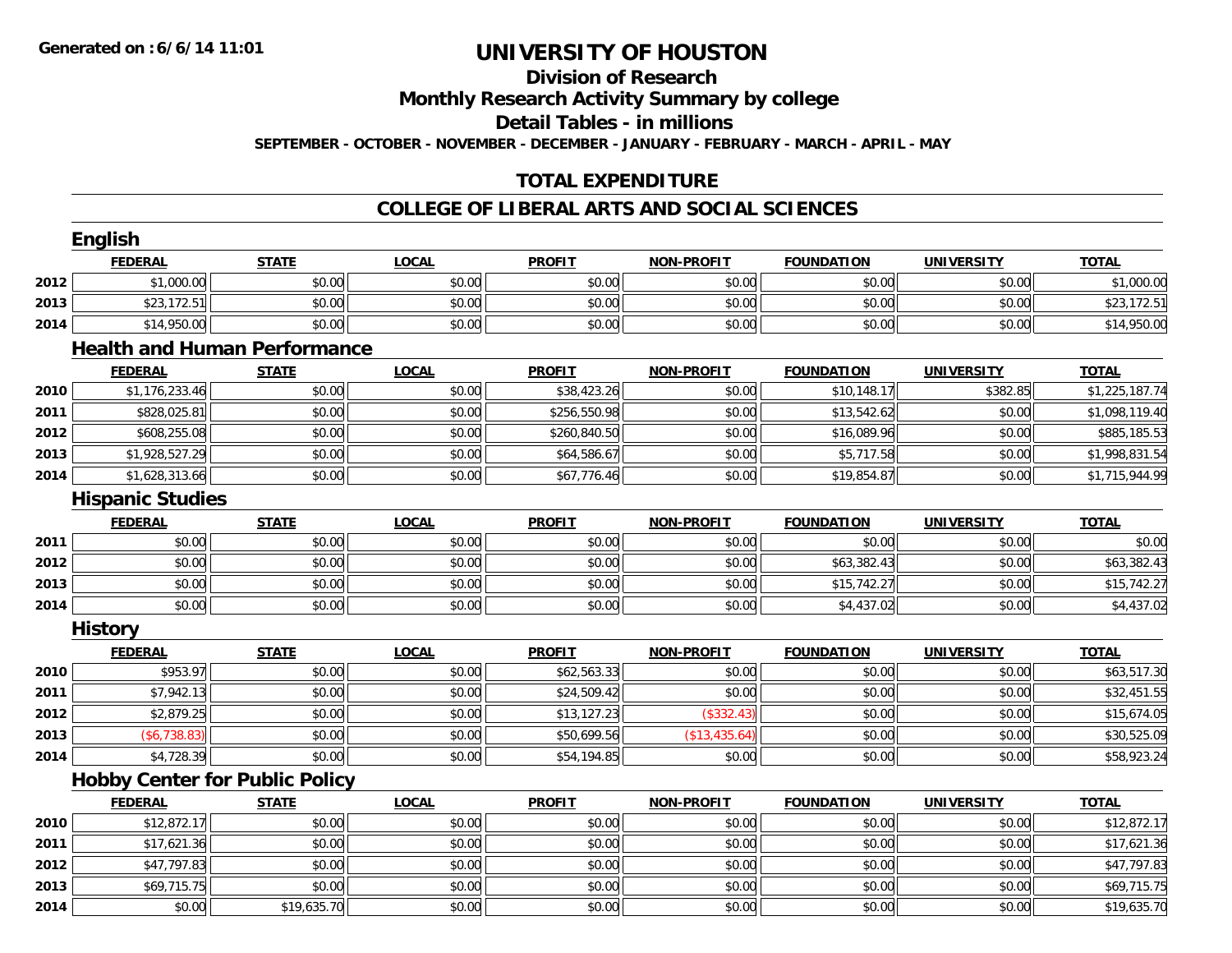# UNIVERSITY OF HOUSTON

## Division of Research

## Monthly Research Activity Summary by college

## Detail Tables - in millions

**SEPTEMBER - OCTOBER - NOVEMBER - DECEMBER - JANUARY - FEBRUARY - MARCH - APRIL - MAY**

## TOTAL EXPENDITURE

## COLLEGE OF LIBERAL ARTS AND SOCIAL SCIENCES

### English

| | FEDERAL | STATE | LOCAL | PROFIT | NON-PROFIT | FOUNDATION | UNIVERSITY | TOTAL |
|---|---|---|---|---|---|---|---|---|
| 2012 | $1,000.00 | $0.00 | $0.00 | $0.00 | $0.00 | $0.00 | $0.00 | $1,000.00 |
| 2013 | $23,172.51 | $0.00 | $0.00 | $0.00 | $0.00 | $0.00 | $0.00 | $23,172.51 |
| 2014 | $14,950.00 | $0.00 | $0.00 | $0.00 | $0.00 | $0.00 | $0.00 | $14,950.00 |

### Health and Human Performance

| | FEDERAL | STATE | LOCAL | PROFIT | NON-PROFIT | FOUNDATION | UNIVERSITY | TOTAL |
|---|---|---|---|---|---|---|---|---|
| 2010 | $1,176,233.46 | $0.00 | $0.00 | $38,423.26 | $0.00 | $10,148.17 | $382.85 | $1,225,187.74 |
| 2011 | $828,025.81 | $0.00 | $0.00 | $256,550.98 | $0.00 | $13,542.62 | $0.00 | $1,098,119.40 |
| 2012 | $608,255.08 | $0.00 | $0.00 | $260,840.50 | $0.00 | $16,089.96 | $0.00 | $885,185.53 |
| 2013 | $1,928,527.29 | $0.00 | $0.00 | $64,586.67 | $0.00 | $5,717.58 | $0.00 | $1,998,831.54 |
| 2014 | $1,628,313.66 | $0.00 | $0.00 | $67,776.46 | $0.00 | $19,854.87 | $0.00 | $1,715,944.99 |

### Hispanic Studies

| | FEDERAL | STATE | LOCAL | PROFIT | NON-PROFIT | FOUNDATION | UNIVERSITY | TOTAL |
|---|---|---|---|---|---|---|---|---|
| 2011 | $0.00 | $0.00 | $0.00 | $0.00 | $0.00 | $0.00 | $0.00 | $0.00 |
| 2012 | $0.00 | $0.00 | $0.00 | $0.00 | $0.00 | $63,382.43 | $0.00 | $63,382.43 |
| 2013 | $0.00 | $0.00 | $0.00 | $0.00 | $0.00 | $15,742.27 | $0.00 | $15,742.27 |
| 2014 | $0.00 | $0.00 | $0.00 | $0.00 | $0.00 | $4,437.02 | $0.00 | $4,437.02 |

### History

| | FEDERAL | STATE | LOCAL | PROFIT | NON-PROFIT | FOUNDATION | UNIVERSITY | TOTAL |
|---|---|---|---|---|---|---|---|---|
| 2010 | $953.97 | $0.00 | $0.00 | $62,563.33 | $0.00 | $0.00 | $0.00 | $63,517.30 |
| 2011 | $7,942.13 | $0.00 | $0.00 | $24,509.42 | $0.00 | $0.00 | $0.00 | $32,451.55 |
| 2012 | $2,879.25 | $0.00 | $0.00 | $13,127.23 | ($332.43) | $0.00 | $0.00 | $15,674.05 |
| 2013 | ($6,738.83) | $0.00 | $0.00 | $50,699.56 | ($13,435.64) | $0.00 | $0.00 | $30,525.09 |
| 2014 | $4,728.39 | $0.00 | $0.00 | $54,194.85 | $0.00 | $0.00 | $0.00 | $58,923.24 |

### Hobby Center for Public Policy

| | FEDERAL | STATE | LOCAL | PROFIT | NON-PROFIT | FOUNDATION | UNIVERSITY | TOTAL |
|---|---|---|---|---|---|---|---|---|
| 2010 | $12,872.17 | $0.00 | $0.00 | $0.00 | $0.00 | $0.00 | $0.00 | $12,872.17 |
| 2011 | $17,621.36 | $0.00 | $0.00 | $0.00 | $0.00 | $0.00 | $0.00 | $17,621.36 |
| 2012 | $47,797.83 | $0.00 | $0.00 | $0.00 | $0.00 | $0.00 | $0.00 | $47,797.83 |
| 2013 | $69,715.75 | $0.00 | $0.00 | $0.00 | $0.00 | $0.00 | $0.00 | $69,715.75 |
| 2014 | $0.00 | $19,635.70 | $0.00 | $0.00 | $0.00 | $0.00 | $0.00 | $19,635.70 |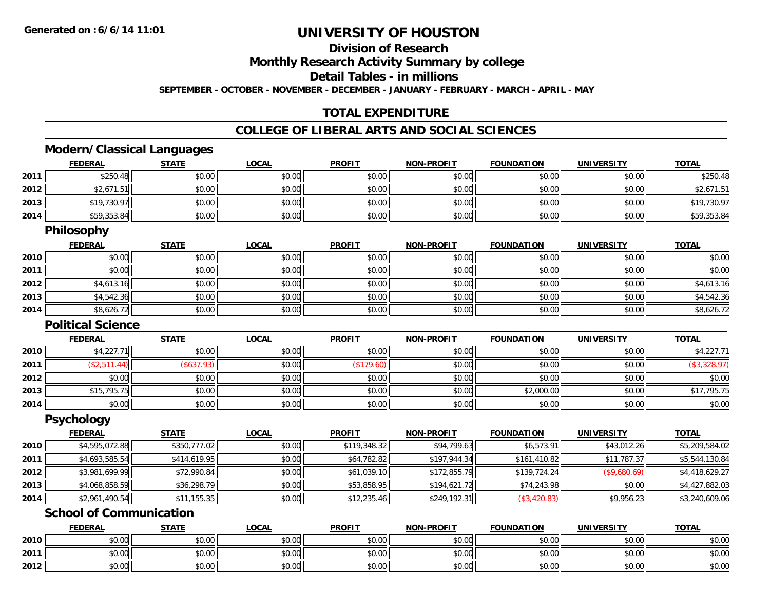# UNIVERSITY OF HOUSTON

## Division of Research

## Monthly Research Activity Summary by college

## Detail Tables - in millions

**SEPTEMBER - OCTOBER - NOVEMBER - DECEMBER - JANUARY - FEBRUARY - MARCH - APRIL - MAY**

## TOTAL EXPENDITURE

## COLLEGE OF LIBERAL ARTS AND SOCIAL SCIENCES

### Modern/Classical Languages

| | FEDERAL | STATE | LOCAL | PROFIT | NON-PROFIT | FOUNDATION | UNIVERSITY | TOTAL |
|---|---|---|---|---|---|---|---|---|
| 2011 | $250.48 | $0.00 | $0.00 | $0.00 | $0.00 | $0.00 | $0.00 | $250.48 |
| 2012 | $2,671.51 | $0.00 | $0.00 | $0.00 | $0.00 | $0.00 | $0.00 | $2,671.51 |
| 2013 | $19,730.97 | $0.00 | $0.00 | $0.00 | $0.00 | $0.00 | $0.00 | $19,730.97 |
| 2014 | $59,353.84 | $0.00 | $0.00 | $0.00 | $0.00 | $0.00 | $0.00 | $59,353.84 |

### Philosophy

| | FEDERAL | STATE | LOCAL | PROFIT | NON-PROFIT | FOUNDATION | UNIVERSITY | TOTAL |
|---|---|---|---|---|---|---|---|---|
| 2010 | $0.00 | $0.00 | $0.00 | $0.00 | $0.00 | $0.00 | $0.00 | $0.00 |
| 2011 | $0.00 | $0.00 | $0.00 | $0.00 | $0.00 | $0.00 | $0.00 | $0.00 |
| 2012 | $4,613.16 | $0.00 | $0.00 | $0.00 | $0.00 | $0.00 | $0.00 | $4,613.16 |
| 2013 | $4,542.36 | $0.00 | $0.00 | $0.00 | $0.00 | $0.00 | $0.00 | $4,542.36 |
| 2014 | $8,626.72 | $0.00 | $0.00 | $0.00 | $0.00 | $0.00 | $0.00 | $8,626.72 |

### Political Science

| | FEDERAL | STATE | LOCAL | PROFIT | NON-PROFIT | FOUNDATION | UNIVERSITY | TOTAL |
|---|---|---|---|---|---|---|---|---|
| 2010 | $4,227.71 | $0.00 | $0.00 | $0.00 | $0.00 | $0.00 | $0.00 | $4,227.71 |
| 2011 | ($2,511.44) | ($637.93) | $0.00 | ($179.60) | $0.00 | $0.00 | $0.00 | ($3,328.97) |
| 2012 | $0.00 | $0.00 | $0.00 | $0.00 | $0.00 | $0.00 | $0.00 | $0.00 |
| 2013 | $15,795.75 | $0.00 | $0.00 | $0.00 | $0.00 | $2,000.00 | $0.00 | $17,795.75 |
| 2014 | $0.00 | $0.00 | $0.00 | $0.00 | $0.00 | $0.00 | $0.00 | $0.00 |

### Psychology

| | FEDERAL | STATE | LOCAL | PROFIT | NON-PROFIT | FOUNDATION | UNIVERSITY | TOTAL |
|---|---|---|---|---|---|---|---|---|
| 2010 | $4,595,072.88 | $350,777.02 | $0.00 | $119,348.32 | $94,799.63 | $6,573.91 | $43,012.26 | $5,209,584.02 |
| 2011 | $4,693,585.54 | $414,619.95 | $0.00 | $64,782.82 | $197,944.34 | $161,410.82 | $11,787.37 | $5,544,130.84 |
| 2012 | $3,981,699.99 | $72,990.84 | $0.00 | $61,039.10 | $172,855.79 | $139,724.24 | ($9,680.69) | $4,418,629.27 |
| 2013 | $4,068,858.59 | $36,298.79 | $0.00 | $53,858.95 | $194,621.72 | $74,243.98 | $0.00 | $4,427,882.03 |
| 2014 | $2,961,490.54 | $11,155.35 | $0.00 | $12,235.46 | $249,192.31 | ($3,420.83) | $9,956.23 | $3,240,609.06 |

### School of Communication

| | FEDERAL | STATE | LOCAL | PROFIT | NON-PROFIT | FOUNDATION | UNIVERSITY | TOTAL |
|---|---|---|---|---|---|---|---|---|
| 2010 | $0.00 | $0.00 | $0.00 | $0.00 | $0.00 | $0.00 | $0.00 | $0.00 |
| 2011 | $0.00 | $0.00 | $0.00 | $0.00 | $0.00 | $0.00 | $0.00 | $0.00 |
| 2012 | $0.00 | $0.00 | $0.00 | $0.00 | $0.00 | $0.00 | $0.00 | $0.00 |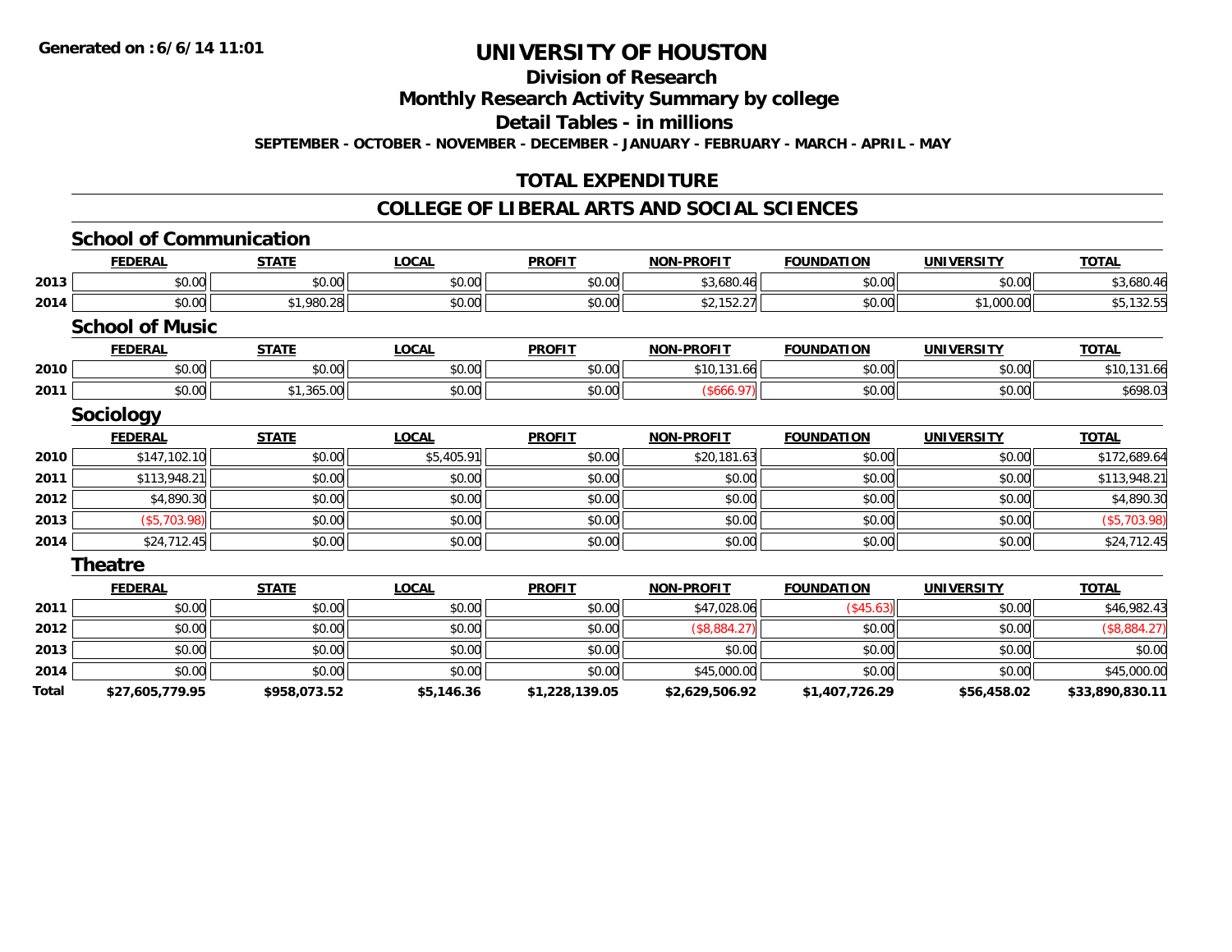**Generated on :6/6/14 11:01**

# UNIVERSITY OF HOUSTON

## Division of Research

## Monthly Research Activity Summary by college

## Detail Tables - in millions

**SEPTEMBER - OCTOBER - NOVEMBER - DECEMBER - JANUARY - FEBRUARY - MARCH - APRIL - MAY**

## TOTAL EXPENDITURE

## COLLEGE OF LIBERAL ARTS AND SOCIAL SCIENCES

### School of Communication

| | FEDERAL | STATE | LOCAL | PROFIT | NON-PROFIT | FOUNDATION | UNIVERSITY | TOTAL |
|---|---|---|---|---|---|---|---|---|
| 2013 | $0.00 | $0.00 | $0.00 | $0.00 | $3,680.46 | $0.00 | $0.00 | $3,680.46 |
| 2014 | $0.00 | $1,980.28 | $0.00 | $0.00 | $2,152.27 | $0.00 | $1,000.00 | $5,132.55 |

### School of Music

| | FEDERAL | STATE | LOCAL | PROFIT | NON-PROFIT | FOUNDATION | UNIVERSITY | TOTAL |
|---|---|---|---|---|---|---|---|---|
| 2010 | $0.00 | $0.00 | $0.00 | $0.00 | $10,131.66 | $0.00 | $0.00 | $10,131.66 |
| 2011 | $0.00 | $1,365.00 | $0.00 | $0.00 | ($666.97) | $0.00 | $0.00 | $698.03 |

### Sociology

| | FEDERAL | STATE | LOCAL | PROFIT | NON-PROFIT | FOUNDATION | UNIVERSITY | TOTAL |
|---|---|---|---|---|---|---|---|---|
| 2010 | $147,102.10 | $0.00 | $5,405.91 | $0.00 | $20,181.63 | $0.00 | $0.00 | $172,689.64 |
| 2011 | $113,948.21 | $0.00 | $0.00 | $0.00 | $0.00 | $0.00 | $0.00 | $113,948.21 |
| 2012 | $4,890.30 | $0.00 | $0.00 | $0.00 | $0.00 | $0.00 | $0.00 | $4,890.30 |
| 2013 | ($5,703.98) | $0.00 | $0.00 | $0.00 | $0.00 | $0.00 | $0.00 | ($5,703.98) |
| 2014 | $24,712.45 | $0.00 | $0.00 | $0.00 | $0.00 | $0.00 | $0.00 | $24,712.45 |

### Theatre

| | FEDERAL | STATE | LOCAL | PROFIT | NON-PROFIT | FOUNDATION | UNIVERSITY | TOTAL |
|---|---|---|---|---|---|---|---|---|
| 2011 | $0.00 | $0.00 | $0.00 | $0.00 | $47,028.06 | ($45.63) | $0.00 | $46,982.43 |
| 2012 | $0.00 | $0.00 | $0.00 | $0.00 | ($8,884.27) | $0.00 | $0.00 | ($8,884.27) |
| 2013 | $0.00 | $0.00 | $0.00 | $0.00 | $0.00 | $0.00 | $0.00 | $0.00 |
| 2014 | $0.00 | $0.00 | $0.00 | $0.00 | $45,000.00 | $0.00 | $0.00 | $45,000.00 |
| **Total** | **$27,605,779.95** | **$958,073.52** | **$5,146.36** | **$1,228,139.05** | **$2,629,506.92** | **$1,407,726.29** | **$56,458.02** | **$33,890,830.11** |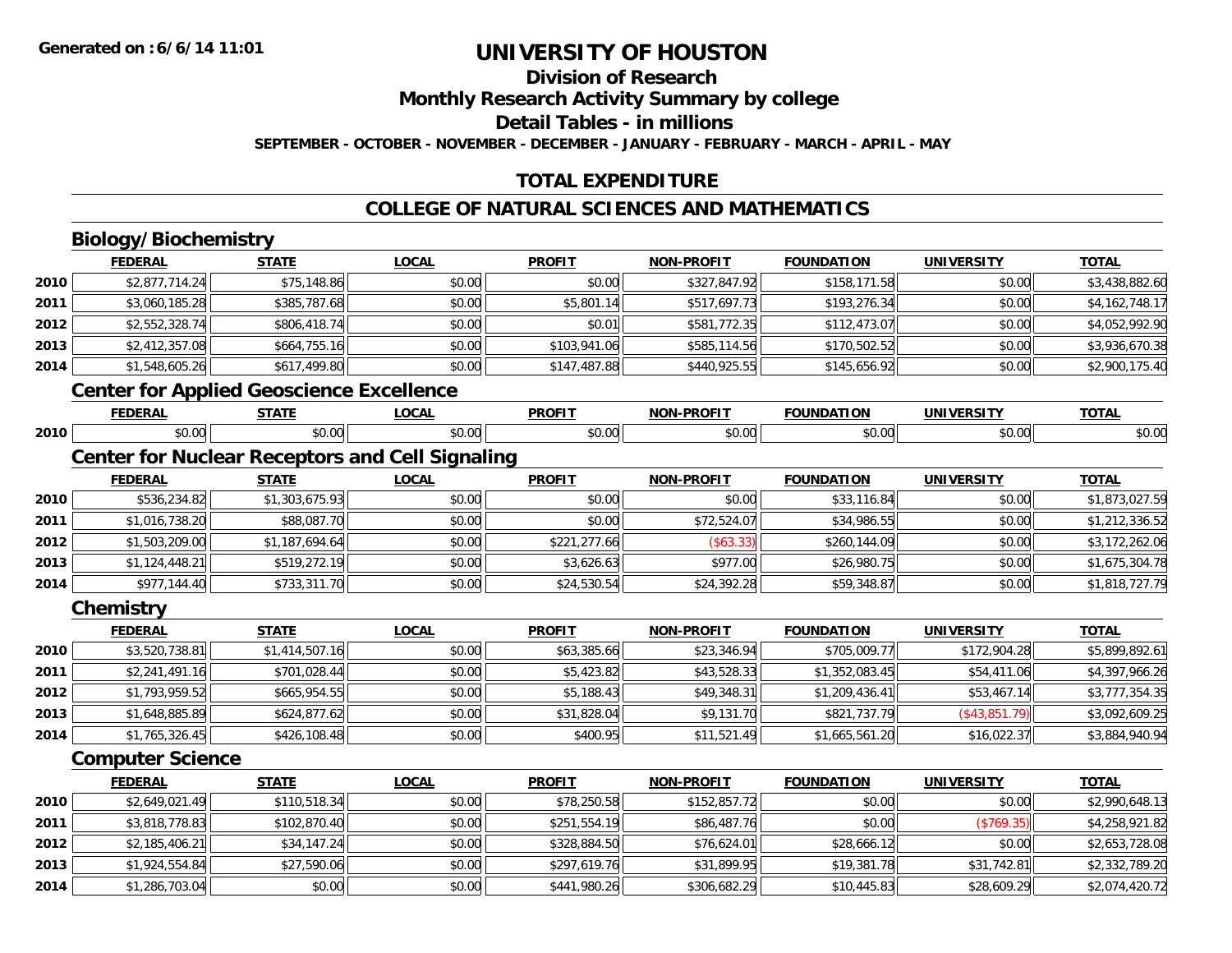# UNIVERSITY OF HOUSTON

## Division of Research

## Monthly Research Activity Summary by college

## Detail Tables - in millions

**SEPTEMBER - OCTOBER - NOVEMBER - DECEMBER - JANUARY - FEBRUARY - MARCH - APRIL - MAY**

## TOTAL EXPENDITURE

## COLLEGE OF NATURAL SCIENCES AND MATHEMATICS

### Biology/Biochemistry

| | FEDERAL | STATE | LOCAL | PROFIT | NON-PROFIT | FOUNDATION | UNIVERSITY | TOTAL |
|---|---|---|---|---|---|---|---|---|
| 2010 | $2,877,714.24 | $75,148.86 | $0.00 | $0.00 | $327,847.92 | $158,171.58 | $0.00 | $3,438,882.60 |
| 2011 | $3,060,185.28 | $385,787.68 | $0.00 | $5,801.14 | $517,697.73 | $193,276.34 | $0.00 | $4,162,748.17 |
| 2012 | $2,552,328.74 | $806,418.74 | $0.00 | $0.01 | $581,772.35 | $112,473.07 | $0.00 | $4,052,992.90 |
| 2013 | $2,412,357.08 | $664,755.16 | $0.00 | $103,941.06 | $585,114.56 | $170,502.52 | $0.00 | $3,936,670.38 |
| 2014 | $1,548,605.26 | $617,499.80 | $0.00 | $147,487.88 | $440,925.55 | $145,656.92 | $0.00 | $2,900,175.40 |

### Center for Applied Geoscience Excellence

| | FEDERAL | STATE | LOCAL | PROFIT | NON-PROFIT | FOUNDATION | UNIVERSITY | TOTAL |
|---|---|---|---|---|---|---|---|---|
| 2010 | $0.00 | $0.00 | $0.00 | $0.00 | $0.00 | $0.00 | $0.00 | $0.00 |

### Center for Nuclear Receptors and Cell Signaling

| | FEDERAL | STATE | LOCAL | PROFIT | NON-PROFIT | FOUNDATION | UNIVERSITY | TOTAL |
|---|---|---|---|---|---|---|---|---|
| 2010 | $536,234.82 | $1,303,675.93 | $0.00 | $0.00 | $0.00 | $33,116.84 | $0.00 | $1,873,027.59 |
| 2011 | $1,016,738.20 | $88,087.70 | $0.00 | $0.00 | $72,524.07 | $34,986.55 | $0.00 | $1,212,336.52 |
| 2012 | $1,503,209.00 | $1,187,694.64 | $0.00 | $221,277.66 | ($63.33) | $260,144.09 | $0.00 | $3,172,262.06 |
| 2013 | $1,124,448.21 | $519,272.19 | $0.00 | $3,626.63 | $977.00 | $26,980.75 | $0.00 | $1,675,304.78 |
| 2014 | $977,144.40 | $733,311.70 | $0.00 | $24,530.54 | $24,392.28 | $59,348.87 | $0.00 | $1,818,727.79 |

### Chemistry

| | FEDERAL | STATE | LOCAL | PROFIT | NON-PROFIT | FOUNDATION | UNIVERSITY | TOTAL |
|---|---|---|---|---|---|---|---|---|
| 2010 | $3,520,738.81 | $1,414,507.16 | $0.00 | $63,385.66 | $23,346.94 | $705,009.77 | $172,904.28 | $5,899,892.61 |
| 2011 | $2,241,491.16 | $701,028.44 | $0.00 | $5,423.82 | $43,528.33 | $1,352,083.45 | $54,411.06 | $4,397,966.26 |
| 2012 | $1,793,959.52 | $665,954.55 | $0.00 | $5,188.43 | $49,348.31 | $1,209,436.41 | $53,467.14 | $3,777,354.35 |
| 2013 | $1,648,885.89 | $624,877.62 | $0.00 | $31,828.04 | $9,131.70 | $821,737.79 | ($43,851.79) | $3,092,609.25 |
| 2014 | $1,765,326.45 | $426,108.48 | $0.00 | $400.95 | $11,521.49 | $1,665,561.20 | $16,022.37 | $3,884,940.94 |

### Computer Science

| | FEDERAL | STATE | LOCAL | PROFIT | NON-PROFIT | FOUNDATION | UNIVERSITY | TOTAL |
|---|---|---|---|---|---|---|---|---|
| 2010 | $2,649,021.49 | $110,518.34 | $0.00 | $78,250.58 | $152,857.72 | $0.00 | $0.00 | $2,990,648.13 |
| 2011 | $3,818,778.83 | $102,870.40 | $0.00 | $251,554.19 | $86,487.76 | $0.00 | ($769.35) | $4,258,921.82 |
| 2012 | $2,185,406.21 | $34,147.24 | $0.00 | $328,884.50 | $76,624.01 | $28,666.12 | $0.00 | $2,653,728.08 |
| 2013 | $1,924,554.84 | $27,590.06 | $0.00 | $297,619.76 | $31,899.95 | $19,381.78 | $31,742.81 | $2,332,789.20 |
| 2014 | $1,286,703.04 | $0.00 | $0.00 | $441,980.26 | $306,682.29 | $10,445.83 | $28,609.29 | $2,074,420.72 |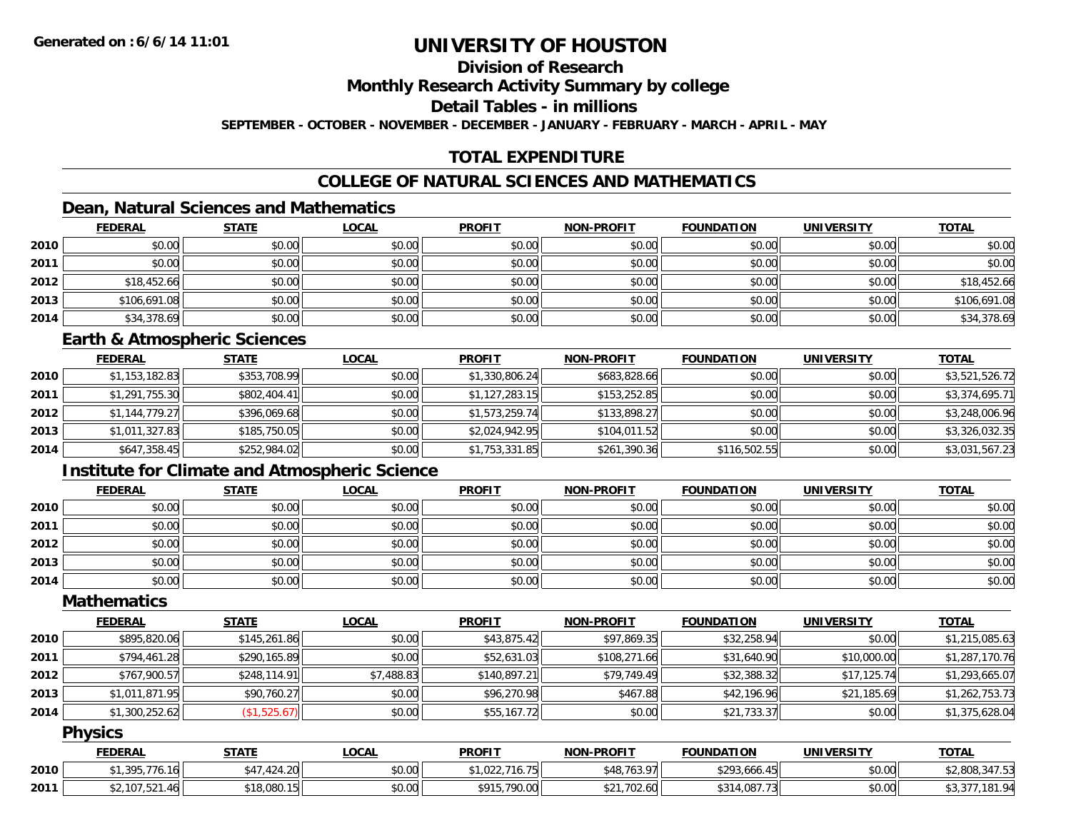# UNIVERSITY OF HOUSTON

## Division of Research

## Monthly Research Activity Summary by college

## Detail Tables - in millions

**SEPTEMBER - OCTOBER - NOVEMBER - DECEMBER - JANUARY - FEBRUARY - MARCH - APRIL - MAY**

## TOTAL EXPENDITURE

## COLLEGE OF NATURAL SCIENCES AND MATHEMATICS

### Dean, Natural Sciences and Mathematics

| | FEDERAL | STATE | LOCAL | PROFIT | NON-PROFIT | FOUNDATION | UNIVERSITY | TOTAL |
|---|---|---|---|---|---|---|---|---|
| 2010 | $0.00 | $0.00 | $0.00 | $0.00 | $0.00 | $0.00 | $0.00 | $0.00 |
| 2011 | $0.00 | $0.00 | $0.00 | $0.00 | $0.00 | $0.00 | $0.00 | $0.00 |
| 2012 | $18,452.66 | $0.00 | $0.00 | $0.00 | $0.00 | $0.00 | $0.00 | $18,452.66 |
| 2013 | $106,691.08 | $0.00 | $0.00 | $0.00 | $0.00 | $0.00 | $0.00 | $106,691.08 |
| 2014 | $34,378.69 | $0.00 | $0.00 | $0.00 | $0.00 | $0.00 | $0.00 | $34,378.69 |

### Earth & Atmospheric Sciences

| | FEDERAL | STATE | LOCAL | PROFIT | NON-PROFIT | FOUNDATION | UNIVERSITY | TOTAL |
|---|---|---|---|---|---|---|---|---|
| 2010 | $1,153,182.83 | $353,708.99 | $0.00 | $1,330,806.24 | $683,828.66 | $0.00 | $0.00 | $3,521,526.72 |
| 2011 | $1,291,755.30 | $802,404.41 | $0.00 | $1,127,283.15 | $153,252.85 | $0.00 | $0.00 | $3,374,695.71 |
| 2012 | $1,144,779.27 | $396,069.68 | $0.00 | $1,573,259.74 | $133,898.27 | $0.00 | $0.00 | $3,248,006.96 |
| 2013 | $1,011,327.83 | $185,750.05 | $0.00 | $2,024,942.95 | $104,011.52 | $0.00 | $0.00 | $3,326,032.35 |
| 2014 | $647,358.45 | $252,984.02 | $0.00 | $1,753,331.85 | $261,390.36 | $116,502.55 | $0.00 | $3,031,567.23 |

### Institute for Climate and Atmospheric Science

| | FEDERAL | STATE | LOCAL | PROFIT | NON-PROFIT | FOUNDATION | UNIVERSITY | TOTAL |
|---|---|---|---|---|---|---|---|---|
| 2010 | $0.00 | $0.00 | $0.00 | $0.00 | $0.00 | $0.00 | $0.00 | $0.00 |
| 2011 | $0.00 | $0.00 | $0.00 | $0.00 | $0.00 | $0.00 | $0.00 | $0.00 |
| 2012 | $0.00 | $0.00 | $0.00 | $0.00 | $0.00 | $0.00 | $0.00 | $0.00 |
| 2013 | $0.00 | $0.00 | $0.00 | $0.00 | $0.00 | $0.00 | $0.00 | $0.00 |
| 2014 | $0.00 | $0.00 | $0.00 | $0.00 | $0.00 | $0.00 | $0.00 | $0.00 |

### Mathematics

| | FEDERAL | STATE | LOCAL | PROFIT | NON-PROFIT | FOUNDATION | UNIVERSITY | TOTAL |
|---|---|---|---|---|---|---|---|---|
| 2010 | $895,820.06 | $145,261.86 | $0.00 | $43,875.42 | $97,869.35 | $32,258.94 | $0.00 | $1,215,085.63 |
| 2011 | $794,461.28 | $290,165.89 | $0.00 | $52,631.03 | $108,271.66 | $31,640.90 | $10,000.00 | $1,287,170.76 |
| 2012 | $767,900.57 | $248,114.91 | $7,488.83 | $140,897.21 | $79,749.49 | $32,388.32 | $17,125.74 | $1,293,665.07 |
| 2013 | $1,011,871.95 | $90,760.27 | $0.00 | $96,270.98 | $467.88 | $42,196.96 | $21,185.69 | $1,262,753.73 |
| 2014 | $1,300,252.62 | ($1,525.67) | $0.00 | $55,167.72 | $0.00 | $21,733.37 | $0.00 | $1,375,628.04 |

### Physics

| | FEDERAL | STATE | LOCAL | PROFIT | NON-PROFIT | FOUNDATION | UNIVERSITY | TOTAL |
|---|---|---|---|---|---|---|---|---|
| 2010 | $1,395,776.16 | $47,424.20 | $0.00 | $1,022,716.75 | $48,763.97 | $293,666.45 | $0.00 | $2,808,347.53 |
| 2011 | $2,107,521.46 | $18,080.15 | $0.00 | $915,790.00 | $21,702.60 | $314,087.73 | $0.00 | $3,377,181.94 |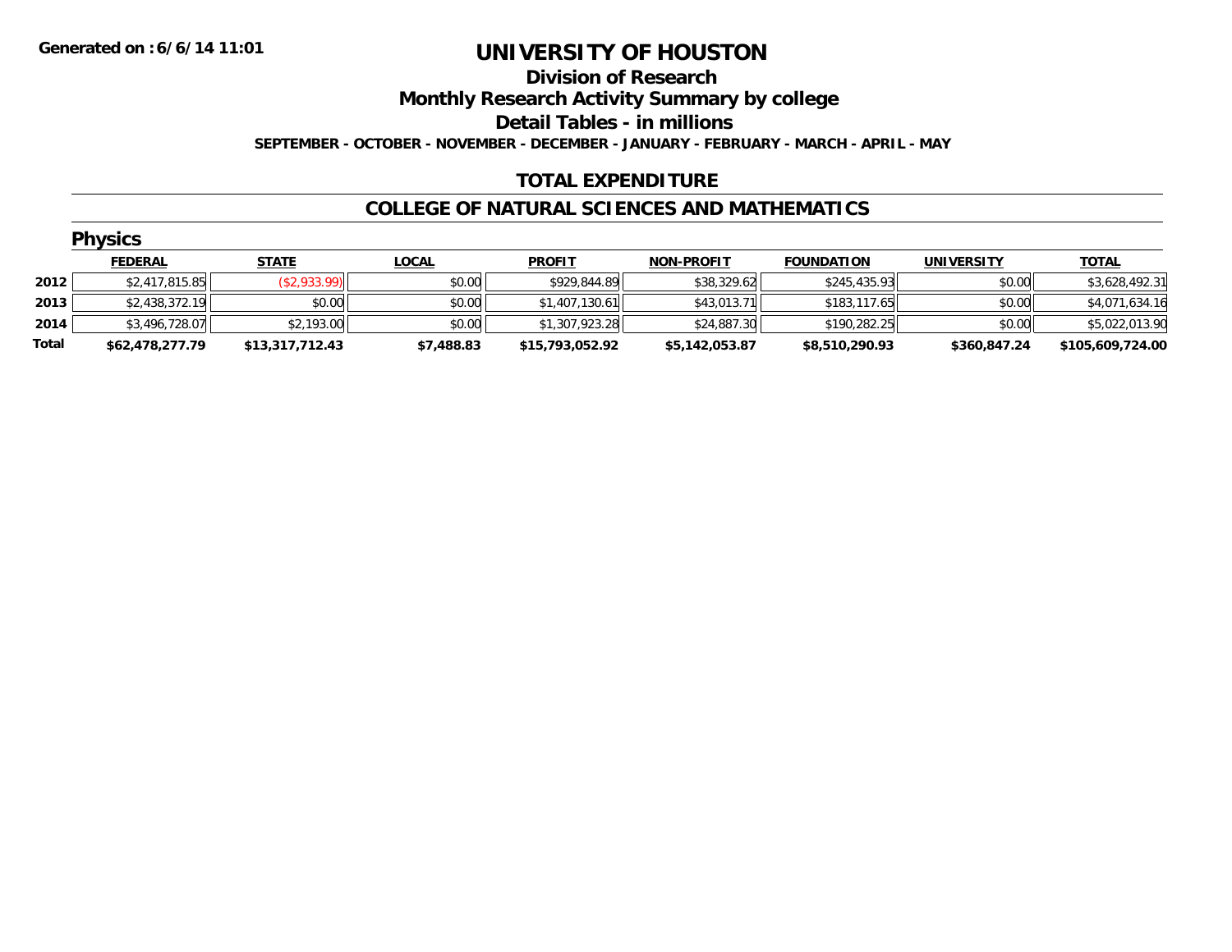**Generated on :6/6/14 11:01**

# UNIVERSITY OF HOUSTON

## Division of Research

## Monthly Research Activity Summary by college

## Detail Tables - in millions

**SEPTEMBER - OCTOBER - NOVEMBER - DECEMBER - JANUARY - FEBRUARY - MARCH - APRIL - MAY**

## TOTAL EXPENDITURE

## COLLEGE OF NATURAL SCIENCES AND MATHEMATICS

### Physics

| | FEDERAL | STATE | LOCAL | PROFIT | NON-PROFIT | FOUNDATION | UNIVERSITY | TOTAL |
|---|---|---|---|---|---|---|---|---|
| 2012 | $2,417,815.85 | ($2,933.99) | $0.00 | $929,844.89 | $38,329.62 | $245,435.93 | $0.00 | $3,628,492.31 |
| 2013 | $2,438,372.19 | $0.00 | $0.00 | $1,407,130.61 | $43,013.71 | $183,117.65 | $0.00 | $4,071,634.16 |
| 2014 | $3,496,728.07 | $2,193.00 | $0.00 | $1,307,923.28 | $24,887.30 | $190,282.25 | $0.00 | $5,022,013.90 |
| **Total** | **$62,478,277.79** | **$13,317,712.43** | **$7,488.83** | **$15,793,052.92** | **$5,142,053.87** | **$8,510,290.93** | **$360,847.24** | **$105,609,724.00** |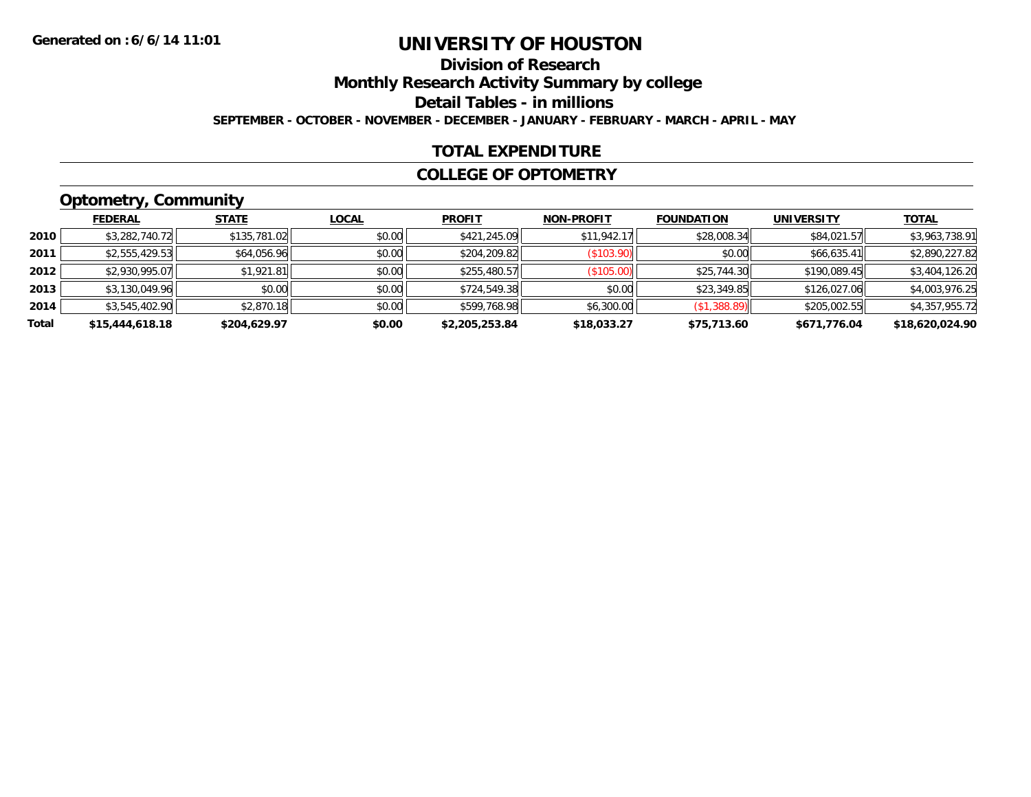**Generated on : 6/6/14 11:01**

# UNIVERSITY OF HOUSTON

## Division of Research

## Monthly Research Activity Summary by college

## Detail Tables - in millions

**SEPTEMBER - OCTOBER - NOVEMBER - DECEMBER - JANUARY - FEBRUARY - MARCH - APRIL - MAY**

## TOTAL EXPENDITURE

## COLLEGE OF OPTOMETRY

### Optometry, Community

| | FEDERAL | STATE | LOCAL | PROFIT | NON-PROFIT | FOUNDATION | UNIVERSITY | TOTAL |
|---|---|---|---|---|---|---|---|---|
| 2010 | $3,282,740.72 | $135,781.02 | $0.00 | $421,245.09 | $11,942.17 | $28,008.34 | $84,021.57 | $3,963,738.91 |
| 2011 | $2,555,429.53 | $64,056.96 | $0.00 | $204,209.82 | ($103.90) | $0.00 | $66,635.41 | $2,890,227.82 |
| 2012 | $2,930,995.07 | $1,921.81 | $0.00 | $255,480.57 | ($105.00) | $25,744.30 | $190,089.45 | $3,404,126.20 |
| 2013 | $3,130,049.96 | $0.00 | $0.00 | $724,549.38 | $0.00 | $23,349.85 | $126,027.06 | $4,003,976.25 |
| 2014 | $3,545,402.90 | $2,870.18 | $0.00 | $599,768.98 | $6,300.00 | ($1,388.89) | $205,002.55 | $4,357,955.72 |
| **Total** | **$15,444,618.18** | **$204,629.97** | **$0.00** | **$2,205,253.84** | **$18,033.27** | **$75,713.60** | **$671,776.04** | **$18,620,024.90** |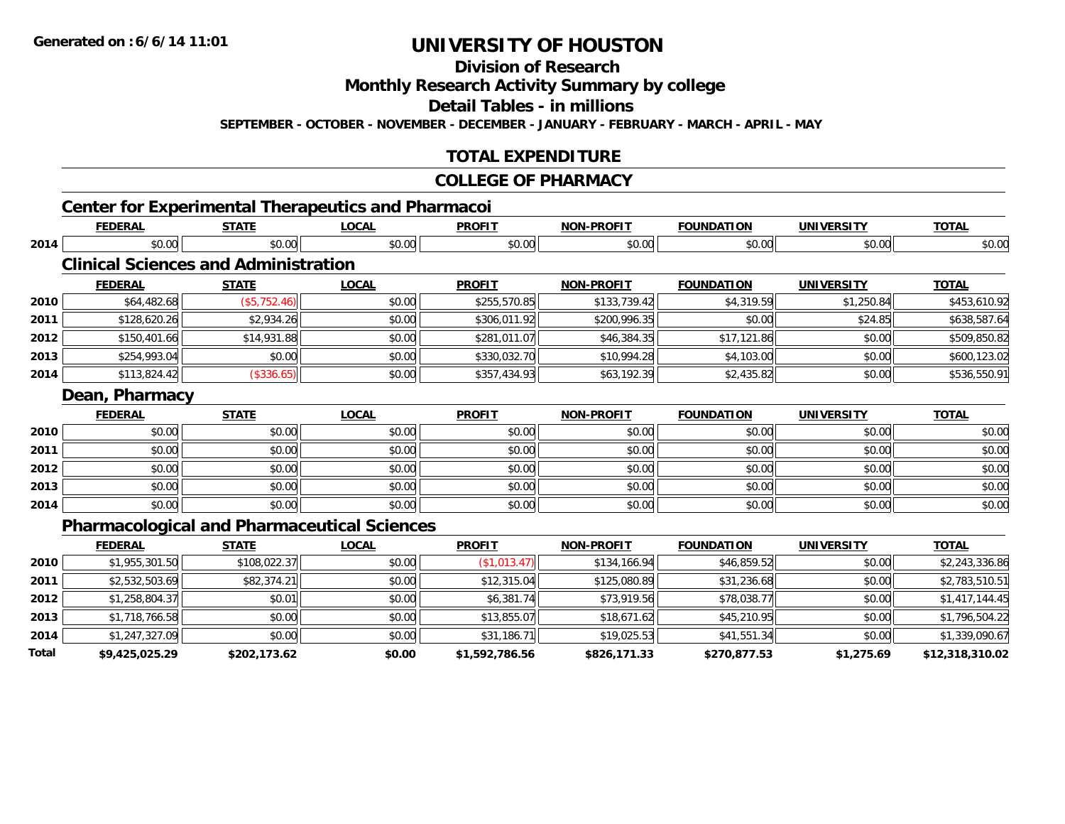**Generated on : 6/6/14 11:01**

# UNIVERSITY OF HOUSTON

## Division of Research

## Monthly Research Activity Summary by college

## Detail Tables - in millions

**SEPTEMBER - OCTOBER - NOVEMBER - DECEMBER - JANUARY - FEBRUARY - MARCH - APRIL - MAY**

## TOTAL EXPENDITURE

## COLLEGE OF PHARMACY

### Center for Experimental Therapeutics and Pharmacoi

| | FEDERAL | STATE | LOCAL | PROFIT | NON-PROFIT | FOUNDATION | UNIVERSITY | TOTAL |
|---|---|---|---|---|---|---|---|---|
| 2014 | $0.00 | $0.00 | $0.00 | $0.00 | $0.00 | $0.00 | $0.00 | $0.00 |

### Clinical Sciences and Administration

| | FEDERAL | STATE | LOCAL | PROFIT | NON-PROFIT | FOUNDATION | UNIVERSITY | TOTAL |
|---|---|---|---|---|---|---|---|---|
| 2010 | $64,482.68 | ($5,752.46) | $0.00 | $255,570.85 | $133,739.42 | $4,319.59 | $1,250.84 | $453,610.92 |
| 2011 | $128,620.26 | $2,934.26 | $0.00 | $306,011.92 | $200,996.35 | $0.00 | $24.85 | $638,587.64 |
| 2012 | $150,401.66 | $14,931.88 | $0.00 | $281,011.07 | $46,384.35 | $17,121.86 | $0.00 | $509,850.82 |
| 2013 | $254,993.04 | $0.00 | $0.00 | $330,032.70 | $10,994.28 | $4,103.00 | $0.00 | $600,123.02 |
| 2014 | $113,824.42 | ($336.65) | $0.00 | $357,434.93 | $63,192.39 | $2,435.82 | $0.00 | $536,550.91 |

### Dean, Pharmacy

| | FEDERAL | STATE | LOCAL | PROFIT | NON-PROFIT | FOUNDATION | UNIVERSITY | TOTAL |
|---|---|---|---|---|---|---|---|---|
| 2010 | $0.00 | $0.00 | $0.00 | $0.00 | $0.00 | $0.00 | $0.00 | $0.00 |
| 2011 | $0.00 | $0.00 | $0.00 | $0.00 | $0.00 | $0.00 | $0.00 | $0.00 |
| 2012 | $0.00 | $0.00 | $0.00 | $0.00 | $0.00 | $0.00 | $0.00 | $0.00 |
| 2013 | $0.00 | $0.00 | $0.00 | $0.00 | $0.00 | $0.00 | $0.00 | $0.00 |
| 2014 | $0.00 | $0.00 | $0.00 | $0.00 | $0.00 | $0.00 | $0.00 | $0.00 |

### Pharmacological and Pharmaceutical Sciences

| | FEDERAL | STATE | LOCAL | PROFIT | NON-PROFIT | FOUNDATION | UNIVERSITY | TOTAL |
|---|---|---|---|---|---|---|---|---|
| 2010 | $1,955,301.50 | $108,022.37 | $0.00 | ($1,013.47) | $134,166.94 | $46,859.52 | $0.00 | $2,243,336.86 |
| 2011 | $2,532,503.69 | $82,374.21 | $0.00 | $12,315.04 | $125,080.89 | $31,236.68 | $0.00 | $2,783,510.51 |
| 2012 | $1,258,804.37 | $0.01 | $0.00 | $6,381.74 | $73,919.56 | $78,038.77 | $0.00 | $1,417,144.45 |
| 2013 | $1,718,766.58 | $0.00 | $0.00 | $13,855.07 | $18,671.62 | $45,210.95 | $0.00 | $1,796,504.22 |
| 2014 | $1,247,327.09 | $0.00 | $0.00 | $31,186.71 | $19,025.53 | $41,551.34 | $0.00 | $1,339,090.67 |
| **Total** | **$9,425,025.29** | **$202,173.62** | **$0.00** | **$1,592,786.56** | **$826,171.33** | **$270,877.53** | **$1,275.69** | **$12,318,310.02** |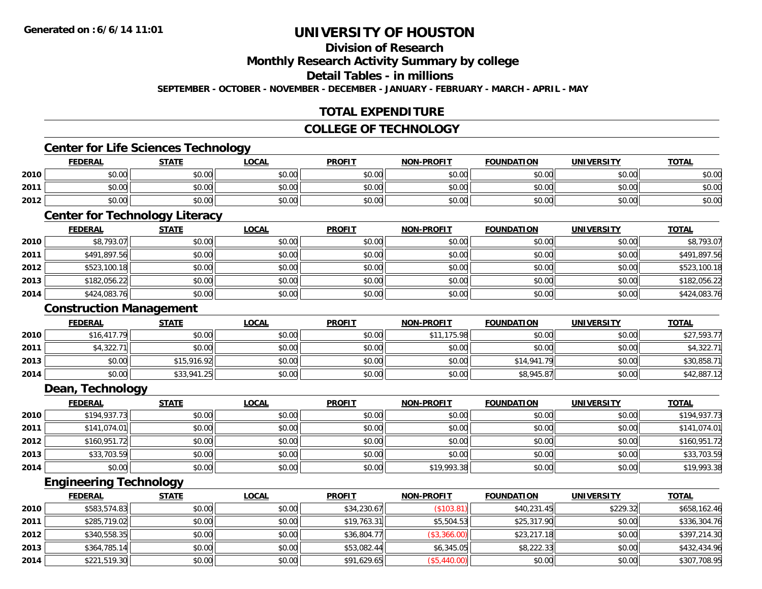**Generated on :6/6/14 11:01**

# UNIVERSITY OF HOUSTON

## Division of Research

## Monthly Research Activity Summary by college

## Detail Tables - in millions

**SEPTEMBER - OCTOBER - NOVEMBER - DECEMBER - JANUARY - FEBRUARY - MARCH - APRIL - MAY**

## TOTAL EXPENDITURE

## COLLEGE OF TECHNOLOGY

### Center for Life Sciences Technology

| | FEDERAL | STATE | LOCAL | PROFIT | NON-PROFIT | FOUNDATION | UNIVERSITY | TOTAL |
|---|---|---|---|---|---|---|---|---|
| 2010 | $0.00 | $0.00 | $0.00 | $0.00 | $0.00 | $0.00 | $0.00 | $0.00 |
| 2011 | $0.00 | $0.00 | $0.00 | $0.00 | $0.00 | $0.00 | $0.00 | $0.00 |
| 2012 | $0.00 | $0.00 | $0.00 | $0.00 | $0.00 | $0.00 | $0.00 | $0.00 |

### Center for Technology Literacy

| | FEDERAL | STATE | LOCAL | PROFIT | NON-PROFIT | FOUNDATION | UNIVERSITY | TOTAL |
|---|---|---|---|---|---|---|---|---|
| 2010 | $8,793.07 | $0.00 | $0.00 | $0.00 | $0.00 | $0.00 | $0.00 | $8,793.07 |
| 2011 | $491,897.56 | $0.00 | $0.00 | $0.00 | $0.00 | $0.00 | $0.00 | $491,897.56 |
| 2012 | $523,100.18 | $0.00 | $0.00 | $0.00 | $0.00 | $0.00 | $0.00 | $523,100.18 |
| 2013 | $182,056.22 | $0.00 | $0.00 | $0.00 | $0.00 | $0.00 | $0.00 | $182,056.22 |
| 2014 | $424,083.76 | $0.00 | $0.00 | $0.00 | $0.00 | $0.00 | $0.00 | $424,083.76 |

### Construction Management

| | FEDERAL | STATE | LOCAL | PROFIT | NON-PROFIT | FOUNDATION | UNIVERSITY | TOTAL |
|---|---|---|---|---|---|---|---|---|
| 2010 | $16,417.79 | $0.00 | $0.00 | $0.00 | $11,175.98 | $0.00 | $0.00 | $27,593.77 |
| 2011 | $4,322.71 | $0.00 | $0.00 | $0.00 | $0.00 | $0.00 | $0.00 | $4,322.71 |
| 2013 | $0.00 | $15,916.92 | $0.00 | $0.00 | $0.00 | $14,941.79 | $0.00 | $30,858.71 |
| 2014 | $0.00 | $33,941.25 | $0.00 | $0.00 | $0.00 | $8,945.87 | $0.00 | $42,887.12 |

### Dean, Technology

| | FEDERAL | STATE | LOCAL | PROFIT | NON-PROFIT | FOUNDATION | UNIVERSITY | TOTAL |
|---|---|---|---|---|---|---|---|---|
| 2010 | $194,937.73 | $0.00 | $0.00 | $0.00 | $0.00 | $0.00 | $0.00 | $194,937.73 |
| 2011 | $141,074.01 | $0.00 | $0.00 | $0.00 | $0.00 | $0.00 | $0.00 | $141,074.01 |
| 2012 | $160,951.72 | $0.00 | $0.00 | $0.00 | $0.00 | $0.00 | $0.00 | $160,951.72 |
| 2013 | $33,703.59 | $0.00 | $0.00 | $0.00 | $0.00 | $0.00 | $0.00 | $33,703.59 |
| 2014 | $0.00 | $0.00 | $0.00 | $0.00 | $19,993.38 | $0.00 | $0.00 | $19,993.38 |

### Engineering Technology

| | FEDERAL | STATE | LOCAL | PROFIT | NON-PROFIT | FOUNDATION | UNIVERSITY | TOTAL |
|---|---|---|---|---|---|---|---|---|
| 2010 | $583,574.83 | $0.00 | $0.00 | $34,230.67 | ($103.81) | $40,231.45 | $229.32 | $658,162.46 |
| 2011 | $285,719.02 | $0.00 | $0.00 | $19,763.31 | $5,504.53 | $25,317.90 | $0.00 | $336,304.76 |
| 2012 | $340,558.35 | $0.00 | $0.00 | $36,804.77 | ($3,366.00) | $23,217.18 | $0.00 | $397,214.30 |
| 2013 | $364,785.14 | $0.00 | $0.00 | $53,082.44 | $6,345.05 | $8,222.33 | $0.00 | $432,434.96 |
| 2014 | $221,519.30 | $0.00 | $0.00 | $91,629.65 | ($5,440.00) | $0.00 | $0.00 | $307,708.95 |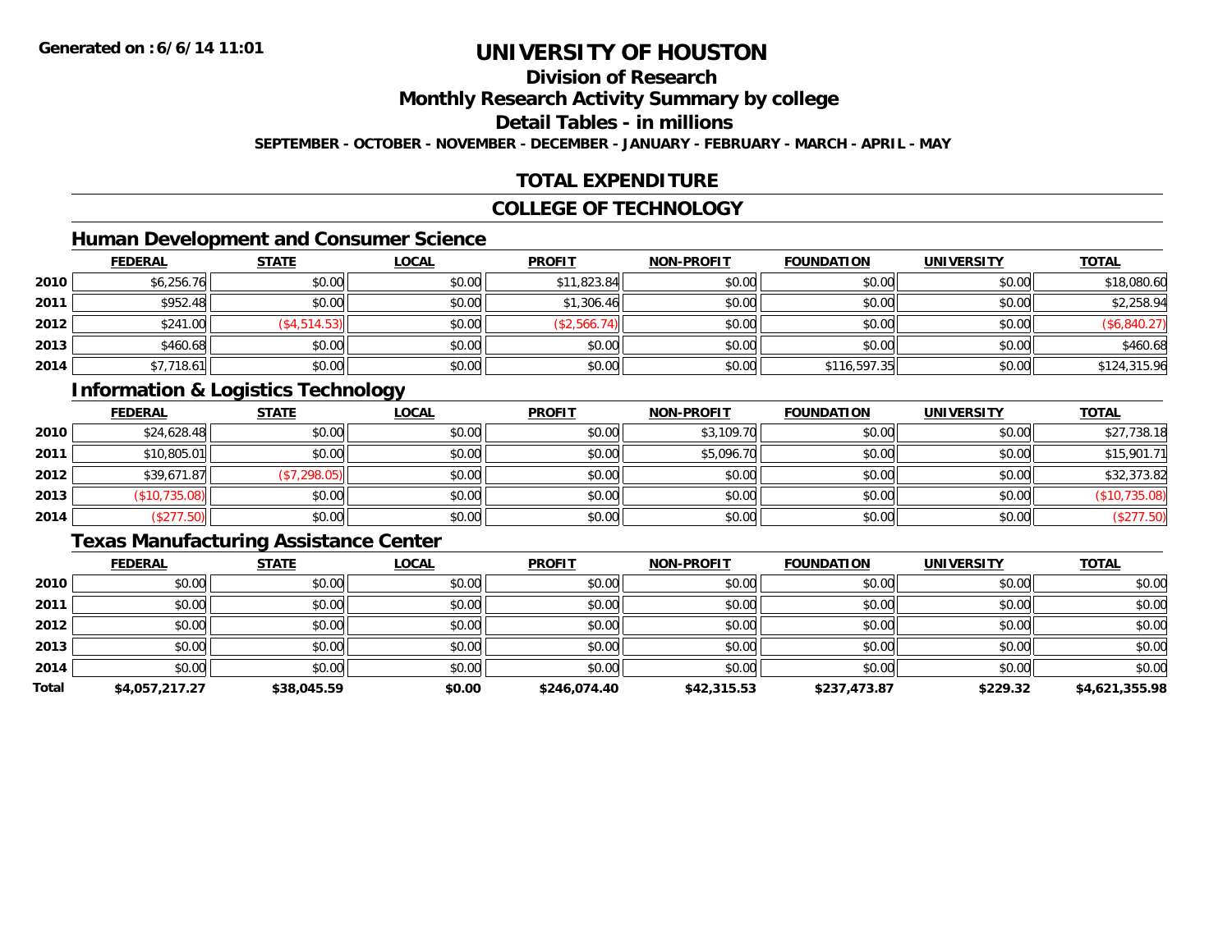# UNIVERSITY OF HOUSTON

## Division of Research

## Monthly Research Activity Summary by college

## Detail Tables - in millions

**SEPTEMBER - OCTOBER - NOVEMBER - DECEMBER - JANUARY - FEBRUARY - MARCH - APRIL - MAY**

## TOTAL EXPENDITURE

## COLLEGE OF TECHNOLOGY

### Human Development and Consumer Science

| | FEDERAL | STATE | LOCAL | PROFIT | NON-PROFIT | FOUNDATION | UNIVERSITY | TOTAL |
|---|---|---|---|---|---|---|---|---|
| 2010 | $6,256.76 | $0.00 | $0.00 | $11,823.84 | $0.00 | $0.00 | $0.00 | $18,080.60 |
| 2011 | $952.48 | $0.00 | $0.00 | $1,306.46 | $0.00 | $0.00 | $0.00 | $2,258.94 |
| 2012 | $241.00 | ($4,514.53) | $0.00 | ($2,566.74) | $0.00 | $0.00 | $0.00 | ($6,840.27) |
| 2013 | $460.68 | $0.00 | $0.00 | $0.00 | $0.00 | $0.00 | $0.00 | $460.68 |
| 2014 | $7,718.61 | $0.00 | $0.00 | $0.00 | $0.00 | $116,597.35 | $0.00 | $124,315.96 |

### Information & Logistics Technology

| | FEDERAL | STATE | LOCAL | PROFIT | NON-PROFIT | FOUNDATION | UNIVERSITY | TOTAL |
|---|---|---|---|---|---|---|---|---|
| 2010 | $24,628.48 | $0.00 | $0.00 | $0.00 | $3,109.70 | $0.00 | $0.00 | $27,738.18 |
| 2011 | $10,805.01 | $0.00 | $0.00 | $0.00 | $5,096.70 | $0.00 | $0.00 | $15,901.71 |
| 2012 | $39,671.87 | ($7,298.05) | $0.00 | $0.00 | $0.00 | $0.00 | $0.00 | $32,373.82 |
| 2013 | ($10,735.08) | $0.00 | $0.00 | $0.00 | $0.00 | $0.00 | $0.00 | ($10,735.08) |
| 2014 | ($277.50) | $0.00 | $0.00 | $0.00 | $0.00 | $0.00 | $0.00 | ($277.50) |

### Texas Manufacturing Assistance Center

| | FEDERAL | STATE | LOCAL | PROFIT | NON-PROFIT | FOUNDATION | UNIVERSITY | TOTAL |
|---|---|---|---|---|---|---|---|---|
| 2010 | $0.00 | $0.00 | $0.00 | $0.00 | $0.00 | $0.00 | $0.00 | $0.00 |
| 2011 | $0.00 | $0.00 | $0.00 | $0.00 | $0.00 | $0.00 | $0.00 | $0.00 |
| 2012 | $0.00 | $0.00 | $0.00 | $0.00 | $0.00 | $0.00 | $0.00 | $0.00 |
| 2013 | $0.00 | $0.00 | $0.00 | $0.00 | $0.00 | $0.00 | $0.00 | $0.00 |
| 2014 | $0.00 | $0.00 | $0.00 | $0.00 | $0.00 | $0.00 | $0.00 | $0.00 |
| **Total** | **$4,057,217.27** | **$38,045.59** | **$0.00** | **$246,074.40** | **$42,315.53** | **$237,473.87** | **$229.32** | **$4,621,355.98** |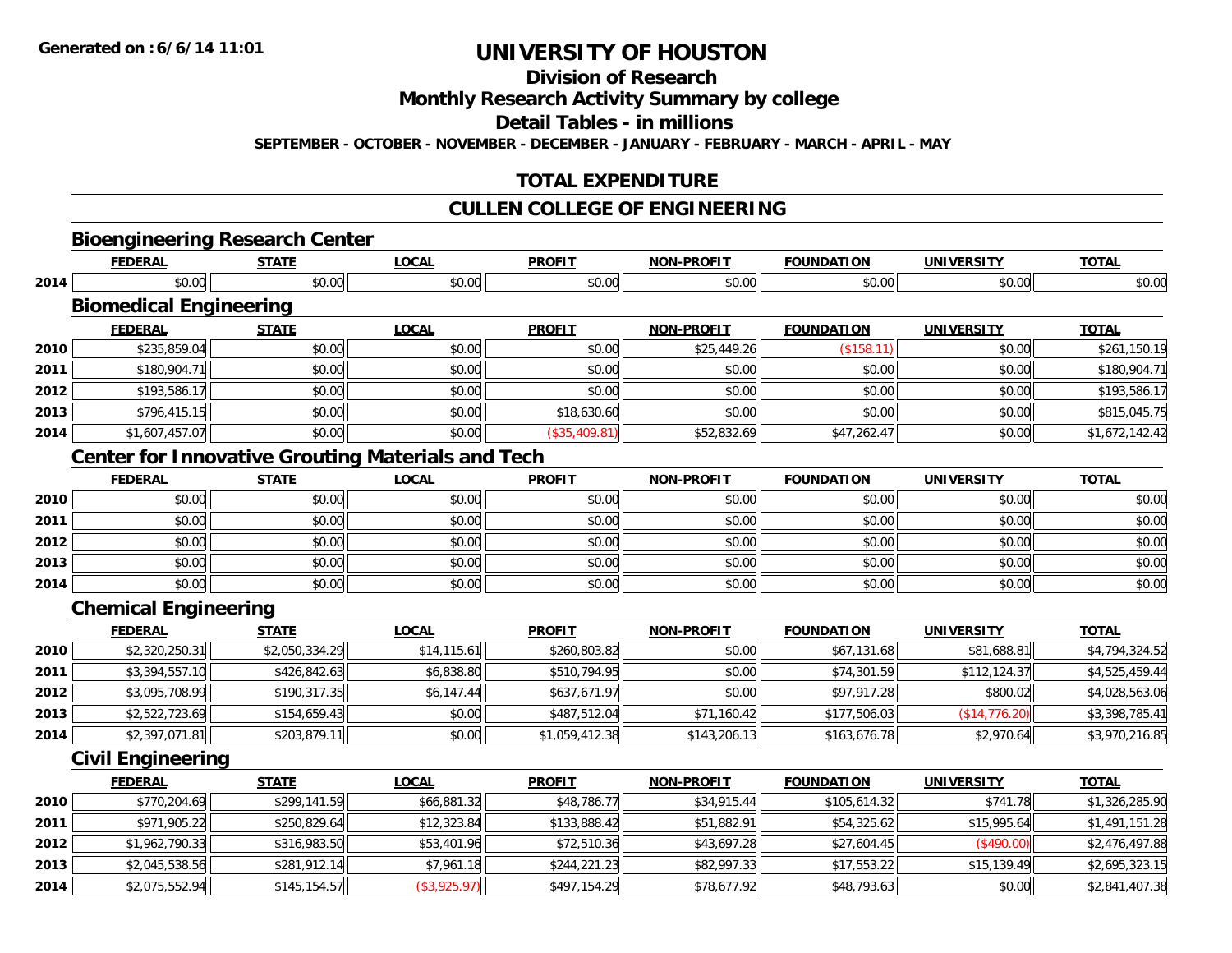**Generated on :6/6/14 11:01**

# UNIVERSITY OF HOUSTON

## Division of Research

## Monthly Research Activity Summary by college

## Detail Tables - in millions

**SEPTEMBER - OCTOBER - NOVEMBER - DECEMBER - JANUARY - FEBRUARY - MARCH - APRIL - MAY**

## TOTAL EXPENDITURE

## CULLEN COLLEGE OF ENGINEERING

### Bioengineering Research Center

| | FEDERAL | STATE | LOCAL | PROFIT | NON-PROFIT | FOUNDATION | UNIVERSITY | TOTAL |
|---|---|---|---|---|---|---|---|---|
| 2014 | $0.00 | $0.00 | $0.00 | $0.00 | $0.00 | $0.00 | $0.00 | $0.00 |

### Biomedical Engineering

| | FEDERAL | STATE | LOCAL | PROFIT | NON-PROFIT | FOUNDATION | UNIVERSITY | TOTAL |
|---|---|---|---|---|---|---|---|---|
| 2010 | $235,859.04 | $0.00 | $0.00 | $0.00 | $25,449.26 | ($158.11) | $0.00 | $261,150.19 |
| 2011 | $180,904.71 | $0.00 | $0.00 | $0.00 | $0.00 | $0.00 | $0.00 | $180,904.71 |
| 2012 | $193,586.17 | $0.00 | $0.00 | $0.00 | $0.00 | $0.00 | $0.00 | $193,586.17 |
| 2013 | $796,415.15 | $0.00 | $0.00 | $18,630.60 | $0.00 | $0.00 | $0.00 | $815,045.75 |
| 2014 | $1,607,457.07 | $0.00 | $0.00 | ($35,409.81) | $52,832.69 | $47,262.47 | $0.00 | $1,672,142.42 |

### Center for Innovative Grouting Materials and Tech

| | FEDERAL | STATE | LOCAL | PROFIT | NON-PROFIT | FOUNDATION | UNIVERSITY | TOTAL |
|---|---|---|---|---|---|---|---|---|
| 2010 | $0.00 | $0.00 | $0.00 | $0.00 | $0.00 | $0.00 | $0.00 | $0.00 |
| 2011 | $0.00 | $0.00 | $0.00 | $0.00 | $0.00 | $0.00 | $0.00 | $0.00 |
| 2012 | $0.00 | $0.00 | $0.00 | $0.00 | $0.00 | $0.00 | $0.00 | $0.00 |
| 2013 | $0.00 | $0.00 | $0.00 | $0.00 | $0.00 | $0.00 | $0.00 | $0.00 |
| 2014 | $0.00 | $0.00 | $0.00 | $0.00 | $0.00 | $0.00 | $0.00 | $0.00 |

### Chemical Engineering

| | FEDERAL | STATE | LOCAL | PROFIT | NON-PROFIT | FOUNDATION | UNIVERSITY | TOTAL |
|---|---|---|---|---|---|---|---|---|
| 2010 | $2,320,250.31 | $2,050,334.29 | $14,115.61 | $260,803.82 | $0.00 | $67,131.68 | $81,688.81 | $4,794,324.52 |
| 2011 | $3,394,557.10 | $426,842.63 | $6,838.80 | $510,794.95 | $0.00 | $74,301.59 | $112,124.37 | $4,525,459.44 |
| 2012 | $3,095,708.99 | $190,317.35 | $6,147.44 | $637,671.97 | $0.00 | $97,917.28 | $800.02 | $4,028,563.06 |
| 2013 | $2,522,723.69 | $154,659.43 | $0.00 | $487,512.04 | $71,160.42 | $177,506.03 | ($14,776.20) | $3,398,785.41 |
| 2014 | $2,397,071.81 | $203,879.11 | $0.00 | $1,059,412.38 | $143,206.13 | $163,676.78 | $2,970.64 | $3,970,216.85 |

### Civil Engineering

| | FEDERAL | STATE | LOCAL | PROFIT | NON-PROFIT | FOUNDATION | UNIVERSITY | TOTAL |
|---|---|---|---|---|---|---|---|---|
| 2010 | $770,204.69 | $299,141.59 | $66,881.32 | $48,786.77 | $34,915.44 | $105,614.32 | $741.78 | $1,326,285.90 |
| 2011 | $971,905.22 | $250,829.64 | $12,323.84 | $133,888.42 | $51,882.91 | $54,325.62 | $15,995.64 | $1,491,151.28 |
| 2012 | $1,962,790.33 | $316,983.50 | $53,401.96 | $72,510.36 | $43,697.28 | $27,604.45 | ($490.00) | $2,476,497.88 |
| 2013 | $2,045,538.56 | $281,912.14 | $7,961.18 | $244,221.23 | $82,997.33 | $17,553.22 | $15,139.49 | $2,695,323.15 |
| 2014 | $2,075,552.94 | $145,154.57 | ($3,925.97) | $497,154.29 | $78,677.92 | $48,793.63 | $0.00 | $2,841,407.38 |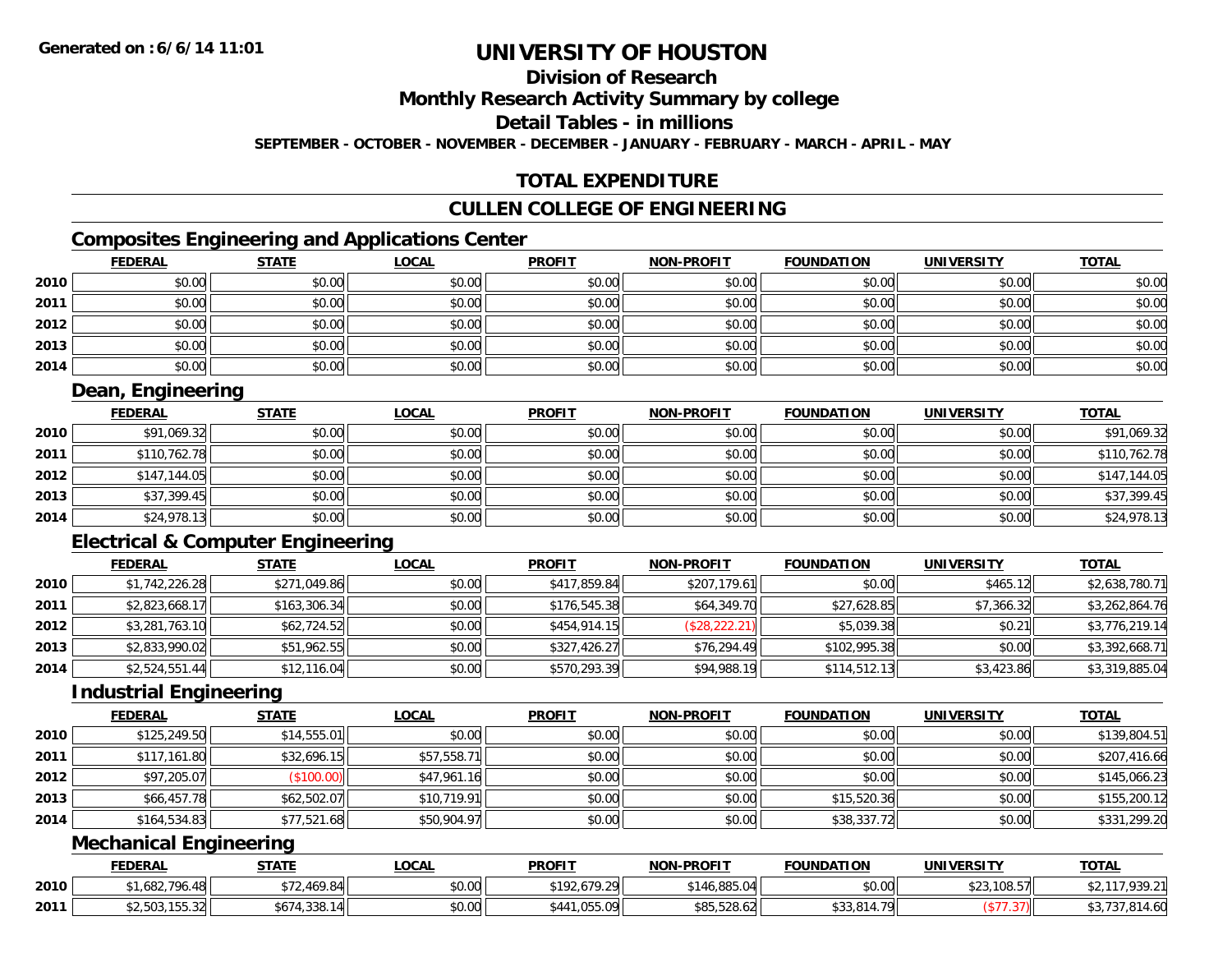Generated on :6/6/14 11:01

# UNIVERSITY OF HOUSTON

## Division of Research

## Monthly Research Activity Summary by college

## Detail Tables - in millions

SEPTEMBER - OCTOBER - NOVEMBER - DECEMBER - JANUARY - FEBRUARY - MARCH - APRIL - MAY

## TOTAL EXPENDITURE

## CULLEN COLLEGE OF ENGINEERING

### Composites Engineering and Applications Center

| | FEDERAL | STATE | LOCAL | PROFIT | NON-PROFIT | FOUNDATION | UNIVERSITY | TOTAL |
|---|---|---|---|---|---|---|---|---|
| 2010 | $0.00 | $0.00 | $0.00 | $0.00 | $0.00 | $0.00 | $0.00 | $0.00 |
| 2011 | $0.00 | $0.00 | $0.00 | $0.00 | $0.00 | $0.00 | $0.00 | $0.00 |
| 2012 | $0.00 | $0.00 | $0.00 | $0.00 | $0.00 | $0.00 | $0.00 | $0.00 |
| 2013 | $0.00 | $0.00 | $0.00 | $0.00 | $0.00 | $0.00 | $0.00 | $0.00 |
| 2014 | $0.00 | $0.00 | $0.00 | $0.00 | $0.00 | $0.00 | $0.00 | $0.00 |

### Dean, Engineering

| | FEDERAL | STATE | LOCAL | PROFIT | NON-PROFIT | FOUNDATION | UNIVERSITY | TOTAL |
|---|---|---|---|---|---|---|---|---|
| 2010 | $91,069.32 | $0.00 | $0.00 | $0.00 | $0.00 | $0.00 | $0.00 | $91,069.32 |
| 2011 | $110,762.78 | $0.00 | $0.00 | $0.00 | $0.00 | $0.00 | $0.00 | $110,762.78 |
| 2012 | $147,144.05 | $0.00 | $0.00 | $0.00 | $0.00 | $0.00 | $0.00 | $147,144.05 |
| 2013 | $37,399.45 | $0.00 | $0.00 | $0.00 | $0.00 | $0.00 | $0.00 | $37,399.45 |
| 2014 | $24,978.13 | $0.00 | $0.00 | $0.00 | $0.00 | $0.00 | $0.00 | $24,978.13 |

### Electrical & Computer Engineering

| | FEDERAL | STATE | LOCAL | PROFIT | NON-PROFIT | FOUNDATION | UNIVERSITY | TOTAL |
|---|---|---|---|---|---|---|---|---|
| 2010 | $1,742,226.28 | $271,049.86 | $0.00 | $417,859.84 | $207,179.61 | $0.00 | $465.12 | $2,638,780.71 |
| 2011 | $2,823,668.17 | $163,306.34 | $0.00 | $176,545.38 | $64,349.70 | $27,628.85 | $7,366.32 | $3,262,864.76 |
| 2012 | $3,281,763.10 | $62,724.52 | $0.00 | $454,914.15 | ($28,222.21) | $5,039.38 | $0.21 | $3,776,219.14 |
| 2013 | $2,833,990.02 | $51,962.55 | $0.00 | $327,426.27 | $76,294.49 | $102,995.38 | $0.00 | $3,392,668.71 |
| 2014 | $2,524,551.44 | $12,116.04 | $0.00 | $570,293.39 | $94,988.19 | $114,512.13 | $3,423.86 | $3,319,885.04 |

### Industrial Engineering

| | FEDERAL | STATE | LOCAL | PROFIT | NON-PROFIT | FOUNDATION | UNIVERSITY | TOTAL |
|---|---|---|---|---|---|---|---|---|
| 2010 | $125,249.50 | $14,555.01 | $0.00 | $0.00 | $0.00 | $0.00 | $0.00 | $139,804.51 |
| 2011 | $117,161.80 | $32,696.15 | $57,558.71 | $0.00 | $0.00 | $0.00 | $0.00 | $207,416.66 |
| 2012 | $97,205.07 | ($100.00) | $47,961.16 | $0.00 | $0.00 | $0.00 | $0.00 | $145,066.23 |
| 2013 | $66,457.78 | $62,502.07 | $10,719.91 | $0.00 | $0.00 | $15,520.36 | $0.00 | $155,200.12 |
| 2014 | $164,534.83 | $77,521.68 | $50,904.97 | $0.00 | $0.00 | $38,337.72 | $0.00 | $331,299.20 |

### Mechanical Engineering

| | FEDERAL | STATE | LOCAL | PROFIT | NON-PROFIT | FOUNDATION | UNIVERSITY | TOTAL |
|---|---|---|---|---|---|---|---|---|
| 2010 | $1,682,796.48 | $72,469.84 | $0.00 | $192,679.29 | $146,885.04 | $0.00 | $23,108.57 | $2,117,939.21 |
| 2011 | $2,503,155.32 | $674,338.14 | $0.00 | $441,055.09 | $85,528.62 | $33,814.79 | ($77.37) | $3,737,814.60 |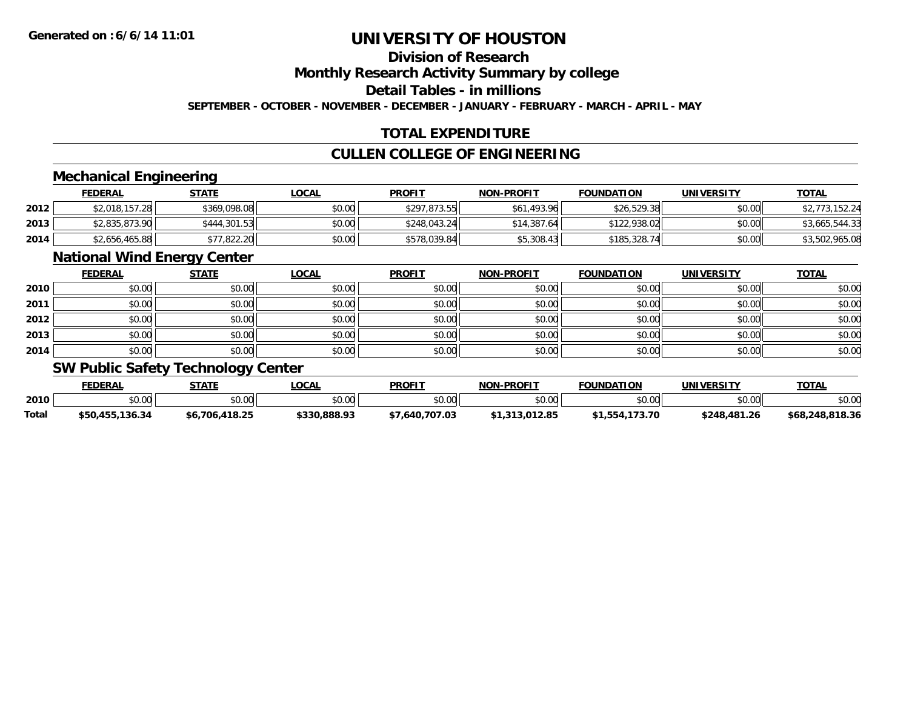**Generated on :6/6/14 11:01**

# UNIVERSITY OF HOUSTON

## Division of Research

## Monthly Research Activity Summary by college

## Detail Tables - in millions

**SEPTEMBER - OCTOBER - NOVEMBER - DECEMBER - JANUARY - FEBRUARY - MARCH - APRIL - MAY**

## TOTAL EXPENDITURE

## CULLEN COLLEGE OF ENGINEERING

### Mechanical Engineering

| | FEDERAL | STATE | LOCAL | PROFIT | NON-PROFIT | FOUNDATION | UNIVERSITY | TOTAL |
|---|---|---|---|---|---|---|---|---|
| 2012 | $2,018,157.28 | $369,098.08 | $0.00 | $297,873.55 | $61,493.96 | $26,529.38 | $0.00 | $2,773,152.24 |
| 2013 | $2,835,873.90 | $444,301.53 | $0.00 | $248,043.24 | $14,387.64 | $122,938.02 | $0.00 | $3,665,544.33 |
| 2014 | $2,656,465.88 | $77,822.20 | $0.00 | $578,039.84 | $5,308.43 | $185,328.74 | $0.00 | $3,502,965.08 |

### National Wind Energy Center

| | FEDERAL | STATE | LOCAL | PROFIT | NON-PROFIT | FOUNDATION | UNIVERSITY | TOTAL |
|---|---|---|---|---|---|---|---|---|
| 2010 | $0.00 | $0.00 | $0.00 | $0.00 | $0.00 | $0.00 | $0.00 | $0.00 |
| 2011 | $0.00 | $0.00 | $0.00 | $0.00 | $0.00 | $0.00 | $0.00 | $0.00 |
| 2012 | $0.00 | $0.00 | $0.00 | $0.00 | $0.00 | $0.00 | $0.00 | $0.00 |
| 2013 | $0.00 | $0.00 | $0.00 | $0.00 | $0.00 | $0.00 | $0.00 | $0.00 |
| 2014 | $0.00 | $0.00 | $0.00 | $0.00 | $0.00 | $0.00 | $0.00 | $0.00 |

### SW Public Safety Technology Center

| | FEDERAL | STATE | LOCAL | PROFIT | NON-PROFIT | FOUNDATION | UNIVERSITY | TOTAL |
|---|---|---|---|---|---|---|---|---|
| 2010 | $0.00 | $0.00 | $0.00 | $0.00 | $0.00 | $0.00 | $0.00 | $0.00 |
| **Total** | **$50,455,136.34** | **$6,706,418.25** | **$330,888.93** | **$7,640,707.03** | **$1,313,012.85** | **$1,554,173.70** | **$248,481.26** | **$68,248,818.36** |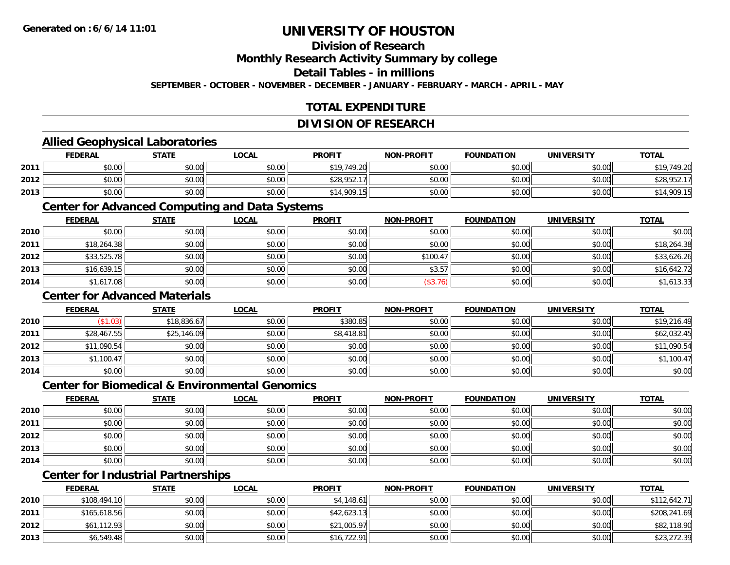# UNIVERSITY OF HOUSTON

## Division of Research

## Monthly Research Activity Summary by college

## Detail Tables - in millions

**SEPTEMBER - OCTOBER - NOVEMBER - DECEMBER - JANUARY - FEBRUARY - MARCH - APRIL - MAY**

## TOTAL EXPENDITURE

## DIVISION OF RESEARCH

### Allied Geophysical Laboratories

| | FEDERAL | STATE | LOCAL | PROFIT | NON-PROFIT | FOUNDATION | UNIVERSITY | TOTAL |
|---|---|---|---|---|---|---|---|---|
| 2011 | $0.00 | $0.00 | $0.00 | $19,749.20 | $0.00 | $0.00 | $0.00 | $19,749.20 |
| 2012 | $0.00 | $0.00 | $0.00 | $28,952.17 | $0.00 | $0.00 | $0.00 | $28,952.17 |
| 2013 | $0.00 | $0.00 | $0.00 | $14,909.15 | $0.00 | $0.00 | $0.00 | $14,909.15 |

### Center for Advanced Computing and Data Systems

| | FEDERAL | STATE | LOCAL | PROFIT | NON-PROFIT | FOUNDATION | UNIVERSITY | TOTAL |
|---|---|---|---|---|---|---|---|---|
| 2010 | $0.00 | $0.00 | $0.00 | $0.00 | $0.00 | $0.00 | $0.00 | $0.00 |
| 2011 | $18,264.38 | $0.00 | $0.00 | $0.00 | $0.00 | $0.00 | $0.00 | $18,264.38 |
| 2012 | $33,525.78 | $0.00 | $0.00 | $0.00 | $100.47 | $0.00 | $0.00 | $33,626.26 |
| 2013 | $16,639.15 | $0.00 | $0.00 | $0.00 | $3.57 | $0.00 | $0.00 | $16,642.72 |
| 2014 | $1,617.08 | $0.00 | $0.00 | $0.00 | ($3.76) | $0.00 | $0.00 | $1,613.33 |

### Center for Advanced Materials

| | FEDERAL | STATE | LOCAL | PROFIT | NON-PROFIT | FOUNDATION | UNIVERSITY | TOTAL |
|---|---|---|---|---|---|---|---|---|
| 2010 | ($1.03) | $18,836.67 | $0.00 | $380.85 | $0.00 | $0.00 | $0.00 | $19,216.49 |
| 2011 | $28,467.55 | $25,146.09 | $0.00 | $8,418.81 | $0.00 | $0.00 | $0.00 | $62,032.45 |
| 2012 | $11,090.54 | $0.00 | $0.00 | $0.00 | $0.00 | $0.00 | $0.00 | $11,090.54 |
| 2013 | $1,100.47 | $0.00 | $0.00 | $0.00 | $0.00 | $0.00 | $0.00 | $1,100.47 |
| 2014 | $0.00 | $0.00 | $0.00 | $0.00 | $0.00 | $0.00 | $0.00 | $0.00 |

### Center for Biomedical & Environmental Genomics

| | FEDERAL | STATE | LOCAL | PROFIT | NON-PROFIT | FOUNDATION | UNIVERSITY | TOTAL |
|---|---|---|---|---|---|---|---|---|
| 2010 | $0.00 | $0.00 | $0.00 | $0.00 | $0.00 | $0.00 | $0.00 | $0.00 |
| 2011 | $0.00 | $0.00 | $0.00 | $0.00 | $0.00 | $0.00 | $0.00 | $0.00 |
| 2012 | $0.00 | $0.00 | $0.00 | $0.00 | $0.00 | $0.00 | $0.00 | $0.00 |
| 2013 | $0.00 | $0.00 | $0.00 | $0.00 | $0.00 | $0.00 | $0.00 | $0.00 |
| 2014 | $0.00 | $0.00 | $0.00 | $0.00 | $0.00 | $0.00 | $0.00 | $0.00 |

### Center for Industrial Partnerships

| | FEDERAL | STATE | LOCAL | PROFIT | NON-PROFIT | FOUNDATION | UNIVERSITY | TOTAL |
|---|---|---|---|---|---|---|---|---|
| 2010 | $108,494.10 | $0.00 | $0.00 | $4,148.61 | $0.00 | $0.00 | $0.00 | $112,642.71 |
| 2011 | $165,618.56 | $0.00 | $0.00 | $42,623.13 | $0.00 | $0.00 | $0.00 | $208,241.69 |
| 2012 | $61,112.93 | $0.00 | $0.00 | $21,005.97 | $0.00 | $0.00 | $0.00 | $82,118.90 |
| 2013 | $6,549.48 | $0.00 | $0.00 | $16,722.91 | $0.00 | $0.00 | $0.00 | $23,272.39 |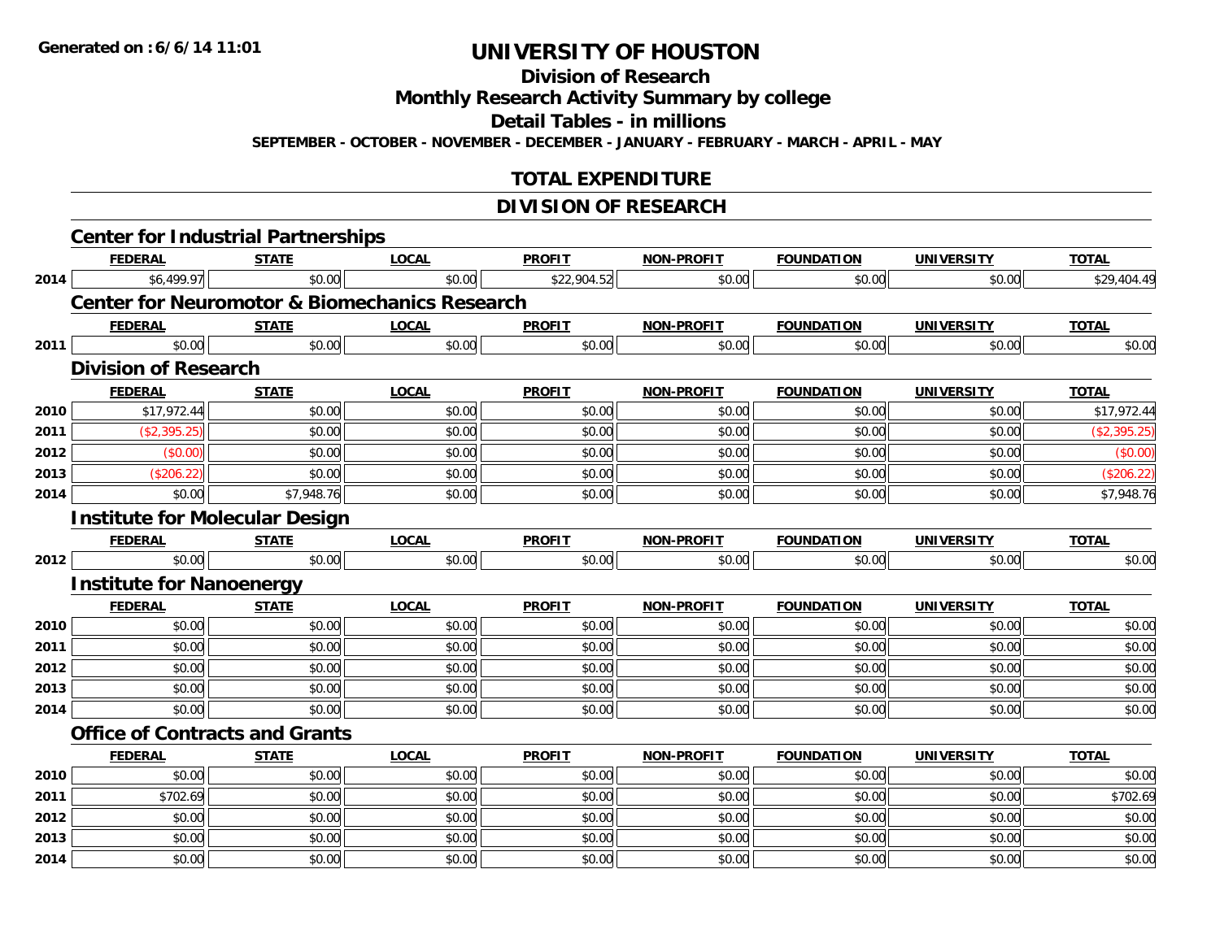Generated on : 6/6/14 11:01

# UNIVERSITY OF HOUSTON

## Division of Research

## Monthly Research Activity Summary by college

## Detail Tables - in millions

SEPTEMBER - OCTOBER - NOVEMBER - DECEMBER - JANUARY - FEBRUARY - MARCH - APRIL - MAY

## TOTAL EXPENDITURE

## DIVISION OF RESEARCH

### Center for Industrial Partnerships

| | FEDERAL | STATE | LOCAL | PROFIT | NON-PROFIT | FOUNDATION | UNIVERSITY | TOTAL |
|---|---|---|---|---|---|---|---|---|
| 2014 | $6,499.97 | $0.00 | $0.00 | $22,904.52 | $0.00 | $0.00 | $0.00 | $29,404.49 |

### Center for Neuromotor & Biomechanics Research

| | FEDERAL | STATE | LOCAL | PROFIT | NON-PROFIT | FOUNDATION | UNIVERSITY | TOTAL |
|---|---|---|---|---|---|---|---|---|
| 2011 | $0.00 | $0.00 | $0.00 | $0.00 | $0.00 | $0.00 | $0.00 | $0.00 |

### Division of Research

| | FEDERAL | STATE | LOCAL | PROFIT | NON-PROFIT | FOUNDATION | UNIVERSITY | TOTAL |
|---|---|---|---|---|---|---|---|---|
| 2010 | $17,972.44 | $0.00 | $0.00 | $0.00 | $0.00 | $0.00 | $0.00 | $17,972.44 |
| 2011 | ($2,395.25) | $0.00 | $0.00 | $0.00 | $0.00 | $0.00 | $0.00 | ($2,395.25) |
| 2012 | ($0.00) | $0.00 | $0.00 | $0.00 | $0.00 | $0.00 | $0.00 | ($0.00) |
| 2013 | ($206.22) | $0.00 | $0.00 | $0.00 | $0.00 | $0.00 | $0.00 | ($206.22) |
| 2014 | $0.00 | $7,948.76 | $0.00 | $0.00 | $0.00 | $0.00 | $0.00 | $7,948.76 |

### Institute for Molecular Design

| | FEDERAL | STATE | LOCAL | PROFIT | NON-PROFIT | FOUNDATION | UNIVERSITY | TOTAL |
|---|---|---|---|---|---|---|---|---|
| 2012 | $0.00 | $0.00 | $0.00 | $0.00 | $0.00 | $0.00 | $0.00 | $0.00 |

### Institute for Nanoenergy

| | FEDERAL | STATE | LOCAL | PROFIT | NON-PROFIT | FOUNDATION | UNIVERSITY | TOTAL |
|---|---|---|---|---|---|---|---|---|
| 2010 | $0.00 | $0.00 | $0.00 | $0.00 | $0.00 | $0.00 | $0.00 | $0.00 |
| 2011 | $0.00 | $0.00 | $0.00 | $0.00 | $0.00 | $0.00 | $0.00 | $0.00 |
| 2012 | $0.00 | $0.00 | $0.00 | $0.00 | $0.00 | $0.00 | $0.00 | $0.00 |
| 2013 | $0.00 | $0.00 | $0.00 | $0.00 | $0.00 | $0.00 | $0.00 | $0.00 |
| 2014 | $0.00 | $0.00 | $0.00 | $0.00 | $0.00 | $0.00 | $0.00 | $0.00 |

### Office of Contracts and Grants

| | FEDERAL | STATE | LOCAL | PROFIT | NON-PROFIT | FOUNDATION | UNIVERSITY | TOTAL |
|---|---|---|---|---|---|---|---|---|
| 2010 | $0.00 | $0.00 | $0.00 | $0.00 | $0.00 | $0.00 | $0.00 | $0.00 |
| 2011 | $702.69 | $0.00 | $0.00 | $0.00 | $0.00 | $0.00 | $0.00 | $702.69 |
| 2012 | $0.00 | $0.00 | $0.00 | $0.00 | $0.00 | $0.00 | $0.00 | $0.00 |
| 2013 | $0.00 | $0.00 | $0.00 | $0.00 | $0.00 | $0.00 | $0.00 | $0.00 |
| 2014 | $0.00 | $0.00 | $0.00 | $0.00 | $0.00 | $0.00 | $0.00 | $0.00 |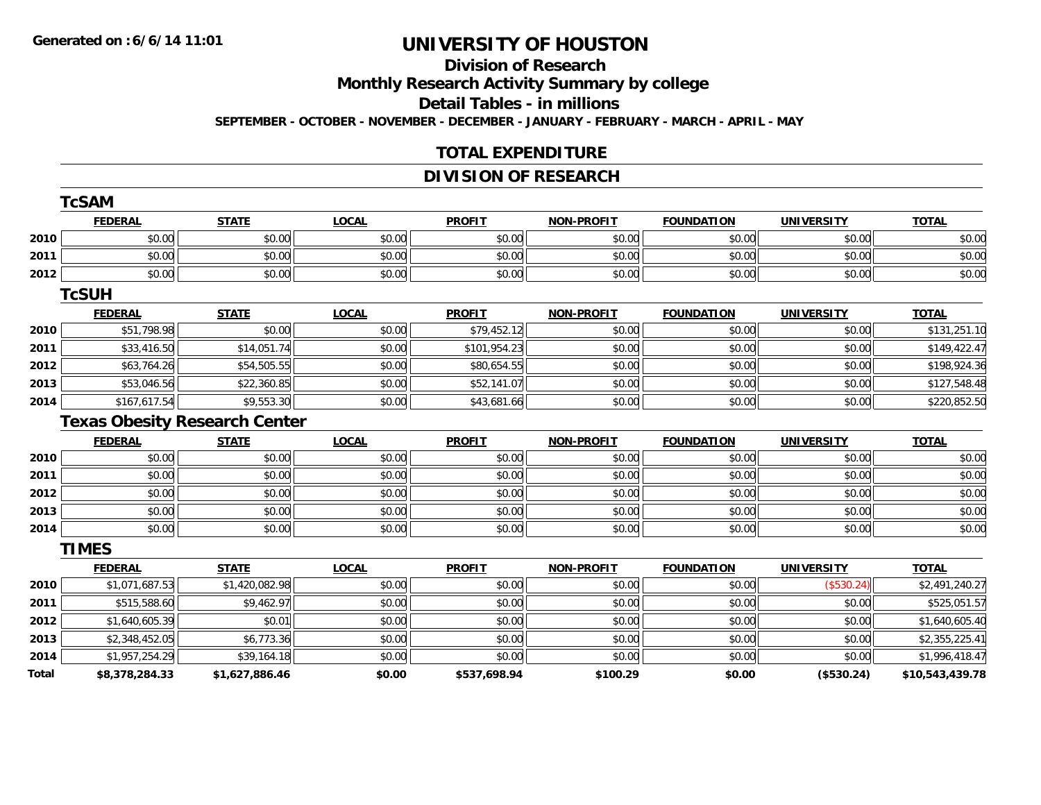Generated on :6/6/14 11:01

# UNIVERSITY OF HOUSTON

## Division of Research

## Monthly Research Activity Summary by college

## Detail Tables - in millions

**SEPTEMBER - OCTOBER - NOVEMBER - DECEMBER - JANUARY - FEBRUARY - MARCH - APRIL - MAY**

## TOTAL EXPENDITURE

## DIVISION OF RESEARCH

### TcSAM

| | FEDERAL | STATE | LOCAL | PROFIT | NON-PROFIT | FOUNDATION | UNIVERSITY | TOTAL |
|---|---|---|---|---|---|---|---|---|
| 2010 | $0.00 | $0.00 | $0.00 | $0.00 | $0.00 | $0.00 | $0.00 | $0.00 |
| 2011 | $0.00 | $0.00 | $0.00 | $0.00 | $0.00 | $0.00 | $0.00 | $0.00 |
| 2012 | $0.00 | $0.00 | $0.00 | $0.00 | $0.00 | $0.00 | $0.00 | $0.00 |

### TcSUH

| | FEDERAL | STATE | LOCAL | PROFIT | NON-PROFIT | FOUNDATION | UNIVERSITY | TOTAL |
|---|---|---|---|---|---|---|---|---|
| 2010 | $51,798.98 | $0.00 | $0.00 | $79,452.12 | $0.00 | $0.00 | $0.00 | $131,251.10 |
| 2011 | $33,416.50 | $14,051.74 | $0.00 | $101,954.23 | $0.00 | $0.00 | $0.00 | $149,422.47 |
| 2012 | $63,764.26 | $54,505.55 | $0.00 | $80,654.55 | $0.00 | $0.00 | $0.00 | $198,924.36 |
| 2013 | $53,046.56 | $22,360.85 | $0.00 | $52,141.07 | $0.00 | $0.00 | $0.00 | $127,548.48 |
| 2014 | $167,617.54 | $9,553.30 | $0.00 | $43,681.66 | $0.00 | $0.00 | $0.00 | $220,852.50 |

### Texas Obesity Research Center

| | FEDERAL | STATE | LOCAL | PROFIT | NON-PROFIT | FOUNDATION | UNIVERSITY | TOTAL |
|---|---|---|---|---|---|---|---|---|
| 2010 | $0.00 | $0.00 | $0.00 | $0.00 | $0.00 | $0.00 | $0.00 | $0.00 |
| 2011 | $0.00 | $0.00 | $0.00 | $0.00 | $0.00 | $0.00 | $0.00 | $0.00 |
| 2012 | $0.00 | $0.00 | $0.00 | $0.00 | $0.00 | $0.00 | $0.00 | $0.00 |
| 2013 | $0.00 | $0.00 | $0.00 | $0.00 | $0.00 | $0.00 | $0.00 | $0.00 |
| 2014 | $0.00 | $0.00 | $0.00 | $0.00 | $0.00 | $0.00 | $0.00 | $0.00 |

### TIMES

| | FEDERAL | STATE | LOCAL | PROFIT | NON-PROFIT | FOUNDATION | UNIVERSITY | TOTAL |
|---|---|---|---|---|---|---|---|---|
| 2010 | $1,071,687.53 | $1,420,082.98 | $0.00 | $0.00 | $0.00 | $0.00 | ($530.24) | $2,491,240.27 |
| 2011 | $515,588.60 | $9,462.97 | $0.00 | $0.00 | $0.00 | $0.00 | $0.00 | $525,051.57 |
| 2012 | $1,640,605.39 | $0.01 | $0.00 | $0.00 | $0.00 | $0.00 | $0.00 | $1,640,605.40 |
| 2013 | $2,348,452.05 | $6,773.36 | $0.00 | $0.00 | $0.00 | $0.00 | $0.00 | $2,355,225.41 |
| 2014 | $1,957,254.29 | $39,164.18 | $0.00 | $0.00 | $0.00 | $0.00 | $0.00 | $1,996,418.47 |
| **Total** | **$8,378,284.33** | **$1,627,886.46** | **$0.00** | **$537,698.94** | **$100.29** | **$0.00** | **($530.24)** | **$10,543,439.78** |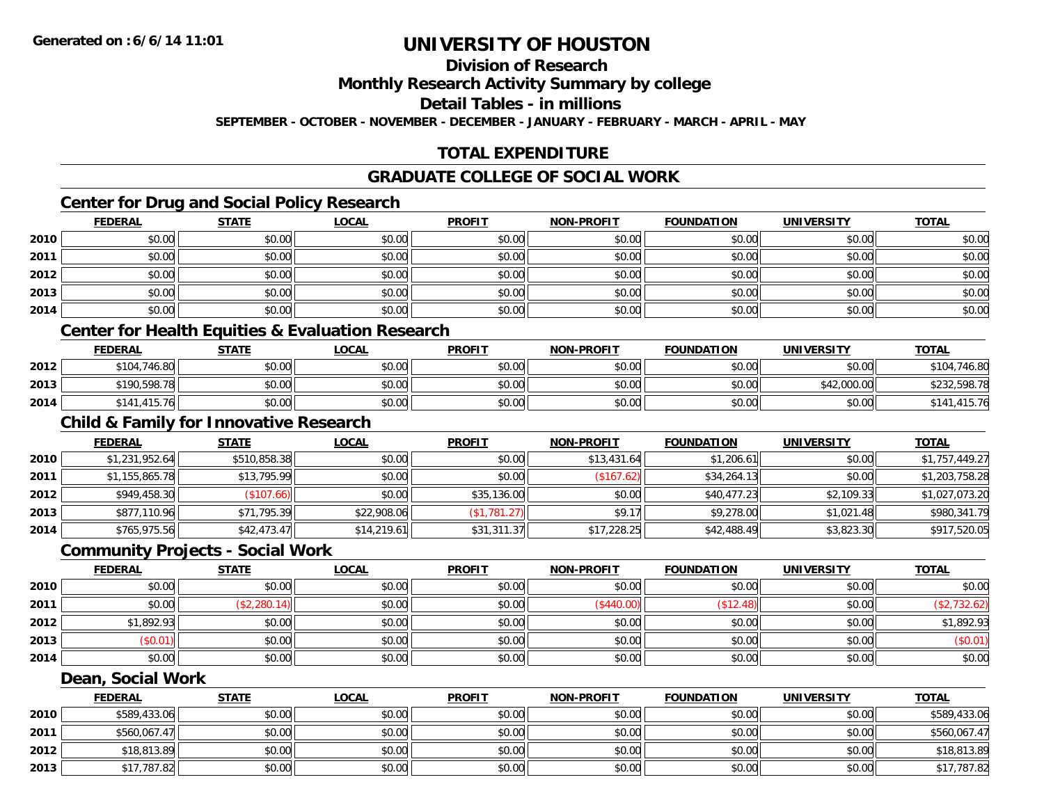**Generated on :6/6/14 11:01**

# UNIVERSITY OF HOUSTON

## Division of Research

## Monthly Research Activity Summary by college

## Detail Tables - in millions

**SEPTEMBER - OCTOBER - NOVEMBER - DECEMBER - JANUARY - FEBRUARY - MARCH - APRIL - MAY**

## TOTAL EXPENDITURE

## GRADUATE COLLEGE OF SOCIAL WORK

### Center for Drug and Social Policy Research

| | FEDERAL | STATE | LOCAL | PROFIT | NON-PROFIT | FOUNDATION | UNIVERSITY | TOTAL |
|---|---|---|---|---|---|---|---|---|
| 2010 | $0.00 | $0.00 | $0.00 | $0.00 | $0.00 | $0.00 | $0.00 | $0.00 |
| 2011 | $0.00 | $0.00 | $0.00 | $0.00 | $0.00 | $0.00 | $0.00 | $0.00 |
| 2012 | $0.00 | $0.00 | $0.00 | $0.00 | $0.00 | $0.00 | $0.00 | $0.00 |
| 2013 | $0.00 | $0.00 | $0.00 | $0.00 | $0.00 | $0.00 | $0.00 | $0.00 |
| 2014 | $0.00 | $0.00 | $0.00 | $0.00 | $0.00 | $0.00 | $0.00 | $0.00 |

### Center for Health Equities & Evaluation Research

| | FEDERAL | STATE | LOCAL | PROFIT | NON-PROFIT | FOUNDATION | UNIVERSITY | TOTAL |
|---|---|---|---|---|---|---|---|---|
| 2012 | $104,746.80 | $0.00 | $0.00 | $0.00 | $0.00 | $0.00 | $0.00 | $104,746.80 |
| 2013 | $190,598.78 | $0.00 | $0.00 | $0.00 | $0.00 | $0.00 | $42,000.00 | $232,598.78 |
| 2014 | $141,415.76 | $0.00 | $0.00 | $0.00 | $0.00 | $0.00 | $0.00 | $141,415.76 |

### Child & Family for Innovative Research

| | FEDERAL | STATE | LOCAL | PROFIT | NON-PROFIT | FOUNDATION | UNIVERSITY | TOTAL |
|---|---|---|---|---|---|---|---|---|
| 2010 | $1,231,952.64 | $510,858.38 | $0.00 | $0.00 | $13,431.64 | $1,206.61 | $0.00 | $1,757,449.27 |
| 2011 | $1,155,865.78 | $13,795.99 | $0.00 | $0.00 | ($167.62) | $34,264.13 | $0.00 | $1,203,758.28 |
| 2012 | $949,458.30 | ($107.66) | $0.00 | $35,136.00 | $0.00 | $40,477.23 | $2,109.33 | $1,027,073.20 |
| 2013 | $877,110.96 | $71,795.39 | $22,908.06 | ($1,781.27) | $9.17 | $9,278.00 | $1,021.48 | $980,341.79 |
| 2014 | $765,975.56 | $42,473.47 | $14,219.61 | $31,311.37 | $17,228.25 | $42,488.49 | $3,823.30 | $917,520.05 |

### Community Projects - Social Work

| | FEDERAL | STATE | LOCAL | PROFIT | NON-PROFIT | FOUNDATION | UNIVERSITY | TOTAL |
|---|---|---|---|---|---|---|---|---|
| 2010 | $0.00 | $0.00 | $0.00 | $0.00 | $0.00 | $0.00 | $0.00 | $0.00 |
| 2011 | $0.00 | ($2,280.14) | $0.00 | $0.00 | ($440.00) | ($12.48) | $0.00 | ($2,732.62) |
| 2012 | $1,892.93 | $0.00 | $0.00 | $0.00 | $0.00 | $0.00 | $0.00 | $1,892.93 |
| 2013 | ($0.01) | $0.00 | $0.00 | $0.00 | $0.00 | $0.00 | $0.00 | ($0.01) |
| 2014 | $0.00 | $0.00 | $0.00 | $0.00 | $0.00 | $0.00 | $0.00 | $0.00 |

### Dean, Social Work

| | FEDERAL | STATE | LOCAL | PROFIT | NON-PROFIT | FOUNDATION | UNIVERSITY | TOTAL |
|---|---|---|---|---|---|---|---|---|
| 2010 | $589,433.06 | $0.00 | $0.00 | $0.00 | $0.00 | $0.00 | $0.00 | $589,433.06 |
| 2011 | $560,067.47 | $0.00 | $0.00 | $0.00 | $0.00 | $0.00 | $0.00 | $560,067.47 |
| 2012 | $18,813.89 | $0.00 | $0.00 | $0.00 | $0.00 | $0.00 | $0.00 | $18,813.89 |
| 2013 | $17,787.82 | $0.00 | $0.00 | $0.00 | $0.00 | $0.00 | $0.00 | $17,787.82 |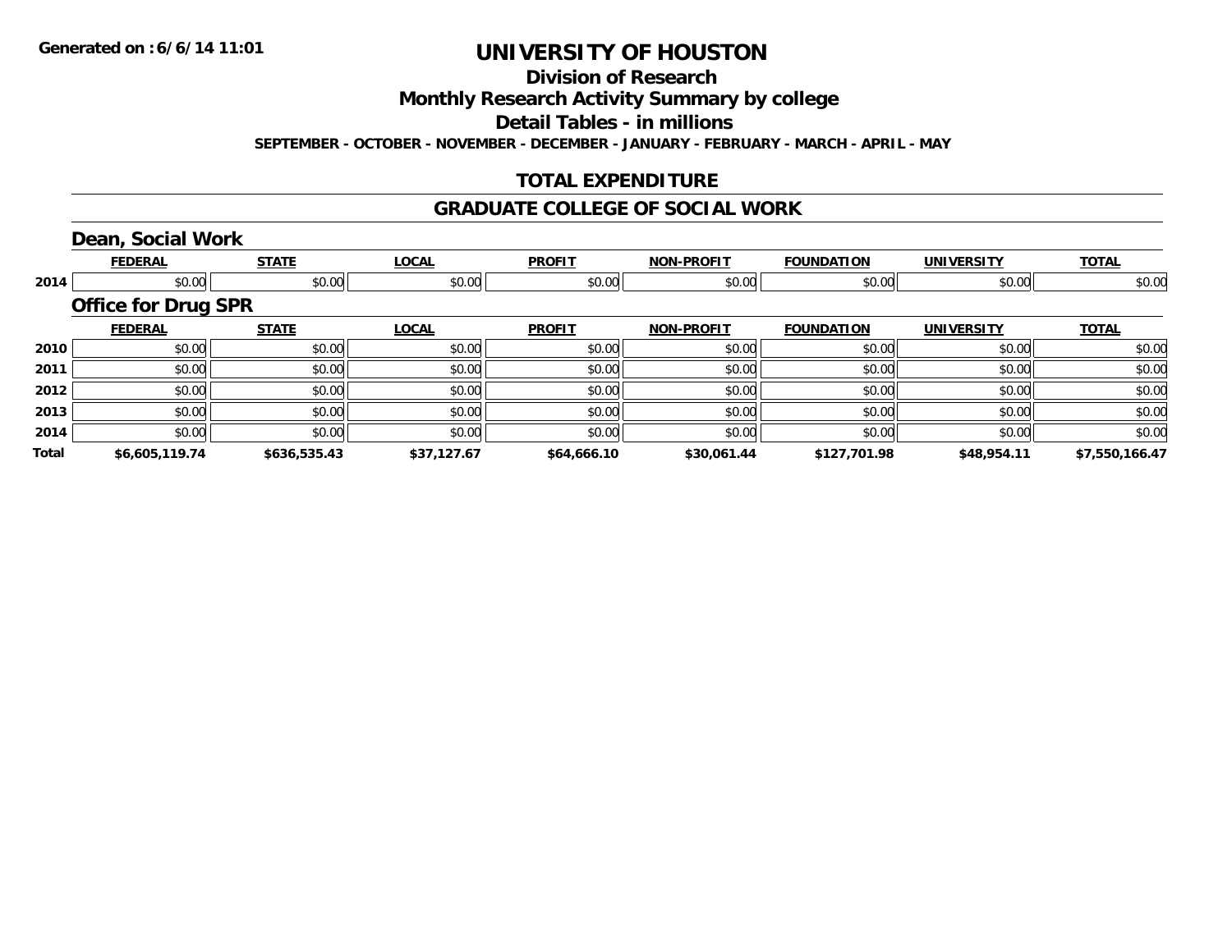**Generated on :6/6/14 11:01**

# UNIVERSITY OF HOUSTON

## Division of Research

## Monthly Research Activity Summary by college

## Detail Tables - in millions

**SEPTEMBER - OCTOBER - NOVEMBER - DECEMBER - JANUARY - FEBRUARY - MARCH - APRIL - MAY**

## TOTAL EXPENDITURE

## GRADUATE COLLEGE OF SOCIAL WORK

### Dean, Social Work

| | FEDERAL | STATE | LOCAL | PROFIT | NON-PROFIT | FOUNDATION | UNIVERSITY | TOTAL |
|---|---|---|---|---|---|---|---|---|
| 2014 | $0.00 | $0.00 | $0.00 | $0.00 | $0.00 | $0.00 | $0.00 | $0.00 |

### Office for Drug SPR

| | FEDERAL | STATE | LOCAL | PROFIT | NON-PROFIT | FOUNDATION | UNIVERSITY | TOTAL |
|---|---|---|---|---|---|---|---|---|
| 2010 | $0.00 | $0.00 | $0.00 | $0.00 | $0.00 | $0.00 | $0.00 | $0.00 |
| 2011 | $0.00 | $0.00 | $0.00 | $0.00 | $0.00 | $0.00 | $0.00 | $0.00 |
| 2012 | $0.00 | $0.00 | $0.00 | $0.00 | $0.00 | $0.00 | $0.00 | $0.00 |
| 2013 | $0.00 | $0.00 | $0.00 | $0.00 | $0.00 | $0.00 | $0.00 | $0.00 |
| 2014 | $0.00 | $0.00 | $0.00 | $0.00 | $0.00 | $0.00 | $0.00 | $0.00 |
| **Total** | **$6,605,119.74** | **$636,535.43** | **$37,127.67** | **$64,666.10** | **$30,061.44** | **$127,701.98** | **$48,954.11** | **$7,550,166.47** |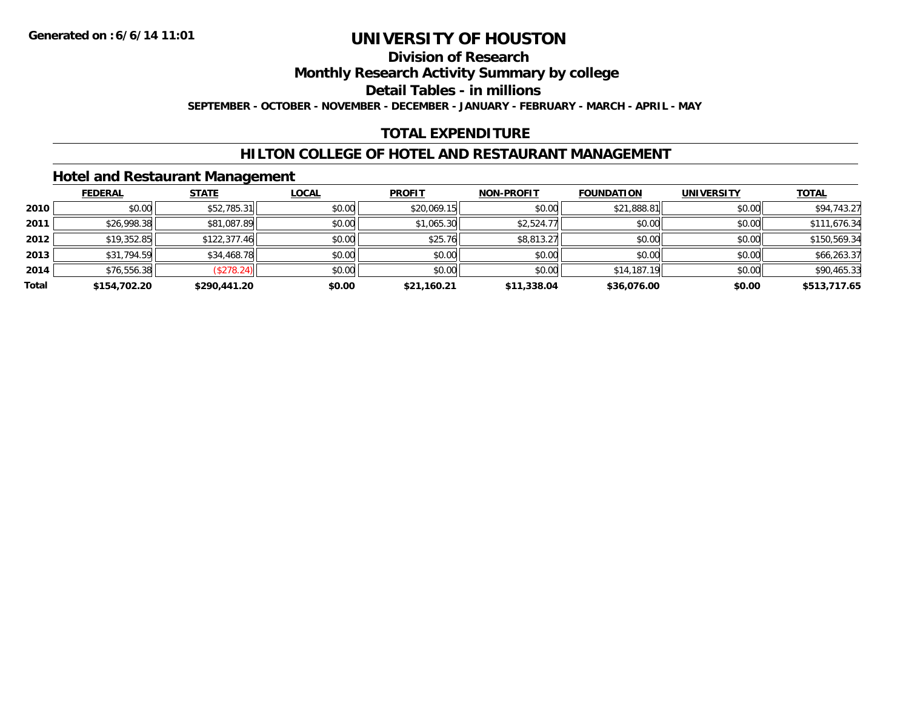**Generated on :6/6/14 11:01**

# UNIVERSITY OF HOUSTON

## Division of Research

## Monthly Research Activity Summary by college

## Detail Tables - in millions

**SEPTEMBER - OCTOBER - NOVEMBER - DECEMBER - JANUARY - FEBRUARY - MARCH - APRIL - MAY**

## TOTAL EXPENDITURE

## HILTON COLLEGE OF HOTEL AND RESTAURANT MANAGEMENT

### Hotel and Restaurant Management

| | FEDERAL | STATE | LOCAL | PROFIT | NON-PROFIT | FOUNDATION | UNIVERSITY | TOTAL |
|---|---|---|---|---|---|---|---|---|
| **2010** | $0.00 | $52,785.31 | $0.00 | $20,069.15 | $0.00 | $21,888.81 | $0.00 | $94,743.27 |
| **2011** | $26,998.38 | $81,087.89 | $0.00 | $1,065.30 | $2,524.77 | $0.00 | $0.00 | $111,676.34 |
| **2012** | $19,352.85 | $122,377.46 | $0.00 | $25.76 | $8,813.27 | $0.00 | $0.00 | $150,569.34 |
| **2013** | $31,794.59 | $34,468.78 | $0.00 | $0.00 | $0.00 | $0.00 | $0.00 | $66,263.37 |
| **2014** | $76,556.38 | ($278.24) | $0.00 | $0.00 | $0.00 | $14,187.19 | $0.00 | $90,465.33 |
| **Total** | **$154,702.20** | **$290,441.20** | **$0.00** | **$21,160.21** | **$11,338.04** | **$36,076.00** | **$0.00** | **$513,717.65** |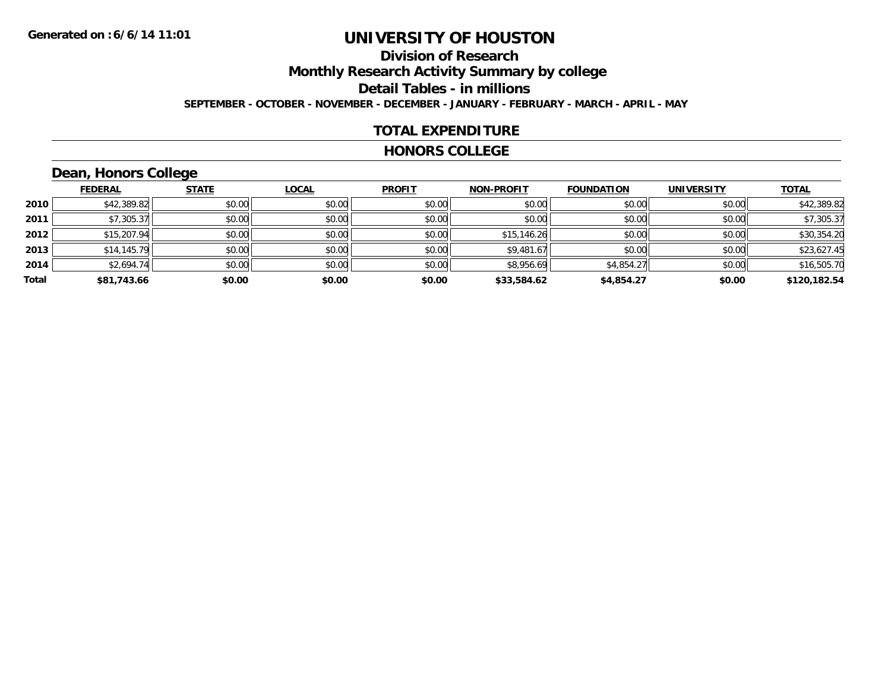**Generated on :6/6/14 11:01**

# UNIVERSITY OF HOUSTON

## Division of Research

## Monthly Research Activity Summary by college

## Detail Tables - in millions

**SEPTEMBER - OCTOBER - NOVEMBER - DECEMBER - JANUARY - FEBRUARY - MARCH - APRIL - MAY**

## TOTAL EXPENDITURE

## HONORS COLLEGE

### Dean, Honors College

| | FEDERAL | STATE | LOCAL | PROFIT | NON-PROFIT | FOUNDATION | UNIVERSITY | TOTAL |
|---|---|---|---|---|---|---|---|---|
| 2010 | $42,389.82 | $0.00 | $0.00 | $0.00 | $0.00 | $0.00 | $0.00 | $42,389.82 |
| 2011 | $7,305.37 | $0.00 | $0.00 | $0.00 | $0.00 | $0.00 | $0.00 | $7,305.37 |
| 2012 | $15,207.94 | $0.00 | $0.00 | $0.00 | $15,146.26 | $0.00 | $0.00 | $30,354.20 |
| 2013 | $14,145.79 | $0.00 | $0.00 | $0.00 | $9,481.67 | $0.00 | $0.00 | $23,627.45 |
| 2014 | $2,694.74 | $0.00 | $0.00 | $0.00 | $8,956.69 | $4,854.27 | $0.00 | $16,505.70 |
| **Total** | **$81,743.66** | **$0.00** | **$0.00** | **$0.00** | **$33,584.62** | **$4,854.27** | **$0.00** | **$120,182.54** |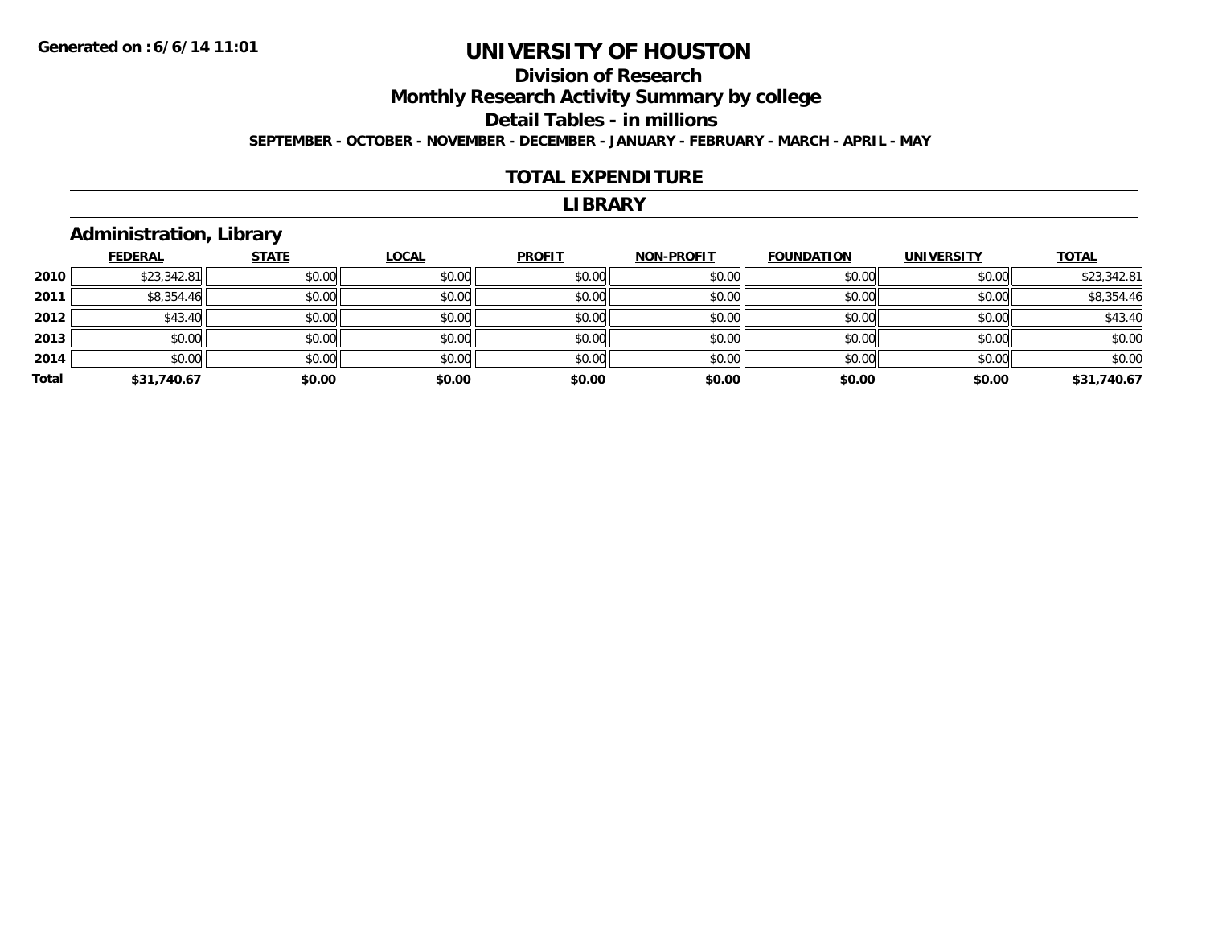**Generated on :6/6/14 11:01**

# UNIVERSITY OF HOUSTON

## Division of Research

## Monthly Research Activity Summary by college

## Detail Tables - in millions

**SEPTEMBER - OCTOBER - NOVEMBER - DECEMBER - JANUARY - FEBRUARY - MARCH - APRIL - MAY**

## TOTAL EXPENDITURE

## LIBRARY

### Administration, Library

| | FEDERAL | STATE | LOCAL | PROFIT | NON-PROFIT | FOUNDATION | UNIVERSITY | TOTAL |
|---|---|---|---|---|---|---|---|---|
| **2010** | $23,342.81 | $0.00 | $0.00 | $0.00 | $0.00 | $0.00 | $0.00 | $23,342.81 |
| **2011** | $8,354.46 | $0.00 | $0.00 | $0.00 | $0.00 | $0.00 | $0.00 | $8,354.46 |
| **2012** | $43.40 | $0.00 | $0.00 | $0.00 | $0.00 | $0.00 | $0.00 | $43.40 |
| **2013** | $0.00 | $0.00 | $0.00 | $0.00 | $0.00 | $0.00 | $0.00 | $0.00 |
| **2014** | $0.00 | $0.00 | $0.00 | $0.00 | $0.00 | $0.00 | $0.00 | $0.00 |
| **Total** | **$31,740.67** | **$0.00** | **$0.00** | **$0.00** | **$0.00** | **$0.00** | **$0.00** | **$31,740.67** |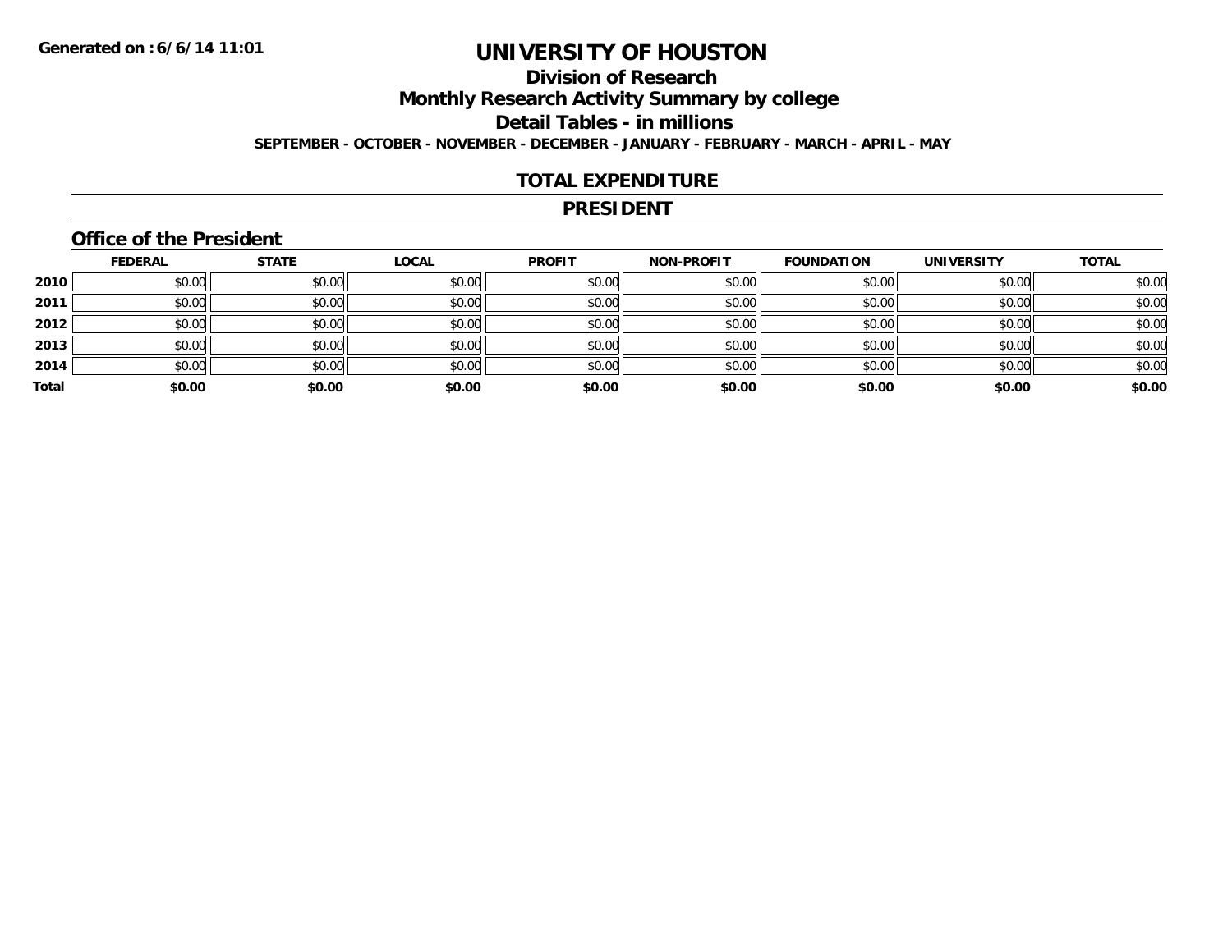Generated on :6/6/14 11:01

# UNIVERSITY OF HOUSTON

## Division of Research

## Monthly Research Activity Summary by college

## Detail Tables - in millions

**SEPTEMBER - OCTOBER - NOVEMBER - DECEMBER - JANUARY - FEBRUARY - MARCH - APRIL - MAY**

## TOTAL EXPENDITURE

## PRESIDENT

### Office of the President

| | FEDERAL | STATE | LOCAL | PROFIT | NON-PROFIT | FOUNDATION | UNIVERSITY | TOTAL |
|---|---|---|---|---|---|---|---|---|
| 2010 | $0.00 | $0.00 | $0.00 | $0.00 | $0.00 | $0.00 | $0.00 | $0.00 |
| 2011 | $0.00 | $0.00 | $0.00 | $0.00 | $0.00 | $0.00 | $0.00 | $0.00 |
| 2012 | $0.00 | $0.00 | $0.00 | $0.00 | $0.00 | $0.00 | $0.00 | $0.00 |
| 2013 | $0.00 | $0.00 | $0.00 | $0.00 | $0.00 | $0.00 | $0.00 | $0.00 |
| 2014 | $0.00 | $0.00 | $0.00 | $0.00 | $0.00 | $0.00 | $0.00 | $0.00 |
| **Total** | **$0.00** | **$0.00** | **$0.00** | **$0.00** | **$0.00** | **$0.00** | **$0.00** | **$0.00** |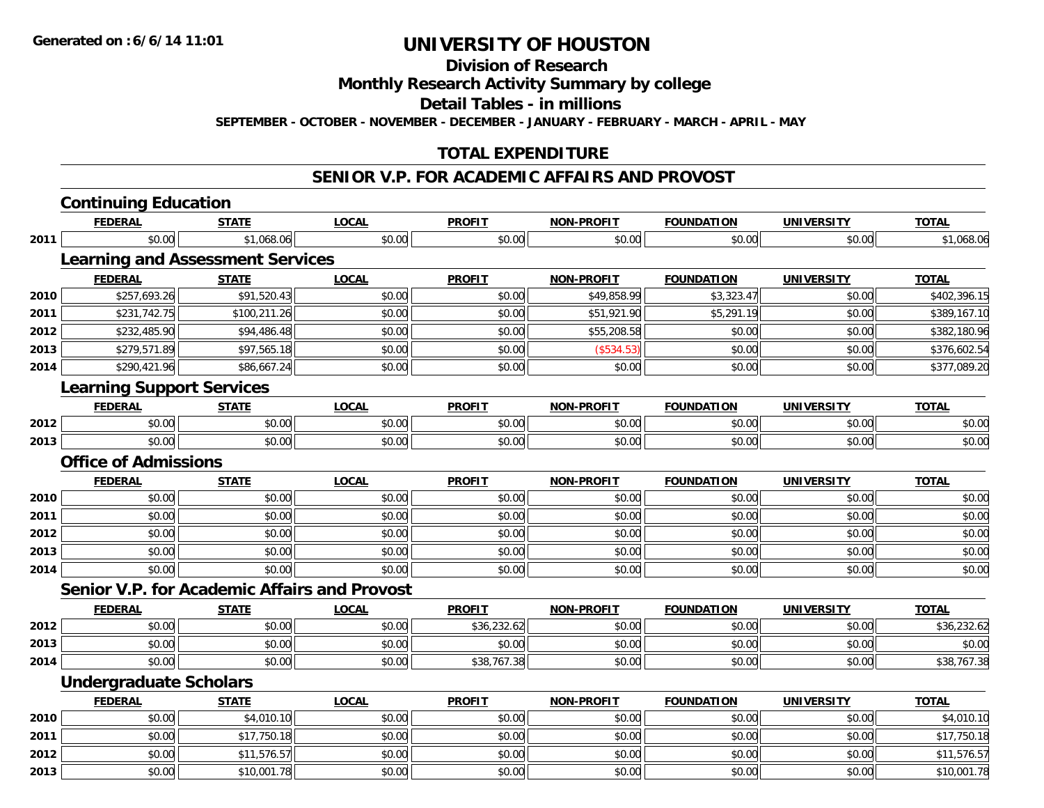# UNIVERSITY OF HOUSTON

## Division of Research

## Monthly Research Activity Summary by college

## Detail Tables - in millions

**SEPTEMBER - OCTOBER - NOVEMBER - DECEMBER - JANUARY - FEBRUARY - MARCH - APRIL - MAY**

## TOTAL EXPENDITURE

## SENIOR V.P. FOR ACADEMIC AFFAIRS AND PROVOST

### Continuing Education

| | FEDERAL | STATE | LOCAL | PROFIT | NON-PROFIT | FOUNDATION | UNIVERSITY | TOTAL |
|---|---|---|---|---|---|---|---|---|
| 2011 | $0.00 | $1,068.06 | $0.00 | $0.00 | $0.00 | $0.00 | $0.00 | $1,068.06 |

### Learning and Assessment Services

| | FEDERAL | STATE | LOCAL | PROFIT | NON-PROFIT | FOUNDATION | UNIVERSITY | TOTAL |
|---|---|---|---|---|---|---|---|---|
| 2010 | $257,693.26 | $91,520.43 | $0.00 | $0.00 | $49,858.99 | $3,323.47 | $0.00 | $402,396.15 |
| 2011 | $231,742.75 | $100,211.26 | $0.00 | $0.00 | $51,921.90 | $5,291.19 | $0.00 | $389,167.10 |
| 2012 | $232,485.90 | $94,486.48 | $0.00 | $0.00 | $55,208.58 | $0.00 | $0.00 | $382,180.96 |
| 2013 | $279,571.89 | $97,565.18 | $0.00 | $0.00 | ($534.53) | $0.00 | $0.00 | $376,602.54 |
| 2014 | $290,421.96 | $86,667.24 | $0.00 | $0.00 | $0.00 | $0.00 | $0.00 | $377,089.20 |

### Learning Support Services

| | FEDERAL | STATE | LOCAL | PROFIT | NON-PROFIT | FOUNDATION | UNIVERSITY | TOTAL |
|---|---|---|---|---|---|---|---|---|
| 2012 | $0.00 | $0.00 | $0.00 | $0.00 | $0.00 | $0.00 | $0.00 | $0.00 |
| 2013 | $0.00 | $0.00 | $0.00 | $0.00 | $0.00 | $0.00 | $0.00 | $0.00 |

### Office of Admissions

| | FEDERAL | STATE | LOCAL | PROFIT | NON-PROFIT | FOUNDATION | UNIVERSITY | TOTAL |
|---|---|---|---|---|---|---|---|---|
| 2010 | $0.00 | $0.00 | $0.00 | $0.00 | $0.00 | $0.00 | $0.00 | $0.00 |
| 2011 | $0.00 | $0.00 | $0.00 | $0.00 | $0.00 | $0.00 | $0.00 | $0.00 |
| 2012 | $0.00 | $0.00 | $0.00 | $0.00 | $0.00 | $0.00 | $0.00 | $0.00 |
| 2013 | $0.00 | $0.00 | $0.00 | $0.00 | $0.00 | $0.00 | $0.00 | $0.00 |
| 2014 | $0.00 | $0.00 | $0.00 | $0.00 | $0.00 | $0.00 | $0.00 | $0.00 |

### Senior V.P. for Academic Affairs and Provost

| | FEDERAL | STATE | LOCAL | PROFIT | NON-PROFIT | FOUNDATION | UNIVERSITY | TOTAL |
|---|---|---|---|---|---|---|---|---|
| 2012 | $0.00 | $0.00 | $0.00 | $36,232.62 | $0.00 | $0.00 | $0.00 | $36,232.62 |
| 2013 | $0.00 | $0.00 | $0.00 | $0.00 | $0.00 | $0.00 | $0.00 | $0.00 |
| 2014 | $0.00 | $0.00 | $0.00 | $38,767.38 | $0.00 | $0.00 | $0.00 | $38,767.38 |

### Undergraduate Scholars

| | FEDERAL | STATE | LOCAL | PROFIT | NON-PROFIT | FOUNDATION | UNIVERSITY | TOTAL |
|---|---|---|---|---|---|---|---|---|
| 2010 | $0.00 | $4,010.10 | $0.00 | $0.00 | $0.00 | $0.00 | $0.00 | $4,010.10 |
| 2011 | $0.00 | $17,750.18 | $0.00 | $0.00 | $0.00 | $0.00 | $0.00 | $17,750.18 |
| 2012 | $0.00 | $11,576.57 | $0.00 | $0.00 | $0.00 | $0.00 | $0.00 | $11,576.57 |
| 2013 | $0.00 | $10,001.78 | $0.00 | $0.00 | $0.00 | $0.00 | $0.00 | $10,001.78 |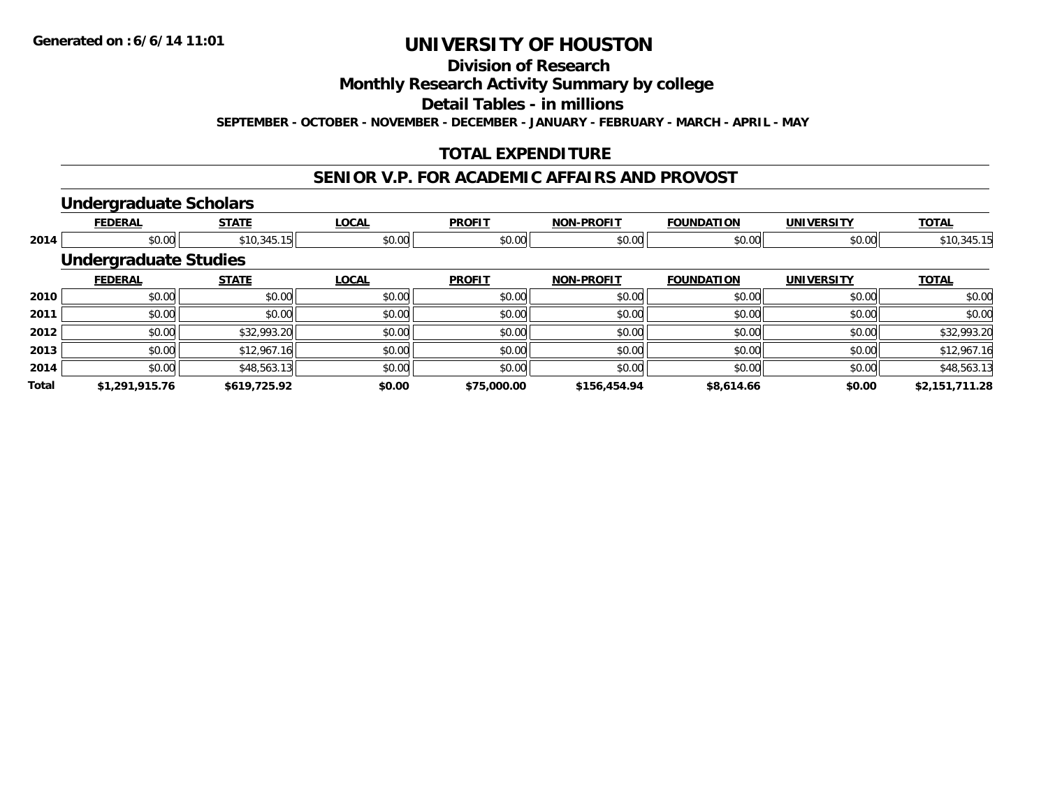**Generated on :6/6/14 11:01**

# UNIVERSITY OF HOUSTON

## Division of Research

## Monthly Research Activity Summary by college

## Detail Tables - in millions

**SEPTEMBER - OCTOBER - NOVEMBER - DECEMBER - JANUARY - FEBRUARY - MARCH - APRIL - MAY**

## TOTAL EXPENDITURE

## SENIOR V.P. FOR ACADEMIC AFFAIRS AND PROVOST

### Undergraduate Scholars

| | FEDERAL | STATE | LOCAL | PROFIT | NON-PROFIT | FOUNDATION | UNIVERSITY | TOTAL |
|---|---|---|---|---|---|---|---|---|
| 2014 | $0.00 | $10,345.15 | $0.00 | $0.00 | $0.00 | $0.00 | $0.00 | $10,345.15 |

### Undergraduate Studies

| | FEDERAL | STATE | LOCAL | PROFIT | NON-PROFIT | FOUNDATION | UNIVERSITY | TOTAL |
|---|---|---|---|---|---|---|---|---|
| 2010 | $0.00 | $0.00 | $0.00 | $0.00 | $0.00 | $0.00 | $0.00 | $0.00 |
| 2011 | $0.00 | $0.00 | $0.00 | $0.00 | $0.00 | $0.00 | $0.00 | $0.00 |
| 2012 | $0.00 | $32,993.20 | $0.00 | $0.00 | $0.00 | $0.00 | $0.00 | $32,993.20 |
| 2013 | $0.00 | $12,967.16 | $0.00 | $0.00 | $0.00 | $0.00 | $0.00 | $12,967.16 |
| 2014 | $0.00 | $48,563.13 | $0.00 | $0.00 | $0.00 | $0.00 | $0.00 | $48,563.13 |
| **Total** | **$1,291,915.76** | **$619,725.92** | **$0.00** | **$75,000.00** | **$156,454.94** | **$8,614.66** | **$0.00** | **$2,151,711.28** |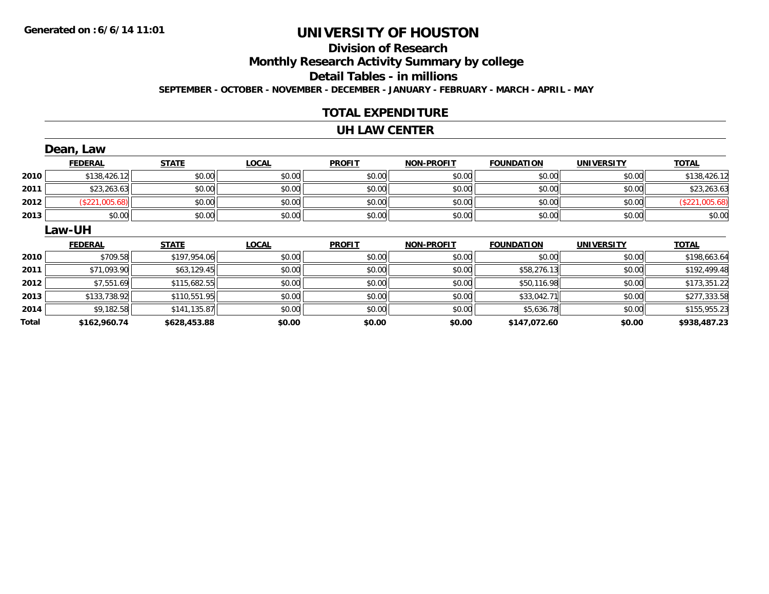Generated on :6/6/14 11:01

# UNIVERSITY OF HOUSTON

## Division of Research

## Monthly Research Activity Summary by college

## Detail Tables - in millions

**SEPTEMBER - OCTOBER - NOVEMBER - DECEMBER - JANUARY - FEBRUARY - MARCH - APRIL - MAY**

## TOTAL EXPENDITURE

## UH LAW CENTER

### Dean, Law

| | FEDERAL | STATE | LOCAL | PROFIT | NON-PROFIT | FOUNDATION | UNIVERSITY | TOTAL |
|---|---|---|---|---|---|---|---|---|
| 2010 | $138,426.12 | $0.00 | $0.00 | $0.00 | $0.00 | $0.00 | $0.00 | $138,426.12 |
| 2011 | $23,263.63 | $0.00 | $0.00 | $0.00 | $0.00 | $0.00 | $0.00 | $23,263.63 |
| 2012 | ($221,005.68) | $0.00 | $0.00 | $0.00 | $0.00 | $0.00 | $0.00 | ($221,005.68) |
| 2013 | $0.00 | $0.00 | $0.00 | $0.00 | $0.00 | $0.00 | $0.00 | $0.00 |

### Law-UH

| | FEDERAL | STATE | LOCAL | PROFIT | NON-PROFIT | FOUNDATION | UNIVERSITY | TOTAL |
|---|---|---|---|---|---|---|---|---|
| 2010 | $709.58 | $197,954.06 | $0.00 | $0.00 | $0.00 | $0.00 | $0.00 | $198,663.64 |
| 2011 | $71,093.90 | $63,129.45 | $0.00 | $0.00 | $0.00 | $58,276.13 | $0.00 | $192,499.48 |
| 2012 | $7,551.69 | $115,682.55 | $0.00 | $0.00 | $0.00 | $50,116.98 | $0.00 | $173,351.22 |
| 2013 | $133,738.92 | $110,551.95 | $0.00 | $0.00 | $0.00 | $33,042.71 | $0.00 | $277,333.58 |
| 2014 | $9,182.58 | $141,135.87 | $0.00 | $0.00 | $0.00 | $5,636.78 | $0.00 | $155,955.23 |
| **Total** | **$162,960.74** | **$628,453.88** | **$0.00** | **$0.00** | **$0.00** | **$147,072.60** | **$0.00** | **$938,487.23** |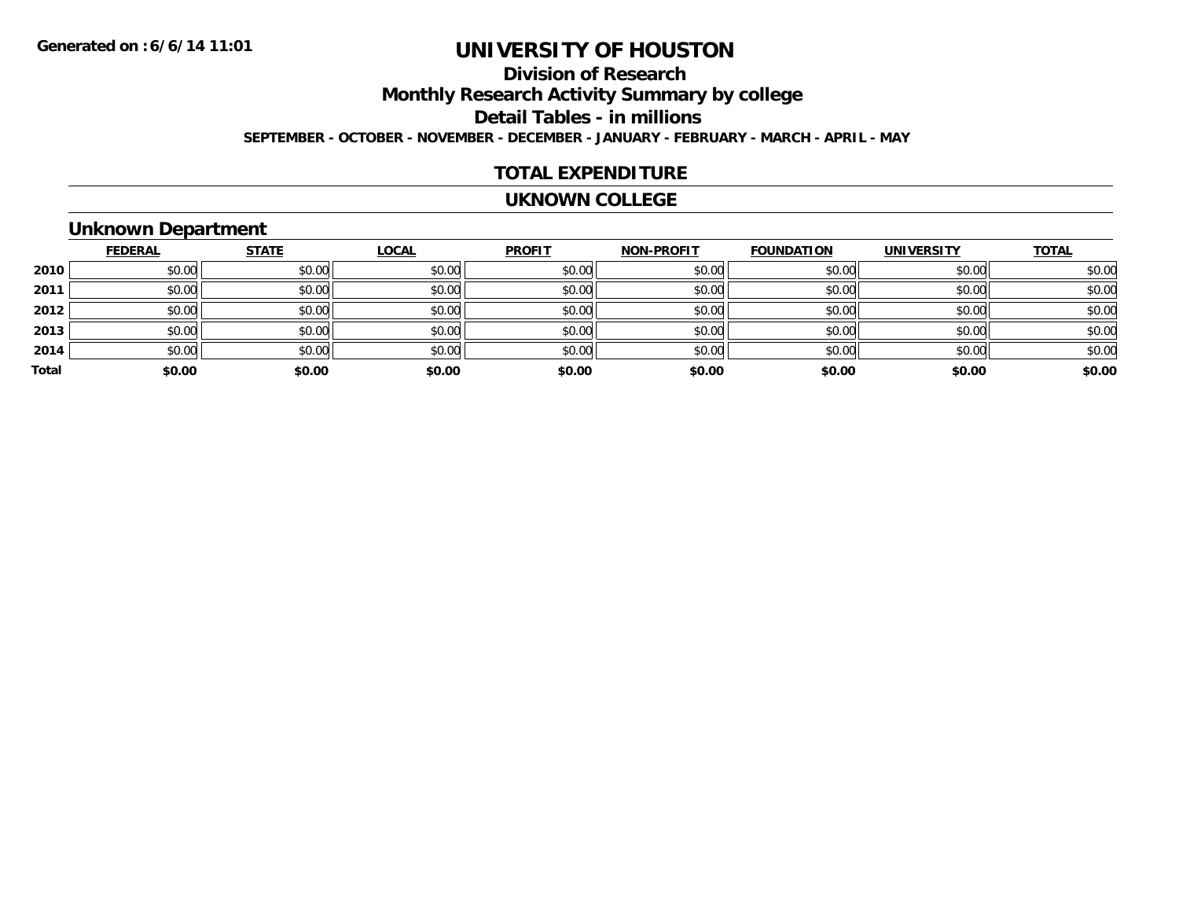Generated on :6/6/14 11:01

# UNIVERSITY OF HOUSTON

## Division of Research

## Monthly Research Activity Summary by college

## Detail Tables - in millions

**SEPTEMBER - OCTOBER - NOVEMBER - DECEMBER - JANUARY - FEBRUARY - MARCH - APRIL - MAY**

## TOTAL EXPENDITURE

## UKNOWN COLLEGE

### Unknown Department

| | FEDERAL | STATE | LOCAL | PROFIT | NON-PROFIT | FOUNDATION | UNIVERSITY | TOTAL |
|---|---|---|---|---|---|---|---|---|
| **2010** | $0.00 | $0.00 | $0.00 | $0.00 | $0.00 | $0.00 | $0.00 | $0.00 |
| **2011** | $0.00 | $0.00 | $0.00 | $0.00 | $0.00 | $0.00 | $0.00 | $0.00 |
| **2012** | $0.00 | $0.00 | $0.00 | $0.00 | $0.00 | $0.00 | $0.00 | $0.00 |
| **2013** | $0.00 | $0.00 | $0.00 | $0.00 | $0.00 | $0.00 | $0.00 | $0.00 |
| **2014** | $0.00 | $0.00 | $0.00 | $0.00 | $0.00 | $0.00 | $0.00 | $0.00 |
| **Total** | **$0.00** | **$0.00** | **$0.00** | **$0.00** | **$0.00** | **$0.00** | **$0.00** | **$0.00** |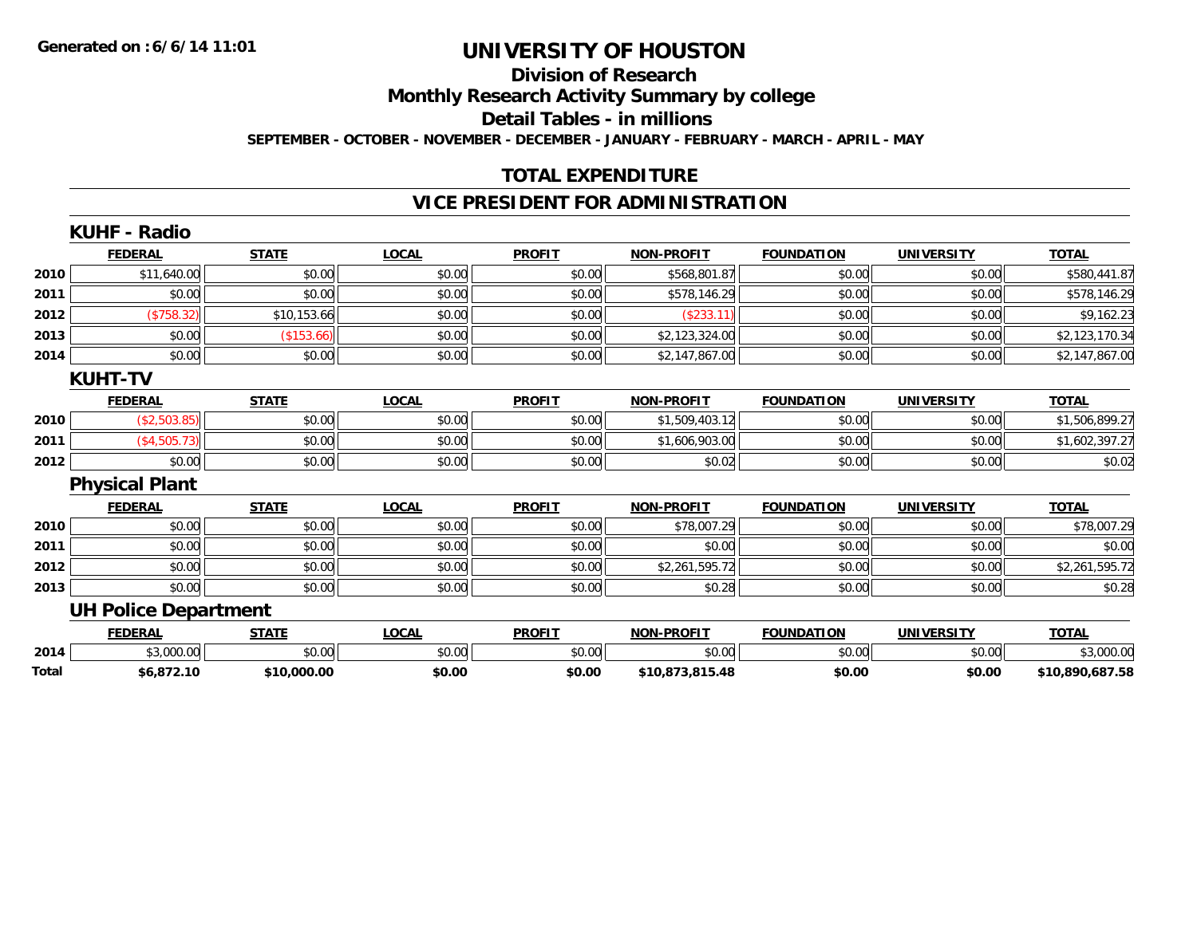Generated on :6/6/14 11:01

# UNIVERSITY OF HOUSTON

## Division of Research

## Monthly Research Activity Summary by college

## Detail Tables - in millions

**SEPTEMBER - OCTOBER - NOVEMBER - DECEMBER - JANUARY - FEBRUARY - MARCH - APRIL - MAY**

## TOTAL EXPENDITURE

## VICE PRESIDENT FOR ADMINISTRATION

### KUHF - Radio

| | FEDERAL | STATE | LOCAL | PROFIT | NON-PROFIT | FOUNDATION | UNIVERSITY | TOTAL |
|---|---|---|---|---|---|---|---|---|
| 2010 | $11,640.00 | $0.00 | $0.00 | $0.00 | $568,801.87 | $0.00 | $0.00 | $580,441.87 |
| 2011 | $0.00 | $0.00 | $0.00 | $0.00 | $578,146.29 | $0.00 | $0.00 | $578,146.29 |
| 2012 | ($758.32) | $10,153.66 | $0.00 | $0.00 | ($233.11) | $0.00 | $0.00 | $9,162.23 |
| 2013 | $0.00 | ($153.66) | $0.00 | $0.00 | $2,123,324.00 | $0.00 | $0.00 | $2,123,170.34 |
| 2014 | $0.00 | $0.00 | $0.00 | $0.00 | $2,147,867.00 | $0.00 | $0.00 | $2,147,867.00 |

### KUHT-TV

| | FEDERAL | STATE | LOCAL | PROFIT | NON-PROFIT | FOUNDATION | UNIVERSITY | TOTAL |
|---|---|---|---|---|---|---|---|---|
| 2010 | ($2,503.85) | $0.00 | $0.00 | $0.00 | $1,509,403.12 | $0.00 | $0.00 | $1,506,899.27 |
| 2011 | ($4,505.73) | $0.00 | $0.00 | $0.00 | $1,606,903.00 | $0.00 | $0.00 | $1,602,397.27 |
| 2012 | $0.00 | $0.00 | $0.00 | $0.00 | $0.02 | $0.00 | $0.00 | $0.02 |

### Physical Plant

| | FEDERAL | STATE | LOCAL | PROFIT | NON-PROFIT | FOUNDATION | UNIVERSITY | TOTAL |
|---|---|---|---|---|---|---|---|---|
| 2010 | $0.00 | $0.00 | $0.00 | $0.00 | $78,007.29 | $0.00 | $0.00 | $78,007.29 |
| 2011 | $0.00 | $0.00 | $0.00 | $0.00 | $0.00 | $0.00 | $0.00 | $0.00 |
| 2012 | $0.00 | $0.00 | $0.00 | $0.00 | $2,261,595.72 | $0.00 | $0.00 | $2,261,595.72 |
| 2013 | $0.00 | $0.00 | $0.00 | $0.00 | $0.28 | $0.00 | $0.00 | $0.28 |

### UH Police Department

| | FEDERAL | STATE | LOCAL | PROFIT | NON-PROFIT | FOUNDATION | UNIVERSITY | TOTAL |
|---|---|---|---|---|---|---|---|---|
| 2014 | $3,000.00 | $0.00 | $0.00 | $0.00 | $0.00 | $0.00 | $0.00 | $3,000.00 |
| **Total** | **$6,872.10** | **$10,000.00** | **$0.00** | **$0.00** | **$10,873,815.48** | **$0.00** | **$0.00** | **$10,890,687.58** |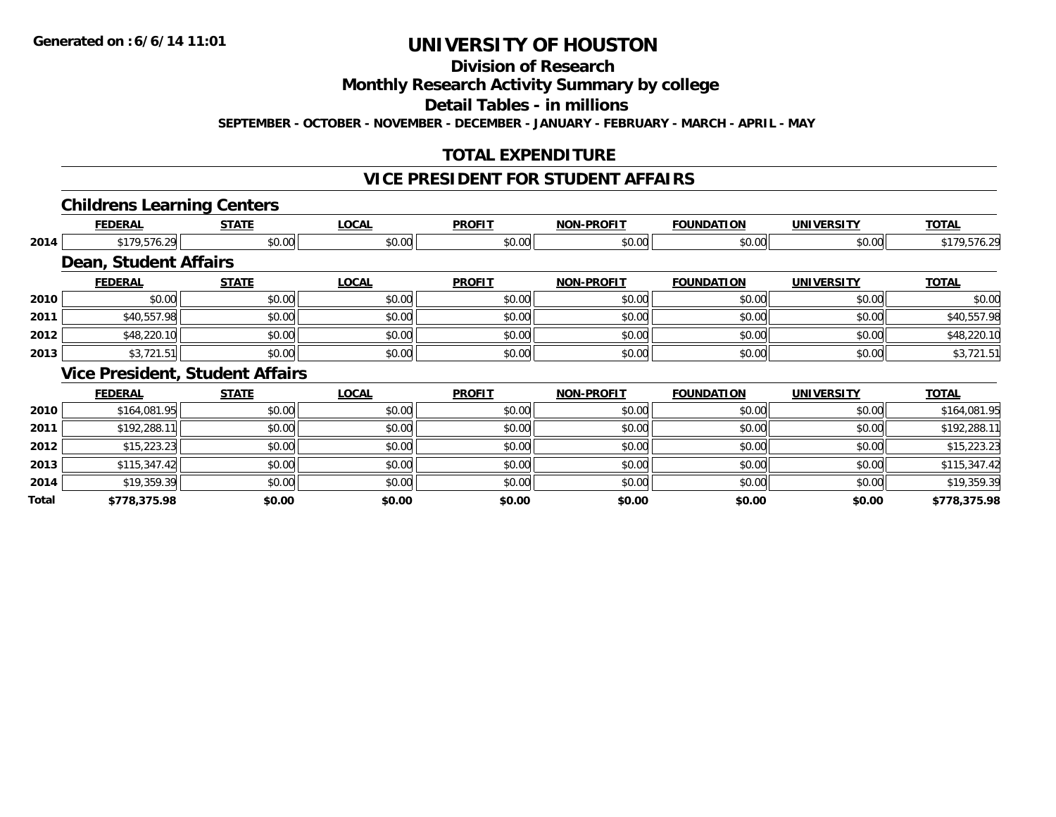**Generated on :6/6/14 11:01**

# UNIVERSITY OF HOUSTON

## Division of Research

## Monthly Research Activity Summary by college

## Detail Tables - in millions

**SEPTEMBER - OCTOBER - NOVEMBER - DECEMBER - JANUARY - FEBRUARY - MARCH - APRIL - MAY**

## TOTAL EXPENDITURE

## VICE PRESIDENT FOR STUDENT AFFAIRS

### Childrens Learning Centers

| | FEDERAL | STATE | LOCAL | PROFIT | NON-PROFIT | FOUNDATION | UNIVERSITY | TOTAL |
|---|---|---|---|---|---|---|---|---|
| 2014 | $179,576.29 | $0.00 | $0.00 | $0.00 | $0.00 | $0.00 | $0.00 | $179,576.29 |

### Dean, Student Affairs

| | FEDERAL | STATE | LOCAL | PROFIT | NON-PROFIT | FOUNDATION | UNIVERSITY | TOTAL |
|---|---|---|---|---|---|---|---|---|
| 2010 | $0.00 | $0.00 | $0.00 | $0.00 | $0.00 | $0.00 | $0.00 | $0.00 |
| 2011 | $40,557.98 | $0.00 | $0.00 | $0.00 | $0.00 | $0.00 | $0.00 | $40,557.98 |
| 2012 | $48,220.10 | $0.00 | $0.00 | $0.00 | $0.00 | $0.00 | $0.00 | $48,220.10 |
| 2013 | $3,721.51 | $0.00 | $0.00 | $0.00 | $0.00 | $0.00 | $0.00 | $3,721.51 |

### Vice President, Student Affairs

| | FEDERAL | STATE | LOCAL | PROFIT | NON-PROFIT | FOUNDATION | UNIVERSITY | TOTAL |
|---|---|---|---|---|---|---|---|---|
| 2010 | $164,081.95 | $0.00 | $0.00 | $0.00 | $0.00 | $0.00 | $0.00 | $164,081.95 |
| 2011 | $192,288.11 | $0.00 | $0.00 | $0.00 | $0.00 | $0.00 | $0.00 | $192,288.11 |
| 2012 | $15,223.23 | $0.00 | $0.00 | $0.00 | $0.00 | $0.00 | $0.00 | $15,223.23 |
| 2013 | $115,347.42 | $0.00 | $0.00 | $0.00 | $0.00 | $0.00 | $0.00 | $115,347.42 |
| 2014 | $19,359.39 | $0.00 | $0.00 | $0.00 | $0.00 | $0.00 | $0.00 | $19,359.39 |
| **Total** | **$778,375.98** | **$0.00** | **$0.00** | **$0.00** | **$0.00** | **$0.00** | **$0.00** | **$778,375.98** |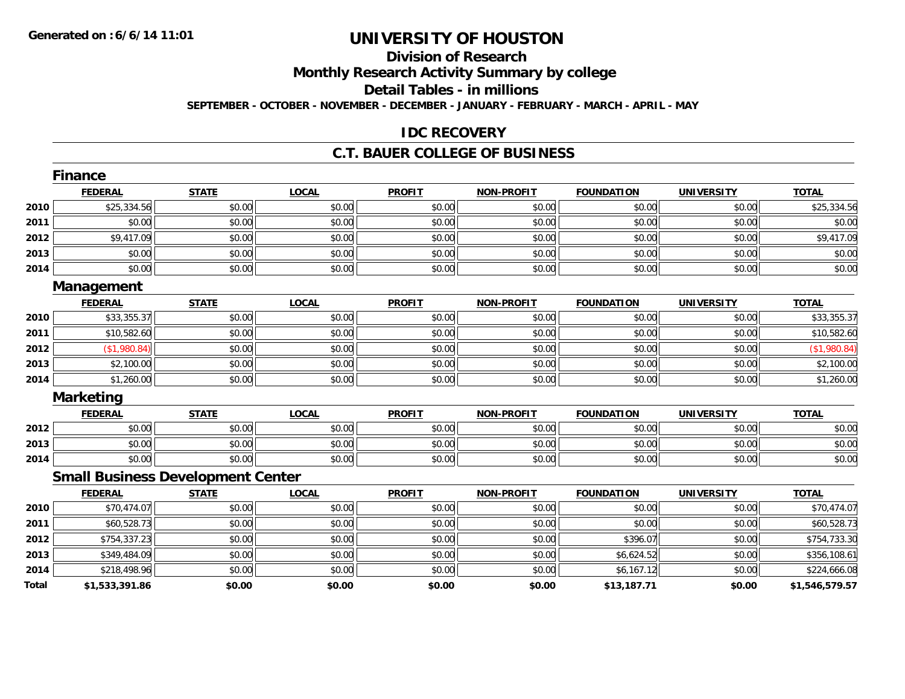**Generated on :6/6/14 11:01**

# UNIVERSITY OF HOUSTON

## Division of Research

## Monthly Research Activity Summary by college

## Detail Tables - in millions

**SEPTEMBER - OCTOBER - NOVEMBER - DECEMBER - JANUARY - FEBRUARY - MARCH - APRIL - MAY**

## IDC RECOVERY

## C.T. BAUER COLLEGE OF BUSINESS

### Finance

| | FEDERAL | STATE | LOCAL | PROFIT | NON-PROFIT | FOUNDATION | UNIVERSITY | TOTAL |
|---|---|---|---|---|---|---|---|---|
| 2010 | $25,334.56 | $0.00 | $0.00 | $0.00 | $0.00 | $0.00 | $0.00 | $25,334.56 |
| 2011 | $0.00 | $0.00 | $0.00 | $0.00 | $0.00 | $0.00 | $0.00 | $0.00 |
| 2012 | $9,417.09 | $0.00 | $0.00 | $0.00 | $0.00 | $0.00 | $0.00 | $9,417.09 |
| 2013 | $0.00 | $0.00 | $0.00 | $0.00 | $0.00 | $0.00 | $0.00 | $0.00 |
| 2014 | $0.00 | $0.00 | $0.00 | $0.00 | $0.00 | $0.00 | $0.00 | $0.00 |

### Management

| | FEDERAL | STATE | LOCAL | PROFIT | NON-PROFIT | FOUNDATION | UNIVERSITY | TOTAL |
|---|---|---|---|---|---|---|---|---|
| 2010 | $33,355.37 | $0.00 | $0.00 | $0.00 | $0.00 | $0.00 | $0.00 | $33,355.37 |
| 2011 | $10,582.60 | $0.00 | $0.00 | $0.00 | $0.00 | $0.00 | $0.00 | $10,582.60 |
| 2012 | ($1,980.84) | $0.00 | $0.00 | $0.00 | $0.00 | $0.00 | $0.00 | ($1,980.84) |
| 2013 | $2,100.00 | $0.00 | $0.00 | $0.00 | $0.00 | $0.00 | $0.00 | $2,100.00 |
| 2014 | $1,260.00 | $0.00 | $0.00 | $0.00 | $0.00 | $0.00 | $0.00 | $1,260.00 |

### Marketing

| | FEDERAL | STATE | LOCAL | PROFIT | NON-PROFIT | FOUNDATION | UNIVERSITY | TOTAL |
|---|---|---|---|---|---|---|---|---|
| 2012 | $0.00 | $0.00 | $0.00 | $0.00 | $0.00 | $0.00 | $0.00 | $0.00 |
| 2013 | $0.00 | $0.00 | $0.00 | $0.00 | $0.00 | $0.00 | $0.00 | $0.00 |
| 2014 | $0.00 | $0.00 | $0.00 | $0.00 | $0.00 | $0.00 | $0.00 | $0.00 |

### Small Business Development Center

| | FEDERAL | STATE | LOCAL | PROFIT | NON-PROFIT | FOUNDATION | UNIVERSITY | TOTAL |
|---|---|---|---|---|---|---|---|---|
| 2010 | $70,474.07 | $0.00 | $0.00 | $0.00 | $0.00 | $0.00 | $0.00 | $70,474.07 |
| 2011 | $60,528.73 | $0.00 | $0.00 | $0.00 | $0.00 | $0.00 | $0.00 | $60,528.73 |
| 2012 | $754,337.23 | $0.00 | $0.00 | $0.00 | $0.00 | $396.07 | $0.00 | $754,733.30 |
| 2013 | $349,484.09 | $0.00 | $0.00 | $0.00 | $0.00 | $6,624.52 | $0.00 | $356,108.61 |
| 2014 | $218,498.96 | $0.00 | $0.00 | $0.00 | $0.00 | $6,167.12 | $0.00 | $224,666.08 |
| **Total** | **$1,533,391.86** | **$0.00** | **$0.00** | **$0.00** | **$0.00** | **$13,187.71** | **$0.00** | **$1,546,579.57** |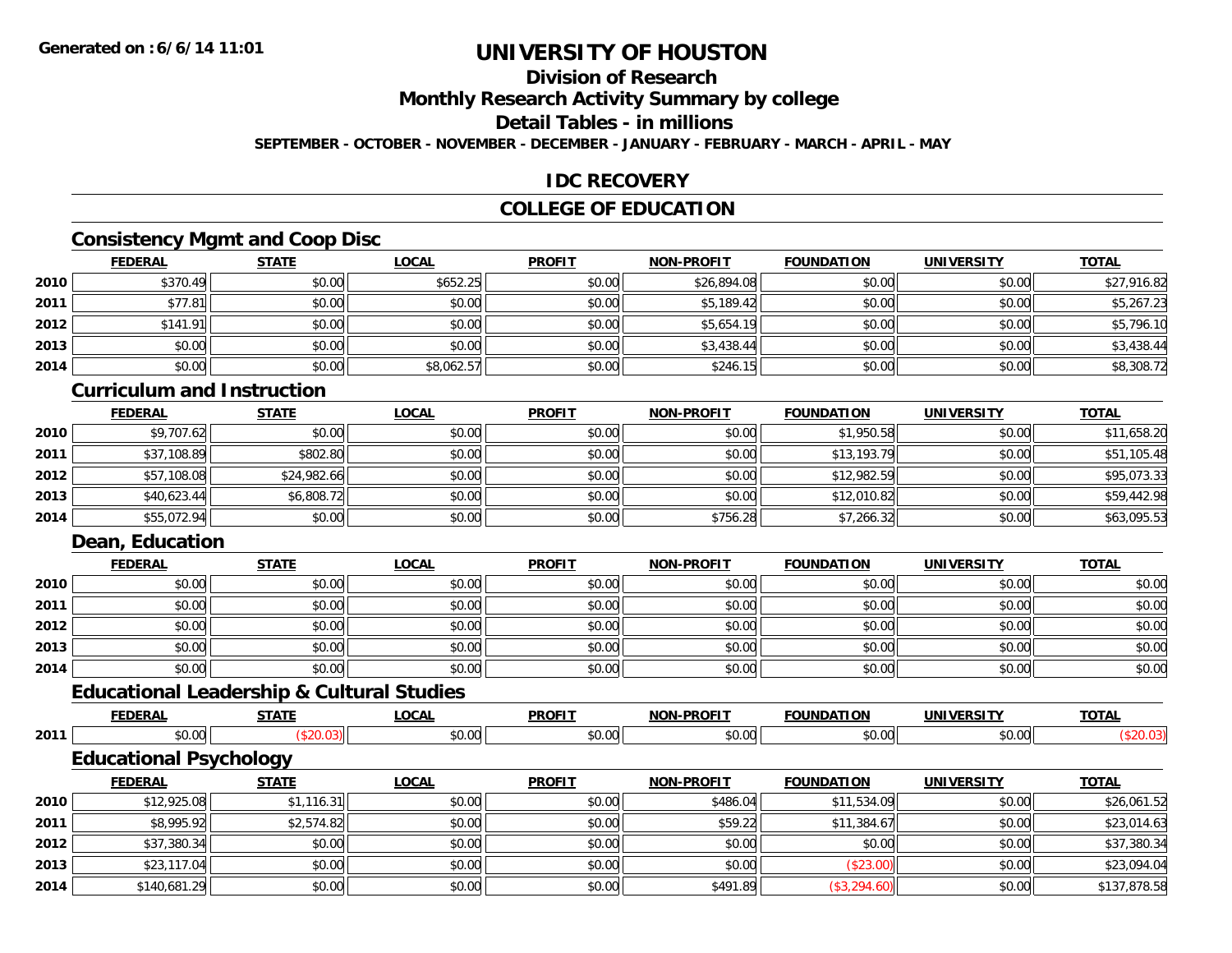**Generated on : 6/6/14 11:01**

# UNIVERSITY OF HOUSTON

## Division of Research

## Monthly Research Activity Summary by college

## Detail Tables - in millions

**SEPTEMBER - OCTOBER - NOVEMBER - DECEMBER - JANUARY - FEBRUARY - MARCH - APRIL - MAY**

## IDC RECOVERY

## COLLEGE OF EDUCATION

### Consistency Mgmt and Coop Disc

| | FEDERAL | STATE | LOCAL | PROFIT | NON-PROFIT | FOUNDATION | UNIVERSITY | TOTAL |
|---|---|---|---|---|---|---|---|---|
| 2010 | $370.49 | $0.00 | $652.25 | $0.00 | $26,894.08 | $0.00 | $0.00 | $27,916.82 |
| 2011 | $77.81 | $0.00 | $0.00 | $0.00 | $5,189.42 | $0.00 | $0.00 | $5,267.23 |
| 2012 | $141.91 | $0.00 | $0.00 | $0.00 | $5,654.19 | $0.00 | $0.00 | $5,796.10 |
| 2013 | $0.00 | $0.00 | $0.00 | $0.00 | $3,438.44 | $0.00 | $0.00 | $3,438.44 |
| 2014 | $0.00 | $0.00 | $8,062.57 | $0.00 | $246.15 | $0.00 | $0.00 | $8,308.72 |

### Curriculum and Instruction

| | FEDERAL | STATE | LOCAL | PROFIT | NON-PROFIT | FOUNDATION | UNIVERSITY | TOTAL |
|---|---|---|---|---|---|---|---|---|
| 2010 | $9,707.62 | $0.00 | $0.00 | $0.00 | $0.00 | $1,950.58 | $0.00 | $11,658.20 |
| 2011 | $37,108.89 | $802.80 | $0.00 | $0.00 | $0.00 | $13,193.79 | $0.00 | $51,105.48 |
| 2012 | $57,108.08 | $24,982.66 | $0.00 | $0.00 | $0.00 | $12,982.59 | $0.00 | $95,073.33 |
| 2013 | $40,623.44 | $6,808.72 | $0.00 | $0.00 | $0.00 | $12,010.82 | $0.00 | $59,442.98 |
| 2014 | $55,072.94 | $0.00 | $0.00 | $0.00 | $756.28 | $7,266.32 | $0.00 | $63,095.53 |

### Dean, Education

| | FEDERAL | STATE | LOCAL | PROFIT | NON-PROFIT | FOUNDATION | UNIVERSITY | TOTAL |
|---|---|---|---|---|---|---|---|---|
| 2010 | $0.00 | $0.00 | $0.00 | $0.00 | $0.00 | $0.00 | $0.00 | $0.00 |
| 2011 | $0.00 | $0.00 | $0.00 | $0.00 | $0.00 | $0.00 | $0.00 | $0.00 |
| 2012 | $0.00 | $0.00 | $0.00 | $0.00 | $0.00 | $0.00 | $0.00 | $0.00 |
| 2013 | $0.00 | $0.00 | $0.00 | $0.00 | $0.00 | $0.00 | $0.00 | $0.00 |
| 2014 | $0.00 | $0.00 | $0.00 | $0.00 | $0.00 | $0.00 | $0.00 | $0.00 |

### Educational Leadership & Cultural Studies

| | FEDERAL | STATE | LOCAL | PROFIT | NON-PROFIT | FOUNDATION | UNIVERSITY | TOTAL |
|---|---|---|---|---|---|---|---|---|
| 2011 | $0.00 | ($20.03) | $0.00 | $0.00 | $0.00 | $0.00 | $0.00 | ($20.03) |

### Educational Psychology

| | FEDERAL | STATE | LOCAL | PROFIT | NON-PROFIT | FOUNDATION | UNIVERSITY | TOTAL |
|---|---|---|---|---|---|---|---|---|
| 2010 | $12,925.08 | $1,116.31 | $0.00 | $0.00 | $486.04 | $11,534.09 | $0.00 | $26,061.52 |
| 2011 | $8,995.92 | $2,574.82 | $0.00 | $0.00 | $59.22 | $11,384.67 | $0.00 | $23,014.63 |
| 2012 | $37,380.34 | $0.00 | $0.00 | $0.00 | $0.00 | $0.00 | $0.00 | $37,380.34 |
| 2013 | $23,117.04 | $0.00 | $0.00 | $0.00 | $0.00 | ($23.00) | $0.00 | $23,094.04 |
| 2014 | $140,681.29 | $0.00 | $0.00 | $0.00 | $491.89 | ($3,294.60) | $0.00 | $137,878.58 |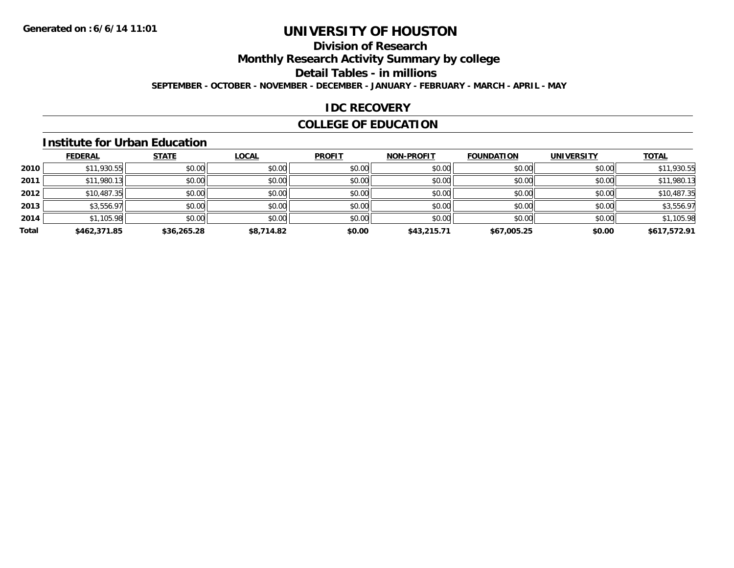**Generated on :6/6/14 11:01**

# UNIVERSITY OF HOUSTON

## Division of Research

## Monthly Research Activity Summary by college

## Detail Tables - in millions

**SEPTEMBER - OCTOBER - NOVEMBER - DECEMBER - JANUARY - FEBRUARY - MARCH - APRIL - MAY**

## IDC RECOVERY

## COLLEGE OF EDUCATION

### Institute for Urban Education

| | FEDERAL | STATE | LOCAL | PROFIT | NON-PROFIT | FOUNDATION | UNIVERSITY | TOTAL |
|---|---|---|---|---|---|---|---|---|
| 2010 | $11,930.55 | $0.00 | $0.00 | $0.00 | $0.00 | $0.00 | $0.00 | $11,930.55 |
| 2011 | $11,980.13 | $0.00 | $0.00 | $0.00 | $0.00 | $0.00 | $0.00 | $11,980.13 |
| 2012 | $10,487.35 | $0.00 | $0.00 | $0.00 | $0.00 | $0.00 | $0.00 | $10,487.35 |
| 2013 | $3,556.97 | $0.00 | $0.00 | $0.00 | $0.00 | $0.00 | $0.00 | $3,556.97 |
| 2014 | $1,105.98 | $0.00 | $0.00 | $0.00 | $0.00 | $0.00 | $0.00 | $1,105.98 |
| **Total** | **$462,371.85** | **$36,265.28** | **$8,714.82** | **$0.00** | **$43,215.71** | **$67,005.25** | **$0.00** | **$617,572.91** |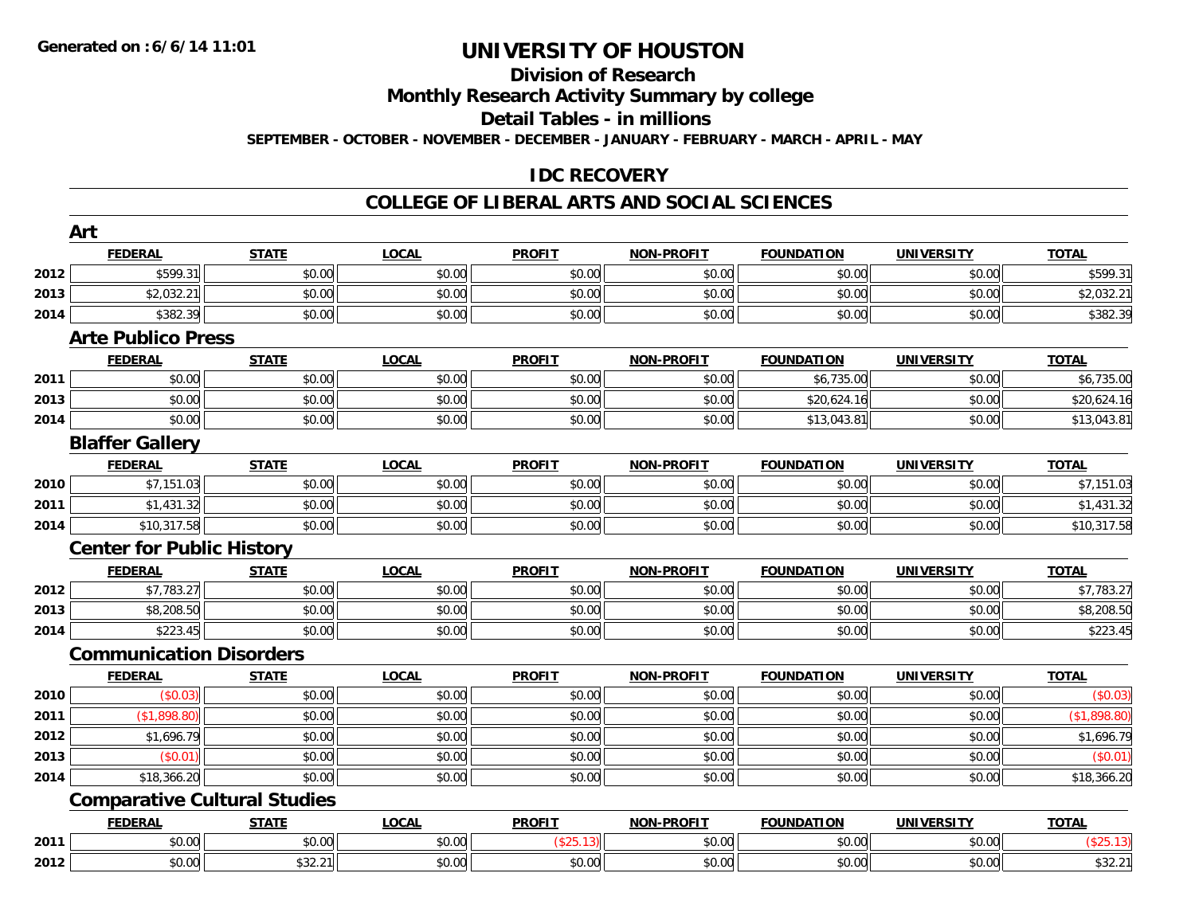Generated on :6/6/14 11:01

# UNIVERSITY OF HOUSTON

## Division of Research

## Monthly Research Activity Summary by college

## Detail Tables - in millions

SEPTEMBER - OCTOBER - NOVEMBER - DECEMBER - JANUARY - FEBRUARY - MARCH - APRIL - MAY

## IDC RECOVERY

## COLLEGE OF LIBERAL ARTS AND SOCIAL SCIENCES

### Art

| | FEDERAL | STATE | LOCAL | PROFIT | NON-PROFIT | FOUNDATION | UNIVERSITY | TOTAL |
|---|---|---|---|---|---|---|---|---|
| 2012 | $599.31 | $0.00 | $0.00 | $0.00 | $0.00 | $0.00 | $0.00 | $599.31 |
| 2013 | $2,032.21 | $0.00 | $0.00 | $0.00 | $0.00 | $0.00 | $0.00 | $2,032.21 |
| 2014 | $382.39 | $0.00 | $0.00 | $0.00 | $0.00 | $0.00 | $0.00 | $382.39 |

### Arte Publico Press

| | FEDERAL | STATE | LOCAL | PROFIT | NON-PROFIT | FOUNDATION | UNIVERSITY | TOTAL |
|---|---|---|---|---|---|---|---|---|
| 2011 | $0.00 | $0.00 | $0.00 | $0.00 | $0.00 | $6,735.00 | $0.00 | $6,735.00 |
| 2013 | $0.00 | $0.00 | $0.00 | $0.00 | $0.00 | $20,624.16 | $0.00 | $20,624.16 |
| 2014 | $0.00 | $0.00 | $0.00 | $0.00 | $0.00 | $13,043.81 | $0.00 | $13,043.81 |

### Blaffer Gallery

| | FEDERAL | STATE | LOCAL | PROFIT | NON-PROFIT | FOUNDATION | UNIVERSITY | TOTAL |
|---|---|---|---|---|---|---|---|---|
| 2010 | $7,151.03 | $0.00 | $0.00 | $0.00 | $0.00 | $0.00 | $0.00 | $7,151.03 |
| 2011 | $1,431.32 | $0.00 | $0.00 | $0.00 | $0.00 | $0.00 | $0.00 | $1,431.32 |
| 2014 | $10,317.58 | $0.00 | $0.00 | $0.00 | $0.00 | $0.00 | $0.00 | $10,317.58 |

### Center for Public History

| | FEDERAL | STATE | LOCAL | PROFIT | NON-PROFIT | FOUNDATION | UNIVERSITY | TOTAL |
|---|---|---|---|---|---|---|---|---|
| 2012 | $7,783.27 | $0.00 | $0.00 | $0.00 | $0.00 | $0.00 | $0.00 | $7,783.27 |
| 2013 | $8,208.50 | $0.00 | $0.00 | $0.00 | $0.00 | $0.00 | $0.00 | $8,208.50 |
| 2014 | $223.45 | $0.00 | $0.00 | $0.00 | $0.00 | $0.00 | $0.00 | $223.45 |

### Communication Disorders

| | FEDERAL | STATE | LOCAL | PROFIT | NON-PROFIT | FOUNDATION | UNIVERSITY | TOTAL |
|---|---|---|---|---|---|---|---|---|
| 2010 | ($0.03) | $0.00 | $0.00 | $0.00 | $0.00 | $0.00 | $0.00 | ($0.03) |
| 2011 | ($1,898.80) | $0.00 | $0.00 | $0.00 | $0.00 | $0.00 | $0.00 | ($1,898.80) |
| 2012 | $1,696.79 | $0.00 | $0.00 | $0.00 | $0.00 | $0.00 | $0.00 | $1,696.79 |
| 2013 | ($0.01) | $0.00 | $0.00 | $0.00 | $0.00 | $0.00 | $0.00 | ($0.01) |
| 2014 | $18,366.20 | $0.00 | $0.00 | $0.00 | $0.00 | $0.00 | $0.00 | $18,366.20 |

### Comparative Cultural Studies

| | FEDERAL | STATE | LOCAL | PROFIT | NON-PROFIT | FOUNDATION | UNIVERSITY | TOTAL |
|---|---|---|---|---|---|---|---|---|
| 2011 | $0.00 | $0.00 | $0.00 | ($25.13) | $0.00 | $0.00 | $0.00 | ($25.13) |
| 2012 | $0.00 | $32.21 | $0.00 | $0.00 | $0.00 | $0.00 | $0.00 | $32.21 |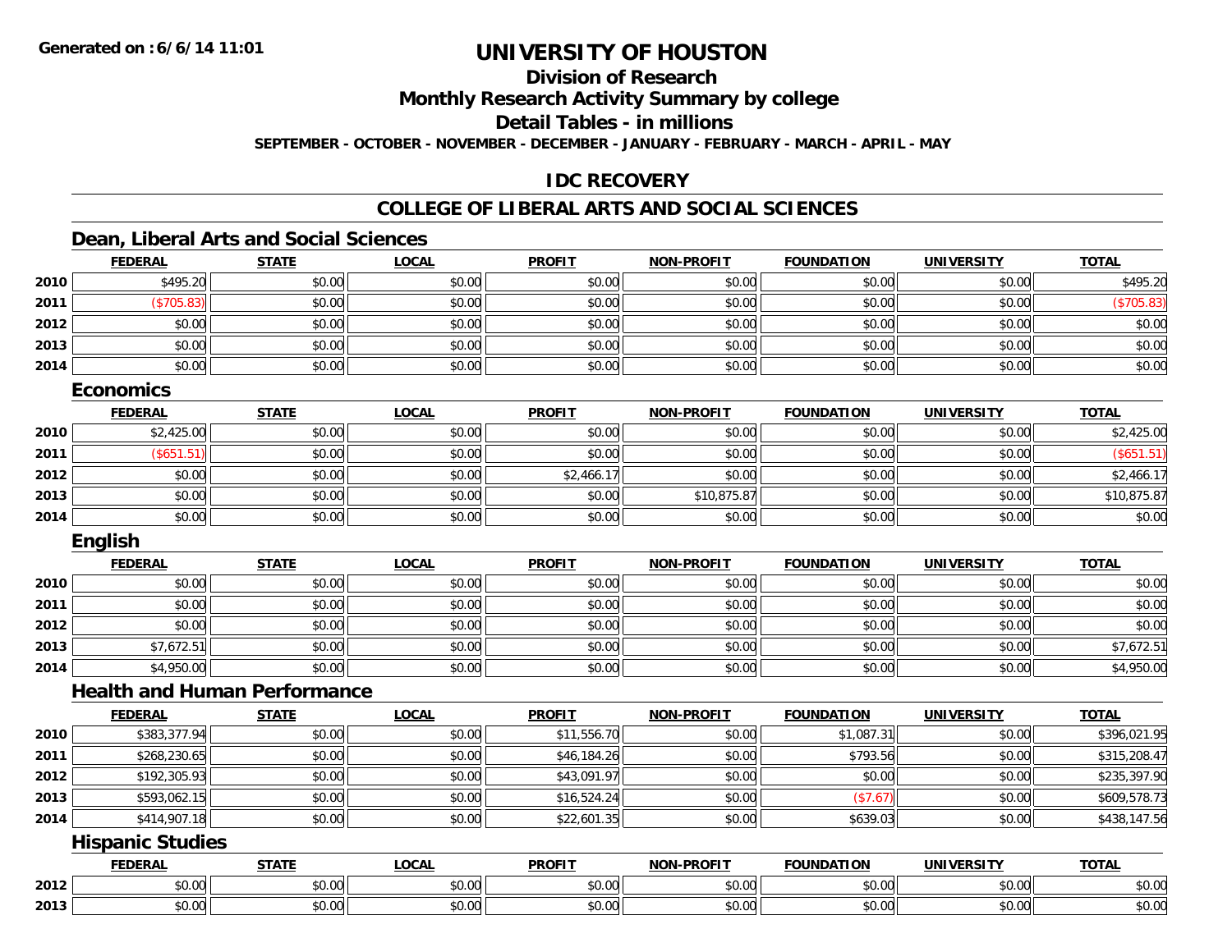# UNIVERSITY OF HOUSTON

## Division of Research

## Monthly Research Activity Summary by college

## Detail Tables - in millions

**SEPTEMBER - OCTOBER - NOVEMBER - DECEMBER - JANUARY - FEBRUARY - MARCH - APRIL - MAY**

## IDC RECOVERY

## COLLEGE OF LIBERAL ARTS AND SOCIAL SCIENCES

### Dean, Liberal Arts and Social Sciences

| | FEDERAL | STATE | LOCAL | PROFIT | NON-PROFIT | FOUNDATION | UNIVERSITY | TOTAL |
|---|---|---|---|---|---|---|---|---|
| 2010 | $495.20 | $0.00 | $0.00 | $0.00 | $0.00 | $0.00 | $0.00 | $495.20 |
| 2011 | ($705.83) | $0.00 | $0.00 | $0.00 | $0.00 | $0.00 | $0.00 | ($705.83) |
| 2012 | $0.00 | $0.00 | $0.00 | $0.00 | $0.00 | $0.00 | $0.00 | $0.00 |
| 2013 | $0.00 | $0.00 | $0.00 | $0.00 | $0.00 | $0.00 | $0.00 | $0.00 |
| 2014 | $0.00 | $0.00 | $0.00 | $0.00 | $0.00 | $0.00 | $0.00 | $0.00 |

### Economics

| | FEDERAL | STATE | LOCAL | PROFIT | NON-PROFIT | FOUNDATION | UNIVERSITY | TOTAL |
|---|---|---|---|---|---|---|---|---|
| 2010 | $2,425.00 | $0.00 | $0.00 | $0.00 | $0.00 | $0.00 | $0.00 | $2,425.00 |
| 2011 | ($651.51) | $0.00 | $0.00 | $0.00 | $0.00 | $0.00 | $0.00 | ($651.51) |
| 2012 | $0.00 | $0.00 | $0.00 | $2,466.17 | $0.00 | $0.00 | $0.00 | $2,466.17 |
| 2013 | $0.00 | $0.00 | $0.00 | $0.00 | $10,875.87 | $0.00 | $0.00 | $10,875.87 |
| 2014 | $0.00 | $0.00 | $0.00 | $0.00 | $0.00 | $0.00 | $0.00 | $0.00 |

### English

| | FEDERAL | STATE | LOCAL | PROFIT | NON-PROFIT | FOUNDATION | UNIVERSITY | TOTAL |
|---|---|---|---|---|---|---|---|---|
| 2010 | $0.00 | $0.00 | $0.00 | $0.00 | $0.00 | $0.00 | $0.00 | $0.00 |
| 2011 | $0.00 | $0.00 | $0.00 | $0.00 | $0.00 | $0.00 | $0.00 | $0.00 |
| 2012 | $0.00 | $0.00 | $0.00 | $0.00 | $0.00 | $0.00 | $0.00 | $0.00 |
| 2013 | $7,672.51 | $0.00 | $0.00 | $0.00 | $0.00 | $0.00 | $0.00 | $7,672.51 |
| 2014 | $4,950.00 | $0.00 | $0.00 | $0.00 | $0.00 | $0.00 | $0.00 | $4,950.00 |

### Health and Human Performance

| | FEDERAL | STATE | LOCAL | PROFIT | NON-PROFIT | FOUNDATION | UNIVERSITY | TOTAL |
|---|---|---|---|---|---|---|---|---|
| 2010 | $383,377.94 | $0.00 | $0.00 | $11,556.70 | $0.00 | $1,087.31 | $0.00 | $396,021.95 |
| 2011 | $268,230.65 | $0.00 | $0.00 | $46,184.26 | $0.00 | $793.56 | $0.00 | $315,208.47 |
| 2012 | $192,305.93 | $0.00 | $0.00 | $43,091.97 | $0.00 | $0.00 | $0.00 | $235,397.90 |
| 2013 | $593,062.15 | $0.00 | $0.00 | $16,524.24 | $0.00 | ($7.67) | $0.00 | $609,578.73 |
| 2014 | $414,907.18 | $0.00 | $0.00 | $22,601.35 | $0.00 | $639.03 | $0.00 | $438,147.56 |

### Hispanic Studies

| | FEDERAL | STATE | LOCAL | PROFIT | NON-PROFIT | FOUNDATION | UNIVERSITY | TOTAL |
|---|---|---|---|---|---|---|---|---|
| 2012 | $0.00 | $0.00 | $0.00 | $0.00 | $0.00 | $0.00 | $0.00 | $0.00 |
| 2013 | $0.00 | $0.00 | $0.00 | $0.00 | $0.00 | $0.00 | $0.00 | $0.00 |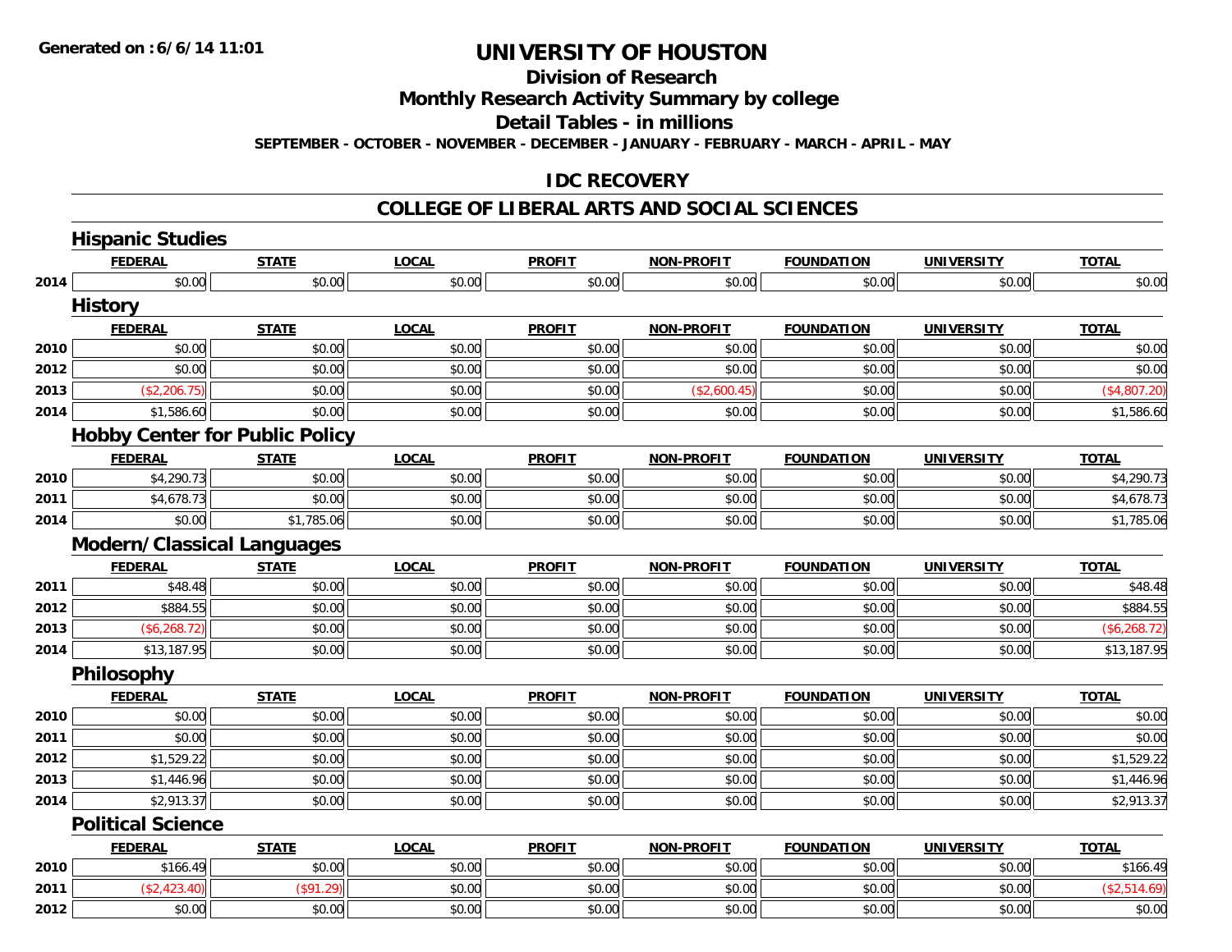# UNIVERSITY OF HOUSTON

## Division of Research

## Monthly Research Activity Summary by college

## Detail Tables - in millions

**SEPTEMBER - OCTOBER - NOVEMBER - DECEMBER - JANUARY - FEBRUARY - MARCH - APRIL - MAY**

**Generated on : 6/6/14 11:01**

## IDC RECOVERY

## COLLEGE OF LIBERAL ARTS AND SOCIAL SCIENCES

### Hispanic Studies

| | FEDERAL | STATE | LOCAL | PROFIT | NON-PROFIT | FOUNDATION | UNIVERSITY | TOTAL |
|---|---|---|---|---|---|---|---|---|
| 2014 | $0.00 | $0.00 | $0.00 | $0.00 | $0.00 | $0.00 | $0.00 | $0.00 |

### History

| | FEDERAL | STATE | LOCAL | PROFIT | NON-PROFIT | FOUNDATION | UNIVERSITY | TOTAL |
|---|---|---|---|---|---|---|---|---|
| 2010 | $0.00 | $0.00 | $0.00 | $0.00 | $0.00 | $0.00 | $0.00 | $0.00 |
| 2012 | $0.00 | $0.00 | $0.00 | $0.00 | $0.00 | $0.00 | $0.00 | $0.00 |
| 2013 | ($2,206.75) | $0.00 | $0.00 | $0.00 | ($2,600.45) | $0.00 | $0.00 | ($4,807.20) |
| 2014 | $1,586.60 | $0.00 | $0.00 | $0.00 | $0.00 | $0.00 | $0.00 | $1,586.60 |

### Hobby Center for Public Policy

| | FEDERAL | STATE | LOCAL | PROFIT | NON-PROFIT | FOUNDATION | UNIVERSITY | TOTAL |
|---|---|---|---|---|---|---|---|---|
| 2010 | $4,290.73 | $0.00 | $0.00 | $0.00 | $0.00 | $0.00 | $0.00 | $4,290.73 |
| 2011 | $4,678.73 | $0.00 | $0.00 | $0.00 | $0.00 | $0.00 | $0.00 | $4,678.73 |
| 2014 | $0.00 | $1,785.06 | $0.00 | $0.00 | $0.00 | $0.00 | $0.00 | $1,785.06 |

### Modern/Classical Languages

| | FEDERAL | STATE | LOCAL | PROFIT | NON-PROFIT | FOUNDATION | UNIVERSITY | TOTAL |
|---|---|---|---|---|---|---|---|---|
| 2011 | $48.48 | $0.00 | $0.00 | $0.00 | $0.00 | $0.00 | $0.00 | $48.48 |
| 2012 | $884.55 | $0.00 | $0.00 | $0.00 | $0.00 | $0.00 | $0.00 | $884.55 |
| 2013 | ($6,268.72) | $0.00 | $0.00 | $0.00 | $0.00 | $0.00 | $0.00 | ($6,268.72) |
| 2014 | $13,187.95 | $0.00 | $0.00 | $0.00 | $0.00 | $0.00 | $0.00 | $13,187.95 |

### Philosophy

| | FEDERAL | STATE | LOCAL | PROFIT | NON-PROFIT | FOUNDATION | UNIVERSITY | TOTAL |
|---|---|---|---|---|---|---|---|---|
| 2010 | $0.00 | $0.00 | $0.00 | $0.00 | $0.00 | $0.00 | $0.00 | $0.00 |
| 2011 | $0.00 | $0.00 | $0.00 | $0.00 | $0.00 | $0.00 | $0.00 | $0.00 |
| 2012 | $1,529.22 | $0.00 | $0.00 | $0.00 | $0.00 | $0.00 | $0.00 | $1,529.22 |
| 2013 | $1,446.96 | $0.00 | $0.00 | $0.00 | $0.00 | $0.00 | $0.00 | $1,446.96 |
| 2014 | $2,913.37 | $0.00 | $0.00 | $0.00 | $0.00 | $0.00 | $0.00 | $2,913.37 |

### Political Science

| | FEDERAL | STATE | LOCAL | PROFIT | NON-PROFIT | FOUNDATION | UNIVERSITY | TOTAL |
|---|---|---|---|---|---|---|---|---|
| 2010 | $166.49 | $0.00 | $0.00 | $0.00 | $0.00 | $0.00 | $0.00 | $166.49 |
| 2011 | ($2,423.40) | ($91.29) | $0.00 | $0.00 | $0.00 | $0.00 | $0.00 | ($2,514.69) |
| 2012 | $0.00 | $0.00 | $0.00 | $0.00 | $0.00 | $0.00 | $0.00 | $0.00 |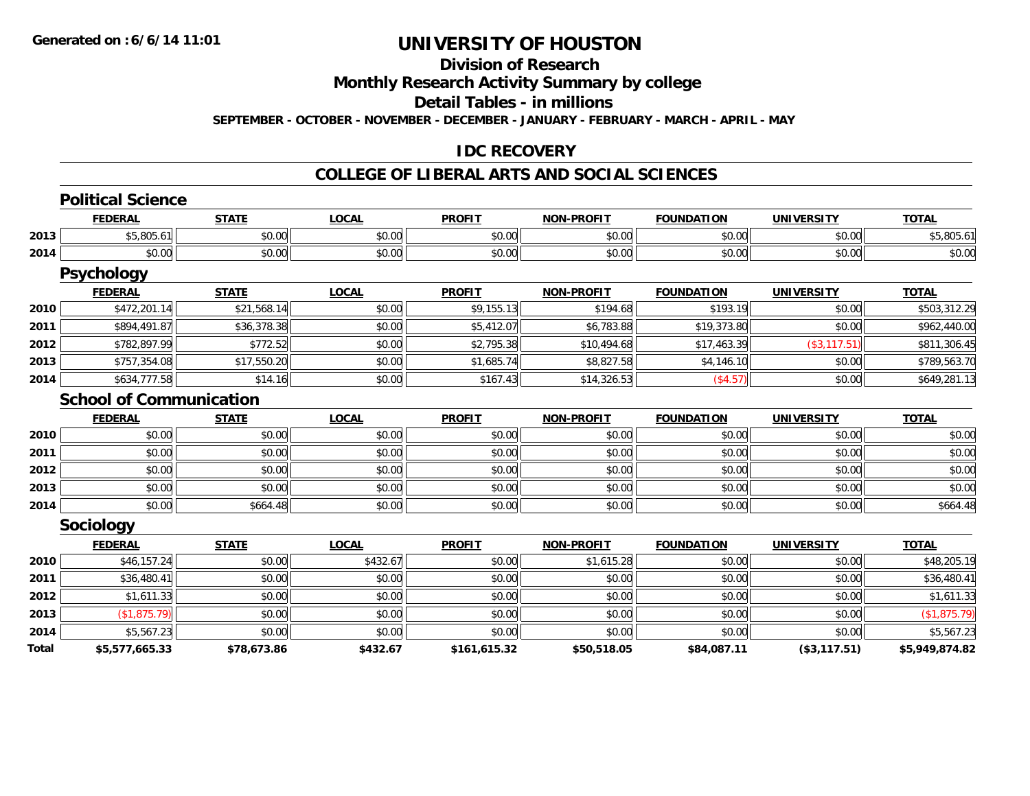# UNIVERSITY OF HOUSTON

## Division of Research

## Monthly Research Activity Summary by college

## Detail Tables - in millions

**SEPTEMBER - OCTOBER - NOVEMBER - DECEMBER - JANUARY - FEBRUARY - MARCH - APRIL - MAY**

## IDC RECOVERY

## COLLEGE OF LIBERAL ARTS AND SOCIAL SCIENCES

### Political Science

| | FEDERAL | STATE | LOCAL | PROFIT | NON-PROFIT | FOUNDATION | UNIVERSITY | TOTAL |
|---|---|---|---|---|---|---|---|---|
| 2013 | $5,805.61 | $0.00 | $0.00 | $0.00 | $0.00 | $0.00 | $0.00 | $5,805.61 |
| 2014 | $0.00 | $0.00 | $0.00 | $0.00 | $0.00 | $0.00 | $0.00 | $0.00 |

### Psychology

| | FEDERAL | STATE | LOCAL | PROFIT | NON-PROFIT | FOUNDATION | UNIVERSITY | TOTAL |
|---|---|---|---|---|---|---|---|---|
| 2010 | $472,201.14 | $21,568.14 | $0.00 | $9,155.13 | $194.68 | $193.19 | $0.00 | $503,312.29 |
| 2011 | $894,491.87 | $36,378.38 | $0.00 | $5,412.07 | $6,783.88 | $19,373.80 | $0.00 | $962,440.00 |
| 2012 | $782,897.99 | $772.52 | $0.00 | $2,795.38 | $10,494.68 | $17,463.39 | ($3,117.51) | $811,306.45 |
| 2013 | $757,354.08 | $17,550.20 | $0.00 | $1,685.74 | $8,827.58 | $4,146.10 | $0.00 | $789,563.70 |
| 2014 | $634,777.58 | $14.16 | $0.00 | $167.43 | $14,326.53 | ($4.57) | $0.00 | $649,281.13 |

### School of Communication

| | FEDERAL | STATE | LOCAL | PROFIT | NON-PROFIT | FOUNDATION | UNIVERSITY | TOTAL |
|---|---|---|---|---|---|---|---|---|
| 2010 | $0.00 | $0.00 | $0.00 | $0.00 | $0.00 | $0.00 | $0.00 | $0.00 |
| 2011 | $0.00 | $0.00 | $0.00 | $0.00 | $0.00 | $0.00 | $0.00 | $0.00 |
| 2012 | $0.00 | $0.00 | $0.00 | $0.00 | $0.00 | $0.00 | $0.00 | $0.00 |
| 2013 | $0.00 | $0.00 | $0.00 | $0.00 | $0.00 | $0.00 | $0.00 | $0.00 |
| 2014 | $0.00 | $664.48 | $0.00 | $0.00 | $0.00 | $0.00 | $0.00 | $664.48 |

### Sociology

| | FEDERAL | STATE | LOCAL | PROFIT | NON-PROFIT | FOUNDATION | UNIVERSITY | TOTAL |
|---|---|---|---|---|---|---|---|---|
| 2010 | $46,157.24 | $0.00 | $432.67 | $0.00 | $1,615.28 | $0.00 | $0.00 | $48,205.19 |
| 2011 | $36,480.41 | $0.00 | $0.00 | $0.00 | $0.00 | $0.00 | $0.00 | $36,480.41 |
| 2012 | $1,611.33 | $0.00 | $0.00 | $0.00 | $0.00 | $0.00 | $0.00 | $1,611.33 |
| 2013 | ($1,875.79) | $0.00 | $0.00 | $0.00 | $0.00 | $0.00 | $0.00 | ($1,875.79) |
| 2014 | $5,567.23 | $0.00 | $0.00 | $0.00 | $0.00 | $0.00 | $0.00 | $5,567.23 |
| **Total** | **$5,577,665.33** | **$78,673.86** | **$432.67** | **$161,615.32** | **$50,518.05** | **$84,087.11** | **($3,117.51)** | **$5,949,874.82** |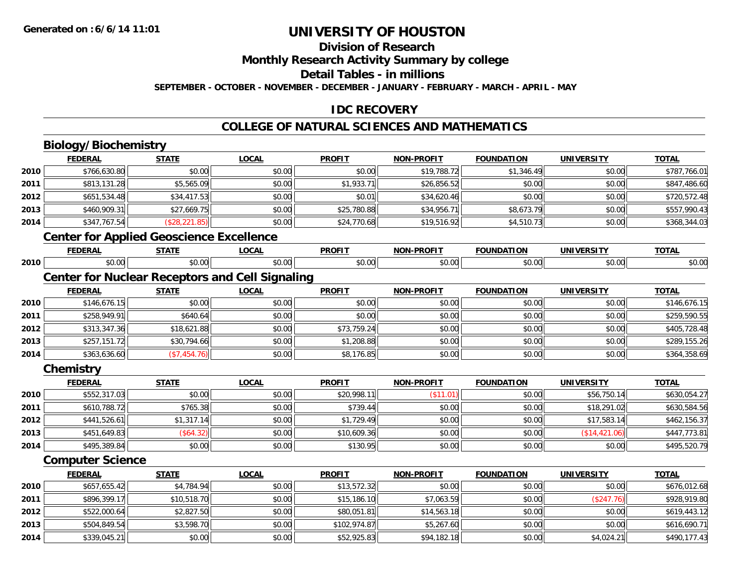Generated on :6/6/14 11:01

# UNIVERSITY OF HOUSTON

## Division of Research

## Monthly Research Activity Summary by college

## Detail Tables - in millions

SEPTEMBER - OCTOBER - NOVEMBER - DECEMBER - JANUARY - FEBRUARY - MARCH - APRIL - MAY

## IDC RECOVERY

## COLLEGE OF NATURAL SCIENCES AND MATHEMATICS

### Biology/Biochemistry

| | FEDERAL | STATE | LOCAL | PROFIT | NON-PROFIT | FOUNDATION | UNIVERSITY | TOTAL |
|---|---|---|---|---|---|---|---|---|
| 2010 | $766,630.80 | $0.00 | $0.00 | $0.00 | $19,788.72 | $1,346.49 | $0.00 | $787,766.01 |
| 2011 | $813,131.28 | $5,565.09 | $0.00 | $1,933.71 | $26,856.52 | $0.00 | $0.00 | $847,486.60 |
| 2012 | $651,534.48 | $34,417.53 | $0.00 | $0.01 | $34,620.46 | $0.00 | $0.00 | $720,572.48 |
| 2013 | $460,909.31 | $27,669.75 | $0.00 | $25,780.88 | $34,956.71 | $8,673.79 | $0.00 | $557,990.43 |
| 2014 | $347,767.54 | ($28,221.85) | $0.00 | $24,770.68 | $19,516.92 | $4,510.73 | $0.00 | $368,344.03 |

### Center for Applied Geoscience Excellence

| | FEDERAL | STATE | LOCAL | PROFIT | NON-PROFIT | FOUNDATION | UNIVERSITY | TOTAL |
|---|---|---|---|---|---|---|---|---|
| 2010 | $0.00 | $0.00 | $0.00 | $0.00 | $0.00 | $0.00 | $0.00 | $0.00 |

### Center for Nuclear Receptors and Cell Signaling

| | FEDERAL | STATE | LOCAL | PROFIT | NON-PROFIT | FOUNDATION | UNIVERSITY | TOTAL |
|---|---|---|---|---|---|---|---|---|
| 2010 | $146,676.15 | $0.00 | $0.00 | $0.00 | $0.00 | $0.00 | $0.00 | $146,676.15 |
| 2011 | $258,949.91 | $640.64 | $0.00 | $0.00 | $0.00 | $0.00 | $0.00 | $259,590.55 |
| 2012 | $313,347.36 | $18,621.88 | $0.00 | $73,759.24 | $0.00 | $0.00 | $0.00 | $405,728.48 |
| 2013 | $257,151.72 | $30,794.66 | $0.00 | $1,208.88 | $0.00 | $0.00 | $0.00 | $289,155.26 |
| 2014 | $363,636.60 | ($7,454.76) | $0.00 | $8,176.85 | $0.00 | $0.00 | $0.00 | $364,358.69 |

### Chemistry

| | FEDERAL | STATE | LOCAL | PROFIT | NON-PROFIT | FOUNDATION | UNIVERSITY | TOTAL |
|---|---|---|---|---|---|---|---|---|
| 2010 | $552,317.03 | $0.00 | $0.00 | $20,998.11 | ($11.01) | $0.00 | $56,750.14 | $630,054.27 |
| 2011 | $610,788.72 | $765.38 | $0.00 | $739.44 | $0.00 | $0.00 | $18,291.02 | $630,584.56 |
| 2012 | $441,526.61 | $1,317.14 | $0.00 | $1,729.49 | $0.00 | $0.00 | $17,583.14 | $462,156.37 |
| 2013 | $451,649.83 | ($64.32) | $0.00 | $10,609.36 | $0.00 | $0.00 | ($14,421.06) | $447,773.81 |
| 2014 | $495,389.84 | $0.00 | $0.00 | $130.95 | $0.00 | $0.00 | $0.00 | $495,520.79 |

### Computer Science

| | FEDERAL | STATE | LOCAL | PROFIT | NON-PROFIT | FOUNDATION | UNIVERSITY | TOTAL |
|---|---|---|---|---|---|---|---|---|
| 2010 | $657,655.42 | $4,784.94 | $0.00 | $13,572.32 | $0.00 | $0.00 | $0.00 | $676,012.68 |
| 2011 | $896,399.17 | $10,518.70 | $0.00 | $15,186.10 | $7,063.59 | $0.00 | ($247.76) | $928,919.80 |
| 2012 | $522,000.64 | $2,827.50 | $0.00 | $80,051.81 | $14,563.18 | $0.00 | $0.00 | $619,443.12 |
| 2013 | $504,849.54 | $3,598.70 | $0.00 | $102,974.87 | $5,267.60 | $0.00 | $0.00 | $616,690.71 |
| 2014 | $339,045.21 | $0.00 | $0.00 | $52,925.83 | $94,182.18 | $0.00 | $4,024.21 | $490,177.43 |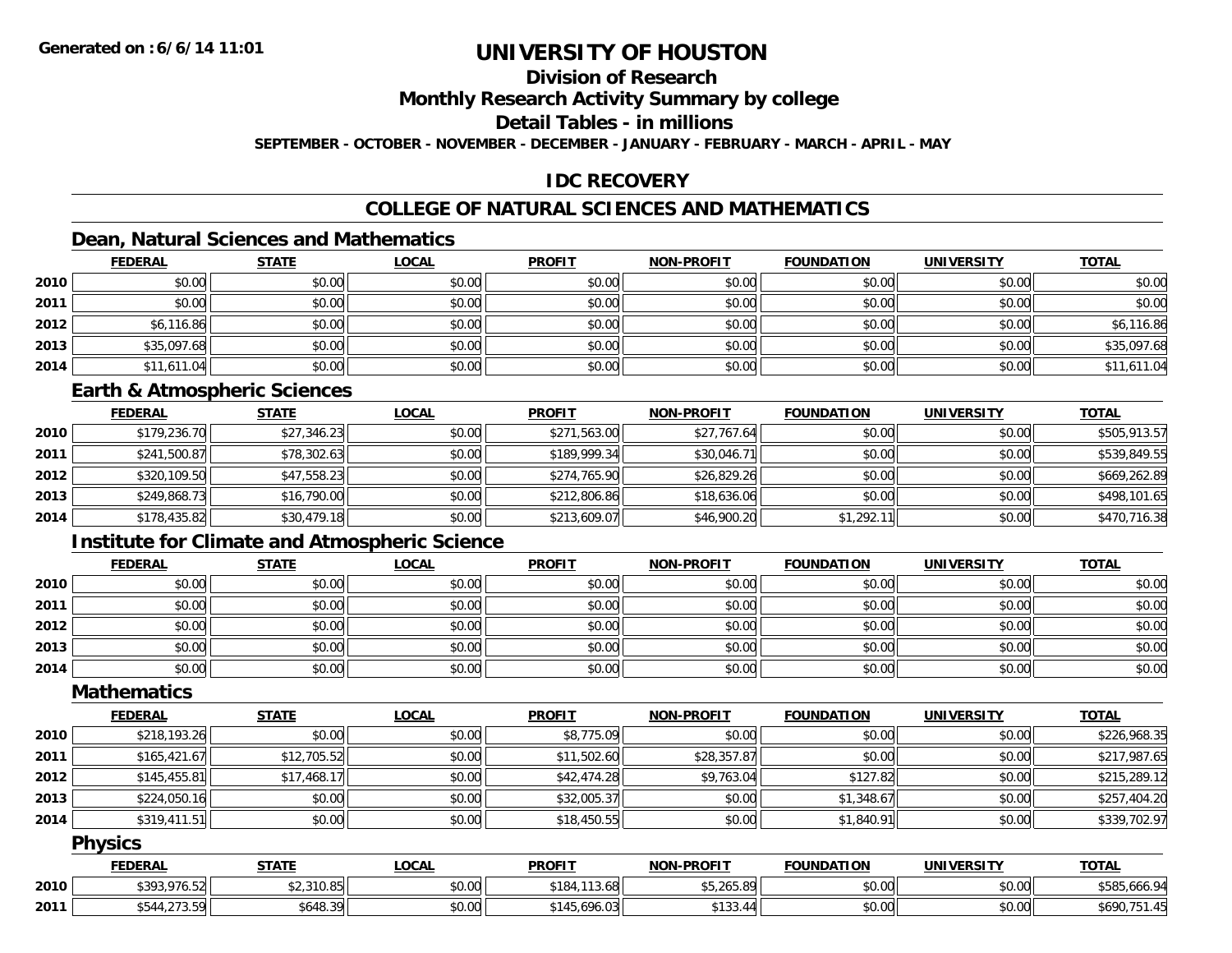# UNIVERSITY OF HOUSTON

## Division of Research

## Monthly Research Activity Summary by college

## Detail Tables - in millions

**SEPTEMBER - OCTOBER - NOVEMBER - DECEMBER - JANUARY - FEBRUARY - MARCH - APRIL - MAY**

## IDC RECOVERY

## COLLEGE OF NATURAL SCIENCES AND MATHEMATICS

### Dean, Natural Sciences and Mathematics

| | FEDERAL | STATE | LOCAL | PROFIT | NON-PROFIT | FOUNDATION | UNIVERSITY | TOTAL |
|---|---|---|---|---|---|---|---|---|
| 2010 | $0.00 | $0.00 | $0.00 | $0.00 | $0.00 | $0.00 | $0.00 | $0.00 |
| 2011 | $0.00 | $0.00 | $0.00 | $0.00 | $0.00 | $0.00 | $0.00 | $0.00 |
| 2012 | $6,116.86 | $0.00 | $0.00 | $0.00 | $0.00 | $0.00 | $0.00 | $6,116.86 |
| 2013 | $35,097.68 | $0.00 | $0.00 | $0.00 | $0.00 | $0.00 | $0.00 | $35,097.68 |
| 2014 | $11,611.04 | $0.00 | $0.00 | $0.00 | $0.00 | $0.00 | $0.00 | $11,611.04 |

### Earth & Atmospheric Sciences

| | FEDERAL | STATE | LOCAL | PROFIT | NON-PROFIT | FOUNDATION | UNIVERSITY | TOTAL |
|---|---|---|---|---|---|---|---|---|
| 2010 | $179,236.70 | $27,346.23 | $0.00 | $271,563.00 | $27,767.64 | $0.00 | $0.00 | $505,913.57 |
| 2011 | $241,500.87 | $78,302.63 | $0.00 | $189,999.34 | $30,046.71 | $0.00 | $0.00 | $539,849.55 |
| 2012 | $320,109.50 | $47,558.23 | $0.00 | $274,765.90 | $26,829.26 | $0.00 | $0.00 | $669,262.89 |
| 2013 | $249,868.73 | $16,790.00 | $0.00 | $212,806.86 | $18,636.06 | $0.00 | $0.00 | $498,101.65 |
| 2014 | $178,435.82 | $30,479.18 | $0.00 | $213,609.07 | $46,900.20 | $1,292.11 | $0.00 | $470,716.38 |

### Institute for Climate and Atmospheric Science

| | FEDERAL | STATE | LOCAL | PROFIT | NON-PROFIT | FOUNDATION | UNIVERSITY | TOTAL |
|---|---|---|---|---|---|---|---|---|
| 2010 | $0.00 | $0.00 | $0.00 | $0.00 | $0.00 | $0.00 | $0.00 | $0.00 |
| 2011 | $0.00 | $0.00 | $0.00 | $0.00 | $0.00 | $0.00 | $0.00 | $0.00 |
| 2012 | $0.00 | $0.00 | $0.00 | $0.00 | $0.00 | $0.00 | $0.00 | $0.00 |
| 2013 | $0.00 | $0.00 | $0.00 | $0.00 | $0.00 | $0.00 | $0.00 | $0.00 |
| 2014 | $0.00 | $0.00 | $0.00 | $0.00 | $0.00 | $0.00 | $0.00 | $0.00 |

### Mathematics

| | FEDERAL | STATE | LOCAL | PROFIT | NON-PROFIT | FOUNDATION | UNIVERSITY | TOTAL |
|---|---|---|---|---|---|---|---|---|
| 2010 | $218,193.26 | $0.00 | $0.00 | $8,775.09 | $0.00 | $0.00 | $0.00 | $226,968.35 |
| 2011 | $165,421.67 | $12,705.52 | $0.00 | $11,502.60 | $28,357.87 | $0.00 | $0.00 | $217,987.65 |
| 2012 | $145,455.81 | $17,468.17 | $0.00 | $42,474.28 | $9,763.04 | $127.82 | $0.00 | $215,289.12 |
| 2013 | $224,050.16 | $0.00 | $0.00 | $32,005.37 | $0.00 | $1,348.67 | $0.00 | $257,404.20 |
| 2014 | $319,411.51 | $0.00 | $0.00 | $18,450.55 | $0.00 | $1,840.91 | $0.00 | $339,702.97 |

### Physics

| | FEDERAL | STATE | LOCAL | PROFIT | NON-PROFIT | FOUNDATION | UNIVERSITY | TOTAL |
|---|---|---|---|---|---|---|---|---|
| 2010 | $393,976.52 | $2,310.85 | $0.00 | $184,113.68 | $5,265.89 | $0.00 | $0.00 | $585,666.94 |
| 2011 | $544,273.59 | $648.39 | $0.00 | $145,696.03 | $133.44 | $0.00 | $0.00 | $690,751.45 |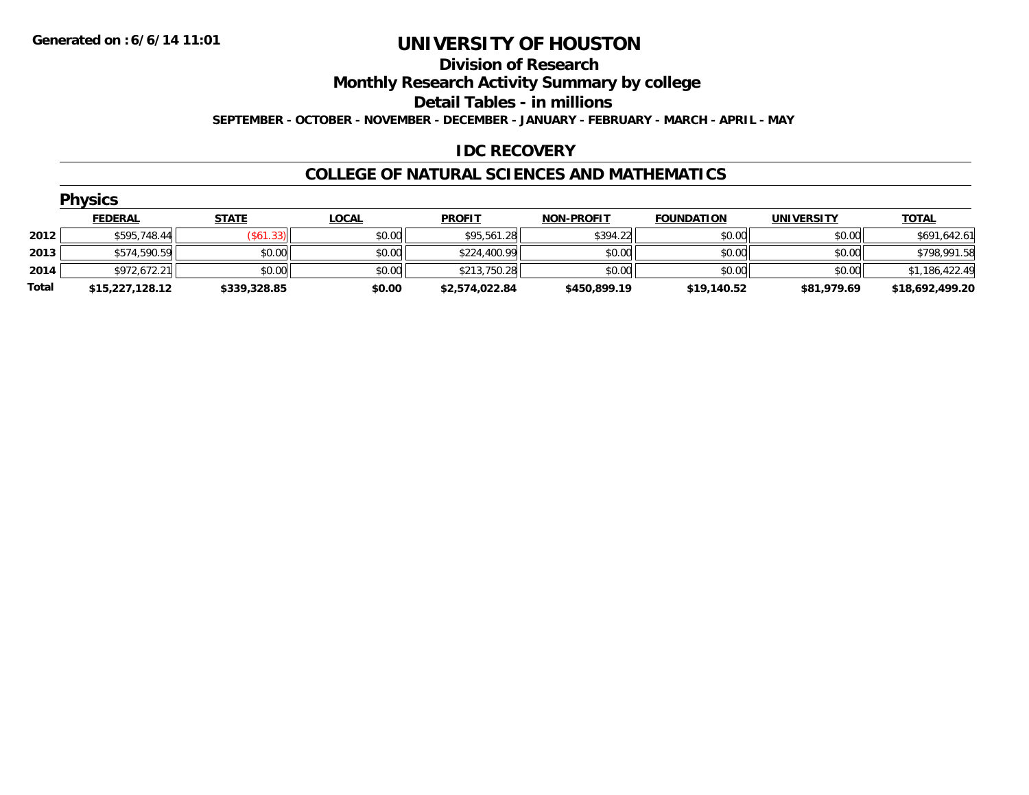Generated on :6/6/14 11:01

# UNIVERSITY OF HOUSTON

## Division of Research

## Monthly Research Activity Summary by college

## Detail Tables - in millions

SEPTEMBER - OCTOBER - NOVEMBER - DECEMBER - JANUARY - FEBRUARY - MARCH - APRIL - MAY

### IDC RECOVERY

### COLLEGE OF NATURAL SCIENCES AND MATHEMATICS

#### Physics

| | FEDERAL | STATE | LOCAL | PROFIT | NON-PROFIT | FOUNDATION | UNIVERSITY | TOTAL |
|---|---|---|---|---|---|---|---|---|
| 2012 | $595,748.44 | ($61.33) | $0.00 | $95,561.28 | $394.22 | $0.00 | $0.00 | $691,642.61 |
| 2013 | $574,590.59 | $0.00 | $0.00 | $224,400.99 | $0.00 | $0.00 | $0.00 | $798,991.58 |
| 2014 | $972,672.21 | $0.00 | $0.00 | $213,750.28 | $0.00 | $0.00 | $0.00 | $1,186,422.49 |
| **Total** | **$15,227,128.12** | **$339,328.85** | **$0.00** | **$2,574,022.84** | **$450,899.19** | **$19,140.52** | **$81,979.69** | **$18,692,499.20** |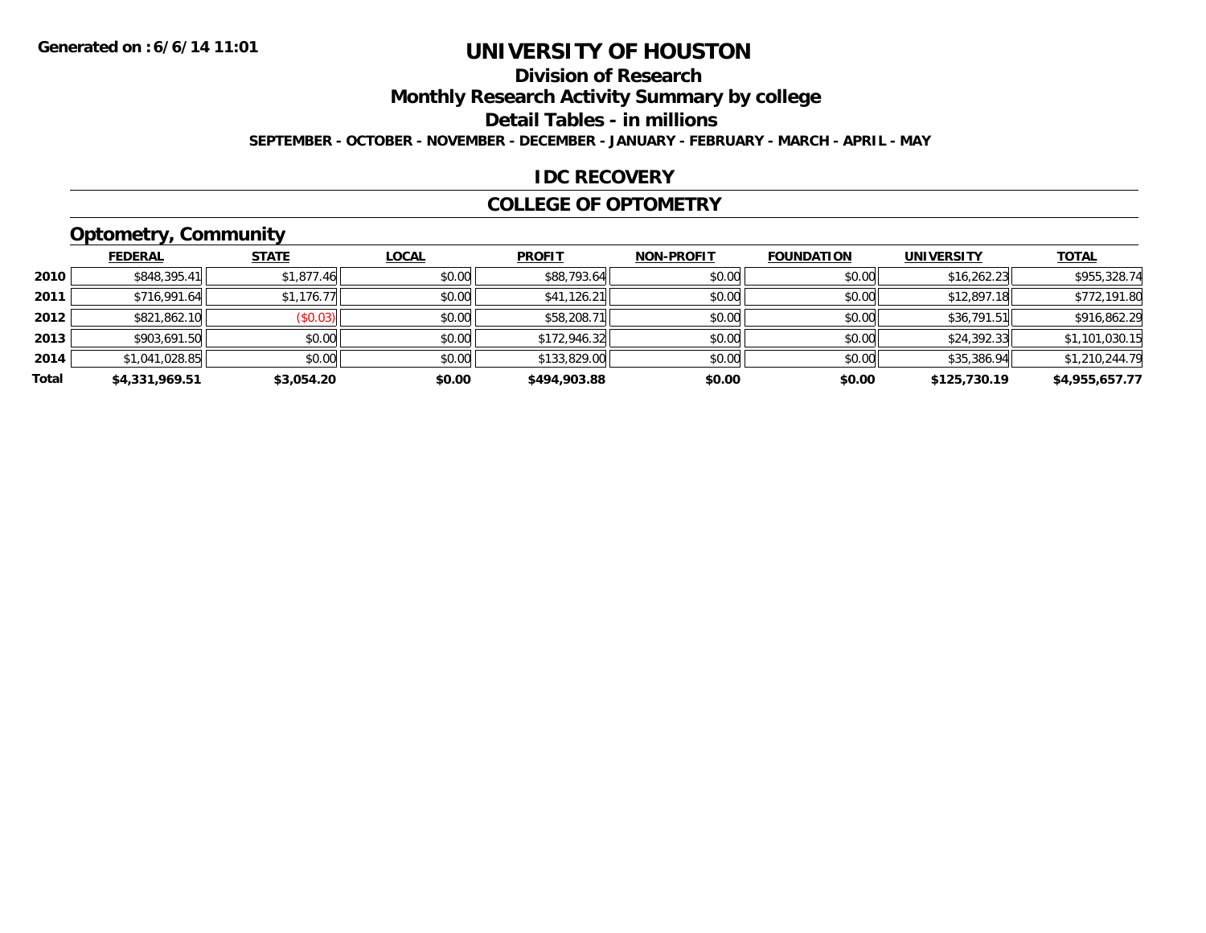Generated on : 6/6/14 11:01

# UNIVERSITY OF HOUSTON

## Division of Research

## Monthly Research Activity Summary by college

## Detail Tables - in millions

**SEPTEMBER - OCTOBER - NOVEMBER - DECEMBER - JANUARY - FEBRUARY - MARCH - APRIL - MAY**

## IDC RECOVERY

## COLLEGE OF OPTOMETRY

### Optometry, Community

| | FEDERAL | STATE | LOCAL | PROFIT | NON-PROFIT | FOUNDATION | UNIVERSITY | TOTAL |
|---|---|---|---|---|---|---|---|---|
| 2010 | $848,395.41 | $1,877.46 | $0.00 | $88,793.64 | $0.00 | $0.00 | $16,262.23 | $955,328.74 |
| 2011 | $716,991.64 | $1,176.77 | $0.00 | $41,126.21 | $0.00 | $0.00 | $12,897.18 | $772,191.80 |
| 2012 | $821,862.10 | ($0.03) | $0.00 | $58,208.71 | $0.00 | $0.00 | $36,791.51 | $916,862.29 |
| 2013 | $903,691.50 | $0.00 | $0.00 | $172,946.32 | $0.00 | $0.00 | $24,392.33 | $1,101,030.15 |
| 2014 | $1,041,028.85 | $0.00 | $0.00 | $133,829.00 | $0.00 | $0.00 | $35,386.94 | $1,210,244.79 |
| **Total** | **$4,331,969.51** | **$3,054.20** | **$0.00** | **$494,903.88** | **$0.00** | **$0.00** | **$125,730.19** | **$4,955,657.77** |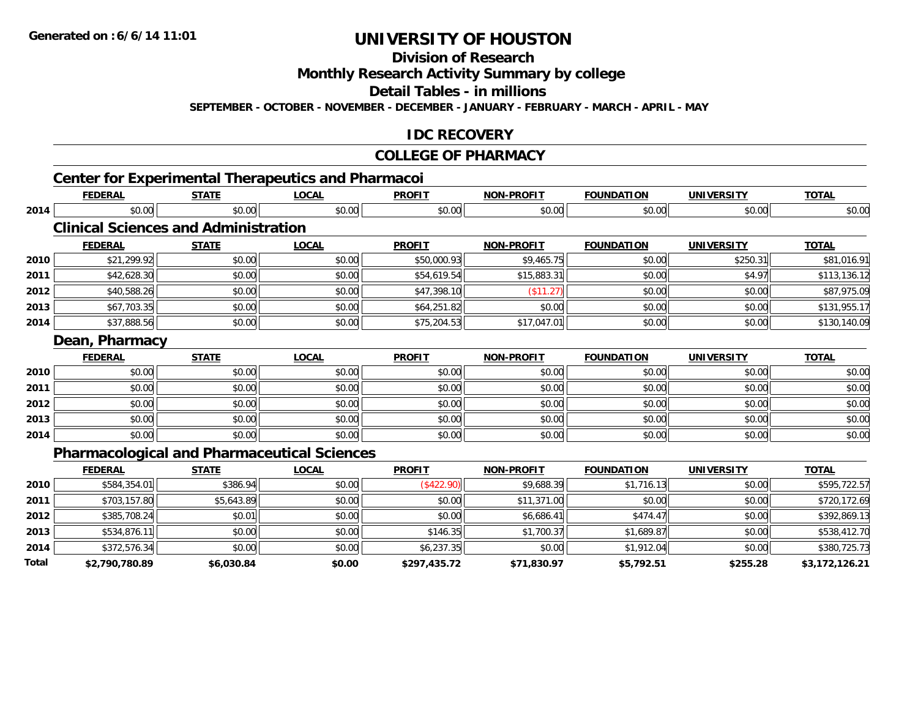Generated on :6/6/14 11:01

# UNIVERSITY OF HOUSTON

## Division of Research

## Monthly Research Activity Summary by college

## Detail Tables - in millions

**SEPTEMBER - OCTOBER - NOVEMBER - DECEMBER - JANUARY - FEBRUARY - MARCH - APRIL - MAY**

## IDC RECOVERY

## COLLEGE OF PHARMACY

### Center for Experimental Therapeutics and Pharmacoi

| | FEDERAL | STATE | LOCAL | PROFIT | NON-PROFIT | FOUNDATION | UNIVERSITY | TOTAL |
|---|---|---|---|---|---|---|---|---|
| 2014 | $0.00 | $0.00 | $0.00 | $0.00 | $0.00 | $0.00 | $0.00 | $0.00 |

### Clinical Sciences and Administration

| | FEDERAL | STATE | LOCAL | PROFIT | NON-PROFIT | FOUNDATION | UNIVERSITY | TOTAL |
|---|---|---|---|---|---|---|---|---|
| 2010 | $21,299.92 | $0.00 | $0.00 | $50,000.93 | $9,465.75 | $0.00 | $250.31 | $81,016.91 |
| 2011 | $42,628.30 | $0.00 | $0.00 | $54,619.54 | $15,883.31 | $0.00 | $4.97 | $113,136.12 |
| 2012 | $40,588.26 | $0.00 | $0.00 | $47,398.10 | ($11.27) | $0.00 | $0.00 | $87,975.09 |
| 2013 | $67,703.35 | $0.00 | $0.00 | $64,251.82 | $0.00 | $0.00 | $0.00 | $131,955.17 |
| 2014 | $37,888.56 | $0.00 | $0.00 | $75,204.53 | $17,047.01 | $0.00 | $0.00 | $130,140.09 |

### Dean, Pharmacy

| | FEDERAL | STATE | LOCAL | PROFIT | NON-PROFIT | FOUNDATION | UNIVERSITY | TOTAL |
|---|---|---|---|---|---|---|---|---|
| 2010 | $0.00 | $0.00 | $0.00 | $0.00 | $0.00 | $0.00 | $0.00 | $0.00 |
| 2011 | $0.00 | $0.00 | $0.00 | $0.00 | $0.00 | $0.00 | $0.00 | $0.00 |
| 2012 | $0.00 | $0.00 | $0.00 | $0.00 | $0.00 | $0.00 | $0.00 | $0.00 |
| 2013 | $0.00 | $0.00 | $0.00 | $0.00 | $0.00 | $0.00 | $0.00 | $0.00 |
| 2014 | $0.00 | $0.00 | $0.00 | $0.00 | $0.00 | $0.00 | $0.00 | $0.00 |

### Pharmacological and Pharmaceutical Sciences

| | FEDERAL | STATE | LOCAL | PROFIT | NON-PROFIT | FOUNDATION | UNIVERSITY | TOTAL |
|---|---|---|---|---|---|---|---|---|
| 2010 | $584,354.01 | $386.94 | $0.00 | ($422.90) | $9,688.39 | $1,716.13 | $0.00 | $595,722.57 |
| 2011 | $703,157.80 | $5,643.89 | $0.00 | $0.00 | $11,371.00 | $0.00 | $0.00 | $720,172.69 |
| 2012 | $385,708.24 | $0.01 | $0.00 | $0.00 | $6,686.41 | $474.47 | $0.00 | $392,869.13 |
| 2013 | $534,876.11 | $0.00 | $0.00 | $146.35 | $1,700.37 | $1,689.87 | $0.00 | $538,412.70 |
| 2014 | $372,576.34 | $0.00 | $0.00 | $6,237.35 | $0.00 | $1,912.04 | $0.00 | $380,725.73 |
| **Total** | **$2,790,780.89** | **$6,030.84** | **$0.00** | **$297,435.72** | **$71,830.97** | **$5,792.51** | **$255.28** | **$3,172,126.21** |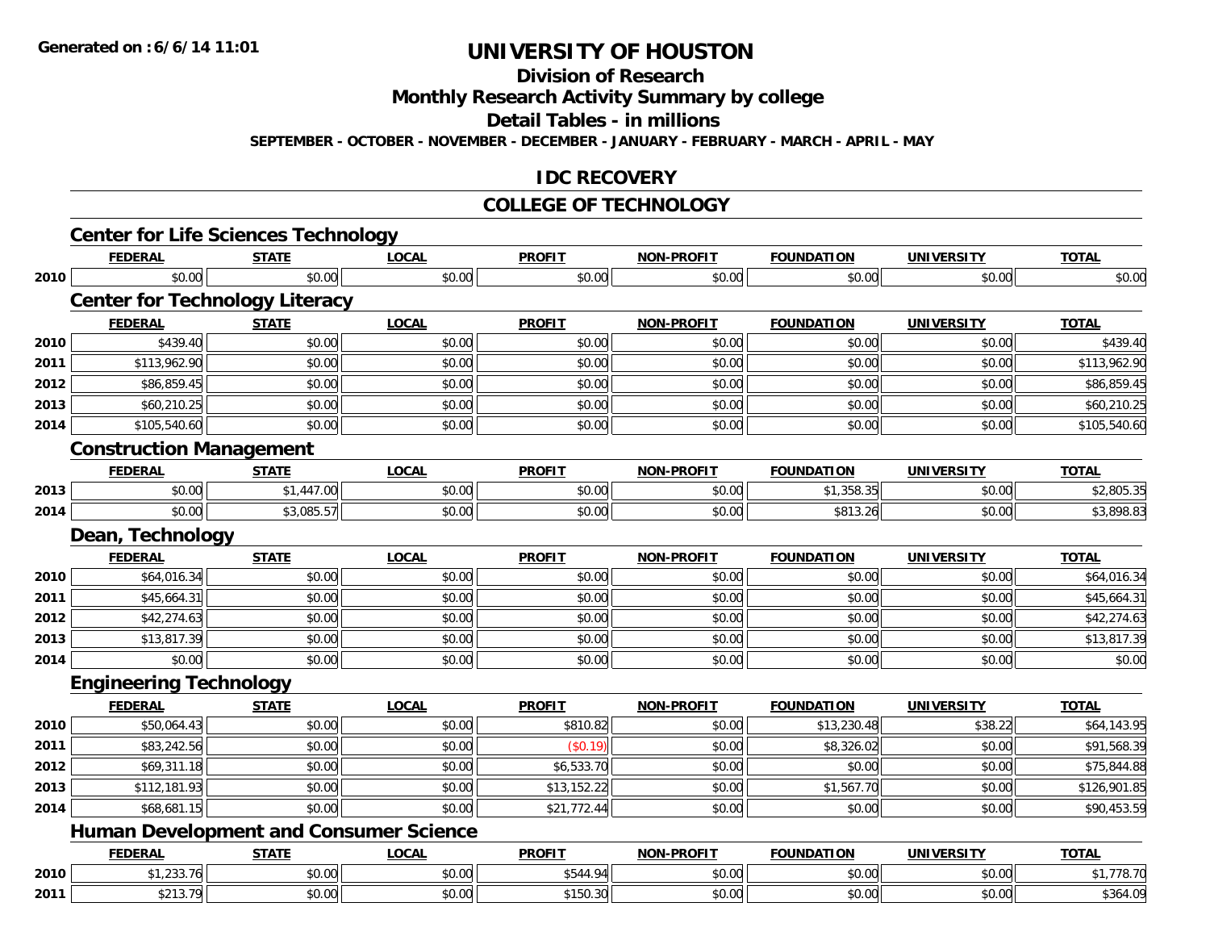# UNIVERSITY OF HOUSTON

## Division of Research

## Monthly Research Activity Summary by college

## Detail Tables - in millions

**SEPTEMBER - OCTOBER - NOVEMBER - DECEMBER - JANUARY - FEBRUARY - MARCH - APRIL - MAY**

## IDC RECOVERY

## COLLEGE OF TECHNOLOGY

### Center for Life Sciences Technology

| | FEDERAL | STATE | LOCAL | PROFIT | NON-PROFIT | FOUNDATION | UNIVERSITY | TOTAL |
|---|---|---|---|---|---|---|---|---|
| 2010 | $0.00 | $0.00 | $0.00 | $0.00 | $0.00 | $0.00 | $0.00 | $0.00 |

### Center for Technology Literacy

| | FEDERAL | STATE | LOCAL | PROFIT | NON-PROFIT | FOUNDATION | UNIVERSITY | TOTAL |
|---|---|---|---|---|---|---|---|---|
| 2010 | $439.40 | $0.00 | $0.00 | $0.00 | $0.00 | $0.00 | $0.00 | $439.40 |
| 2011 | $113,962.90 | $0.00 | $0.00 | $0.00 | $0.00 | $0.00 | $0.00 | $113,962.90 |
| 2012 | $86,859.45 | $0.00 | $0.00 | $0.00 | $0.00 | $0.00 | $0.00 | $86,859.45 |
| 2013 | $60,210.25 | $0.00 | $0.00 | $0.00 | $0.00 | $0.00 | $0.00 | $60,210.25 |
| 2014 | $105,540.60 | $0.00 | $0.00 | $0.00 | $0.00 | $0.00 | $0.00 | $105,540.60 |

### Construction Management

| | FEDERAL | STATE | LOCAL | PROFIT | NON-PROFIT | FOUNDATION | UNIVERSITY | TOTAL |
|---|---|---|---|---|---|---|---|---|
| 2013 | $0.00 | $1,447.00 | $0.00 | $0.00 | $0.00 | $1,358.35 | $0.00 | $2,805.35 |
| 2014 | $0.00 | $3,085.57 | $0.00 | $0.00 | $0.00 | $813.26 | $0.00 | $3,898.83 |

### Dean, Technology

| | FEDERAL | STATE | LOCAL | PROFIT | NON-PROFIT | FOUNDATION | UNIVERSITY | TOTAL |
|---|---|---|---|---|---|---|---|---|
| 2010 | $64,016.34 | $0.00 | $0.00 | $0.00 | $0.00 | $0.00 | $0.00 | $64,016.34 |
| 2011 | $45,664.31 | $0.00 | $0.00 | $0.00 | $0.00 | $0.00 | $0.00 | $45,664.31 |
| 2012 | $42,274.63 | $0.00 | $0.00 | $0.00 | $0.00 | $0.00 | $0.00 | $42,274.63 |
| 2013 | $13,817.39 | $0.00 | $0.00 | $0.00 | $0.00 | $0.00 | $0.00 | $13,817.39 |
| 2014 | $0.00 | $0.00 | $0.00 | $0.00 | $0.00 | $0.00 | $0.00 | $0.00 |

### Engineering Technology

| | FEDERAL | STATE | LOCAL | PROFIT | NON-PROFIT | FOUNDATION | UNIVERSITY | TOTAL |
|---|---|---|---|---|---|---|---|---|
| 2010 | $50,064.43 | $0.00 | $0.00 | $810.82 | $0.00 | $13,230.48 | $38.22 | $64,143.95 |
| 2011 | $83,242.56 | $0.00 | $0.00 | ($0.19) | $0.00 | $8,326.02 | $0.00 | $91,568.39 |
| 2012 | $69,311.18 | $0.00 | $0.00 | $6,533.70 | $0.00 | $0.00 | $0.00 | $75,844.88 |
| 2013 | $112,181.93 | $0.00 | $0.00 | $13,152.22 | $0.00 | $1,567.70 | $0.00 | $126,901.85 |
| 2014 | $68,681.15 | $0.00 | $0.00 | $21,772.44 | $0.00 | $0.00 | $0.00 | $90,453.59 |

### Human Development and Consumer Science

| | FEDERAL | STATE | LOCAL | PROFIT | NON-PROFIT | FOUNDATION | UNIVERSITY | TOTAL |
|---|---|---|---|---|---|---|---|---|
| 2010 | $1,233.76 | $0.00 | $0.00 | $544.94 | $0.00 | $0.00 | $0.00 | $1,778.70 |
| 2011 | $213.79 | $0.00 | $0.00 | $150.30 | $0.00 | $0.00 | $0.00 | $364.09 |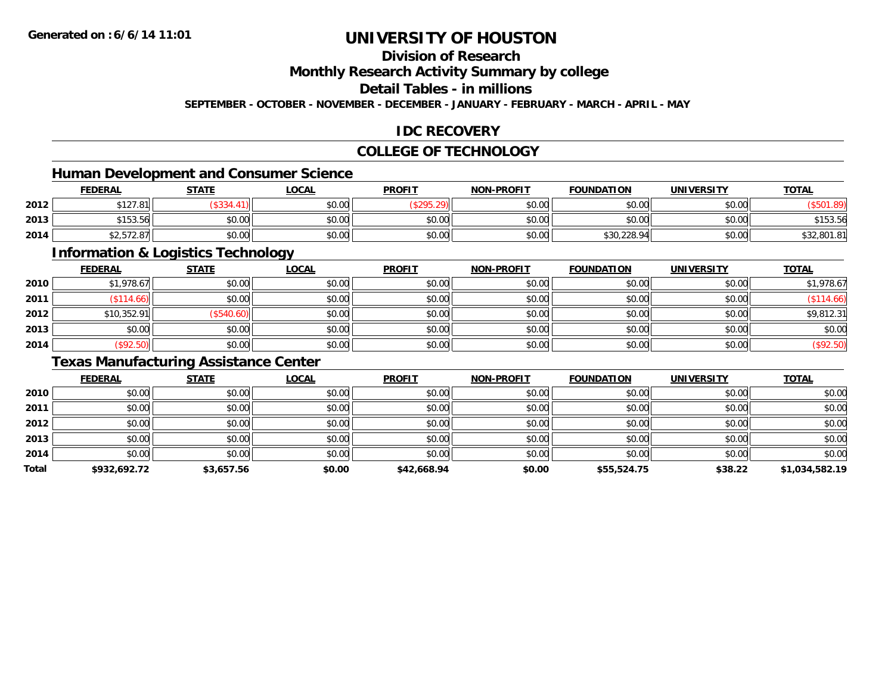Generated on :6/6/14 11:01

# UNIVERSITY OF HOUSTON

## Division of Research

## Monthly Research Activity Summary by college

## Detail Tables - in millions

SEPTEMBER - OCTOBER - NOVEMBER - DECEMBER - JANUARY - FEBRUARY - MARCH - APRIL - MAY

## IDC RECOVERY

## COLLEGE OF TECHNOLOGY

### Human Development and Consumer Science

| | FEDERAL | STATE | LOCAL | PROFIT | NON-PROFIT | FOUNDATION | UNIVERSITY | TOTAL |
|---|---|---|---|---|---|---|---|---|
| 2012 | $127.81 | ($334.41) | $0.00 | ($295.29) | $0.00 | $0.00 | $0.00 | ($501.89) |
| 2013 | $153.56 | $0.00 | $0.00 | $0.00 | $0.00 | $0.00 | $0.00 | $153.56 |
| 2014 | $2,572.87 | $0.00 | $0.00 | $0.00 | $0.00 | $30,228.94 | $0.00 | $32,801.81 |

### Information & Logistics Technology

| | FEDERAL | STATE | LOCAL | PROFIT | NON-PROFIT | FOUNDATION | UNIVERSITY | TOTAL |
|---|---|---|---|---|---|---|---|---|
| 2010 | $1,978.67 | $0.00 | $0.00 | $0.00 | $0.00 | $0.00 | $0.00 | $1,978.67 |
| 2011 | ($114.66) | $0.00 | $0.00 | $0.00 | $0.00 | $0.00 | $0.00 | ($114.66) |
| 2012 | $10,352.91 | ($540.60) | $0.00 | $0.00 | $0.00 | $0.00 | $0.00 | $9,812.31 |
| 2013 | $0.00 | $0.00 | $0.00 | $0.00 | $0.00 | $0.00 | $0.00 | $0.00 |
| 2014 | ($92.50) | $0.00 | $0.00 | $0.00 | $0.00 | $0.00 | $0.00 | ($92.50) |

### Texas Manufacturing Assistance Center

| | FEDERAL | STATE | LOCAL | PROFIT | NON-PROFIT | FOUNDATION | UNIVERSITY | TOTAL |
|---|---|---|---|---|---|---|---|---|
| 2010 | $0.00 | $0.00 | $0.00 | $0.00 | $0.00 | $0.00 | $0.00 | $0.00 |
| 2011 | $0.00 | $0.00 | $0.00 | $0.00 | $0.00 | $0.00 | $0.00 | $0.00 |
| 2012 | $0.00 | $0.00 | $0.00 | $0.00 | $0.00 | $0.00 | $0.00 | $0.00 |
| 2013 | $0.00 | $0.00 | $0.00 | $0.00 | $0.00 | $0.00 | $0.00 | $0.00 |
| 2014 | $0.00 | $0.00 | $0.00 | $0.00 | $0.00 | $0.00 | $0.00 | $0.00 |
| **Total** | **$932,692.72** | **$3,657.56** | **$0.00** | **$42,668.94** | **$0.00** | **$55,524.75** | **$38.22** | **$1,034,582.19** |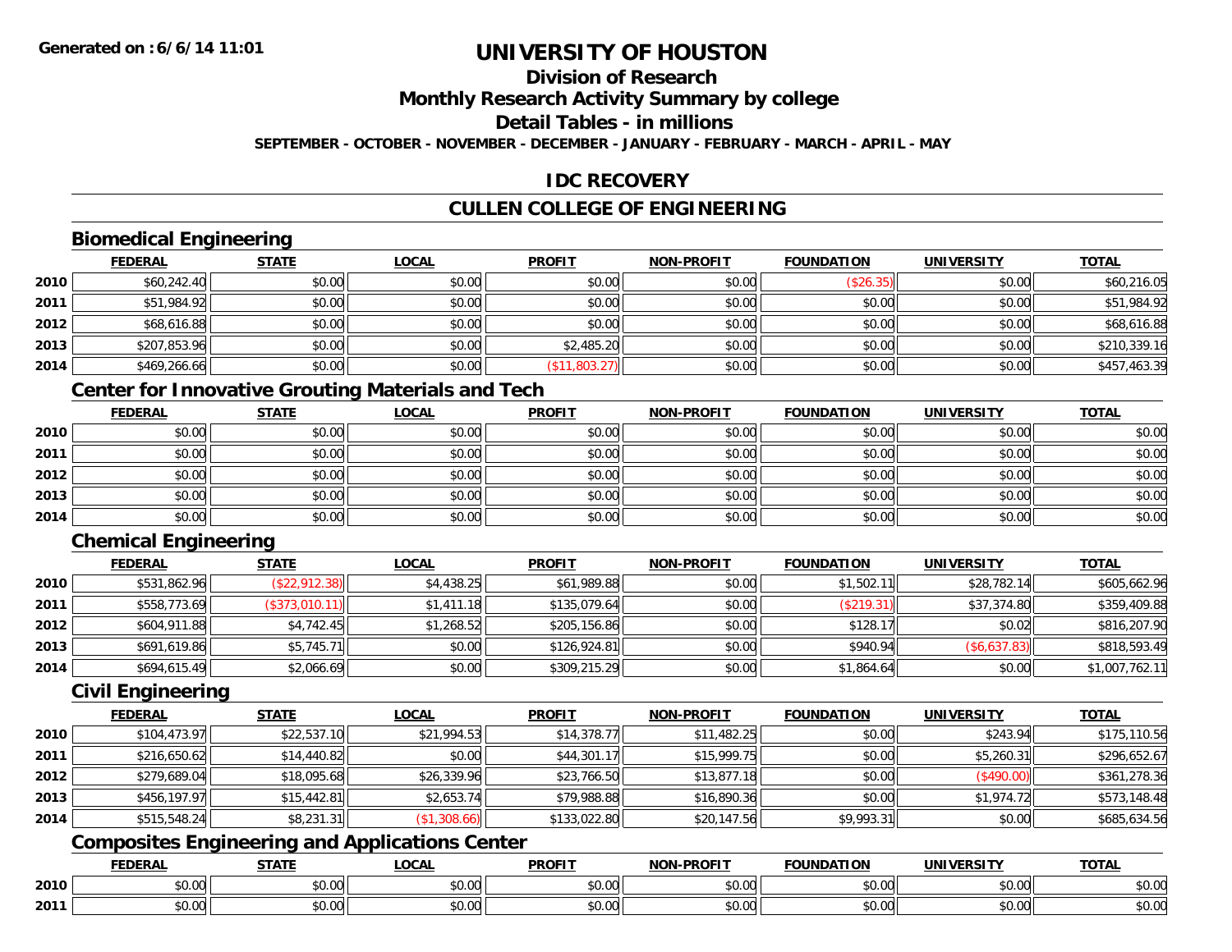# UNIVERSITY OF HOUSTON

## Division of Research

## Monthly Research Activity Summary by college

## Detail Tables - in millions

**SEPTEMBER - OCTOBER - NOVEMBER - DECEMBER - JANUARY - FEBRUARY - MARCH - APRIL - MAY**

## IDC RECOVERY

## CULLEN COLLEGE OF ENGINEERING

### Biomedical Engineering

| | FEDERAL | STATE | LOCAL | PROFIT | NON-PROFIT | FOUNDATION | UNIVERSITY | TOTAL |
|---|---|---|---|---|---|---|---|---|
| 2010 | $60,242.40 | $0.00 | $0.00 | $0.00 | $0.00 | ($26.35) | $0.00 | $60,216.05 |
| 2011 | $51,984.92 | $0.00 | $0.00 | $0.00 | $0.00 | $0.00 | $0.00 | $51,984.92 |
| 2012 | $68,616.88 | $0.00 | $0.00 | $0.00 | $0.00 | $0.00 | $0.00 | $68,616.88 |
| 2013 | $207,853.96 | $0.00 | $0.00 | $2,485.20 | $0.00 | $0.00 | $0.00 | $210,339.16 |
| 2014 | $469,266.66 | $0.00 | $0.00 | ($11,803.27) | $0.00 | $0.00 | $0.00 | $457,463.39 |

### Center for Innovative Grouting Materials and Tech

| | FEDERAL | STATE | LOCAL | PROFIT | NON-PROFIT | FOUNDATION | UNIVERSITY | TOTAL |
|---|---|---|---|---|---|---|---|---|
| 2010 | $0.00 | $0.00 | $0.00 | $0.00 | $0.00 | $0.00 | $0.00 | $0.00 |
| 2011 | $0.00 | $0.00 | $0.00 | $0.00 | $0.00 | $0.00 | $0.00 | $0.00 |
| 2012 | $0.00 | $0.00 | $0.00 | $0.00 | $0.00 | $0.00 | $0.00 | $0.00 |
| 2013 | $0.00 | $0.00 | $0.00 | $0.00 | $0.00 | $0.00 | $0.00 | $0.00 |
| 2014 | $0.00 | $0.00 | $0.00 | $0.00 | $0.00 | $0.00 | $0.00 | $0.00 |

### Chemical Engineering

| | FEDERAL | STATE | LOCAL | PROFIT | NON-PROFIT | FOUNDATION | UNIVERSITY | TOTAL |
|---|---|---|---|---|---|---|---|---|
| 2010 | $531,862.96 | ($22,912.38) | $4,438.25 | $61,989.88 | $0.00 | $1,502.11 | $28,782.14 | $605,662.96 |
| 2011 | $558,773.69 | ($373,010.11) | $1,411.18 | $135,079.64 | $0.00 | ($219.31) | $37,374.80 | $359,409.88 |
| 2012 | $604,911.88 | $4,742.45 | $1,268.52 | $205,156.86 | $0.00 | $128.17 | $0.02 | $816,207.90 |
| 2013 | $691,619.86 | $5,745.71 | $0.00 | $126,924.81 | $0.00 | $940.94 | ($6,637.83) | $818,593.49 |
| 2014 | $694,615.49 | $2,066.69 | $0.00 | $309,215.29 | $0.00 | $1,864.64 | $0.00 | $1,007,762.11 |

### Civil Engineering

| | FEDERAL | STATE | LOCAL | PROFIT | NON-PROFIT | FOUNDATION | UNIVERSITY | TOTAL |
|---|---|---|---|---|---|---|---|---|
| 2010 | $104,473.97 | $22,537.10 | $21,994.53 | $14,378.77 | $11,482.25 | $0.00 | $243.94 | $175,110.56 |
| 2011 | $216,650.62 | $14,440.82 | $0.00 | $44,301.17 | $15,999.75 | $0.00 | $5,260.31 | $296,652.67 |
| 2012 | $279,689.04 | $18,095.68 | $26,339.96 | $23,766.50 | $13,877.18 | $0.00 | ($490.00) | $361,278.36 |
| 2013 | $456,197.97 | $15,442.81 | $2,653.74 | $79,988.88 | $16,890.36 | $0.00 | $1,974.72 | $573,148.48 |
| 2014 | $515,548.24 | $8,231.31 | ($1,308.66) | $133,022.80 | $20,147.56 | $9,993.31 | $0.00 | $685,634.56 |

### Composites Engineering and Applications Center

| | FEDERAL | STATE | LOCAL | PROFIT | NON-PROFIT | FOUNDATION | UNIVERSITY | TOTAL |
|---|---|---|---|---|---|---|---|---|
| 2010 | $0.00 | $0.00 | $0.00 | $0.00 | $0.00 | $0.00 | $0.00 | $0.00 |
| 2011 | $0.00 | $0.00 | $0.00 | $0.00 | $0.00 | $0.00 | $0.00 | $0.00 |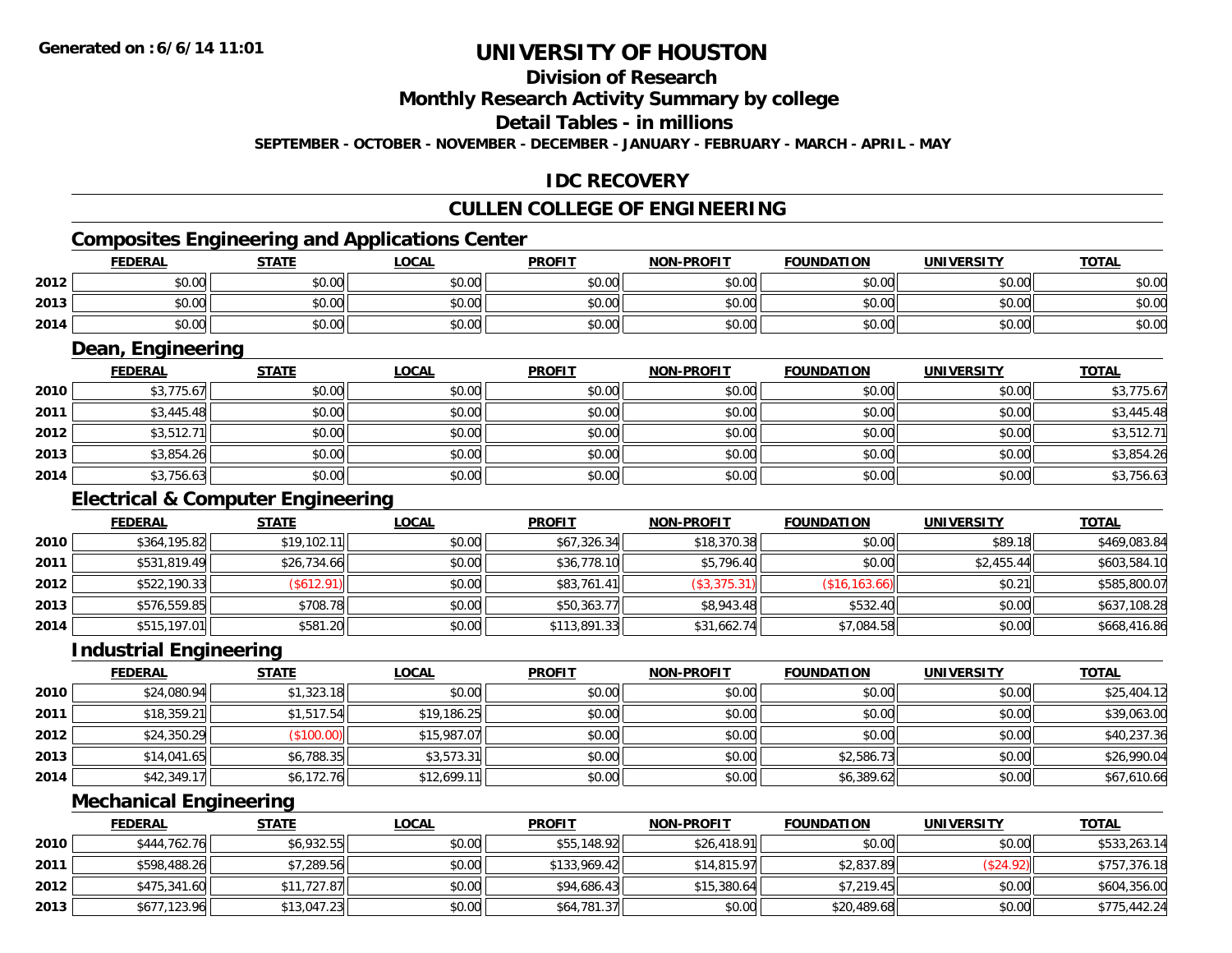Generated on :6/6/14 11:01

# UNIVERSITY OF HOUSTON

## Division of Research

## Monthly Research Activity Summary by college

## Detail Tables - in millions

SEPTEMBER - OCTOBER - NOVEMBER - DECEMBER - JANUARY - FEBRUARY - MARCH - APRIL - MAY

## IDC RECOVERY

## CULLEN COLLEGE OF ENGINEERING

### Composites Engineering and Applications Center

| | FEDERAL | STATE | LOCAL | PROFIT | NON-PROFIT | FOUNDATION | UNIVERSITY | TOTAL |
|---|---|---|---|---|---|---|---|---|
| 2012 | $0.00 | $0.00 | $0.00 | $0.00 | $0.00 | $0.00 | $0.00 | $0.00 |
| 2013 | $0.00 | $0.00 | $0.00 | $0.00 | $0.00 | $0.00 | $0.00 | $0.00 |
| 2014 | $0.00 | $0.00 | $0.00 | $0.00 | $0.00 | $0.00 | $0.00 | $0.00 |

### Dean, Engineering

| | FEDERAL | STATE | LOCAL | PROFIT | NON-PROFIT | FOUNDATION | UNIVERSITY | TOTAL |
|---|---|---|---|---|---|---|---|---|
| 2010 | $3,775.67 | $0.00 | $0.00 | $0.00 | $0.00 | $0.00 | $0.00 | $3,775.67 |
| 2011 | $3,445.48 | $0.00 | $0.00 | $0.00 | $0.00 | $0.00 | $0.00 | $3,445.48 |
| 2012 | $3,512.71 | $0.00 | $0.00 | $0.00 | $0.00 | $0.00 | $0.00 | $3,512.71 |
| 2013 | $3,854.26 | $0.00 | $0.00 | $0.00 | $0.00 | $0.00 | $0.00 | $3,854.26 |
| 2014 | $3,756.63 | $0.00 | $0.00 | $0.00 | $0.00 | $0.00 | $0.00 | $3,756.63 |

### Electrical & Computer Engineering

| | FEDERAL | STATE | LOCAL | PROFIT | NON-PROFIT | FOUNDATION | UNIVERSITY | TOTAL |
|---|---|---|---|---|---|---|---|---|
| 2010 | $364,195.82 | $19,102.11 | $0.00 | $67,326.34 | $18,370.38 | $0.00 | $89.18 | $469,083.84 |
| 2011 | $531,819.49 | $26,734.66 | $0.00 | $36,778.10 | $5,796.40 | $0.00 | $2,455.44 | $603,584.10 |
| 2012 | $522,190.33 | ($612.91) | $0.00 | $83,761.41 | ($3,375.31) | ($16,163.66) | $0.21 | $585,800.07 |
| 2013 | $576,559.85 | $708.78 | $0.00 | $50,363.77 | $8,943.48 | $532.40 | $0.00 | $637,108.28 |
| 2014 | $515,197.01 | $581.20 | $0.00 | $113,891.33 | $31,662.74 | $7,084.58 | $0.00 | $668,416.86 |

### Industrial Engineering

| | FEDERAL | STATE | LOCAL | PROFIT | NON-PROFIT | FOUNDATION | UNIVERSITY | TOTAL |
|---|---|---|---|---|---|---|---|---|
| 2010 | $24,080.94 | $1,323.18 | $0.00 | $0.00 | $0.00 | $0.00 | $0.00 | $25,404.12 |
| 2011 | $18,359.21 | $1,517.54 | $19,186.25 | $0.00 | $0.00 | $0.00 | $0.00 | $39,063.00 |
| 2012 | $24,350.29 | ($100.00) | $15,987.07 | $0.00 | $0.00 | $0.00 | $0.00 | $40,237.36 |
| 2013 | $14,041.65 | $6,788.35 | $3,573.31 | $0.00 | $0.00 | $2,586.73 | $0.00 | $26,990.04 |
| 2014 | $42,349.17 | $6,172.76 | $12,699.11 | $0.00 | $0.00 | $6,389.62 | $0.00 | $67,610.66 |

### Mechanical Engineering

| | FEDERAL | STATE | LOCAL | PROFIT | NON-PROFIT | FOUNDATION | UNIVERSITY | TOTAL |
|---|---|---|---|---|---|---|---|---|
| 2010 | $444,762.76 | $6,932.55 | $0.00 | $55,148.92 | $26,418.91 | $0.00 | $0.00 | $533,263.14 |
| 2011 | $598,488.26 | $7,289.56 | $0.00 | $133,969.42 | $14,815.97 | $2,837.89 | ($24.92) | $757,376.18 |
| 2012 | $475,341.60 | $11,727.87 | $0.00 | $94,686.43 | $15,380.64 | $7,219.45 | $0.00 | $604,356.00 |
| 2013 | $677,123.96 | $13,047.23 | $0.00 | $64,781.37 | $0.00 | $20,489.68 | $0.00 | $775,442.24 |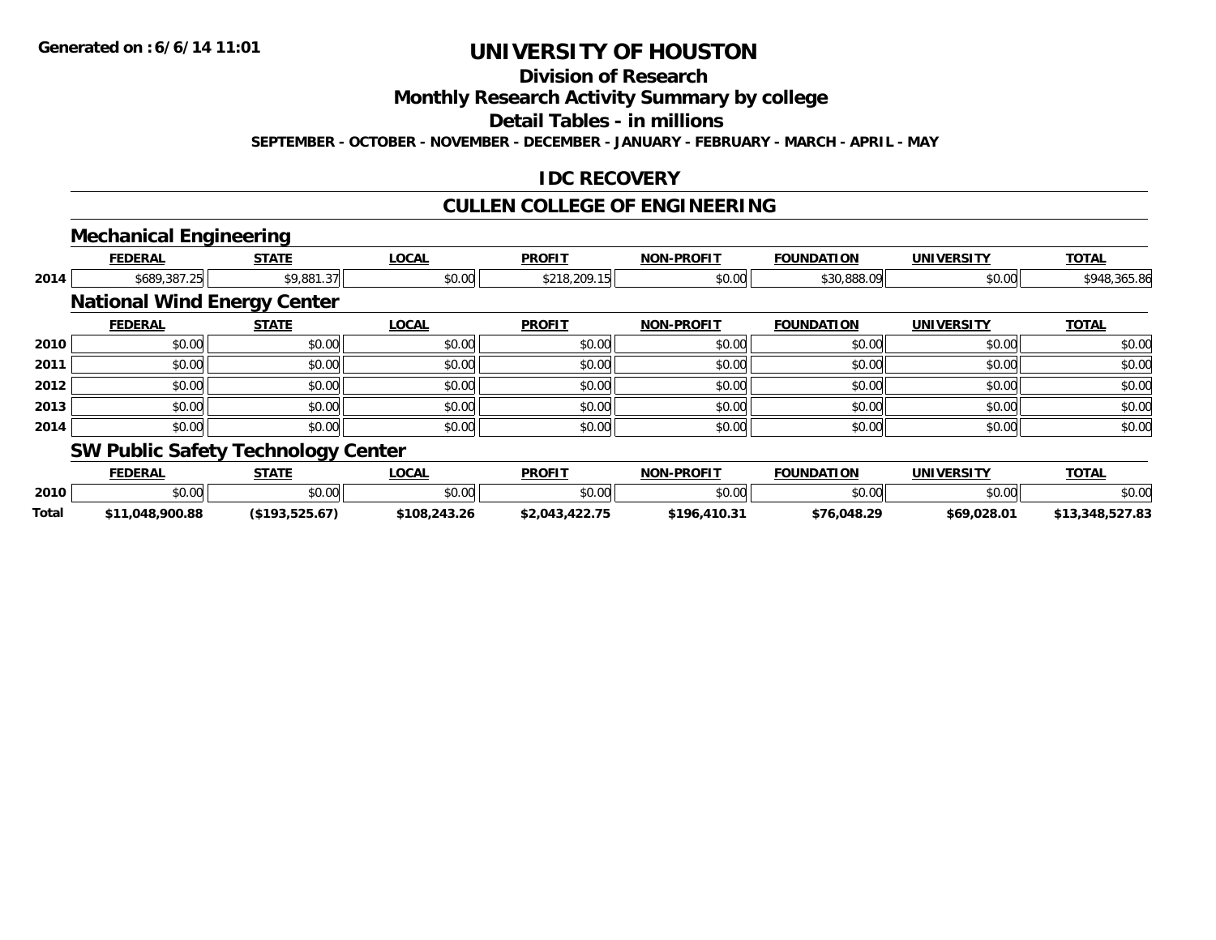**Generated on :6/6/14 11:01**

# UNIVERSITY OF HOUSTON

## Division of Research

## Monthly Research Activity Summary by college

## Detail Tables - in millions

**SEPTEMBER - OCTOBER - NOVEMBER - DECEMBER - JANUARY - FEBRUARY - MARCH - APRIL - MAY**

## IDC RECOVERY

## CULLEN COLLEGE OF ENGINEERING

### Mechanical Engineering

| | FEDERAL | STATE | LOCAL | PROFIT | NON-PROFIT | FOUNDATION | UNIVERSITY | TOTAL |
|---|---|---|---|---|---|---|---|---|
| 2014 | $689,387.25 | $9,881.37 | $0.00 | $218,209.15 | $0.00 | $30,888.09 | $0.00 | $948,365.86 |

### National Wind Energy Center

| | FEDERAL | STATE | LOCAL | PROFIT | NON-PROFIT | FOUNDATION | UNIVERSITY | TOTAL |
|---|---|---|---|---|---|---|---|---|
| 2010 | $0.00 | $0.00 | $0.00 | $0.00 | $0.00 | $0.00 | $0.00 | $0.00 |
| 2011 | $0.00 | $0.00 | $0.00 | $0.00 | $0.00 | $0.00 | $0.00 | $0.00 |
| 2012 | $0.00 | $0.00 | $0.00 | $0.00 | $0.00 | $0.00 | $0.00 | $0.00 |
| 2013 | $0.00 | $0.00 | $0.00 | $0.00 | $0.00 | $0.00 | $0.00 | $0.00 |
| 2014 | $0.00 | $0.00 | $0.00 | $0.00 | $0.00 | $0.00 | $0.00 | $0.00 |

### SW Public Safety Technology Center

| | FEDERAL | STATE | LOCAL | PROFIT | NON-PROFIT | FOUNDATION | UNIVERSITY | TOTAL |
|---|---|---|---|---|---|---|---|---|
| 2010 | $0.00 | $0.00 | $0.00 | $0.00 | $0.00 | $0.00 | $0.00 | $0.00 |
| **Total** | **$11,048,900.88** | **($193,525.67)** | **$108,243.26** | **$2,043,422.75** | **$196,410.31** | **$76,048.29** | **$69,028.01** | **$13,348,527.83** |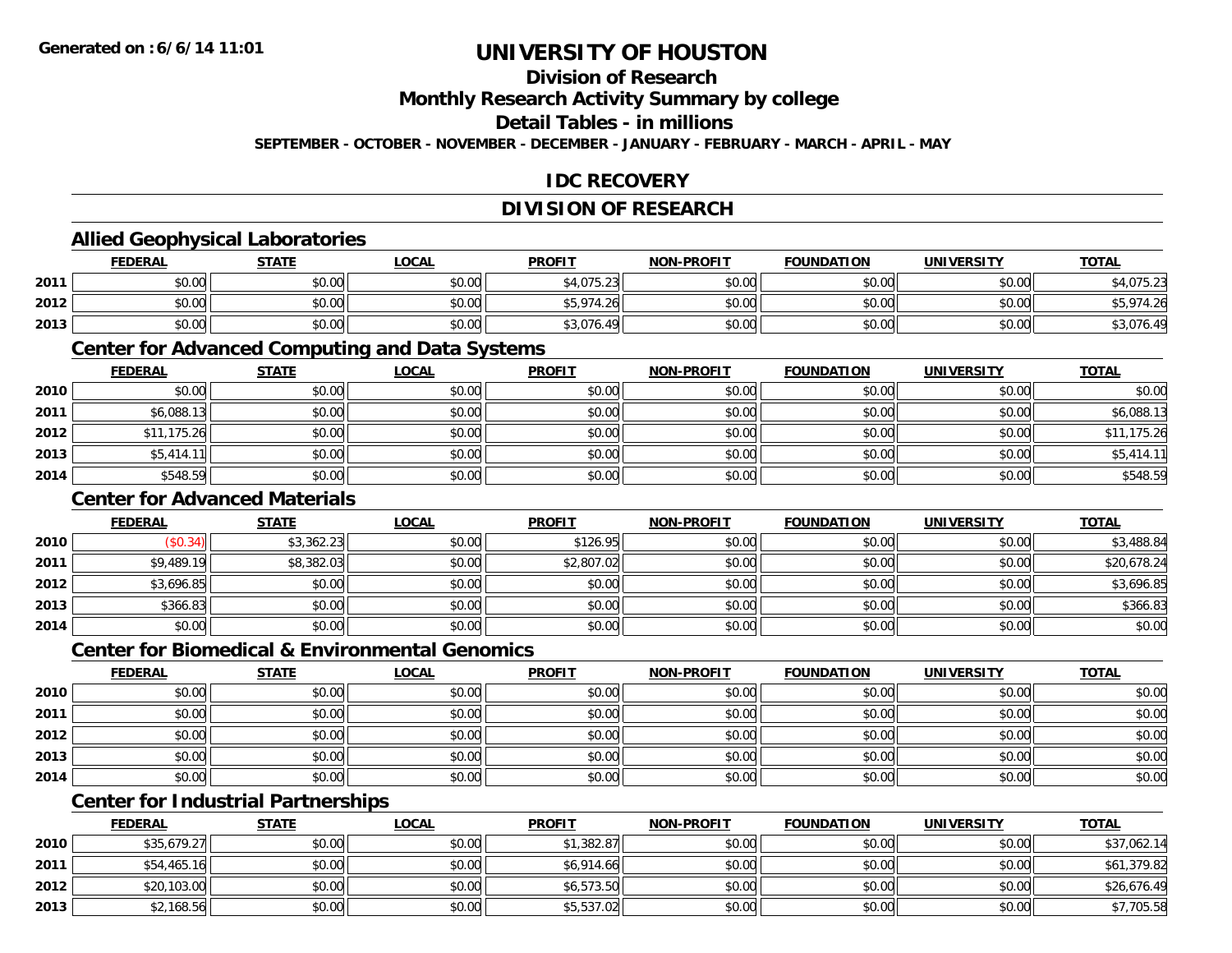Generated on :6/6/14 11:01

# UNIVERSITY OF HOUSTON

## Division of Research

## Monthly Research Activity Summary by college

## Detail Tables - in millions

SEPTEMBER - OCTOBER - NOVEMBER - DECEMBER - JANUARY - FEBRUARY - MARCH - APRIL - MAY

## IDC RECOVERY

## DIVISION OF RESEARCH

### Allied Geophysical Laboratories

| | FEDERAL | STATE | LOCAL | PROFIT | NON-PROFIT | FOUNDATION | UNIVERSITY | TOTAL |
|---|---|---|---|---|---|---|---|---|
| 2011 | $0.00 | $0.00 | $0.00 | $4,075.23 | $0.00 | $0.00 | $0.00 | $4,075.23 |
| 2012 | $0.00 | $0.00 | $0.00 | $5,974.26 | $0.00 | $0.00 | $0.00 | $5,974.26 |
| 2013 | $0.00 | $0.00 | $0.00 | $3,076.49 | $0.00 | $0.00 | $0.00 | $3,076.49 |

### Center for Advanced Computing and Data Systems

| | FEDERAL | STATE | LOCAL | PROFIT | NON-PROFIT | FOUNDATION | UNIVERSITY | TOTAL |
|---|---|---|---|---|---|---|---|---|
| 2010 | $0.00 | $0.00 | $0.00 | $0.00 | $0.00 | $0.00 | $0.00 | $0.00 |
| 2011 | $6,088.13 | $0.00 | $0.00 | $0.00 | $0.00 | $0.00 | $0.00 | $6,088.13 |
| 2012 | $11,175.26 | $0.00 | $0.00 | $0.00 | $0.00 | $0.00 | $0.00 | $11,175.26 |
| 2013 | $5,414.11 | $0.00 | $0.00 | $0.00 | $0.00 | $0.00 | $0.00 | $5,414.11 |
| 2014 | $548.59 | $0.00 | $0.00 | $0.00 | $0.00 | $0.00 | $0.00 | $548.59 |

### Center for Advanced Materials

| | FEDERAL | STATE | LOCAL | PROFIT | NON-PROFIT | FOUNDATION | UNIVERSITY | TOTAL |
|---|---|---|---|---|---|---|---|---|
| 2010 | ($0.34) | $3,362.23 | $0.00 | $126.95 | $0.00 | $0.00 | $0.00 | $3,488.84 |
| 2011 | $9,489.19 | $8,382.03 | $0.00 | $2,807.02 | $0.00 | $0.00 | $0.00 | $20,678.24 |
| 2012 | $3,696.85 | $0.00 | $0.00 | $0.00 | $0.00 | $0.00 | $0.00 | $3,696.85 |
| 2013 | $366.83 | $0.00 | $0.00 | $0.00 | $0.00 | $0.00 | $0.00 | $366.83 |
| 2014 | $0.00 | $0.00 | $0.00 | $0.00 | $0.00 | $0.00 | $0.00 | $0.00 |

### Center for Biomedical & Environmental Genomics

| | FEDERAL | STATE | LOCAL | PROFIT | NON-PROFIT | FOUNDATION | UNIVERSITY | TOTAL |
|---|---|---|---|---|---|---|---|---|
| 2010 | $0.00 | $0.00 | $0.00 | $0.00 | $0.00 | $0.00 | $0.00 | $0.00 |
| 2011 | $0.00 | $0.00 | $0.00 | $0.00 | $0.00 | $0.00 | $0.00 | $0.00 |
| 2012 | $0.00 | $0.00 | $0.00 | $0.00 | $0.00 | $0.00 | $0.00 | $0.00 |
| 2013 | $0.00 | $0.00 | $0.00 | $0.00 | $0.00 | $0.00 | $0.00 | $0.00 |
| 2014 | $0.00 | $0.00 | $0.00 | $0.00 | $0.00 | $0.00 | $0.00 | $0.00 |

### Center for Industrial Partnerships

| | FEDERAL | STATE | LOCAL | PROFIT | NON-PROFIT | FOUNDATION | UNIVERSITY | TOTAL |
|---|---|---|---|---|---|---|---|---|
| 2010 | $35,679.27 | $0.00 | $0.00 | $1,382.87 | $0.00 | $0.00 | $0.00 | $37,062.14 |
| 2011 | $54,465.16 | $0.00 | $0.00 | $6,914.66 | $0.00 | $0.00 | $0.00 | $61,379.82 |
| 2012 | $20,103.00 | $0.00 | $0.00 | $6,573.50 | $0.00 | $0.00 | $0.00 | $26,676.49 |
| 2013 | $2,168.56 | $0.00 | $0.00 | $5,537.02 | $0.00 | $0.00 | $0.00 | $7,705.58 |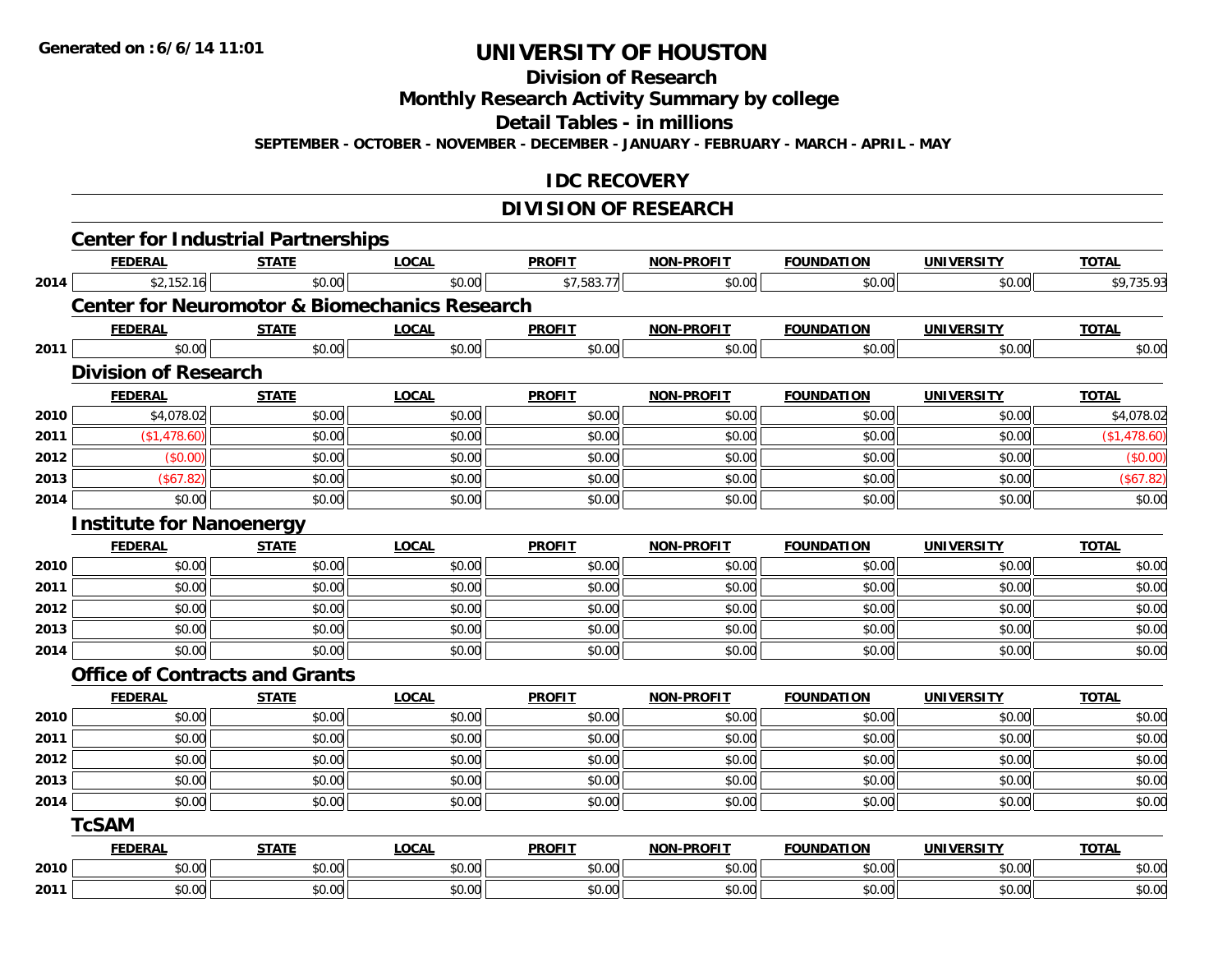**Generated on : 6/6/14 11:01**

# UNIVERSITY OF HOUSTON

## Division of Research

## Monthly Research Activity Summary by college

## Detail Tables - in millions

**SEPTEMBER - OCTOBER - NOVEMBER - DECEMBER - JANUARY - FEBRUARY - MARCH - APRIL - MAY**

## IDC RECOVERY

## DIVISION OF RESEARCH

### Center for Industrial Partnerships

| | FEDERAL | STATE | LOCAL | PROFIT | NON-PROFIT | FOUNDATION | UNIVERSITY | TOTAL |
|---|---|---|---|---|---|---|---|---|
| 2014 | $2,152.16 | $0.00 | $0.00 | $7,583.77 | $0.00 | $0.00 | $0.00 | $9,735.93 |

### Center for Neuromotor & Biomechanics Research

| | FEDERAL | STATE | LOCAL | PROFIT | NON-PROFIT | FOUNDATION | UNIVERSITY | TOTAL |
|---|---|---|---|---|---|---|---|---|
| 2011 | $0.00 | $0.00 | $0.00 | $0.00 | $0.00 | $0.00 | $0.00 | $0.00 |

### Division of Research

| | FEDERAL | STATE | LOCAL | PROFIT | NON-PROFIT | FOUNDATION | UNIVERSITY | TOTAL |
|---|---|---|---|---|---|---|---|---|
| 2010 | $4,078.02 | $0.00 | $0.00 | $0.00 | $0.00 | $0.00 | $0.00 | $4,078.02 |
| 2011 | ($1,478.60) | $0.00 | $0.00 | $0.00 | $0.00 | $0.00 | $0.00 | ($1,478.60) |
| 2012 | ($0.00) | $0.00 | $0.00 | $0.00 | $0.00 | $0.00 | $0.00 | ($0.00) |
| 2013 | ($67.82) | $0.00 | $0.00 | $0.00 | $0.00 | $0.00 | $0.00 | ($67.82) |
| 2014 | $0.00 | $0.00 | $0.00 | $0.00 | $0.00 | $0.00 | $0.00 | $0.00 |

### Institute for Nanoenergy

| | FEDERAL | STATE | LOCAL | PROFIT | NON-PROFIT | FOUNDATION | UNIVERSITY | TOTAL |
|---|---|---|---|---|---|---|---|---|
| 2010 | $0.00 | $0.00 | $0.00 | $0.00 | $0.00 | $0.00 | $0.00 | $0.00 |
| 2011 | $0.00 | $0.00 | $0.00 | $0.00 | $0.00 | $0.00 | $0.00 | $0.00 |
| 2012 | $0.00 | $0.00 | $0.00 | $0.00 | $0.00 | $0.00 | $0.00 | $0.00 |
| 2013 | $0.00 | $0.00 | $0.00 | $0.00 | $0.00 | $0.00 | $0.00 | $0.00 |
| 2014 | $0.00 | $0.00 | $0.00 | $0.00 | $0.00 | $0.00 | $0.00 | $0.00 |

### Office of Contracts and Grants

| | FEDERAL | STATE | LOCAL | PROFIT | NON-PROFIT | FOUNDATION | UNIVERSITY | TOTAL |
|---|---|---|---|---|---|---|---|---|
| 2010 | $0.00 | $0.00 | $0.00 | $0.00 | $0.00 | $0.00 | $0.00 | $0.00 |
| 2011 | $0.00 | $0.00 | $0.00 | $0.00 | $0.00 | $0.00 | $0.00 | $0.00 |
| 2012 | $0.00 | $0.00 | $0.00 | $0.00 | $0.00 | $0.00 | $0.00 | $0.00 |
| 2013 | $0.00 | $0.00 | $0.00 | $0.00 | $0.00 | $0.00 | $0.00 | $0.00 |
| 2014 | $0.00 | $0.00 | $0.00 | $0.00 | $0.00 | $0.00 | $0.00 | $0.00 |

### TcSAM

| | FEDERAL | STATE | LOCAL | PROFIT | NON-PROFIT | FOUNDATION | UNIVERSITY | TOTAL |
|---|---|---|---|---|---|---|---|---|
| 2010 | $0.00 | $0.00 | $0.00 | $0.00 | $0.00 | $0.00 | $0.00 | $0.00 |
| 2011 | $0.00 | $0.00 | $0.00 | $0.00 | $0.00 | $0.00 | $0.00 | $0.00 |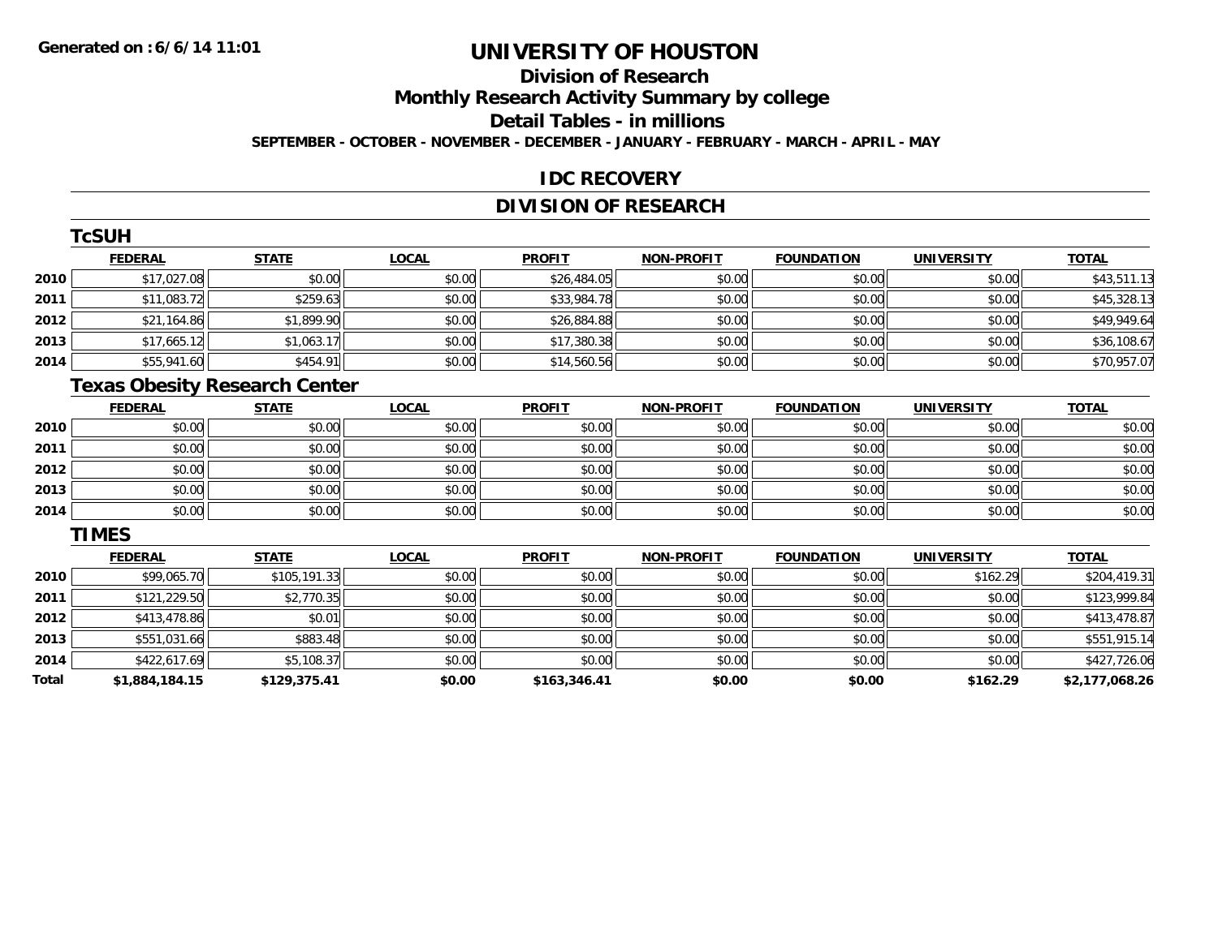Generated on :6/6/14 11:01

# UNIVERSITY OF HOUSTON

## Division of Research

## Monthly Research Activity Summary by college

## Detail Tables - in millions

**SEPTEMBER - OCTOBER - NOVEMBER - DECEMBER - JANUARY - FEBRUARY - MARCH - APRIL - MAY**

## IDC RECOVERY

## DIVISION OF RESEARCH

### TcSUH

| | FEDERAL | STATE | LOCAL | PROFIT | NON-PROFIT | FOUNDATION | UNIVERSITY | TOTAL |
|---|---|---|---|---|---|---|---|---|
| 2010 | $17,027.08 | $0.00 | $0.00 | $26,484.05 | $0.00 | $0.00 | $0.00 | $43,511.13 |
| 2011 | $11,083.72 | $259.63 | $0.00 | $33,984.78 | $0.00 | $0.00 | $0.00 | $45,328.13 |
| 2012 | $21,164.86 | $1,899.90 | $0.00 | $26,884.88 | $0.00 | $0.00 | $0.00 | $49,949.64 |
| 2013 | $17,665.12 | $1,063.17 | $0.00 | $17,380.38 | $0.00 | $0.00 | $0.00 | $36,108.67 |
| 2014 | $55,941.60 | $454.91 | $0.00 | $14,560.56 | $0.00 | $0.00 | $0.00 | $70,957.07 |

### Texas Obesity Research Center

| | FEDERAL | STATE | LOCAL | PROFIT | NON-PROFIT | FOUNDATION | UNIVERSITY | TOTAL |
|---|---|---|---|---|---|---|---|---|
| 2010 | $0.00 | $0.00 | $0.00 | $0.00 | $0.00 | $0.00 | $0.00 | $0.00 |
| 2011 | $0.00 | $0.00 | $0.00 | $0.00 | $0.00 | $0.00 | $0.00 | $0.00 |
| 2012 | $0.00 | $0.00 | $0.00 | $0.00 | $0.00 | $0.00 | $0.00 | $0.00 |
| 2013 | $0.00 | $0.00 | $0.00 | $0.00 | $0.00 | $0.00 | $0.00 | $0.00 |
| 2014 | $0.00 | $0.00 | $0.00 | $0.00 | $0.00 | $0.00 | $0.00 | $0.00 |

### TIMES

| | FEDERAL | STATE | LOCAL | PROFIT | NON-PROFIT | FOUNDATION | UNIVERSITY | TOTAL |
|---|---|---|---|---|---|---|---|---|
| 2010 | $99,065.70 | $105,191.33 | $0.00 | $0.00 | $0.00 | $0.00 | $162.29 | $204,419.31 |
| 2011 | $121,229.50 | $2,770.35 | $0.00 | $0.00 | $0.00 | $0.00 | $0.00 | $123,999.84 |
| 2012 | $413,478.86 | $0.01 | $0.00 | $0.00 | $0.00 | $0.00 | $0.00 | $413,478.87 |
| 2013 | $551,031.66 | $883.48 | $0.00 | $0.00 | $0.00 | $0.00 | $0.00 | $551,915.14 |
| 2014 | $422,617.69 | $5,108.37 | $0.00 | $0.00 | $0.00 | $0.00 | $0.00 | $427,726.06 |
| **Total** | **$1,884,184.15** | **$129,375.41** | **$0.00** | **$163,346.41** | **$0.00** | **$0.00** | **$162.29** | **$2,177,068.26** |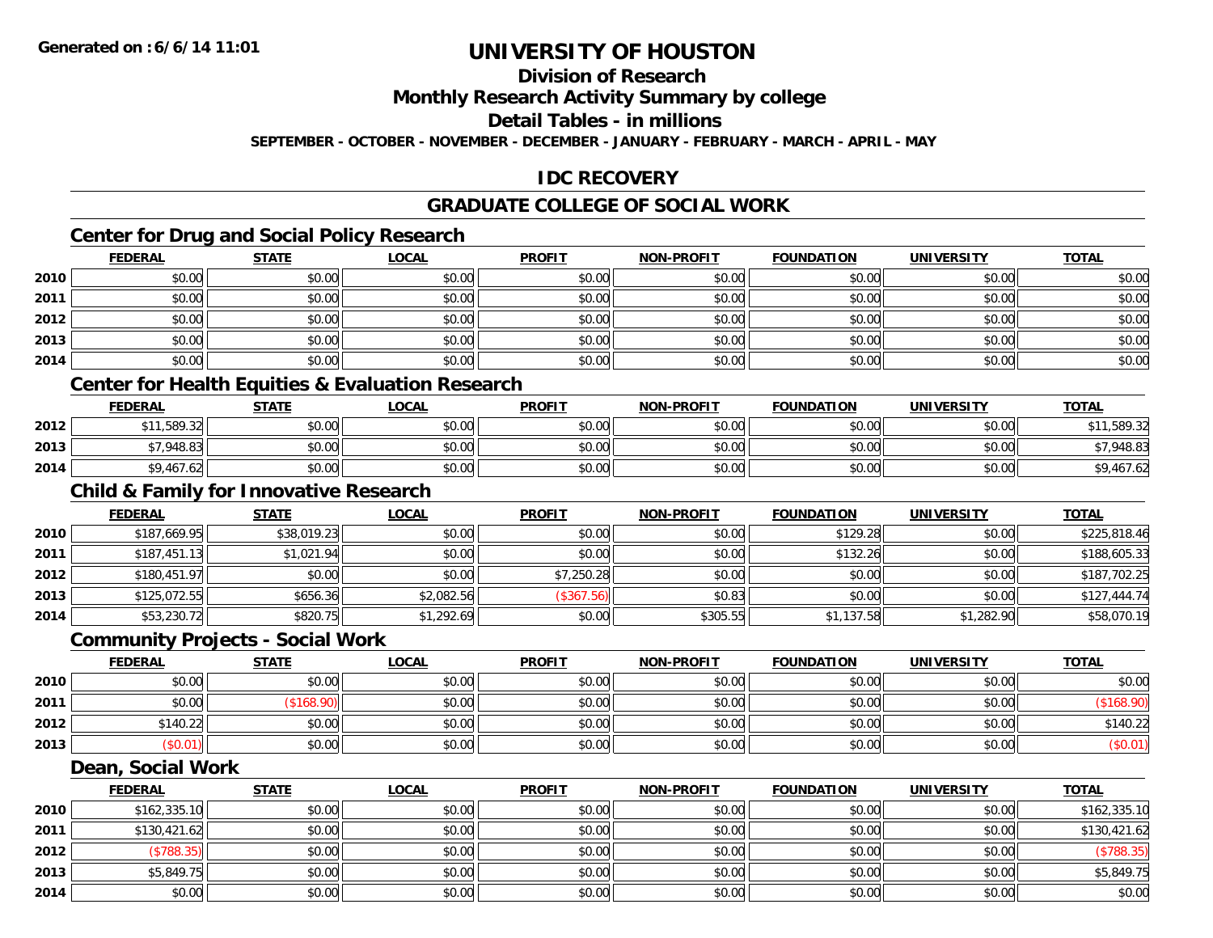# UNIVERSITY OF HOUSTON

## Division of Research

## Monthly Research Activity Summary by college

## Detail Tables - in millions

**SEPTEMBER - OCTOBER - NOVEMBER - DECEMBER - JANUARY - FEBRUARY - MARCH - APRIL - MAY**

## IDC RECOVERY

## GRADUATE COLLEGE OF SOCIAL WORK

### Center for Drug and Social Policy Research

| | FEDERAL | STATE | LOCAL | PROFIT | NON-PROFIT | FOUNDATION | UNIVERSITY | TOTAL |
|---|---|---|---|---|---|---|---|---|
| 2010 | $0.00 | $0.00 | $0.00 | $0.00 | $0.00 | $0.00 | $0.00 | $0.00 |
| 2011 | $0.00 | $0.00 | $0.00 | $0.00 | $0.00 | $0.00 | $0.00 | $0.00 |
| 2012 | $0.00 | $0.00 | $0.00 | $0.00 | $0.00 | $0.00 | $0.00 | $0.00 |
| 2013 | $0.00 | $0.00 | $0.00 | $0.00 | $0.00 | $0.00 | $0.00 | $0.00 |
| 2014 | $0.00 | $0.00 | $0.00 | $0.00 | $0.00 | $0.00 | $0.00 | $0.00 |

### Center for Health Equities & Evaluation Research

| | FEDERAL | STATE | LOCAL | PROFIT | NON-PROFIT | FOUNDATION | UNIVERSITY | TOTAL |
|---|---|---|---|---|---|---|---|---|
| 2012 | $11,589.32 | $0.00 | $0.00 | $0.00 | $0.00 | $0.00 | $0.00 | $11,589.32 |
| 2013 | $7,948.83 | $0.00 | $0.00 | $0.00 | $0.00 | $0.00 | $0.00 | $7,948.83 |
| 2014 | $9,467.62 | $0.00 | $0.00 | $0.00 | $0.00 | $0.00 | $0.00 | $9,467.62 |

### Child & Family for Innovative Research

| | FEDERAL | STATE | LOCAL | PROFIT | NON-PROFIT | FOUNDATION | UNIVERSITY | TOTAL |
|---|---|---|---|---|---|---|---|---|
| 2010 | $187,669.95 | $38,019.23 | $0.00 | $0.00 | $0.00 | $129.28 | $0.00 | $225,818.46 |
| 2011 | $187,451.13 | $1,021.94 | $0.00 | $0.00 | $0.00 | $132.26 | $0.00 | $188,605.33 |
| 2012 | $180,451.97 | $0.00 | $0.00 | $7,250.28 | $0.00 | $0.00 | $0.00 | $187,702.25 |
| 2013 | $125,072.55 | $656.36 | $2,082.56 | ($367.56) | $0.83 | $0.00 | $0.00 | $127,444.74 |
| 2014 | $53,230.72 | $820.75 | $1,292.69 | $0.00 | $305.55 | $1,137.58 | $1,282.90 | $58,070.19 |

### Community Projects - Social Work

| | FEDERAL | STATE | LOCAL | PROFIT | NON-PROFIT | FOUNDATION | UNIVERSITY | TOTAL |
|---|---|---|---|---|---|---|---|---|
| 2010 | $0.00 | $0.00 | $0.00 | $0.00 | $0.00 | $0.00 | $0.00 | $0.00 |
| 2011 | $0.00 | ($168.90) | $0.00 | $0.00 | $0.00 | $0.00 | $0.00 | ($168.90) |
| 2012 | $140.22 | $0.00 | $0.00 | $0.00 | $0.00 | $0.00 | $0.00 | $140.22 |
| 2013 | ($0.01) | $0.00 | $0.00 | $0.00 | $0.00 | $0.00 | $0.00 | ($0.01) |

### Dean, Social Work

| | FEDERAL | STATE | LOCAL | PROFIT | NON-PROFIT | FOUNDATION | UNIVERSITY | TOTAL |
|---|---|---|---|---|---|---|---|---|
| 2010 | $162,335.10 | $0.00 | $0.00 | $0.00 | $0.00 | $0.00 | $0.00 | $162,335.10 |
| 2011 | $130,421.62 | $0.00 | $0.00 | $0.00 | $0.00 | $0.00 | $0.00 | $130,421.62 |
| 2012 | ($788.35) | $0.00 | $0.00 | $0.00 | $0.00 | $0.00 | $0.00 | ($788.35) |
| 2013 | $5,849.75 | $0.00 | $0.00 | $0.00 | $0.00 | $0.00 | $0.00 | $5,849.75 |
| 2014 | $0.00 | $0.00 | $0.00 | $0.00 | $0.00 | $0.00 | $0.00 | $0.00 |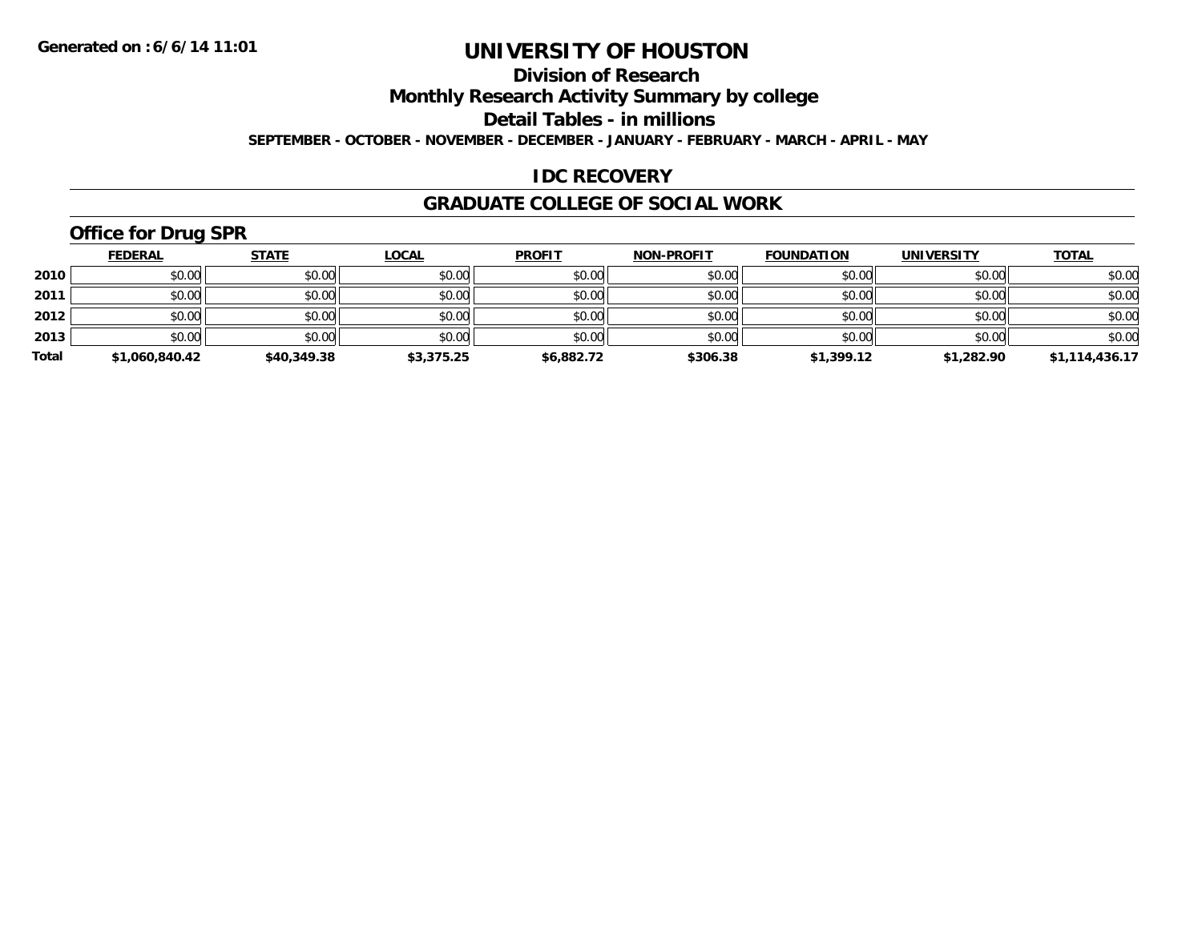Generated on :6/6/14 11:01

# UNIVERSITY OF HOUSTON

## Division of Research

## Monthly Research Activity Summary by college

## Detail Tables - in millions

**SEPTEMBER - OCTOBER - NOVEMBER - DECEMBER - JANUARY - FEBRUARY - MARCH - APRIL - MAY**

## IDC RECOVERY

## GRADUATE COLLEGE OF SOCIAL WORK

### Office for Drug SPR

| | FEDERAL | STATE | LOCAL | PROFIT | NON-PROFIT | FOUNDATION | UNIVERSITY | TOTAL |
|---|---|---|---|---|---|---|---|---|
| 2010 | $0.00 | $0.00 | $0.00 | $0.00 | $0.00 | $0.00 | $0.00 | $0.00 |
| 2011 | $0.00 | $0.00 | $0.00 | $0.00 | $0.00 | $0.00 | $0.00 | $0.00 |
| 2012 | $0.00 | $0.00 | $0.00 | $0.00 | $0.00 | $0.00 | $0.00 | $0.00 |
| 2013 | $0.00 | $0.00 | $0.00 | $0.00 | $0.00 | $0.00 | $0.00 | $0.00 |
| **Total** | **$1,060,840.42** | **$40,349.38** | **$3,375.25** | **$6,882.72** | **$306.38** | **$1,399.12** | **$1,282.90** | **$1,114,436.17** |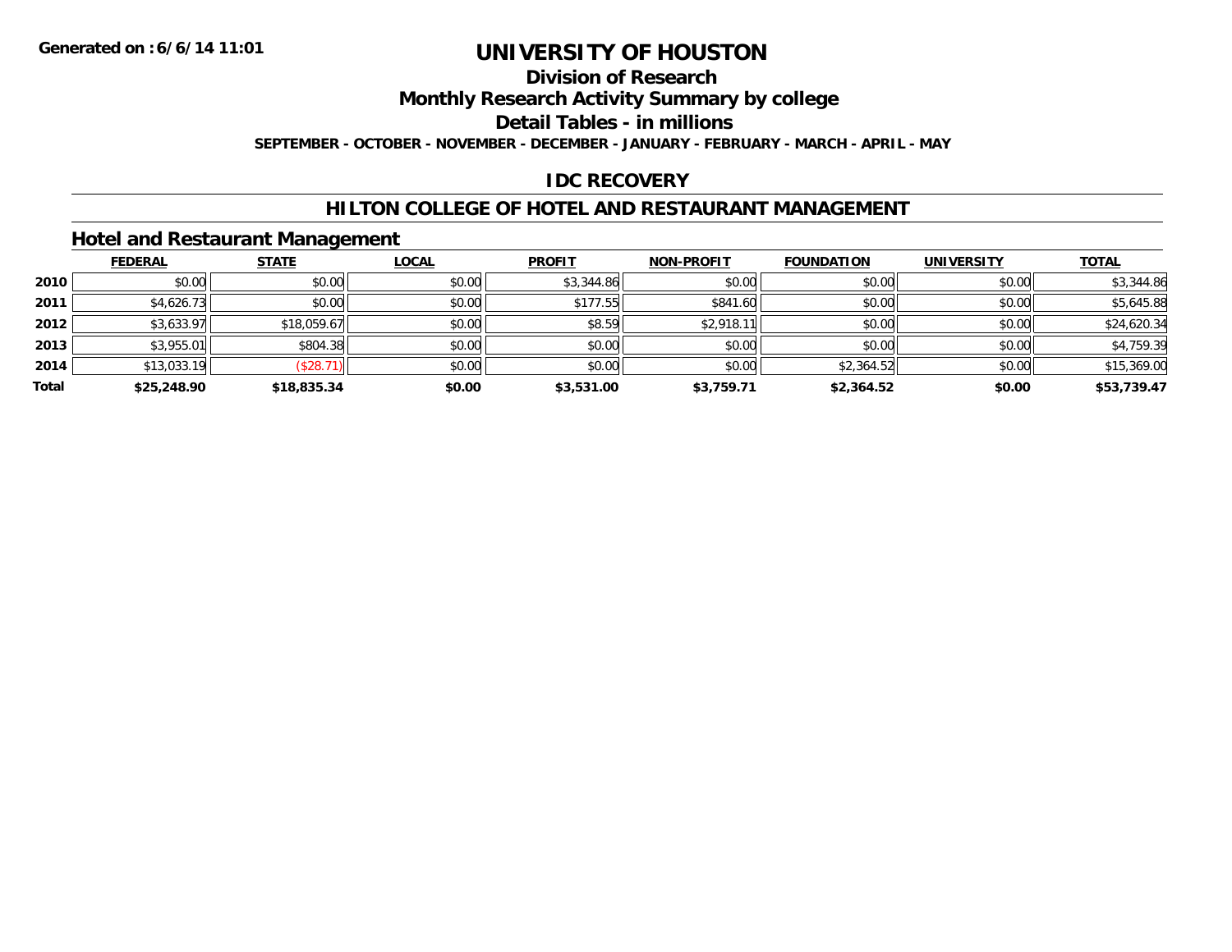# UNIVERSITY OF HOUSTON

## Division of Research

## Monthly Research Activity Summary by college

## Detail Tables - in millions

**SEPTEMBER - OCTOBER - NOVEMBER - DECEMBER - JANUARY - FEBRUARY - MARCH - APRIL - MAY**

## IDC RECOVERY

## HILTON COLLEGE OF HOTEL AND RESTAURANT MANAGEMENT

### Hotel and Restaurant Management

| | FEDERAL | STATE | LOCAL | PROFIT | NON-PROFIT | FOUNDATION | UNIVERSITY | TOTAL |
|---|---|---|---|---|---|---|---|---|
| 2010 | $0.00 | $0.00 | $0.00 | $3,344.86 | $0.00 | $0.00 | $0.00 | $3,344.86 |
| 2011 | $4,626.73 | $0.00 | $0.00 | $177.55 | $841.60 | $0.00 | $0.00 | $5,645.88 |
| 2012 | $3,633.97 | $18,059.67 | $0.00 | $8.59 | $2,918.11 | $0.00 | $0.00 | $24,620.34 |
| 2013 | $3,955.01 | $804.38 | $0.00 | $0.00 | $0.00 | $0.00 | $0.00 | $4,759.39 |
| 2014 | $13,033.19 | ($28.71) | $0.00 | $0.00 | $0.00 | $2,364.52 | $0.00 | $15,369.00 |
| **Total** | **$25,248.90** | **$18,835.34** | **$0.00** | **$3,531.00** | **$3,759.71** | **$2,364.52** | **$0.00** | **$53,739.47** |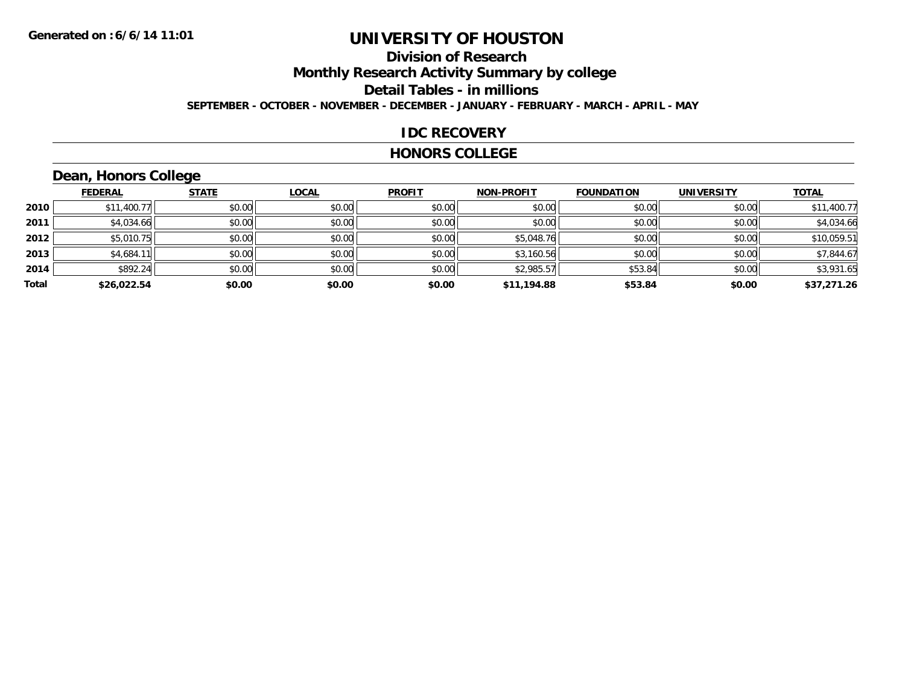Generated on :6/6/14 11:01

# UNIVERSITY OF HOUSTON

## Division of Research

## Monthly Research Activity Summary by college

## Detail Tables - in millions

SEPTEMBER - OCTOBER - NOVEMBER - DECEMBER - JANUARY - FEBRUARY - MARCH - APRIL - MAY

### IDC RECOVERY

### HONORS COLLEGE

### Dean, Honors College

| | FEDERAL | STATE | LOCAL | PROFIT | NON-PROFIT | FOUNDATION | UNIVERSITY | TOTAL |
|---|---|---|---|---|---|---|---|---|
| 2010 | $11,400.77 | $0.00 | $0.00 | $0.00 | $0.00 | $0.00 | $0.00 | $11,400.77 |
| 2011 | $4,034.66 | $0.00 | $0.00 | $0.00 | $0.00 | $0.00 | $0.00 | $4,034.66 |
| 2012 | $5,010.75 | $0.00 | $0.00 | $0.00 | $5,048.76 | $0.00 | $0.00 | $10,059.51 |
| 2013 | $4,684.11 | $0.00 | $0.00 | $0.00 | $3,160.56 | $0.00 | $0.00 | $7,844.67 |
| 2014 | $892.24 | $0.00 | $0.00 | $0.00 | $2,985.57 | $53.84 | $0.00 | $3,931.65 |
| **Total** | **$26,022.54** | **$0.00** | **$0.00** | **$0.00** | **$11,194.88** | **$53.84** | **$0.00** | **$37,271.26** |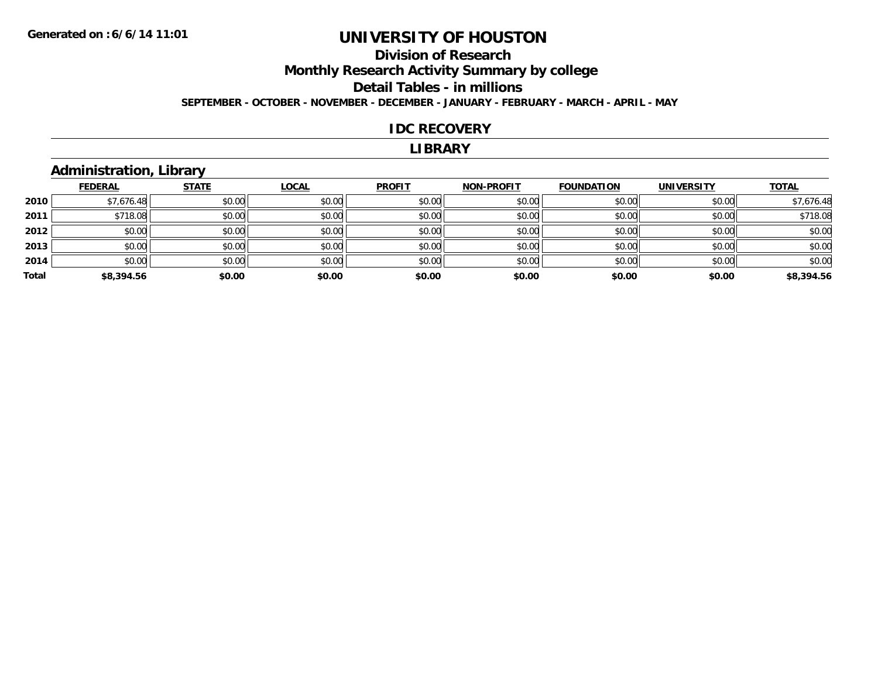Generated on :6/6/14 11:01

# UNIVERSITY OF HOUSTON

## Division of Research

## Monthly Research Activity Summary by college

## Detail Tables - in millions

**SEPTEMBER - OCTOBER - NOVEMBER - DECEMBER - JANUARY - FEBRUARY - MARCH - APRIL - MAY**

## IDC RECOVERY

## LIBRARY

### Administration, Library

| | FEDERAL | STATE | LOCAL | PROFIT | NON-PROFIT | FOUNDATION | UNIVERSITY | TOTAL |
|---|---|---|---|---|---|---|---|---|
| 2010 | $7,676.48 | $0.00 | $0.00 | $0.00 | $0.00 | $0.00 | $0.00 | $7,676.48 |
| 2011 | $718.08 | $0.00 | $0.00 | $0.00 | $0.00 | $0.00 | $0.00 | $718.08 |
| 2012 | $0.00 | $0.00 | $0.00 | $0.00 | $0.00 | $0.00 | $0.00 | $0.00 |
| 2013 | $0.00 | $0.00 | $0.00 | $0.00 | $0.00 | $0.00 | $0.00 | $0.00 |
| 2014 | $0.00 | $0.00 | $0.00 | $0.00 | $0.00 | $0.00 | $0.00 | $0.00 |
| **Total** | **$8,394.56** | **$0.00** | **$0.00** | **$0.00** | **$0.00** | **$0.00** | **$0.00** | **$8,394.56** |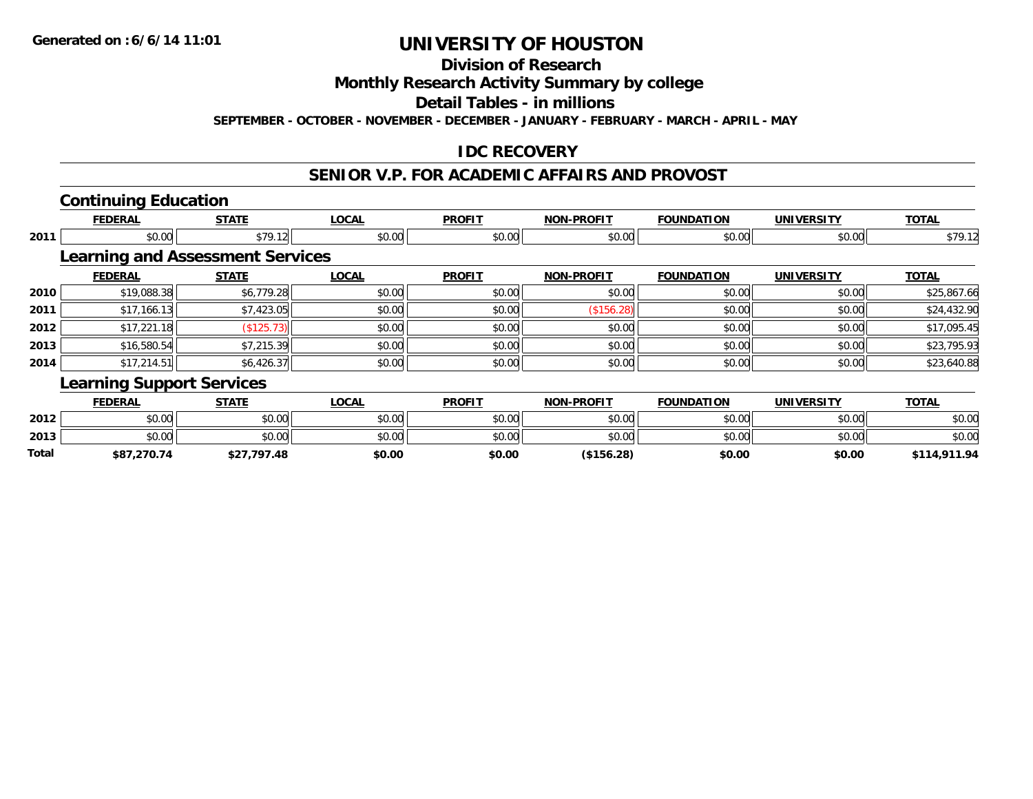**Generated on :6/6/14 11:01**

# UNIVERSITY OF HOUSTON

## Division of Research

## Monthly Research Activity Summary by college

## Detail Tables - in millions

**SEPTEMBER - OCTOBER - NOVEMBER - DECEMBER - JANUARY - FEBRUARY - MARCH - APRIL - MAY**

## IDC RECOVERY

## SENIOR V.P. FOR ACADEMIC AFFAIRS AND PROVOST

### Continuing Education

| | FEDERAL | STATE | LOCAL | PROFIT | NON-PROFIT | FOUNDATION | UNIVERSITY | TOTAL |
|---|---|---|---|---|---|---|---|---|
| 2011 | $0.00 | $79.12 | $0.00 | $0.00 | $0.00 | $0.00 | $0.00 | $79.12 |

### Learning and Assessment Services

| | FEDERAL | STATE | LOCAL | PROFIT | NON-PROFIT | FOUNDATION | UNIVERSITY | TOTAL |
|---|---|---|---|---|---|---|---|---|
| 2010 | $19,088.38 | $6,779.28 | $0.00 | $0.00 | $0.00 | $0.00 | $0.00 | $25,867.66 |
| 2011 | $17,166.13 | $7,423.05 | $0.00 | $0.00 | ($156.28) | $0.00 | $0.00 | $24,432.90 |
| 2012 | $17,221.18 | ($125.73) | $0.00 | $0.00 | $0.00 | $0.00 | $0.00 | $17,095.45 |
| 2013 | $16,580.54 | $7,215.39 | $0.00 | $0.00 | $0.00 | $0.00 | $0.00 | $23,795.93 |
| 2014 | $17,214.51 | $6,426.37 | $0.00 | $0.00 | $0.00 | $0.00 | $0.00 | $23,640.88 |

### Learning Support Services

| | FEDERAL | STATE | LOCAL | PROFIT | NON-PROFIT | FOUNDATION | UNIVERSITY | TOTAL |
|---|---|---|---|---|---|---|---|---|
| 2012 | $0.00 | $0.00 | $0.00 | $0.00 | $0.00 | $0.00 | $0.00 | $0.00 |
| 2013 | $0.00 | $0.00 | $0.00 | $0.00 | $0.00 | $0.00 | $0.00 | $0.00 |
| **Total** | **$87,270.74** | **$27,797.48** | **$0.00** | **$0.00** | **($156.28)** | **$0.00** | **$0.00** | **$114,911.94** |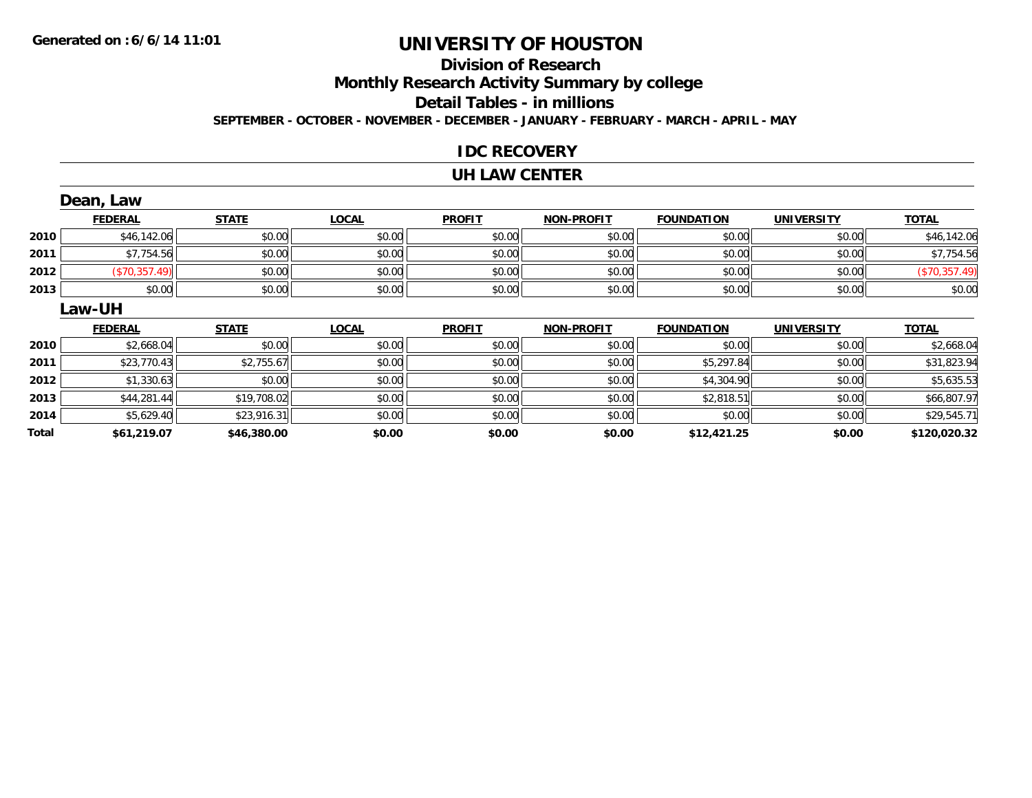**Generated on : 6/6/14 11:01**

# UNIVERSITY OF HOUSTON

## Division of Research

## Monthly Research Activity Summary by college

## Detail Tables - in millions

**SEPTEMBER - OCTOBER - NOVEMBER - DECEMBER - JANUARY - FEBRUARY - MARCH - APRIL - MAY**

### IDC RECOVERY

### UH LAW CENTER

#### Dean, Law

| | FEDERAL | STATE | LOCAL | PROFIT | NON-PROFIT | FOUNDATION | UNIVERSITY | TOTAL |
|---|---|---|---|---|---|---|---|---|
| 2010 | $46,142.06 | $0.00 | $0.00 | $0.00 | $0.00 | $0.00 | $0.00 | $46,142.06 |
| 2011 | $7,754.56 | $0.00 | $0.00 | $0.00 | $0.00 | $0.00 | $0.00 | $7,754.56 |
| 2012 | ($70,357.49) | $0.00 | $0.00 | $0.00 | $0.00 | $0.00 | $0.00 | ($70,357.49) |
| 2013 | $0.00 | $0.00 | $0.00 | $0.00 | $0.00 | $0.00 | $0.00 | $0.00 |

#### Law-UH

| | FEDERAL | STATE | LOCAL | PROFIT | NON-PROFIT | FOUNDATION | UNIVERSITY | TOTAL |
|---|---|---|---|---|---|---|---|---|
| 2010 | $2,668.04 | $0.00 | $0.00 | $0.00 | $0.00 | $0.00 | $0.00 | $2,668.04 |
| 2011 | $23,770.43 | $2,755.67 | $0.00 | $0.00 | $0.00 | $5,297.84 | $0.00 | $31,823.94 |
| 2012 | $1,330.63 | $0.00 | $0.00 | $0.00 | $0.00 | $4,304.90 | $0.00 | $5,635.53 |
| 2013 | $44,281.44 | $19,708.02 | $0.00 | $0.00 | $0.00 | $2,818.51 | $0.00 | $66,807.97 |
| 2014 | $5,629.40 | $23,916.31 | $0.00 | $0.00 | $0.00 | $0.00 | $0.00 | $29,545.71 |
| **Total** | **$61,219.07** | **$46,380.00** | **$0.00** | **$0.00** | **$0.00** | **$12,421.25** | **$0.00** | **$120,020.32** |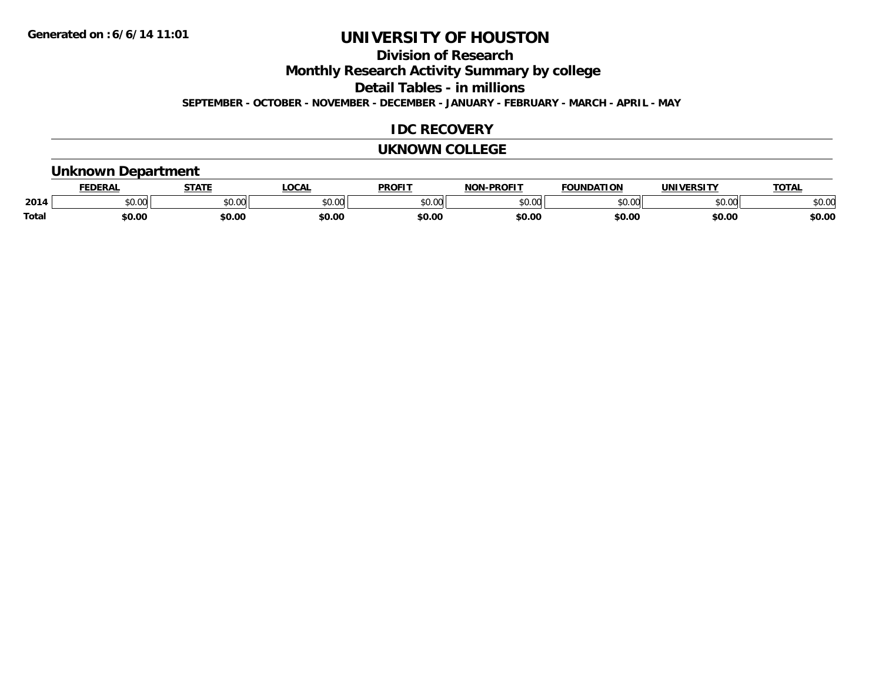Generated on :6/6/14 11:01

# UNIVERSITY OF HOUSTON

## Division of Research

## Monthly Research Activity Summary by college

## Detail Tables - in millions

**SEPTEMBER - OCTOBER - NOVEMBER - DECEMBER - JANUARY - FEBRUARY - MARCH - APRIL - MAY**

## IDC RECOVERY

## UKNOWN COLLEGE

### Unknown Department

| | FEDERAL | STATE | LOCAL | PROFIT | NON-PROFIT | FOUNDATION | UNIVERSITY | TOTAL |
|---|---|---|---|---|---|---|---|---|
| 2014 | $0.00 | $0.00 | $0.00 | $0.00 | $0.00 | $0.00 | $0.00 | $0.00 |
| **Total** | **$0.00** | **$0.00** | **$0.00** | **$0.00** | **$0.00** | **$0.00** | **$0.00** | **$0.00** |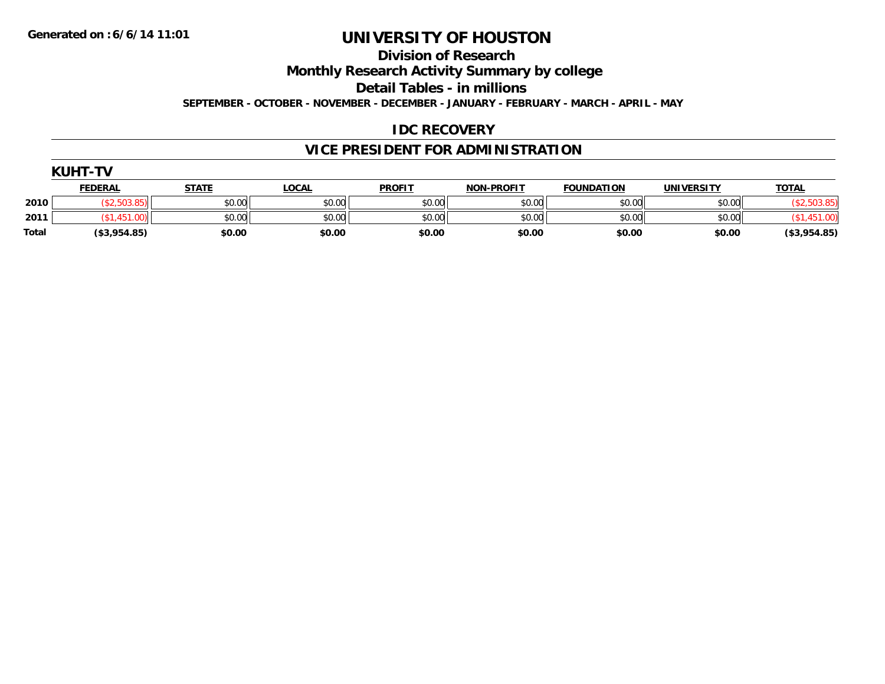Generated on :6/6/14 11:01

# UNIVERSITY OF HOUSTON

## Division of Research

## Monthly Research Activity Summary by college

## Detail Tables - in millions

**SEPTEMBER - OCTOBER - NOVEMBER - DECEMBER - JANUARY - FEBRUARY - MARCH - APRIL - MAY**

## IDC RECOVERY

## VICE PRESIDENT FOR ADMINISTRATION

### KUHT-TV

| | FEDERAL | STATE | LOCAL | PROFIT | NON-PROFIT | FOUNDATION | UNIVERSITY | TOTAL |
|---|---|---|---|---|---|---|---|---|
| 2010 | ($2,503.85) | $0.00 | $0.00 | $0.00 | $0.00 | $0.00 | $0.00 | ($2,503.85) |
| 2011 | ($1,451.00) | $0.00 | $0.00 | $0.00 | $0.00 | $0.00 | $0.00 | ($1,451.00) |
| **Total** | **($3,954.85)** | **$0.00** | **$0.00** | **$0.00** | **$0.00** | **$0.00** | **$0.00** | **($3,954.85)** |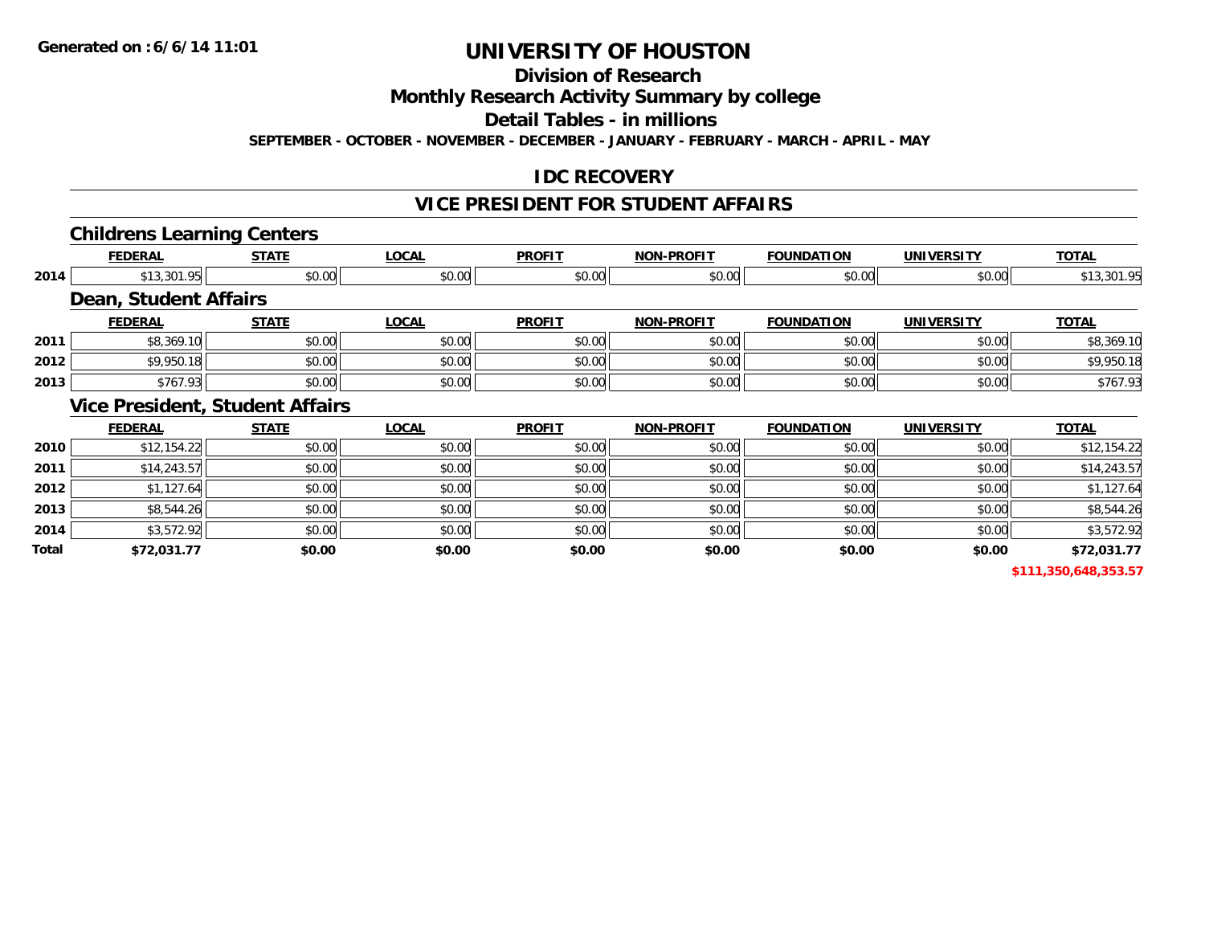Generated on :6/6/14 11:01

# UNIVERSITY OF HOUSTON

## Division of Research

## Monthly Research Activity Summary by college

## Detail Tables - in millions

SEPTEMBER - OCTOBER - NOVEMBER - DECEMBER - JANUARY - FEBRUARY - MARCH - APRIL - MAY

## IDC RECOVERY

## VICE PRESIDENT FOR STUDENT AFFAIRS

### Childrens Learning Centers

| | FEDERAL | STATE | LOCAL | PROFIT | NON-PROFIT | FOUNDATION | UNIVERSITY | TOTAL |
|---|---|---|---|---|---|---|---|---|
| 2014 | $13,301.95 | $0.00 | $0.00 | $0.00 | $0.00 | $0.00 | $0.00 | $13,301.95 |

### Dean, Student Affairs

| | FEDERAL | STATE | LOCAL | PROFIT | NON-PROFIT | FOUNDATION | UNIVERSITY | TOTAL |
|---|---|---|---|---|---|---|---|---|
| 2011 | $8,369.10 | $0.00 | $0.00 | $0.00 | $0.00 | $0.00 | $0.00 | $8,369.10 |
| 2012 | $9,950.18 | $0.00 | $0.00 | $0.00 | $0.00 | $0.00 | $0.00 | $9,950.18 |
| 2013 | $767.93 | $0.00 | $0.00 | $0.00 | $0.00 | $0.00 | $0.00 | $767.93 |

### Vice President, Student Affairs

| | FEDERAL | STATE | LOCAL | PROFIT | NON-PROFIT | FOUNDATION | UNIVERSITY | TOTAL |
|---|---|---|---|---|---|---|---|---|
| 2010 | $12,154.22 | $0.00 | $0.00 | $0.00 | $0.00 | $0.00 | $0.00 | $12,154.22 |
| 2011 | $14,243.57 | $0.00 | $0.00 | $0.00 | $0.00 | $0.00 | $0.00 | $14,243.57 |
| 2012 | $1,127.64 | $0.00 | $0.00 | $0.00 | $0.00 | $0.00 | $0.00 | $1,127.64 |
| 2013 | $8,544.26 | $0.00 | $0.00 | $0.00 | $0.00 | $0.00 | $0.00 | $8,544.26 |
| 2014 | $3,572.92 | $0.00 | $0.00 | $0.00 | $0.00 | $0.00 | $0.00 | $3,572.92 |
| **Total** | **$72,031.77** | **$0.00** | **$0.00** | **$0.00** | **$0.00** | **$0.00** | **$0.00** | **$72,031.77** |

**$111,350,648,353.57**